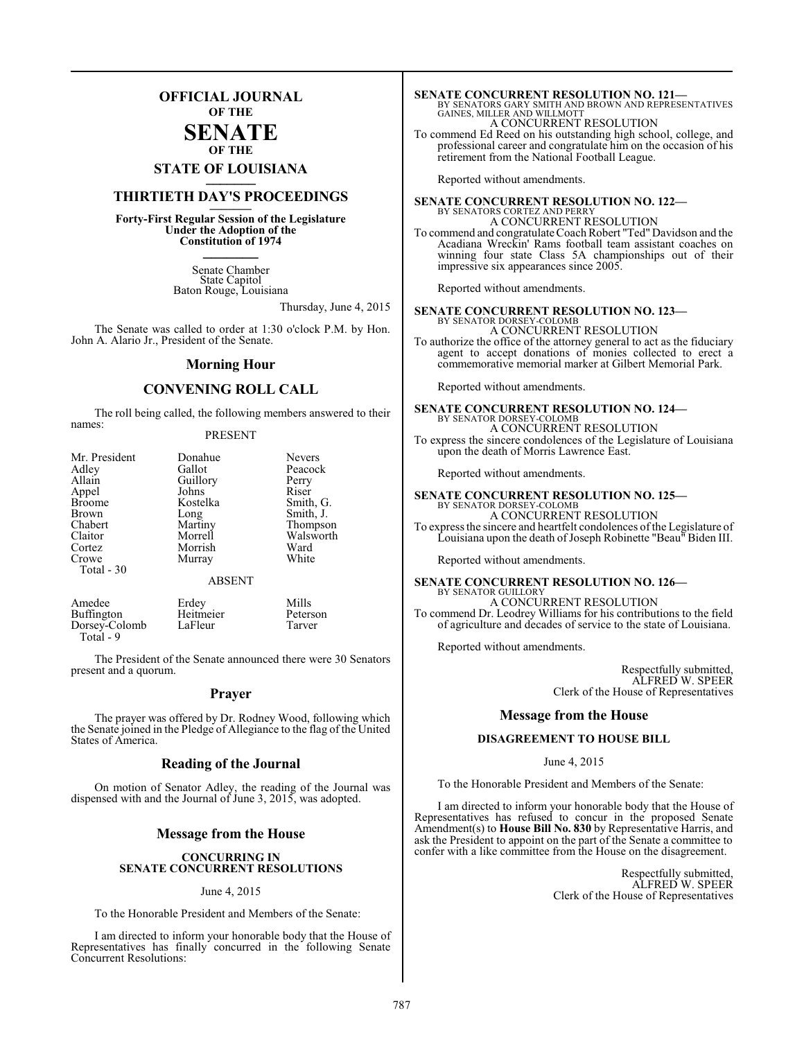# OFFICIAL JOURNAL OF THE SENATE OF THE STATE OF LOUISIANA

## THIRTIETH DAY'S PROCEEDINGS

**Forty-First Regular Session of the Legislature Under the Adoption of the Constitution of 1974**

Senate Chamber
State Capitol
Baton Rouge, Louisiana

Thursday, June 4, 2015

The Senate was called to order at 1:30 o'clock P.M. by Hon. John A. Alario Jr., President of the Senate.

## Morning Hour

## CONVENING ROLL CALL

The roll being called, the following members answered to their names:

PRESENT

| | | |
|---|---|---|
| Mr. President | Donahue | Nevers |
| Adley | Gallot | Peacock |
| Allain | Guillory | Perry |
| Appel | Johns | Riser |
| Broome | Kostelka | Smith, G. |
| Brown | Long | Smith, J. |
| Chabert | Martiny | Thompson |
| Claitor | Morrell | Walsworth |
| Cortez | Morrish | Ward |
| Crowe | Murray | White |

Total - 30

ABSENT

| | | |
|---|---|---|
| Amedee | Erdey | Mills |
| Buffington | Heitmeier | Peterson |
| Dorsey-Colomb | LaFleur | Tarver |

Total - 9

The President of the Senate announced there were 30 Senators present and a quorum.

## Prayer

The prayer was offered by Dr. Rodney Wood, following which the Senate joined in the Pledge of Allegiance to the flag of the United States of America.

## Reading of the Journal

On motion of Senator Adley, the reading of the Journal was dispensed with and the Journal of June 3, 2015, was adopted.

## Message from the House

**CONCURRING IN SENATE CONCURRENT RESOLUTIONS**

June 4, 2015

To the Honorable President and Members of the Senate:

I am directed to inform your honorable body that the House of Representatives has finally concurred in the following Senate Concurrent Resolutions:

**SENATE CONCURRENT RESOLUTION NO. 121—**
BY SENATORS GARY SMITH AND BROWN AND REPRESENTATIVES GAINES, MILLER AND WILLMOTT
A CONCURRENT RESOLUTION
To commend Ed Reed on his outstanding high school, college, and professional career and congratulate him on the occasion of his retirement from the National Football League.

Reported without amendments.

**SENATE CONCURRENT RESOLUTION NO. 122—**
BY SENATORS CORTEZ AND PERRY
A CONCURRENT RESOLUTION
To commend and congratulate Coach Robert "Ted" Davidson and the Acadiana Wreckin' Rams football team assistant coaches on winning four state Class 5A championships out of their impressive six appearances since 2005.

Reported without amendments.

**SENATE CONCURRENT RESOLUTION NO. 123—**
BY SENATOR DORSEY-COLOMB
A CONCURRENT RESOLUTION
To authorize the office of the attorney general to act as the fiduciary agent to accept donations of monies collected to erect a commemorative memorial marker at Gilbert Memorial Park.

Reported without amendments.

**SENATE CONCURRENT RESOLUTION NO. 124—**
BY SENATOR DORSEY-COLOMB
A CONCURRENT RESOLUTION
To express the sincere condolences of the Legislature of Louisiana upon the death of Morris Lawrence East.

Reported without amendments.

**SENATE CONCURRENT RESOLUTION NO. 125—**
BY SENATOR DORSEY-COLOMB
A CONCURRENT RESOLUTION
To express the sincere and heartfelt condolences of the Legislature of Louisiana upon the death of Joseph Robinette "Beau" Biden III.

Reported without amendments.

**SENATE CONCURRENT RESOLUTION NO. 126—**
BY SENATOR GUILLORY
A CONCURRENT RESOLUTION
To commend Dr. Leodrey Williams for his contributions to the field of agriculture and decades of service to the state of Louisiana.

Reported without amendments.

Respectfully submitted,
ALFRED W. SPEER
Clerk of the House of Representatives

## Message from the House

**DISAGREEMENT TO HOUSE BILL**

June 4, 2015

To the Honorable President and Members of the Senate:

I am directed to inform your honorable body that the House of Representatives has refused to concur in the proposed Senate Amendment(s) to **House Bill No. 830** by Representative Harris, and ask the President to appoint on the part of the Senate a committee to confer with a like committee from the House on the disagreement.

Respectfully submitted,
ALFRED W. SPEER
Clerk of the House of Representatives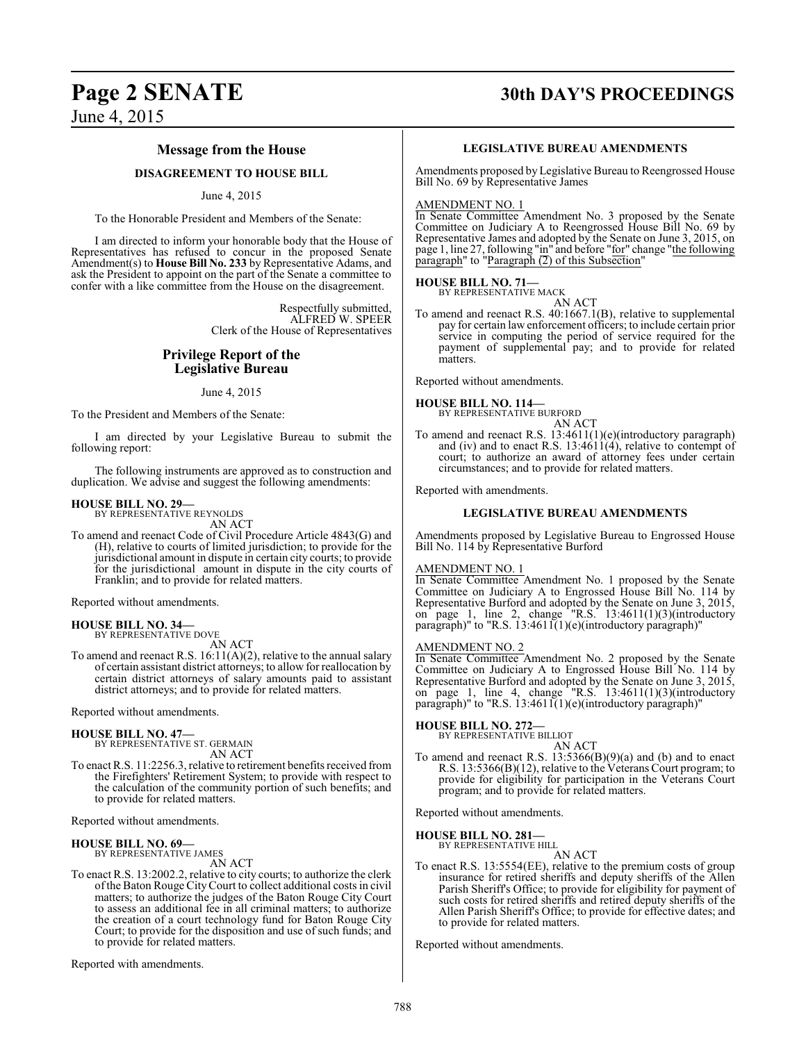## Message from the House

### DISAGREEMENT TO HOUSE BILL

June 4, 2015

To the Honorable President and Members of the Senate:

I am directed to inform your honorable body that the House of Representatives has refused to concur in the proposed Senate Amendment(s) to **House Bill No. 233** by Representative Adams, and ask the President to appoint on the part of the Senate a committee to confer with a like committee from the House on the disagreement.

Respectfully submitted,
ALFRED W. SPEER
Clerk of the House of Representatives

## Privilege Report of the Legislative Bureau

June 4, 2015

To the President and Members of the Senate:

I am directed by your Legislative Bureau to submit the following report:

The following instruments are approved as to construction and duplication. We advise and suggest the following amendments:

**HOUSE BILL NO. 29—**
BY REPRESENTATIVE REYNOLDS
AN ACT
To amend and reenact Code of Civil Procedure Article 4843(G) and (H), relative to courts of limited jurisdiction; to provide for the jurisdictional amount in dispute in certain city courts; to provide for the jurisdictional amount in dispute in the city courts of Franklin; and to provide for related matters.

Reported without amendments.

**HOUSE BILL NO. 34—**
BY REPRESENTATIVE DOVE
AN ACT
To amend and reenact R.S. 16:11(A)(2), relative to the annual salary of certain assistant district attorneys; to allow for reallocation by certain district attorneys of salary amounts paid to assistant district attorneys; and to provide for related matters.

Reported without amendments.

**HOUSE BILL NO. 47—**
BY REPRESENTATIVE ST. GERMAIN
AN ACT
To enact R.S. 11:2256.3, relative to retirement benefits received from the Firefighters' Retirement System; to provide with respect to the calculation of the community portion of such benefits; and to provide for related matters.

Reported without amendments.

**HOUSE BILL NO. 69—**
BY REPRESENTATIVE JAMES
AN ACT
To enact R.S. 13:2002.2, relative to city courts; to authorize the clerk of the Baton Rouge City Court to collect additional costs in civil matters; to authorize the judges of the Baton Rouge City Court to assess an additional fee in all criminal matters; to authorize the creation of a court technology fund for Baton Rouge City Court; to provide for the disposition and use of such funds; and to provide for related matters.

Reported with amendments.

### LEGISLATIVE BUREAU AMENDMENTS

Amendments proposed by Legislative Bureau to Reengrossed House Bill No. 69 by Representative James

AMENDMENT NO. 1
In Senate Committee Amendment No. 3 proposed by the Senate Committee on Judiciary A to Reengrossed House Bill No. 69 by Representative James and adopted by the Senate on June 3, 2015, on page 1, line 27, following "in" and before "for" change "the following paragraph" to "Paragraph (2) of this Subsection"

**HOUSE BILL NO. 71—**
BY REPRESENTATIVE MACK
AN ACT
To amend and reenact R.S. 40:1667.1(B), relative to supplemental pay for certain law enforcement officers; to include certain prior service in computing the period of service required for the payment of supplemental pay; and to provide for related matters.

Reported without amendments.

**HOUSE BILL NO. 114—**
BY REPRESENTATIVE BURFORD
AN ACT
To amend and reenact R.S. 13:4611(1)(e)(introductory paragraph) and (iv) and to enact R.S. 13:4611(4), relative to contempt of court; to authorize an award of attorney fees under certain circumstances; and to provide for related matters.

Reported with amendments.

### LEGISLATIVE BUREAU AMENDMENTS

Amendments proposed by Legislative Bureau to Engrossed House Bill No. 114 by Representative Burford

AMENDMENT NO. 1
In Senate Committee Amendment No. 1 proposed by the Senate Committee on Judiciary A to Engrossed House Bill No. 114 by Representative Burford and adopted by the Senate on June 3, 2015, on page 1, line 2, change "R.S. 13:4611(1)(3)(introductory paragraph)" to "R.S. 13:4611(1)(e)(introductory paragraph)"

AMENDMENT NO. 2
In Senate Committee Amendment No. 2 proposed by the Senate Committee on Judiciary A to Engrossed House Bill No. 114 by Representative Burford and adopted by the Senate on June 3, 2015, on page 1, line 4, change "R.S. 13:4611(1)(3)(introductory paragraph)" to "R.S. 13:4611(1)(e)(introductory paragraph)"

**HOUSE BILL NO. 272—**
BY REPRESENTATIVE BILLIOT
AN ACT
To amend and reenact R.S. 13:5366(B)(9)(a) and (b) and to enact R.S. 13:5366(B)(12), relative to the Veterans Court program; to provide for eligibility for participation in the Veterans Court program; and to provide for related matters.

Reported without amendments.

**HOUSE BILL NO. 281—**
BY REPRESENTATIVE HILL
AN ACT
To enact R.S. 13:5554(EE), relative to the premium costs of group insurance for retired sheriffs and deputy sheriffs of the Allen Parish Sheriff's Office; to provide for eligibility for payment of such costs for retired sheriffs and retired deputy sheriffs of the Allen Parish Sheriff's Office; to provide for effective dates; and to provide for related matters.

Reported without amendments.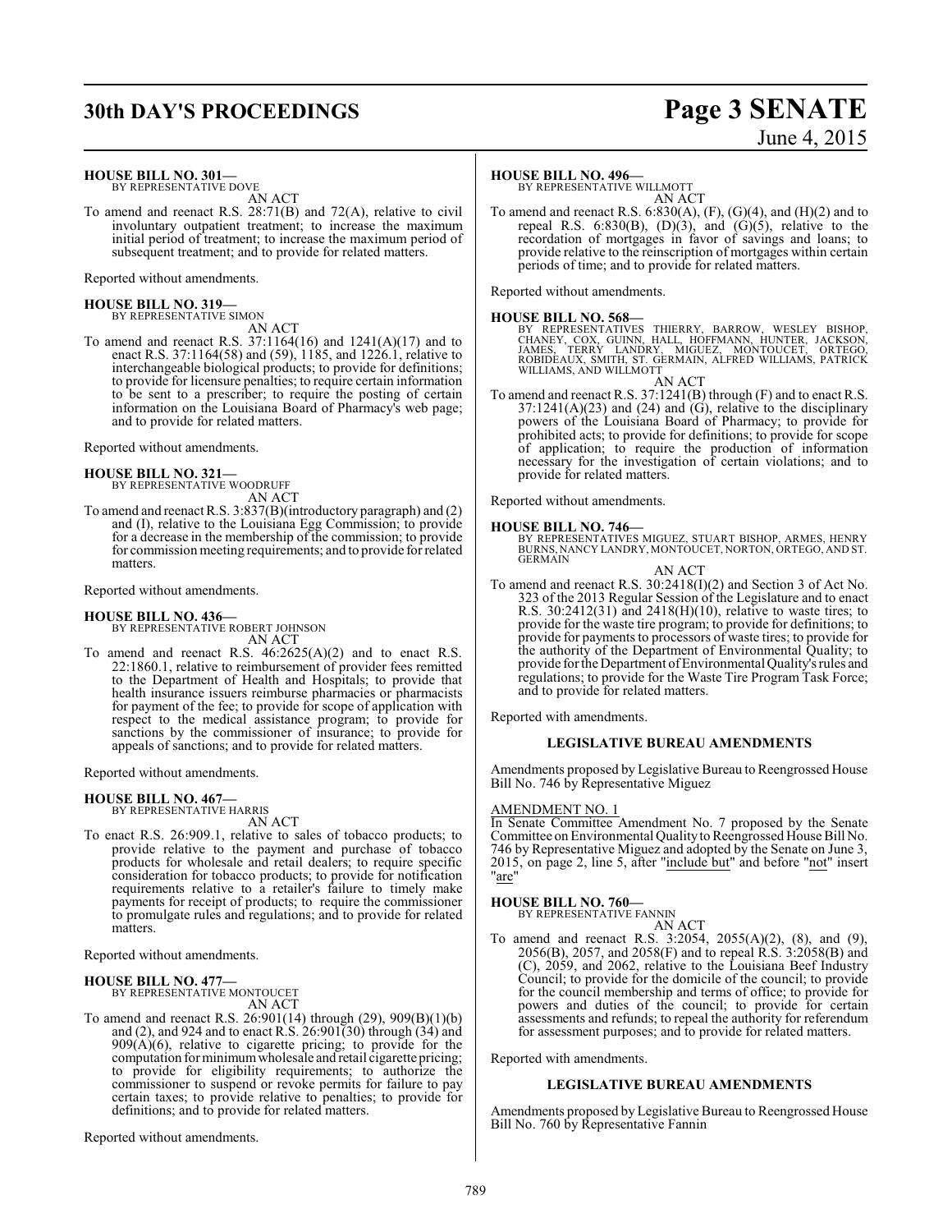**HOUSE BILL NO. 301—**
BY REPRESENTATIVE DOVE

AN ACT

To amend and reenact R.S. 28:71(B) and 72(A), relative to civil involuntary outpatient treatment; to increase the maximum initial period of treatment; to increase the maximum period of subsequent treatment; and to provide for related matters.

Reported without amendments.

**HOUSE BILL NO. 319—**
BY REPRESENTATIVE SIMON

AN ACT

To amend and reenact R.S. 37:1164(16) and 1241(A)(17) and to enact R.S. 37:1164(58) and (59), 1185, and 1226.1, relative to interchangeable biological products; to provide for definitions; to provide for licensure penalties; to require certain information to be sent to a prescriber; to require the posting of certain information on the Louisiana Board of Pharmacy's web page; and to provide for related matters.

Reported without amendments.

**HOUSE BILL NO. 321—**
BY REPRESENTATIVE WOODRUFF

AN ACT

To amend and reenact R.S. 3:837(B)(introductory paragraph) and (2) and (I), relative to the Louisiana Egg Commission; to provide for a decrease in the membership of the commission; to provide for commission meeting requirements; and to provide for related matters.

Reported without amendments.

**HOUSE BILL NO. 436—**
BY REPRESENTATIVE ROBERT JOHNSON

AN ACT

To amend and reenact R.S. 46:2625(A)(2) and to enact R.S. 22:1860.1, relative to reimbursement of provider fees remitted to the Department of Health and Hospitals; to provide that health insurance issuers reimburse pharmacies or pharmacists for payment of the fee; to provide for scope of application with respect to the medical assistance program; to provide for sanctions by the commissioner of insurance; to provide for appeals of sanctions; and to provide for related matters.

Reported without amendments.

**HOUSE BILL NO. 467—**
BY REPRESENTATIVE HARRIS

AN ACT

To enact R.S. 26:909.1, relative to sales of tobacco products; to provide relative to the payment and purchase of tobacco products for wholesale and retail dealers; to require specific consideration for tobacco products; to provide for notification requirements relative to a retailer's failure to timely make payments for receipt of products; to require the commissioner to promulgate rules and regulations; and to provide for related matters.

Reported without amendments.

**HOUSE BILL NO. 477—**
BY REPRESENTATIVE MONTOUCET

AN ACT

To amend and reenact R.S. 26:901(14) through (29), 909(B)(1)(b) and (2), and 924 and to enact R.S. 26:901(30) through (34) and 909(A)(6), relative to cigarette pricing; to provide for the computation for minimum wholesale and retail cigarette pricing; to provide for eligibility requirements; to authorize the commissioner to suspend or revoke permits for failure to pay certain taxes; to provide relative to penalties; to provide for definitions; and to provide for related matters.

Reported without amendments.

**HOUSE BILL NO. 496—**
BY REPRESENTATIVE WILLMOTT

AN ACT

To amend and reenact R.S. 6:830(A), (F), (G)(4), and (H)(2) and to repeal R.S. 6:830(B), (D)(3), and (G)(5), relative to the recordation of mortgages in favor of savings and loans; to provide relative to the reinscription of mortgages within certain periods of time; and to provide for related matters.

Reported without amendments.

**HOUSE BILL NO. 568—**
BY REPRESENTATIVES THIERRY, BARROW, WESLEY BISHOP, CHANEY, COX, GUINN, HALL, HOFFMANN, HUNTER, JACKSON, JAMES, TERRY LANDRY, MIGUEZ, MONTOUCET, ORTEGO, ROBIDEAUX, SMITH, ST. GERMAIN, ALFRED WILLIAMS, PATRICK WILLIAMS, AND WILLMOTT

AN ACT

To amend and reenact R.S. 37:1241(B) through (F) and to enact R.S. 37:1241(A)(23) and (24) and (G), relative to the disciplinary powers of the Louisiana Board of Pharmacy; to provide for prohibited acts; to provide for definitions; to provide for scope of application; to require the production of information necessary for the investigation of certain violations; and to provide for related matters.

Reported without amendments.

**HOUSE BILL NO. 746—**
BY REPRESENTATIVES MIGUEZ, STUART BISHOP, ARMES, HENRY BURNS, NANCY LANDRY, MONTOUCET, NORTON, ORTEGO, AND ST. GERMAIN

AN ACT

To amend and reenact R.S. 30:2418(I)(2) and Section 3 of Act No. 323 of the 2013 Regular Session of the Legislature and to enact R.S. 30:2412(31) and 2418(H)(10), relative to waste tires; to provide for the waste tire program; to provide for definitions; to provide for payments to processors of waste tires; to provide for the authority of the Department of Environmental Quality; to provide for the Department of Environmental Quality's rules and regulations; to provide for the Waste Tire Program Task Force; and to provide for related matters.

Reported with amendments.

**LEGISLATIVE BUREAU AMENDMENTS**

Amendments proposed by Legislative Bureau to Reengrossed House Bill No. 746 by Representative Miguez

AMENDMENT NO. 1

In Senate Committee Amendment No. 7 proposed by the Senate Committee on Environmental Quality to Reengrossed House Bill No. 746 by Representative Miguez and adopted by the Senate on June 3, 2015, on page 2, line 5, after "include but" and before "not" insert "are"

**HOUSE BILL NO. 760—**
BY REPRESENTATIVE FANNIN

AN ACT

To amend and reenact R.S. 3:2054, 2055(A)(2), (8), and (9), 2056(B), 2057, and 2058(F) and to repeal R.S. 3:2058(B) and (C), 2059, and 2062, relative to the Louisiana Beef Industry Council; to provide for the domicile of the council; to provide for the council membership and terms of office; to provide for powers and duties of the council; to provide for certain assessments and refunds; to repeal the authority for referendum for assessment purposes; and to provide for related matters.

Reported with amendments.

**LEGISLATIVE BUREAU AMENDMENTS**

Amendments proposed by Legislative Bureau to Reengrossed House Bill No. 760 by Representative Fannin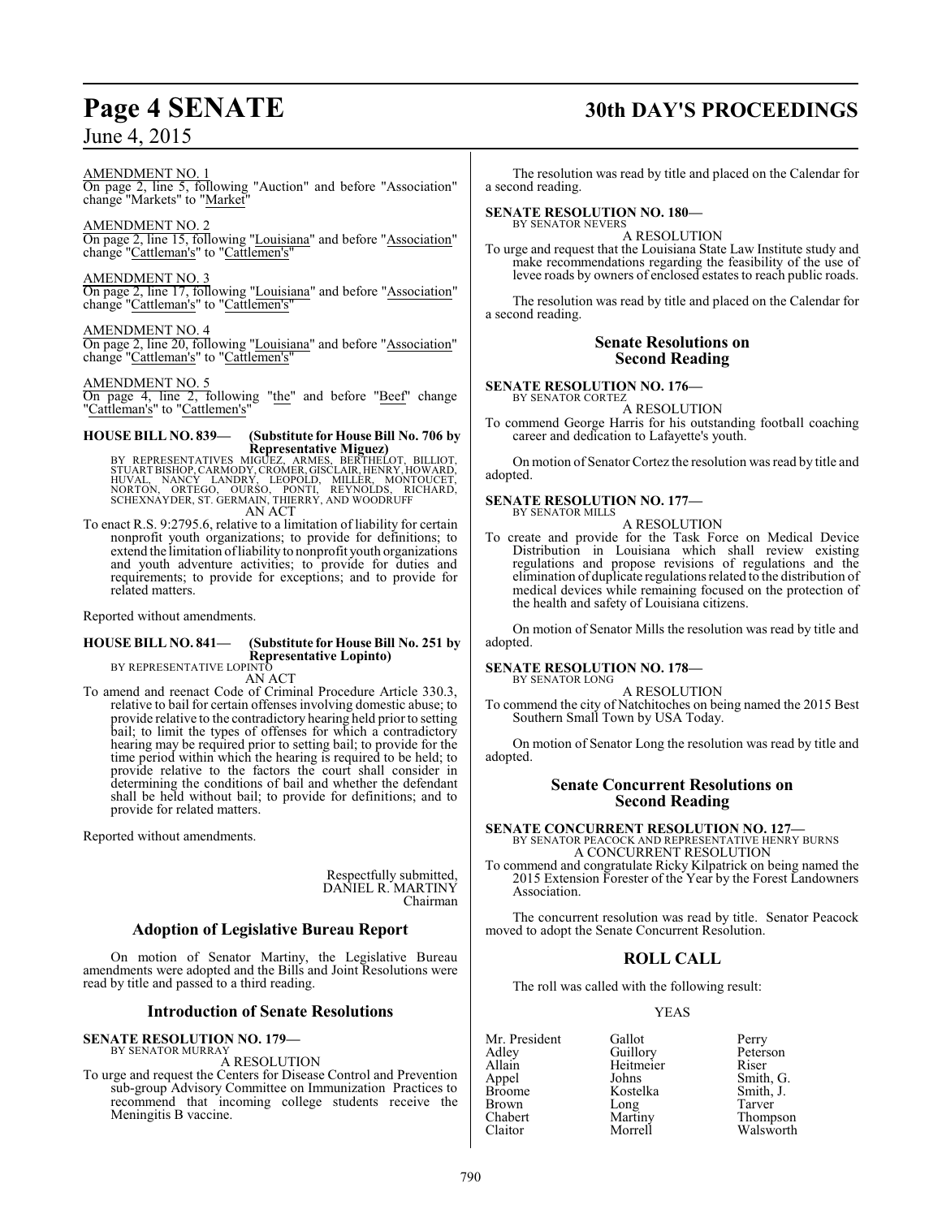AMENDMENT NO. 1

On page 2, line 5, following "Auction" and before "Association" change "Markets" to "Market"

AMENDMENT NO. 2

On page 2, line 15, following "Louisiana" and before "Association" change "Cattleman's" to "Cattlemen's"

AMENDMENT NO. 3

On page 2, line 17, following "Louisiana" and before "Association" change "Cattleman's" to "Cattlemen's"

AMENDMENT NO. 4

On page 2, line 20, following "Louisiana" and before "Association" change "Cattleman's" to "Cattlemen's"

AMENDMENT NO. 5

On page 4, line 2, following "the" and before "Beef" change "Cattleman's" to "Cattlemen's"

**HOUSE BILL NO. 839— (Substitute for House Bill No. 706 by Representative Miguez)**

BY REPRESENTATIVES MIGUEZ, ARMES, BERTHELOT, BILLIOT, STUART BISHOP, CARMODY, CROMER, GISCLAIR, HENRY, HOWARD, HUVAL, NANCY LANDRY, LEOPOLD, MILLER, MONTOUCET, NORTON, ORTEGO, OURSO, PONTI, REYNOLDS, RICHARD, SCHEXNAYDER, ST. GERMAIN, THIERRY, AND WOODRUFF

AN ACT

To enact R.S. 9:2795.6, relative to a limitation of liability for certain nonprofit youth organizations; to provide for definitions; to extend the limitation of liability to nonprofit youth organizations and youth adventure activities; to provide for duties and requirements; to provide for exceptions; and to provide for related matters.

Reported without amendments.

**HOUSE BILL NO. 841— (Substitute for House Bill No. 251 by Representative Lopinto)**

BY REPRESENTATIVE LOPINTO

AN ACT

To amend and reenact Code of Criminal Procedure Article 330.3, relative to bail for certain offenses involving domestic abuse; to provide relative to the contradictory hearing held prior to setting bail; to limit the types of offenses for which a contradictory hearing may be required prior to setting bail; to provide for the time period within which the hearing is required to be held; to provide relative to the factors the court shall consider in determining the conditions of bail and whether the defendant shall be held without bail; to provide for definitions; and to provide for related matters.

Reported without amendments.

Respectfully submitted,
DANIEL R. MARTINY
Chairman

## Adoption of Legislative Bureau Report

On motion of Senator Martiny, the Legislative Bureau amendments were adopted and the Bills and Joint Resolutions were read by title and passed to a third reading.

## Introduction of Senate Resolutions

**SENATE RESOLUTION NO. 179—**

BY SENATOR MURRAY

A RESOLUTION

To urge and request the Centers for Disease Control and Prevention sub-group Advisory Committee on Immunization Practices to recommend that incoming college students receive the Meningitis B vaccine.

The resolution was read by title and placed on the Calendar for a second reading.

**SENATE RESOLUTION NO. 180—**

BY SENATOR NEVERS

A RESOLUTION

To urge and request that the Louisiana State Law Institute study and make recommendations regarding the feasibility of the use of levee roads by owners of enclosed estates to reach public roads.

The resolution was read by title and placed on the Calendar for a second reading.

## Senate Resolutions on Second Reading

**SENATE RESOLUTION NO. 176—**

BY SENATOR CORTEZ

A RESOLUTION

To commend George Harris for his outstanding football coaching career and dedication to Lafayette's youth.

On motion of Senator Cortez the resolution was read by title and adopted.

**SENATE RESOLUTION NO. 177—**

BY SENATOR MILLS

A RESOLUTION

To create and provide for the Task Force on Medical Device Distribution in Louisiana which shall review existing regulations and propose revisions of regulations and the elimination of duplicate regulations related to the distribution of medical devices while remaining focused on the protection of the health and safety of Louisiana citizens.

On motion of Senator Mills the resolution was read by title and adopted.

**SENATE RESOLUTION NO. 178—**

BY SENATOR LONG

A RESOLUTION

To commend the city of Natchitoches on being named the 2015 Best Southern Small Town by USA Today.

On motion of Senator Long the resolution was read by title and adopted.

## Senate Concurrent Resolutions on Second Reading

**SENATE CONCURRENT RESOLUTION NO. 127—**

BY SENATOR PEACOCK AND REPRESENTATIVE HENRY BURNS

A CONCURRENT RESOLUTION

To commend and congratulate Ricky Kilpatrick on being named the 2015 Extension Forester of the Year by the Forest Landowners Association.

The concurrent resolution was read by title. Senator Peacock moved to adopt the Senate Concurrent Resolution.

## ROLL CALL

The roll was called with the following result:

YEAS

| | | |
|---|---|---|
| Mr. President | Gallot | Perry |
| Adley | Guillory | Peterson |
| Allain | Heitmeier | Riser |
| Appel | Johns | Smith, G. |
| Broome | Kostelka | Smith, J. |
| Brown | Long | Tarver |
| Chabert | Martiny | Thompson |
| Claitor | Morrell | Walsworth |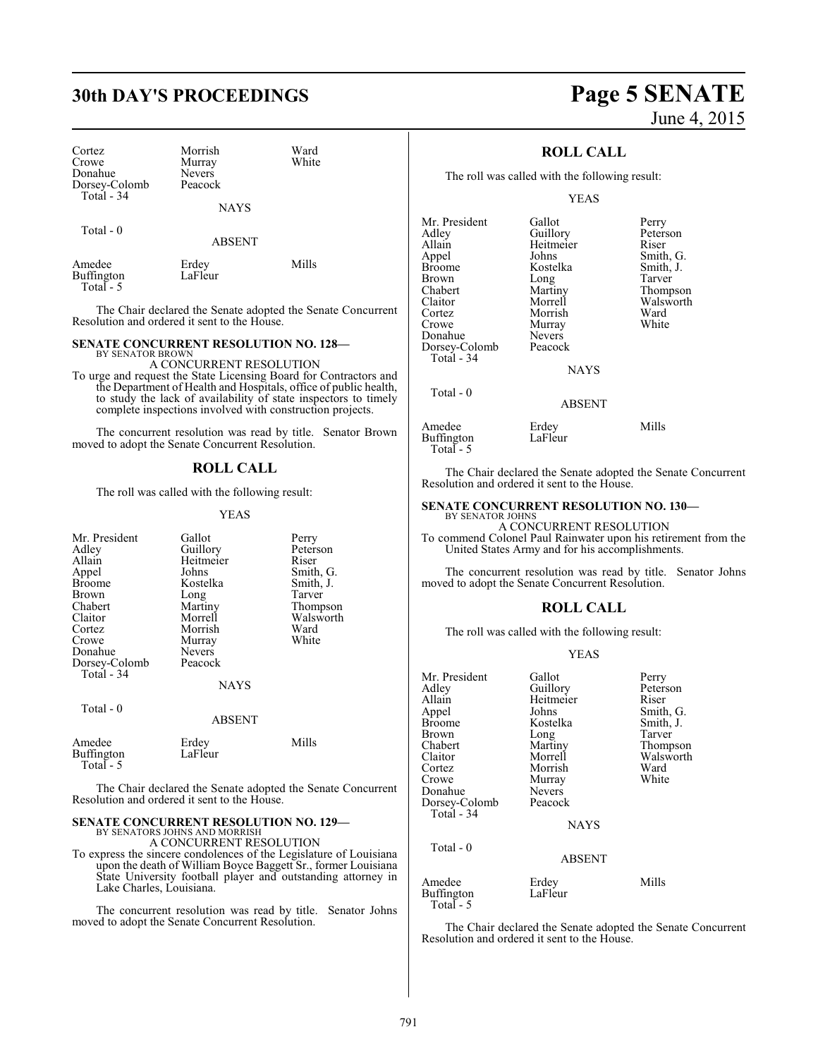| Cortez | Morrish | Ward |
|---|---|---|
| Crowe | Murray | White |
| Donahue | Nevers | |
| Dorsey-Colomb | Peacock | |
| Total - 34 | | |

NAYS

Total - 0

ABSENT

| Amedee | Erdey | Mills |
|---|---|---|
| Buffington | LaFleur | |
| Total - 5 | | |

The Chair declared the Senate adopted the Senate Concurrent Resolution and ordered it sent to the House.

**SENATE CONCURRENT RESOLUTION NO. 128—**
BY SENATOR BROWN

A CONCURRENT RESOLUTION

To urge and request the State Licensing Board for Contractors and the Department of Health and Hospitals, office of public health, to study the lack of availability of state inspectors to timely complete inspections involved with construction projects.

The concurrent resolution was read by title. Senator Brown moved to adopt the Senate Concurrent Resolution.

## ROLL CALL

The roll was called with the following result:

YEAS

| Mr. President | Gallot | Perry |
|---|---|---|
| Adley | Guillory | Peterson |
| Allain | Heitmeier | Riser |
| Appel | Johns | Smith, G. |
| Broome | Kostelka | Smith, J. |
| Brown | Long | Tarver |
| Chabert | Martiny | Thompson |
| Claitor | Morrell | Walsworth |
| Cortez | Morrish | Ward |
| Crowe | Murray | White |
| Donahue | Nevers | |
| Dorsey-Colomb | Peacock | |
| Total - 34 | | |

NAYS

Total - 0

ABSENT

| Amedee | Erdey | Mills |
|---|---|---|
| Buffington | LaFleur | |
| Total - 5 | | |

The Chair declared the Senate adopted the Senate Concurrent Resolution and ordered it sent to the House.

**SENATE CONCURRENT RESOLUTION NO. 129—**
BY SENATORS JOHNS AND MORRISH

A CONCURRENT RESOLUTION

To express the sincere condolences of the Legislature of Louisiana upon the death of William Boyce Baggett Sr., former Louisiana State University football player and outstanding attorney in Lake Charles, Louisiana.

The concurrent resolution was read by title. Senator Johns moved to adopt the Senate Concurrent Resolution.

## ROLL CALL

The roll was called with the following result:

YEAS

| Mr. President | Gallot | Perry |
|---|---|---|
| Adley | Guillory | Peterson |
| Allain | Heitmeier | Riser |
| Appel | Johns | Smith, G. |
| Broome | Kostelka | Smith, J. |
| Brown | Long | Tarver |
| Chabert | Martiny | Thompson |
| Claitor | Morrell | Walsworth |
| Cortez | Morrish | Ward |
| Crowe | Murray | White |
| Donahue | Nevers | |
| Dorsey-Colomb | Peacock | |
| Total - 34 | | |

NAYS

Total - 0

ABSENT

| Amedee | Erdey | Mills |
|---|---|---|
| Buffington | LaFleur | |
| Total - 5 | | |

The Chair declared the Senate adopted the Senate Concurrent Resolution and ordered it sent to the House.

**SENATE CONCURRENT RESOLUTION NO. 130—**
BY SENATOR JOHNS

A CONCURRENT RESOLUTION

To commend Colonel Paul Rainwater upon his retirement from the United States Army and for his accomplishments.

The concurrent resolution was read by title. Senator Johns moved to adopt the Senate Concurrent Resolution.

## ROLL CALL

The roll was called with the following result:

YEAS

| Mr. President | Gallot | Perry |
|---|---|---|
| Adley | Guillory | Peterson |
| Allain | Heitmeier | Riser |
| Appel | Johns | Smith, G. |
| Broome | Kostelka | Smith, J. |
| Brown | Long | Tarver |
| Chabert | Martiny | Thompson |
| Claitor | Morrell | Walsworth |
| Cortez | Morrish | Ward |
| Crowe | Murray | White |
| Donahue | Nevers | |
| Dorsey-Colomb | Peacock | |
| Total - 34 | | |

NAYS

Total - 0

ABSENT

| Amedee | Erdey | Mills |
|---|---|---|
| Buffington | LaFleur | |
| Total - 5 | | |

The Chair declared the Senate adopted the Senate Concurrent Resolution and ordered it sent to the House.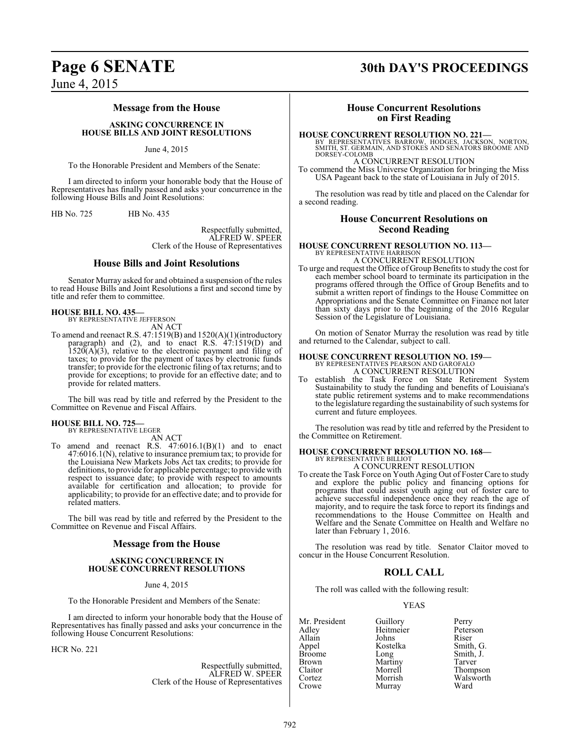## Message from the House

### ASKING CONCURRENCE IN HOUSE BILLS AND JOINT RESOLUTIONS

June 4, 2015

To the Honorable President and Members of the Senate:

I am directed to inform your honorable body that the House of Representatives has finally passed and asks your concurrence in the following House Bills and Joint Resolutions:

HB No. 725 HB No. 435

Respectfully submitted,
ALFRED W. SPEER
Clerk of the House of Representatives

## House Bills and Joint Resolutions

Senator Murray asked for and obtained a suspension of the rules to read House Bills and Joint Resolutions a first and second time by title and refer them to committee.

**HOUSE BILL NO. 435—**
BY REPRESENTATIVE JEFFERSON
AN ACT

To amend and reenact R.S. 47:1519(B) and 1520(A)(1)(introductory paragraph) and (2), and to enact R.S. 47:1519(D) and 1520(A)(3), relative to the electronic payment and filing of taxes; to provide for the payment of taxes by electronic funds transfer; to provide for the electronic filing of tax returns; and to provide for exceptions; to provide for an effective date; and to provide for related matters.

The bill was read by title and referred by the President to the Committee on Revenue and Fiscal Affairs.

**HOUSE BILL NO. 725—**
BY REPRESENTATIVE LEGER
AN ACT

To amend and reenact R.S. 47:6016.1(B)(1) and to enact 47:6016.1(N), relative to insurance premium tax; to provide for the Louisiana New Markets Jobs Act tax credits; to provide for definitions, to provide for applicable percentage; to provide with respect to issuance date; to provide with respect to amounts available for certification and allocation; to provide for applicability; to provide for an effective date; and to provide for related matters.

The bill was read by title and referred by the President to the Committee on Revenue and Fiscal Affairs.

## Message from the House

### ASKING CONCURRENCE IN HOUSE CONCURRENT RESOLUTIONS

June 4, 2015

To the Honorable President and Members of the Senate:

I am directed to inform your honorable body that the House of Representatives has finally passed and asks your concurrence in the following House Concurrent Resolutions:

HCR No. 221

Respectfully submitted,
ALFRED W. SPEER
Clerk of the House of Representatives

## House Concurrent Resolutions on First Reading

**HOUSE CONCURRENT RESOLUTION NO. 221—**
BY REPRESENTATIVES BARROW, HODGES, JACKSON, NORTON, SMITH, ST. GERMAIN, AND STOKES AND SENATORS BROOME AND DORSEY-COLOMB
A CONCURRENT RESOLUTION

To commend the Miss Universe Organization for bringing the Miss USA Pageant back to the state of Louisiana in July of 2015.

The resolution was read by title and placed on the Calendar for a second reading.

## House Concurrent Resolutions on Second Reading

**HOUSE CONCURRENT RESOLUTION NO. 113—**
BY REPRESENTATIVE HARRISON
A CONCURRENT RESOLUTION

To urge and request the Office of Group Benefits to study the cost for each member school board to terminate its participation in the programs offered through the Office of Group Benefits and to submit a written report of findings to the House Committee on Appropriations and the Senate Committee on Finance not later than sixty days prior to the beginning of the 2016 Regular Session of the Legislature of Louisiana.

On motion of Senator Murray the resolution was read by title and returned to the Calendar, subject to call.

**HOUSE CONCURRENT RESOLUTION NO. 159—**
BY REPRESENTATIVES PEARSON AND GAROFALO
A CONCURRENT RESOLUTION

To establish the Task Force on State Retirement System Sustainability to study the funding and benefits of Louisiana's state public retirement systems and to make recommendations to the legislature regarding the sustainability of such systems for current and future employees.

The resolution was read by title and referred by the President to the Committee on Retirement.

**HOUSE CONCURRENT RESOLUTION NO. 168—**
BY REPRESENTATIVE BILLIOT
A CONCURRENT RESOLUTION

To create the Task Force on Youth Aging Out of Foster Care to study and explore the public policy and financing options for programs that could assist youth aging out of foster care to achieve successful independence once they reach the age of majority, and to require the task force to report its findings and recommendations to the House Committee on Health and Welfare and the Senate Committee on Health and Welfare no later than February 1, 2016.

The resolution was read by title. Senator Claitor moved to concur in the House Concurrent Resolution.

## ROLL CALL

The roll was called with the following result:

YEAS

| | | |
|---|---|---|
| Mr. President | Guillory | Perry |
| Adley | Heitmeier | Peterson |
| Allain | Johns | Riser |
| Appel | Kostelka | Smith, G. |
| Broome | Long | Smith, J. |
| Brown | Martiny | Tarver |
| Claitor | Morrell | Thompson |
| Cortez | Morrish | Walsworth |
| Crowe | Murray | Ward |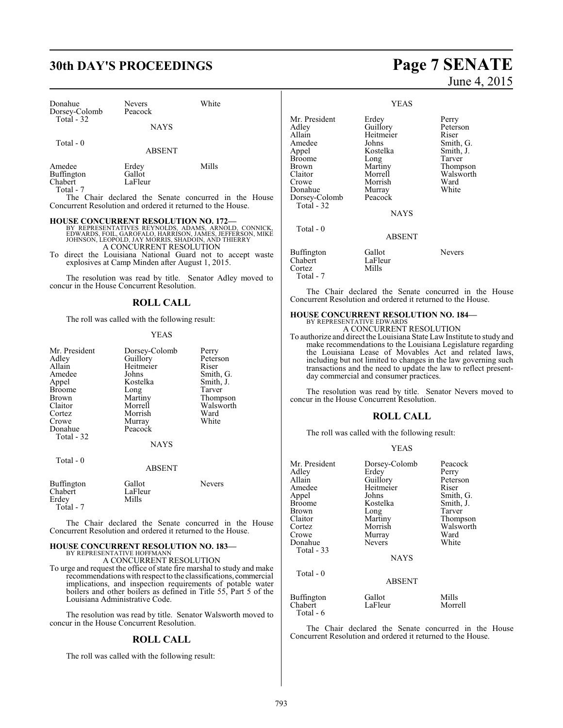| | | |
|---|---|---|
| Donahue | Nevers | White |
| Dorsey-Colomb | Peacock | |
| Total - 32 | | |

NAYS

Total - 0

ABSENT

| | | |
|---|---|---|
| Amedee | Erdey | Mills |
| Buffington | Gallot | |
| Chabert | LaFleur | |
| Total - 7 | | |

The Chair declared the Senate concurred in the House Concurrent Resolution and ordered it returned to the House.

**HOUSE CONCURRENT RESOLUTION NO. 172—**
BY REPRESENTATIVES REYNOLDS, ADAMS, ARNOLD, CONNICK, EDWARDS, FOIL, GAROFALO, HARRISON, JAMES, JEFFERSON, MIKE JOHNSON, LEOPOLD, JAY MORRIS, SHADOIN, AND THIERRY

A CONCURRENT RESOLUTION

To direct the Louisiana National Guard not to accept waste explosives at Camp Minden after August 1, 2015.

The resolution was read by title. Senator Adley moved to concur in the House Concurrent Resolution.

## ROLL CALL

The roll was called with the following result:

YEAS

| | | |
|---|---|---|
| Mr. President | Dorsey-Colomb | Perry |
| Adley | Guillory | Peterson |
| Allain | Heitmeier | Riser |
| Amedee | Johns | Smith, G. |
| Appel | Kostelka | Smith, J. |
| Broome | Long | Tarver |
| Brown | Martiny | Thompson |
| Claitor | Morrell | Walsworth |
| Cortez | Morrish | Ward |
| Crowe | Murray | White |
| Donahue | Peacock | |
| Total - 32 | | |

NAYS

Total - 0

ABSENT

| | | |
|---|---|---|
| Buffington | Gallot | Nevers |
| Chabert | LaFleur | |
| Erdey | Mills | |
| Total - 7 | | |

The Chair declared the Senate concurred in the House Concurrent Resolution and ordered it returned to the House.

**HOUSE CONCURRENT RESOLUTION NO. 183—**
BY REPRESENTATIVE HOFFMANN

A CONCURRENT RESOLUTION

To urge and request the office of state fire marshal to study and make recommendations with respect to the classifications, commercial implications, and inspection requirements of potable water boilers and other boilers as defined in Title 55, Part 5 of the Louisiana Administrative Code.

The resolution was read by title. Senator Walsworth moved to concur in the House Concurrent Resolution.

## ROLL CALL

The roll was called with the following result:

YEAS

| | | |
|---|---|---|
| Mr. President | Erdey | Perry |
| Adley | Guillory | Peterson |
| Allain | Heitmeier | Riser |
| Amedee | Johns | Smith, G. |
| Appel | Kostelka | Smith, J. |
| Broome | Long | Tarver |
| Brown | Martiny | Thompson |
| Claitor | Morrell | Walsworth |
| Crowe | Morrish | Ward |
| Donahue | Murray | White |
| Dorsey-Colomb | Peacock | |
| Total - 32 | | |

NAYS

Total - 0

ABSENT

| | | |
|---|---|---|
| Buffington | Gallot | Nevers |
| Chabert | LaFleur | |
| Cortez | Mills | |
| Total - 7 | | |

The Chair declared the Senate concurred in the House Concurrent Resolution and ordered it returned to the House.

**HOUSE CONCURRENT RESOLUTION NO. 184—**
BY REPRESENTATIVE EDWARDS

A CONCURRENT RESOLUTION

To authorize and direct the Louisiana State Law Institute to study and make recommendations to the Louisiana Legislature regarding the Louisiana Lease of Movables Act and related laws, including but not limited to changes in the law governing such transactions and the need to update the law to reflect present-day commercial and consumer practices.

The resolution was read by title. Senator Nevers moved to concur in the House Concurrent Resolution.

## ROLL CALL

The roll was called with the following result:

YEAS

| | | |
|---|---|---|
| Mr. President | Dorsey-Colomb | Peacock |
| Adley | Erdey | Perry |
| Allain | Guillory | Peterson |
| Amedee | Heitmeier | Riser |
| Appel | Johns | Smith, G. |
| Broome | Kostelka | Smith, J. |
| Brown | Long | Tarver |
| Claitor | Martiny | Thompson |
| Cortez | Morrish | Walsworth |
| Crowe | Murray | Ward |
| Donahue | Nevers | White |
| Total - 33 | | |

NAYS

Total - 0

ABSENT

| | | |
|---|---|---|
| Buffington | Gallot | Mills |
| Chabert | LaFleur | Morrell |
| Total - 6 | | |

The Chair declared the Senate concurred in the House Concurrent Resolution and ordered it returned to the House.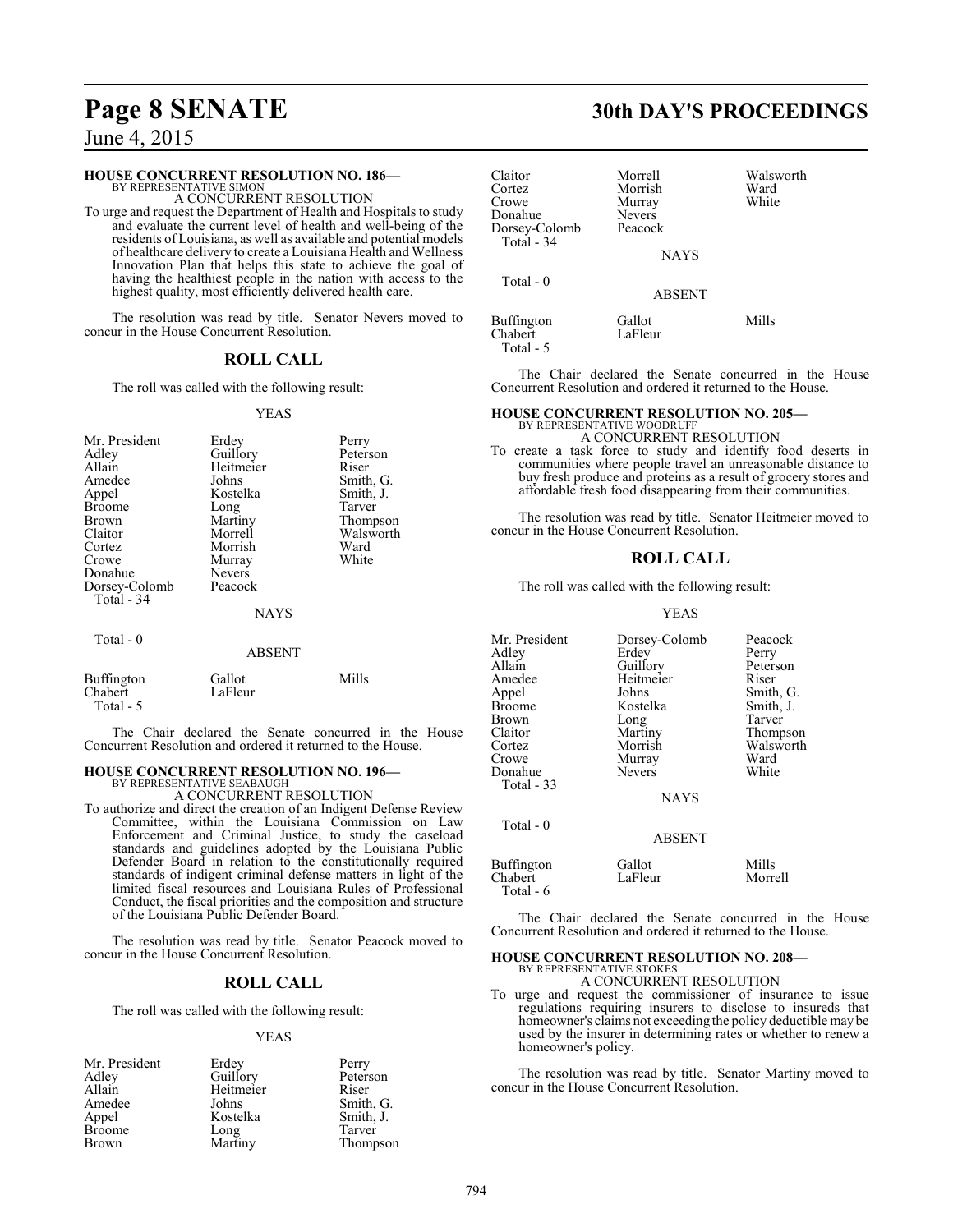## HOUSE CONCURRENT RESOLUTION NO. 186—

BY REPRESENTATIVE SIMON

A CONCURRENT RESOLUTION

To urge and request the Department of Health and Hospitals to study and evaluate the current level of health and well-being of the residents of Louisiana, as well as available and potential models of healthcare delivery to create a Louisiana Health and Wellness Innovation Plan that helps this state to achieve the goal of having the healthiest people in the nation with access to the highest quality, most efficiently delivered health care.

The resolution was read by title. Senator Nevers moved to concur in the House Concurrent Resolution.

### ROLL CALL

The roll was called with the following result:

YEAS

| | | |
|---|---|---|
| Mr. President | Erdey | Perry |
| Adley | Guillory | Peterson |
| Allain | Heitmeier | Riser |
| Amedee | Johns | Smith, G. |
| Appel | Kostelka | Smith, J. |
| Broome | Long | Tarver |
| Brown | Martiny | Thompson |
| Claitor | Morrell | Walsworth |
| Cortez | Morrish | Ward |
| Crowe | Murray | White |
| Donahue | Nevers | |
| Dorsey-Colomb | Peacock | |

Total - 34

NAYS

Total - 0

ABSENT

| | | |
|---|---|---|
| Buffington | Gallot | Mills |
| Chabert | LaFleur | |

Total - 5

The Chair declared the Senate concurred in the House Concurrent Resolution and ordered it returned to the House.

## HOUSE CONCURRENT RESOLUTION NO. 196—

BY REPRESENTATIVE SEABAUGH

A CONCURRENT RESOLUTION

To authorize and direct the creation of an Indigent Defense Review Committee, within the Louisiana Commission on Law Enforcement and Criminal Justice, to study the caseload standards and guidelines adopted by the Louisiana Public Defender Board in relation to the constitutionally required standards of indigent criminal defense matters in light of the limited fiscal resources and Louisiana Rules of Professional Conduct, the fiscal priorities and the composition and structure of the Louisiana Public Defender Board.

The resolution was read by title. Senator Peacock moved to concur in the House Concurrent Resolution.

### ROLL CALL

The roll was called with the following result:

YEAS

| | | |
|---|---|---|
| Mr. President | Erdey | Perry |
| Adley | Guillory | Peterson |
| Allain | Heitmeier | Riser |
| Amedee | Johns | Smith, G. |
| Appel | Kostelka | Smith, J. |
| Broome | Long | Tarver |
| Brown | Martiny | Thompson |
| Claitor | Morrell | Walsworth |
| Cortez | Morrish | Ward |
| Crowe | Murray | White |
| Donahue | Nevers | |
| Dorsey-Colomb | Peacock | |

Total - 34

NAYS

Total - 0

ABSENT

| | | |
|---|---|---|
| Buffington | Gallot | Mills |
| Chabert | LaFleur | |

Total - 5

The Chair declared the Senate concurred in the House Concurrent Resolution and ordered it returned to the House.

## HOUSE CONCURRENT RESOLUTION NO. 205—

BY REPRESENTATIVE WOODRUFF

A CONCURRENT RESOLUTION

To create a task force to study and identify food deserts in communities where people travel an unreasonable distance to buy fresh produce and proteins as a result of grocery stores and affordable fresh food disappearing from their communities.

The resolution was read by title. Senator Heitmeier moved to concur in the House Concurrent Resolution.

### ROLL CALL

The roll was called with the following result:

YEAS

| | | |
|---|---|---|
| Mr. President | Dorsey-Colomb | Peacock |
| Adley | Erdey | Perry |
| Allain | Guillory | Peterson |
| Amedee | Heitmeier | Riser |
| Appel | Johns | Smith, G. |
| Broome | Kostelka | Smith, J. |
| Brown | Long | Tarver |
| Claitor | Martiny | Thompson |
| Cortez | Morrish | Walsworth |
| Crowe | Murray | Ward |
| Donahue | Nevers | White |

Total - 33

NAYS

Total - 0

ABSENT

| | | |
|---|---|---|
| Buffington | Gallot | Mills |
| Chabert | LaFleur | Morrell |

Total - 6

The Chair declared the Senate concurred in the House Concurrent Resolution and ordered it returned to the House.

## HOUSE CONCURRENT RESOLUTION NO. 208—

BY REPRESENTATIVE STOKES

A CONCURRENT RESOLUTION

To urge and request the commissioner of insurance to issue regulations requiring insurers to disclose to insureds that homeowner's claims not exceeding the policy deductible may be used by the insurer in determining rates or whether to renew a homeowner's policy.

The resolution was read by title. Senator Martiny moved to concur in the House Concurrent Resolution.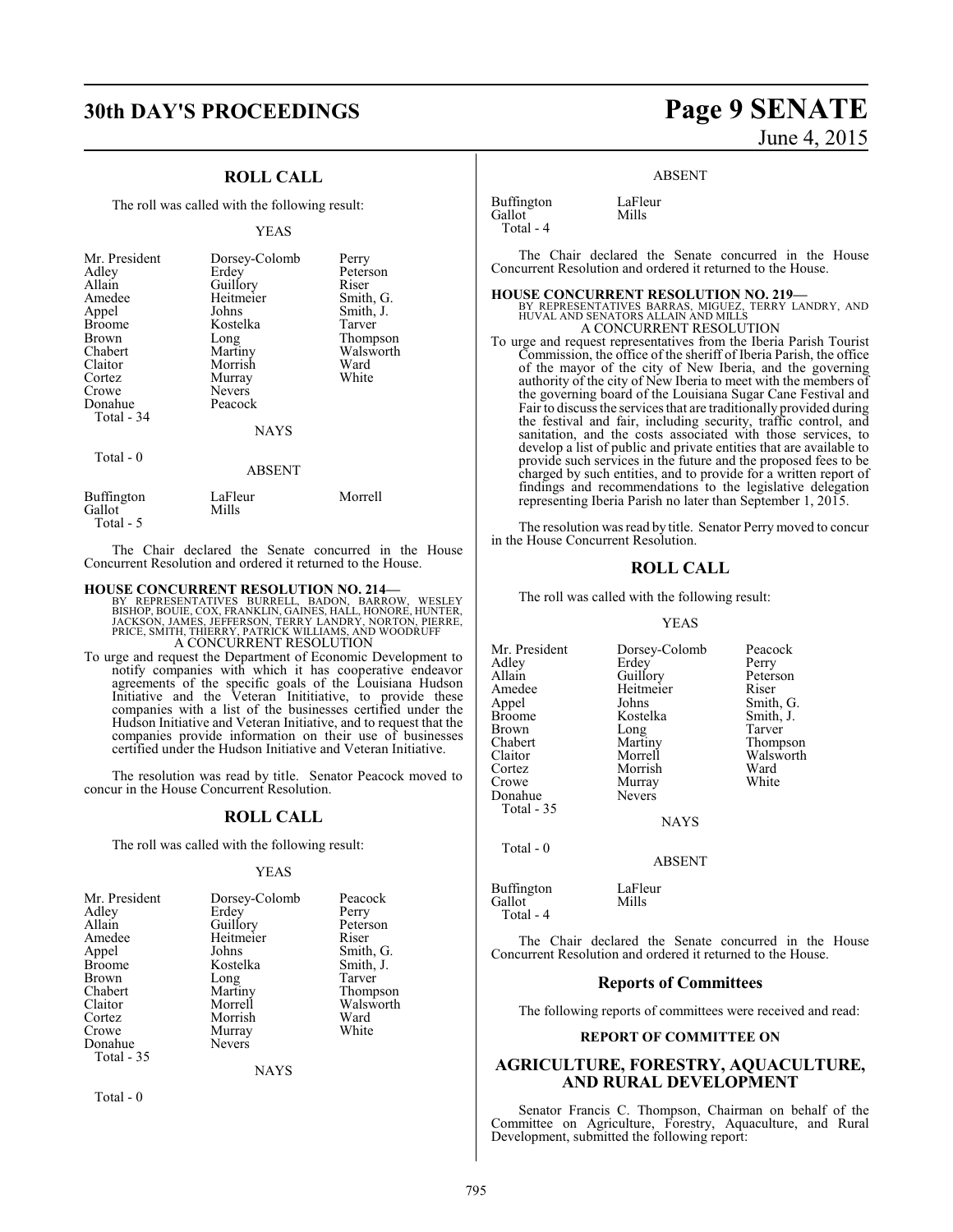## ROLL CALL

The roll was called with the following result:

YEAS

| | | |
|---|---|---|
| Mr. President | Dorsey-Colomb | Perry |
| Adley | Erdey | Peterson |
| Allain | Guillory | Riser |
| Amedee | Heitmeier | Smith, G. |
| Appel | Johns | Smith, J. |
| Broome | Kostelka | Tarver |
| Brown | Long | Thompson |
| Chabert | Martiny | Walsworth |
| Claitor | Morrish | Ward |
| Cortez | Murray | White |
| Crowe | Nevers | |
| Donahue | Peacock | |
| Total - 34 | | |

NAYS

Total - 0

ABSENT

| | | |
|---|---|---|
| Buffington | LaFleur | Morrell |
| Gallot | Mills | |
| Total - 5 | | |

The Chair declared the Senate concurred in the House Concurrent Resolution and ordered it returned to the House.

**HOUSE CONCURRENT RESOLUTION NO. 214—**
BY REPRESENTATIVES BURRELL, BADON, BARROW, WESLEY BISHOP, BOUIE, COX, FRANKLIN, GAINES, HALL, HONORE, HUNTER, JACKSON, JAMES, JEFFERSON, TERRY LANDRY, NORTON, PIERRE, PRICE, SMITH, THIERRY, PATRICK WILLIAMS, AND WOODRUFF
A CONCURRENT RESOLUTION

To urge and request the Department of Economic Development to notify companies with which it has cooperative endeavor agreements of the specific goals of the Louisiana Hudson Initiative and the Veteran Inititiative, to provide these companies with a list of the businesses certified under the Hudson Initiative and Veteran Initiative, and to request that the companies provide information on their use of businesses certified under the Hudson Initiative and Veteran Initiative.

The resolution was read by title. Senator Peacock moved to concur in the House Concurrent Resolution.

## ROLL CALL

The roll was called with the following result:

YEAS

| | | |
|---|---|---|
| Mr. President | Dorsey-Colomb | Peacock |
| Adley | Erdey | Perry |
| Allain | Guillory | Peterson |
| Amedee | Heitmeier | Riser |
| Appel | Johns | Smith, G. |
| Broome | Kostelka | Smith, J. |
| Brown | Long | Tarver |
| Chabert | Martiny | Thompson |
| Claitor | Morrell | Walsworth |
| Cortez | Morrish | Ward |
| Crowe | Murray | White |
| Donahue | Nevers | |
| Total - 35 | | |

NAYS

Total - 0

ABSENT

| | |
|---|---|
| Buffington | LaFleur |
| Gallot | Mills |
| Total - 4 | |

The Chair declared the Senate concurred in the House Concurrent Resolution and ordered it returned to the House.

**HOUSE CONCURRENT RESOLUTION NO. 219—**
BY REPRESENTATIVES BARRAS, MIGUEZ, TERRY LANDRY, AND HUVAL AND SENATORS ALLAIN AND MILLS
A CONCURRENT RESOLUTION

To urge and request representatives from the Iberia Parish Tourist Commission, the office of the sheriff of Iberia Parish, the office of the mayor of the city of New Iberia, and the governing authority of the city of New Iberia to meet with the members of the governing board of the Louisiana Sugar Cane Festival and Fair to discuss the services that are traditionally provided during the festival and fair, including security, traffic control, and sanitation, and the costs associated with those services, to develop a list of public and private entities that are available to provide such services in the future and the proposed fees to be charged by such entities, and to provide for a written report of findings and recommendations to the legislative delegation representing Iberia Parish no later than September 1, 2015.

The resolution was read by title. Senator Perry moved to concur in the House Concurrent Resolution.

## ROLL CALL

The roll was called with the following result:

YEAS

| | | |
|---|---|---|
| Mr. President | Dorsey-Colomb | Peacock |
| Adley | Erdey | Perry |
| Allain | Guillory | Peterson |
| Amedee | Heitmeier | Riser |
| Appel | Johns | Smith, G. |
| Broome | Kostelka | Smith, J. |
| Brown | Long | Tarver |
| Chabert | Martiny | Thompson |
| Claitor | Morrell | Walsworth |
| Cortez | Morrish | Ward |
| Crowe | Murray | White |
| Donahue | Nevers | |
| Total - 35 | | |

NAYS

Total - 0

ABSENT

| | |
|---|---|
| Buffington | LaFleur |
| Gallot | Mills |
| Total - 4 | |

The Chair declared the Senate concurred in the House Concurrent Resolution and ordered it returned to the House.

## Reports of Committees

The following reports of committees were received and read:

### REPORT OF COMMITTEE ON

## AGRICULTURE, FORESTRY, AQUACULTURE, AND RURAL DEVELOPMENT

Senator Francis C. Thompson, Chairman on behalf of the Committee on Agriculture, Forestry, Aquaculture, and Rural Development, submitted the following report: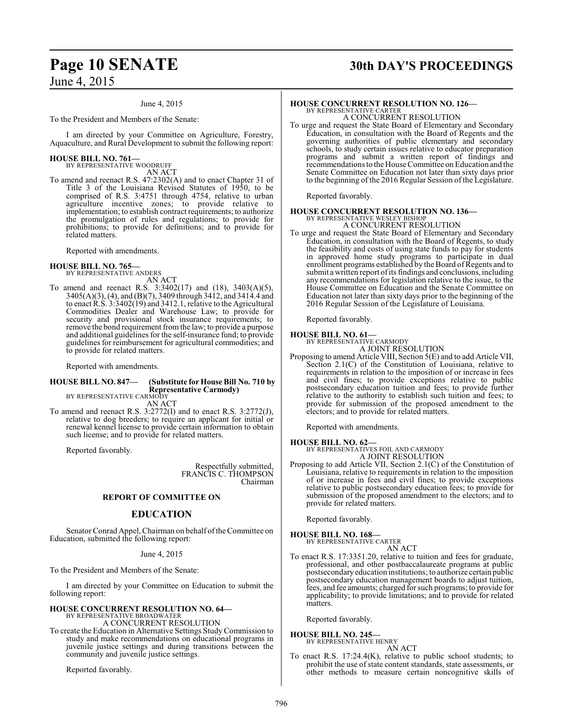June 4, 2015

To the President and Members of the Senate:

I am directed by your Committee on Agriculture, Forestry, Aquaculture, and Rural Development to submit the following report:

**HOUSE BILL NO. 761—**
BY REPRESENTATIVE WOODRUFF
AN ACT

To amend and reenact R.S. 47:2302(A) and to enact Chapter 31 of Title 3 of the Louisiana Revised Statutes of 1950, to be comprised of R.S. 3:4751 through 4754, relative to urban agriculture incentive zones; to provide relative to implementation; to establish contract requirements; to authorize the promulgation of rules and regulations; to provide for prohibitions; to provide for definitions; and to provide for related matters.

Reported with amendments.

**HOUSE BILL NO. 765—**
BY REPRESENTATIVE ANDERS
AN ACT

To amend and reenact R.S. 3:3402(17) and (18), 3403(A)(5), 3405(A)(3), (4), and (B)(7), 3409 through 3412, and 3414.4 and to enact R.S. 3:3402(19) and 3412.1, relative to the Agricultural Commodities Dealer and Warehouse Law; to provide for security and provisional stock insurance requirements; to remove the bond requirement from the law; to provide a purpose and additional guidelines for the self-insurance fund; to provide guidelines for reimbursement for agricultural commodities; and to provide for related matters.

Reported with amendments.

**HOUSE BILL NO. 847— (Substitute for House Bill No. 710 by Representative Carmody)**
BY REPRESENTATIVE CARMODY
AN ACT

To amend and reenact R.S. 3:2772(I) and to enact R.S. 3:2772(J), relative to dog breeders; to require an applicant for initial or renewal kennel license to provide certain information to obtain such license; and to provide for related matters.

Reported favorably.

Respectfully submitted,
FRANCIS C. THOMPSON
Chairman

## REPORT OF COMMITTEE ON

## EDUCATION

Senator Conrad Appel, Chairman on behalf of the Committee on Education, submitted the following report:

June 4, 2015

To the President and Members of the Senate:

I am directed by your Committee on Education to submit the following report:

**HOUSE CONCURRENT RESOLUTION NO. 64—**
BY REPRESENTATIVE BROADWATER
A CONCURRENT RESOLUTION

To create the Education in Alternative Settings Study Commission to study and make recommendations on educational programs in juvenile justice settings and during transitions between the community and juvenile justice settings.

Reported favorably.

**HOUSE CONCURRENT RESOLUTION NO. 126—**
BY REPRESENTATIVE CARTER
A CONCURRENT RESOLUTION

To urge and request the State Board of Elementary and Secondary Education, in consultation with the Board of Regents and the governing authorities of public elementary and secondary schools, to study certain issues relative to educator preparation programs and submit a written report of findings and recommendations to the House Committee on Education and the Senate Committee on Education not later than sixty days prior to the beginning of the 2016 Regular Session of the Legislature.

Reported favorably.

**HOUSE CONCURRENT RESOLUTION NO. 136—**
BY REPRESENTATIVE WESLEY BISHOP
A CONCURRENT RESOLUTION

To urge and request the State Board of Elementary and Secondary Education, in consultation with the Board of Regents, to study the feasibility and costs of using state funds to pay for students in approved home study programs to participate in dual enrollment programs established by the Board of Regents and to submit a written report of its findings and conclusions, including any recommendations for legislation relative to the issue, to the House Committee on Education and the Senate Committee on Education not later than sixty days prior to the beginning of the 2016 Regular Session of the Legislature of Louisiana.

Reported favorably.

**HOUSE BILL NO. 61—**
BY REPRESENTATIVE CARMODY
A JOINT RESOLUTION

Proposing to amend Article VIII, Section 5(E) and to add Article VII, Section 2.1(C) of the Constitution of Louisiana, relative to requirements in relation to the imposition of or increase in fees and civil fines; to provide exceptions relative to public postsecondary education tuition and fees; to provide further relative to the authority to establish such tuition and fees; to provide for submission of the proposed amendment to the electors; and to provide for related matters.

Reported with amendments.

**HOUSE BILL NO. 62—**
BY REPRESENTATIVES FOIL AND CARMODY
A JOINT RESOLUTION

Proposing to add Article VII, Section 2.1(C) of the Constitution of Louisiana, relative to requirements in relation to the imposition of or increase in fees and civil fines; to provide exceptions relative to public postsecondary education fees; to provide for submission of the proposed amendment to the electors; and to provide for related matters.

Reported favorably.

**HOUSE BILL NO. 168—**
BY REPRESENTATIVE CARTER
AN ACT

To enact R.S. 17:3351.20, relative to tuition and fees for graduate, professional, and other postbaccalaureate programs at public postsecondary education institutions; to authorize certain public postsecondary education management boards to adjust tuition, fees, and fee amounts; charged for such programs; to provide for applicability; to provide limitations; and to provide for related matters.

Reported favorably.

**HOUSE BILL NO. 245—**
BY REPRESENTATIVE HENRY
AN ACT

To enact R.S. 17:24.4(K), relative to public school students; to prohibit the use of state content standards, state assessments, or other methods to measure certain noncognitive skills of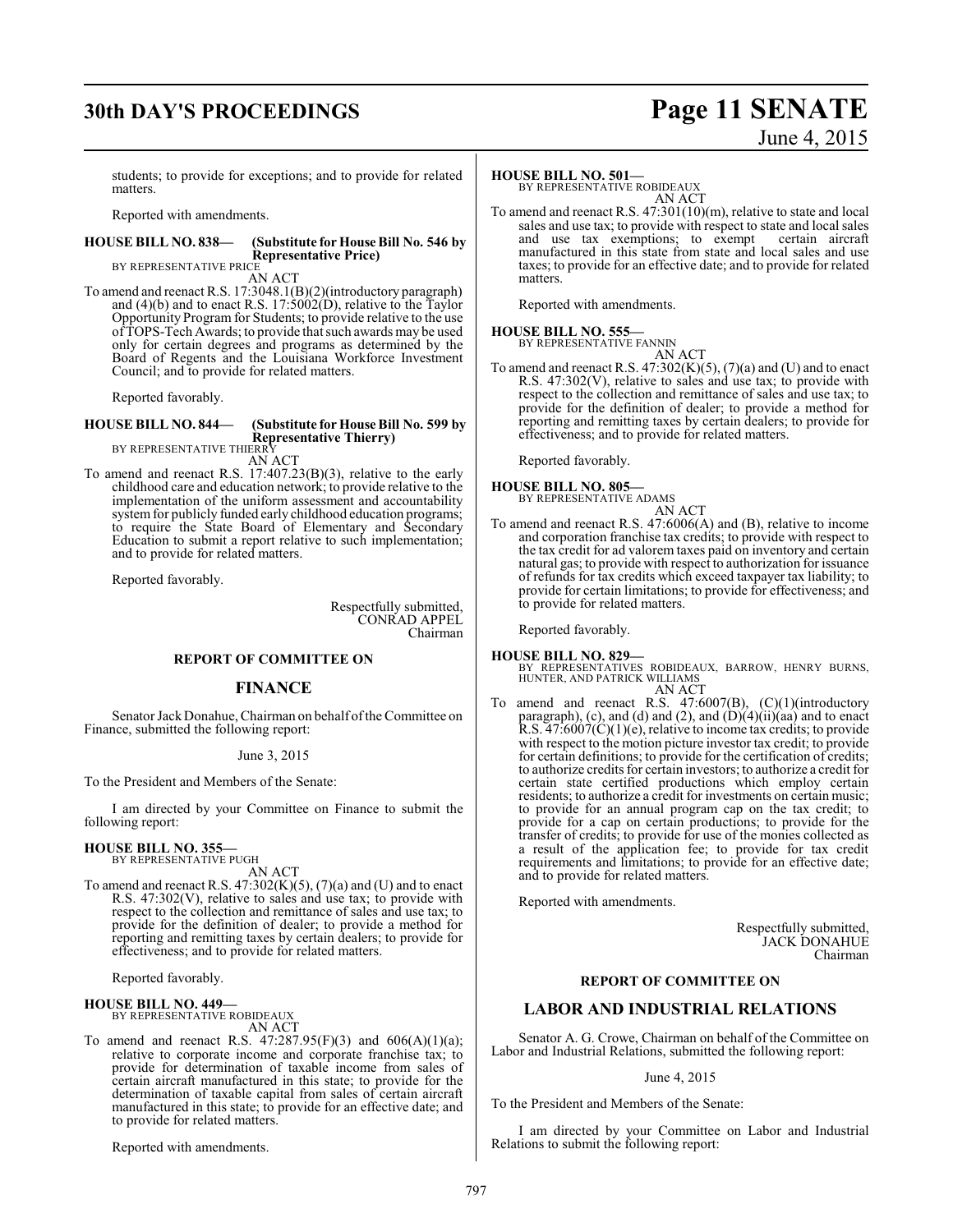students; to provide for exceptions; and to provide for related matters.

Reported with amendments.

**HOUSE BILL NO. 838— (Substitute for House Bill No. 546 by Representative Price)**
BY REPRESENTATIVE PRICE
AN ACT

To amend and reenact R.S. 17:3048.1(B)(2)(introductory paragraph) and (4)(b) and to enact R.S. 17:5002(D), relative to the Taylor Opportunity Program for Students; to provide relative to the use of TOPS-Tech Awards; to provide that such awards may be used only for certain degrees and programs as determined by the Board of Regents and the Louisiana Workforce Investment Council; and to provide for related matters.

Reported favorably.

**HOUSE BILL NO. 844— (Substitute for House Bill No. 599 by Representative Thierry)**
BY REPRESENTATIVE THIERRY
AN ACT

To amend and reenact R.S. 17:407.23(B)(3), relative to the early childhood care and education network; to provide relative to the implementation of the uniform assessment and accountability system for publicly funded early childhood education programs; to require the State Board of Elementary and Secondary Education to submit a report relative to such implementation; and to provide for related matters.

Reported favorably.

Respectfully submitted,
CONRAD APPEL
Chairman

## REPORT OF COMMITTEE ON

## FINANCE

Senator Jack Donahue, Chairman on behalf of the Committee on Finance, submitted the following report:

June 3, 2015

To the President and Members of the Senate:

I am directed by your Committee on Finance to submit the following report:

**HOUSE BILL NO. 355—**
BY REPRESENTATIVE PUGH
AN ACT

To amend and reenact R.S. 47:302(K)(5), (7)(a) and (U) and to enact R.S. 47:302(V), relative to sales and use tax; to provide with respect to the collection and remittance of sales and use tax; to provide for the definition of dealer; to provide a method for reporting and remitting taxes by certain dealers; to provide for effectiveness; and to provide for related matters.

Reported favorably.

**HOUSE BILL NO. 449—**
BY REPRESENTATIVE ROBIDEAUX
AN ACT

To amend and reenact R.S. 47:287.95(F)(3) and 606(A)(1)(a); relative to corporate income and corporate franchise tax; to provide for determination of taxable income from sales of certain aircraft manufactured in this state; to provide for the determination of taxable capital from sales of certain aircraft manufactured in this state; to provide for an effective date; and to provide for related matters.

Reported with amendments.

**HOUSE BILL NO. 501—**
BY REPRESENTATIVE ROBIDEAUX
AN ACT

To amend and reenact R.S. 47:301(10)(m), relative to state and local sales and use tax; to provide with respect to state and local sales and use tax exemptions; to exempt certain aircraft manufactured in this state from state and local sales and use taxes; to provide for an effective date; and to provide for related matters.

Reported with amendments.

**HOUSE BILL NO. 555—**
BY REPRESENTATIVE FANNIN
AN ACT

To amend and reenact R.S. 47:302(K)(5), (7)(a) and (U) and to enact R.S. 47:302(V), relative to sales and use tax; to provide with respect to the collection and remittance of sales and use tax; to provide for the definition of dealer; to provide a method for reporting and remitting taxes by certain dealers; to provide for effectiveness; and to provide for related matters.

Reported favorably.

**HOUSE BILL NO. 805—**
BY REPRESENTATIVE ADAMS
AN ACT

To amend and reenact R.S. 47:6006(A) and (B), relative to income and corporation franchise tax credits; to provide with respect to the tax credit for ad valorem taxes paid on inventory and certain natural gas; to provide with respect to authorization for issuance of refunds for tax credits which exceed taxpayer tax liability; to provide for certain limitations; to provide for effectiveness; and to provide for related matters.

Reported favorably.

**HOUSE BILL NO. 829—**
BY REPRESENTATIVES ROBIDEAUX, BARROW, HENRY BURNS, HUNTER, AND PATRICK WILLIAMS
AN ACT

To amend and reenact R.S. 47:6007(B), (C)(1)(introductory paragraph), (c), and (d) and (2), and (D)(4)(ii)(aa) and to enact R.S. 47:6007(C)(1)(e), relative to income tax credits; to provide with respect to the motion picture investor tax credit; to provide for certain definitions; to provide for the certification of credits; to authorize credits for certain investors; to authorize a credit for certain state certified productions which employ certain residents; to authorize a credit for investments on certain music; to provide for an annual program cap on the tax credit; to provide for a cap on certain productions; to provide for the transfer of credits; to provide for use of the monies collected as a result of the application fee; to provide for tax credit requirements and limitations; to provide for an effective date; and to provide for related matters.

Reported with amendments.

Respectfully submitted,
JACK DONAHUE
Chairman

## REPORT OF COMMITTEE ON

## LABOR AND INDUSTRIAL RELATIONS

Senator A. G. Crowe, Chairman on behalf of the Committee on Labor and Industrial Relations, submitted the following report:

June 4, 2015

To the President and Members of the Senate:

I am directed by your Committee on Labor and Industrial Relations to submit the following report: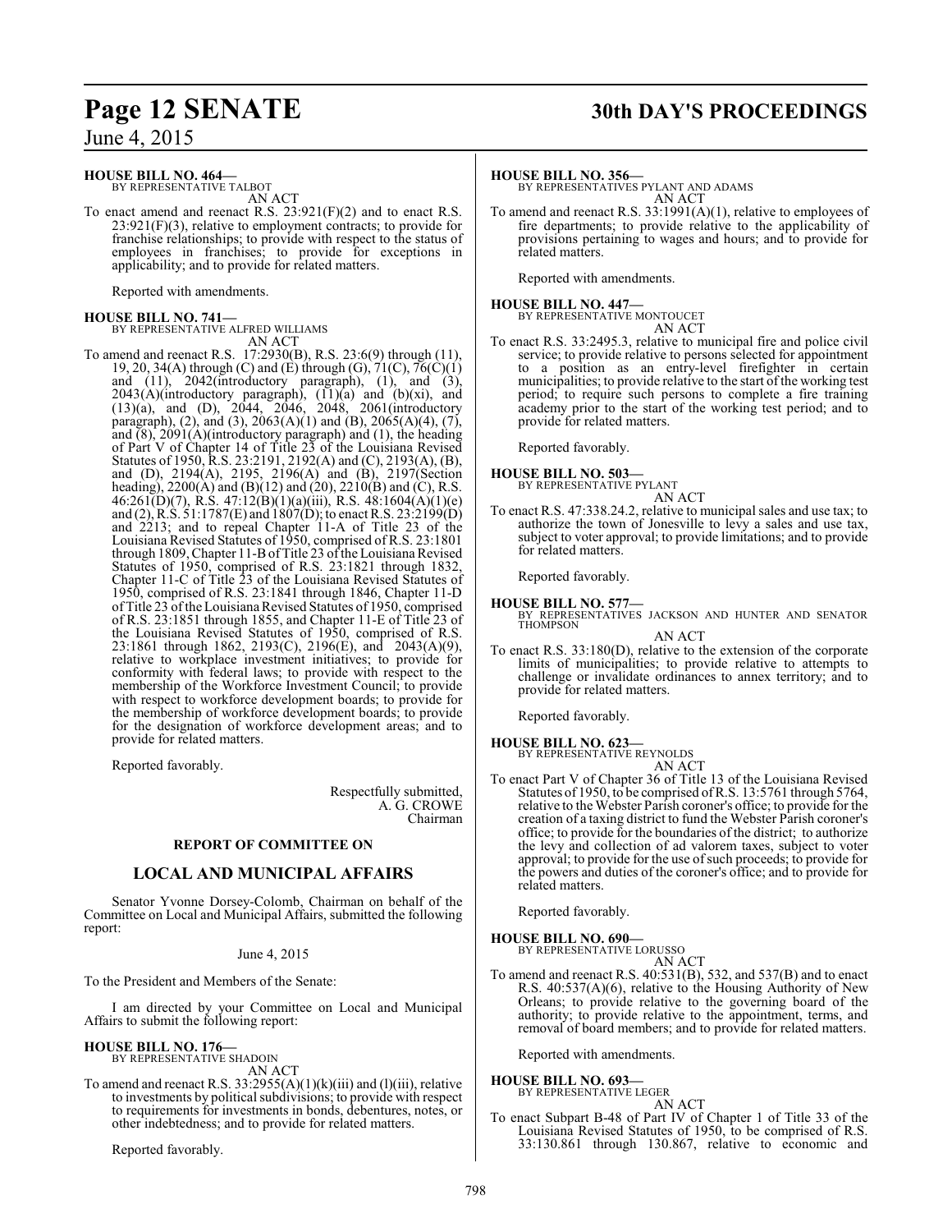**HOUSE BILL NO. 464—**
BY REPRESENTATIVE TALBOT
AN ACT

To enact amend and reenact R.S. 23:921(F)(2) and to enact R.S. 23:921(F)(3), relative to employment contracts; to provide for franchise relationships; to provide with respect to the status of employees in franchises; to provide for exceptions in applicability; and to provide for related matters.

Reported with amendments.

**HOUSE BILL NO. 741—**
BY REPRESENTATIVE ALFRED WILLIAMS
AN ACT

To amend and reenact R.S. 17:2930(B), R.S. 23:6(9) through (11), 19, 20, 34(A) through (C) and (E) through (G), 71(C), 76(C)(1) and (11), 2042(introductory paragraph), (1), and (3), 2043(A)(introductory paragraph), (11)(a) and (b)(xi), and (13)(a), and (D), 2044, 2046, 2048, 2061(introductory paragraph), (2), and (3), 2063(A)(1) and (B), 2065(A)(4), (7), and (8), 2091(A)(introductory paragraph) and (1), the heading of Part V of Chapter 14 of Title 23 of the Louisiana Revised Statutes of 1950, R.S. 23:2191, 2192(A) and (C), 2193(A), (B), and (D), 2194(A), 2195, 2196(A) and (B), 2197(Section heading), 2200(A) and (B)(12) and (20), 2210(B) and (C), R.S. 46:261(D)(7), R.S. 47:12(B)(1)(a)(iii), R.S. 48:1604(A)(1)(e) and (2), R.S. 51:1787(E) and 1807(D); to enact R.S. 23:2199(D) and 2213; and to repeal Chapter 11-A of Title 23 of the Louisiana Revised Statutes of 1950, comprised of R.S. 23:1801 through 1809, Chapter 11-B of Title 23 of the Louisiana Revised Statutes of 1950, comprised of R.S. 23:1821 through 1832, Chapter 11-C of Title 23 of the Louisiana Revised Statutes of 1950, comprised of R.S. 23:1841 through 1846, Chapter 11-D of Title 23 of the Louisiana Revised Statutes of 1950, comprised of R.S. 23:1851 through 1855, and Chapter 11-E of Title 23 of the Louisiana Revised Statutes of 1950, comprised of R.S. 23:1861 through 1862, 2193(C), 2196(E), and 2043(A)(9), relative to workplace investment initiatives; to provide for conformity with federal laws; to provide with respect to the membership of the Workforce Investment Council; to provide with respect to workforce development boards; to provide for the membership of workforce development boards; to provide for the designation of workforce development areas; and to provide for related matters.

Reported favorably.

Respectfully submitted,
A. G. CROWE
Chairman

**REPORT OF COMMITTEE ON**

## LOCAL AND MUNICIPAL AFFAIRS

Senator Yvonne Dorsey-Colomb, Chairman on behalf of the Committee on Local and Municipal Affairs, submitted the following report:

June 4, 2015

To the President and Members of the Senate:

I am directed by your Committee on Local and Municipal Affairs to submit the following report:

**HOUSE BILL NO. 176—**
BY REPRESENTATIVE SHADOIN
AN ACT

To amend and reenact R.S. 33:2955(A)(1)(k)(iii) and (l)(iii), relative to investments by political subdivisions; to provide with respect to requirements for investments in bonds, debentures, notes, or other indebtedness; and to provide for related matters.

Reported favorably.

**HOUSE BILL NO. 356—**
BY REPRESENTATIVES PYLANT AND ADAMS
AN ACT

To amend and reenact R.S. 33:1991(A)(1), relative to employees of fire departments; to provide relative to the applicability of provisions pertaining to wages and hours; and to provide for related matters.

Reported with amendments.

**HOUSE BILL NO. 447—**
BY REPRESENTATIVE MONTOUCET
AN ACT

To enact R.S. 33:2495.3, relative to municipal fire and police civil service; to provide relative to persons selected for appointment to a position as an entry-level firefighter in certain municipalities; to provide relative to the start of the working test period; to require such persons to complete a fire training academy prior to the start of the working test period; and to provide for related matters.

Reported favorably.

**HOUSE BILL NO. 503—**
BY REPRESENTATIVE PYLANT
AN ACT

To enact R.S. 47:338.24.2, relative to municipal sales and use tax; to authorize the town of Jonesville to levy a sales and use tax, subject to voter approval; to provide limitations; and to provide for related matters.

Reported favorably.

**HOUSE BILL NO. 577—**
BY REPRESENTATIVES JACKSON AND HUNTER AND SENATOR THOMPSON
AN ACT

To enact R.S. 33:180(D), relative to the extension of the corporate limits of municipalities; to provide relative to attempts to challenge or invalidate ordinances to annex territory; and to provide for related matters.

Reported favorably.

**HOUSE BILL NO. 623—**
BY REPRESENTATIVE REYNOLDS
AN ACT

To enact Part V of Chapter 36 of Title 13 of the Louisiana Revised Statutes of 1950, to be comprised of R.S. 13:5761 through 5764, relative to the Webster Parish coroner's office; to provide for the creation of a taxing district to fund the Webster Parish coroner's office; to provide for the boundaries of the district; to authorize the levy and collection of ad valorem taxes, subject to voter approval; to provide for the use of such proceeds; to provide for the powers and duties of the coroner's office; and to provide for related matters.

Reported favorably.

**HOUSE BILL NO. 690—**
BY REPRESENTATIVE LORUSSO
AN ACT

To amend and reenact R.S. 40:531(B), 532, and 537(B) and to enact R.S. 40:537(A)(6), relative to the Housing Authority of New Orleans; to provide relative to the governing board of the authority; to provide relative to the appointment, terms, and removal of board members; and to provide for related matters.

Reported with amendments.

**HOUSE BILL NO. 693—**
BY REPRESENTATIVE LEGER
AN ACT

To enact Subpart B-48 of Part IV of Chapter 1 of Title 33 of the Louisiana Revised Statutes of 1950, to be comprised of R.S. 33:130.861 through 130.867, relative to economic and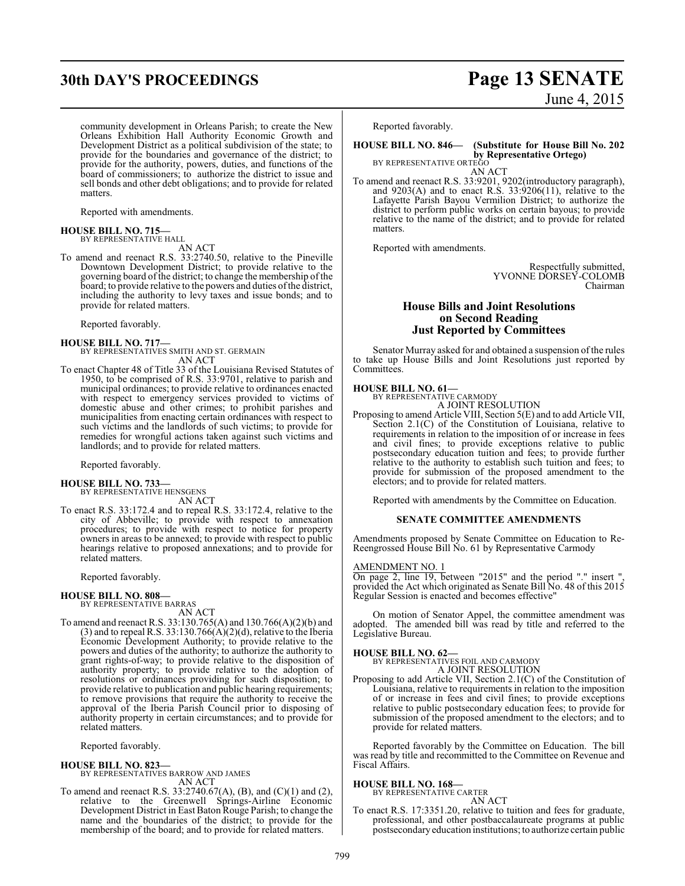community development in Orleans Parish; to create the New Orleans Exhibition Hall Authority Economic Growth and Development District as a political subdivision of the state; to provide for the boundaries and governance of the district; to provide for the authority, powers, duties, and functions of the board of commissioners; to authorize the district to issue and sell bonds and other debt obligations; and to provide for related matters.

Reported with amendments.

**HOUSE BILL NO. 715—**
BY REPRESENTATIVE HALL
AN ACT

To amend and reenact R.S. 33:2740.50, relative to the Pineville Downtown Development District; to provide relative to the governing board of the district; to change the membership of the board; to provide relative to the powers and duties of the district, including the authority to levy taxes and issue bonds; and to provide for related matters.

Reported favorably.

**HOUSE BILL NO. 717—**
BY REPRESENTATIVES SMITH AND ST. GERMAIN
AN ACT

To enact Chapter 48 of Title 33 of the Louisiana Revised Statutes of 1950, to be comprised of R.S. 33:9701, relative to parish and municipal ordinances; to provide relative to ordinances enacted with respect to emergency services provided to victims of domestic abuse and other crimes; to prohibit parishes and municipalities from enacting certain ordinances with respect to such victims and the landlords of such victims; to provide for remedies for wrongful actions taken against such victims and landlords; and to provide for related matters.

Reported favorably.

**HOUSE BILL NO. 733—**
BY REPRESENTATIVE HENSGENS
AN ACT

To enact R.S. 33:172.4 and to repeal R.S. 33:172.4, relative to the city of Abbeville; to provide with respect to annexation procedures; to provide with respect to notice for property owners in areas to be annexed; to provide with respect to public hearings relative to proposed annexations; and to provide for related matters.

Reported favorably.

**HOUSE BILL NO. 808—**
BY REPRESENTATIVE BARRAS
AN ACT

To amend and reenact R.S. 33:130.765(A) and 130.766(A)(2)(b) and (3) and to repeal R.S. 33:130.766(A)(2)(d), relative to the Iberia Economic Development Authority; to provide relative to the powers and duties of the authority; to authorize the authority to grant rights-of-way; to provide relative to the disposition of authority property; to provide relative to the adoption of resolutions or ordinances providing for such disposition; to provide relative to publication and public hearing requirements; to remove provisions that require the authority to receive the approval of the Iberia Parish Council prior to disposing of authority property in certain circumstances; and to provide for related matters.

Reported favorably.

**HOUSE BILL NO. 823—**
BY REPRESENTATIVES BARROW AND JAMES
AN ACT

To amend and reenact R.S. 33:2740.67(A), (B), and (C)(1) and (2), relative to the Greenwell Springs-Airline Economic Development District in East Baton Rouge Parish; to change the name and the boundaries of the district; to provide for the membership of the board; and to provide for related matters.

Reported favorably.

**HOUSE BILL NO. 846— (Substitute for House Bill No. 202 by Representative Ortego)**
BY REPRESENTATIVE ORTEGO
AN ACT

To amend and reenact R.S. 33:9201, 9202(introductory paragraph), and 9203(A) and to enact R.S. 33:9206(11), relative to the Lafayette Parish Bayou Vermilion District; to authorize the district to perform public works on certain bayous; to provide relative to the name of the district; and to provide for related matters.

Reported with amendments.

Respectfully submitted,
YVONNE DORSEY-COLOMB
Chairman

## House Bills and Joint Resolutions on Second Reading Just Reported by Committees

Senator Murray asked for and obtained a suspension of the rules to take up House Bills and Joint Resolutions just reported by Committees.

**HOUSE BILL NO. 61—**
BY REPRESENTATIVE CARMODY
A JOINT RESOLUTION

Proposing to amend Article VIII, Section 5(E) and to add Article VII, Section 2.1(C) of the Constitution of Louisiana, relative to requirements in relation to the imposition of or increase in fees and civil fines; to provide exceptions relative to public postsecondary education tuition and fees; to provide further relative to the authority to establish such tuition and fees; to provide for submission of the proposed amendment to the electors; and to provide for related matters.

Reported with amendments by the Committee on Education.

### SENATE COMMITTEE AMENDMENTS

Amendments proposed by Senate Committee on Education to Re-Reengrossed House Bill No. 61 by Representative Carmody

AMENDMENT NO. 1
On page 2, line 19, between "2015" and the period "." insert ", provided the Act which originated as Senate Bill No. 48 of this 2015 Regular Session is enacted and becomes effective"

On motion of Senator Appel, the committee amendment was adopted. The amended bill was read by title and referred to the Legislative Bureau.

**HOUSE BILL NO. 62—**
BY REPRESENTATIVES FOIL AND CARMODY
A JOINT RESOLUTION

Proposing to add Article VII, Section 2.1(C) of the Constitution of Louisiana, relative to requirements in relation to the imposition of or increase in fees and civil fines; to provide exceptions relative to public postsecondary education fees; to provide for submission of the proposed amendment to the electors; and to provide for related matters.

Reported favorably by the Committee on Education. The bill was read by title and recommitted to the Committee on Revenue and Fiscal Affairs.

**HOUSE BILL NO. 168—**
BY REPRESENTATIVE CARTER
AN ACT

To enact R.S. 17:3351.20, relative to tuition and fees for graduate, professional, and other postbaccalaureate programs at public postsecondary education institutions; to authorize certain public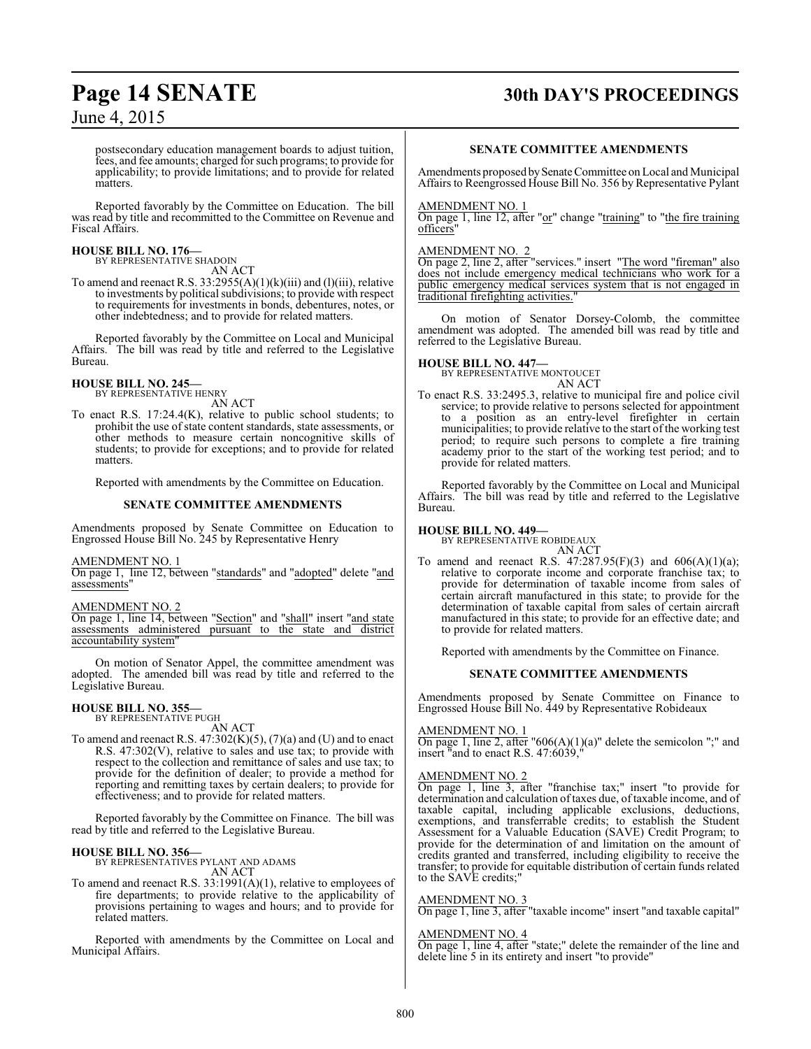postsecondary education management boards to adjust tuition, fees, and fee amounts; charged for such programs; to provide for applicability; to provide limitations; and to provide for related matters.

Reported favorably by the Committee on Education. The bill was read by title and recommitted to the Committee on Revenue and Fiscal Affairs.

**HOUSE BILL NO. 176—**
BY REPRESENTATIVE SHADOIN
AN ACT

To amend and reenact R.S. 33:2955(A)(1)(k)(iii) and (l)(iii), relative to investments by political subdivisions; to provide with respect to requirements for investments in bonds, debentures, notes, or other indebtedness; and to provide for related matters.

Reported favorably by the Committee on Local and Municipal Affairs. The bill was read by title and referred to the Legislative Bureau.

**HOUSE BILL NO. 245—**
BY REPRESENTATIVE HENRY
AN ACT

To enact R.S. 17:24.4(K), relative to public school students; to prohibit the use of state content standards, state assessments, or other methods to measure certain noncognitive skills of students; to provide for exceptions; and to provide for related matters.

Reported with amendments by the Committee on Education.

**SENATE COMMITTEE AMENDMENTS**

Amendments proposed by Senate Committee on Education to Engrossed House Bill No. 245 by Representative Henry

AMENDMENT NO. 1
On page 1, line 12, between "standards" and "adopted" delete "and assessments"

AMENDMENT NO. 2
On page 1, line 14, between "Section" and "shall" insert "and state assessments administered pursuant to the state and district accountability system"

On motion of Senator Appel, the committee amendment was adopted. The amended bill was read by title and referred to the Legislative Bureau.

**HOUSE BILL NO. 355—**
BY REPRESENTATIVE PUGH
AN ACT

To amend and reenact R.S. 47:302(K)(5), (7)(a) and (U) and to enact R.S. 47:302(V), relative to sales and use tax; to provide with respect to the collection and remittance of sales and use tax; to provide for the definition of dealer; to provide a method for reporting and remitting taxes by certain dealers; to provide for effectiveness; and to provide for related matters.

Reported favorably by the Committee on Finance. The bill was read by title and referred to the Legislative Bureau.

**HOUSE BILL NO. 356—**
BY REPRESENTATIVES PYLANT AND ADAMS
AN ACT

To amend and reenact R.S. 33:1991(A)(1), relative to employees of fire departments; to provide relative to the applicability of provisions pertaining to wages and hours; and to provide for related matters.

Reported with amendments by the Committee on Local and Municipal Affairs.

**SENATE COMMITTEE AMENDMENTS**

Amendments proposed by Senate Committee on Local and Municipal Affairs to Reengrossed House Bill No. 356 by Representative Pylant

AMENDMENT NO. 1
On page 1, line 12, after "or" change "training" to "the fire training officers"

AMENDMENT NO. 2
On page 2, line 2, after "services." insert "The word "fireman" also does not include emergency medical technicians who work for a public emergency medical services system that is not engaged in traditional firefighting activities."

On motion of Senator Dorsey-Colomb, the committee amendment was adopted. The amended bill was read by title and referred to the Legislative Bureau.

**HOUSE BILL NO. 447—**
BY REPRESENTATIVE MONTOUCET
AN ACT

To enact R.S. 33:2495.3, relative to municipal fire and police civil service; to provide relative to persons selected for appointment to a position as an entry-level firefighter in certain municipalities; to provide relative to the start of the working test period; to require such persons to complete a fire training academy prior to the start of the working test period; and to provide for related matters.

Reported favorably by the Committee on Local and Municipal Affairs. The bill was read by title and referred to the Legislative Bureau.

**HOUSE BILL NO. 449—**
BY REPRESENTATIVE ROBIDEAUX
AN ACT

To amend and reenact R.S. 47:287.95(F)(3) and 606(A)(1)(a); relative to corporate income and corporate franchise tax; to provide for determination of taxable income from sales of certain aircraft manufactured in this state; to provide for the determination of taxable capital from sales of certain aircraft manufactured in this state; to provide for an effective date; and to provide for related matters.

Reported with amendments by the Committee on Finance.

**SENATE COMMITTEE AMENDMENTS**

Amendments proposed by Senate Committee on Finance to Engrossed House Bill No. 449 by Representative Robideaux

AMENDMENT NO. 1
On page 1, line 2, after "606(A)(1)(a)" delete the semicolon ";" and insert "and to enact R.S. 47:6039,"

AMENDMENT NO. 2
On page 1, line 3, after "franchise tax;" insert "to provide for determination and calculation of taxes due, of taxable income, and of taxable capital, including applicable exclusions, deductions, exemptions, and transferrable credits; to establish the Student Assessment for a Valuable Education (SAVE) Credit Program; to provide for the determination of and limitation on the amount of credits granted and transferred, including eligibility to receive the transfer; to provide for equitable distribution of certain funds related to the SAVE credits;"

AMENDMENT NO. 3
On page 1, line 3, after "taxable income" insert "and taxable capital"

AMENDMENT NO. 4
On page 1, line 4, after "state;" delete the remainder of the line and delete line 5 in its entirety and insert "to provide"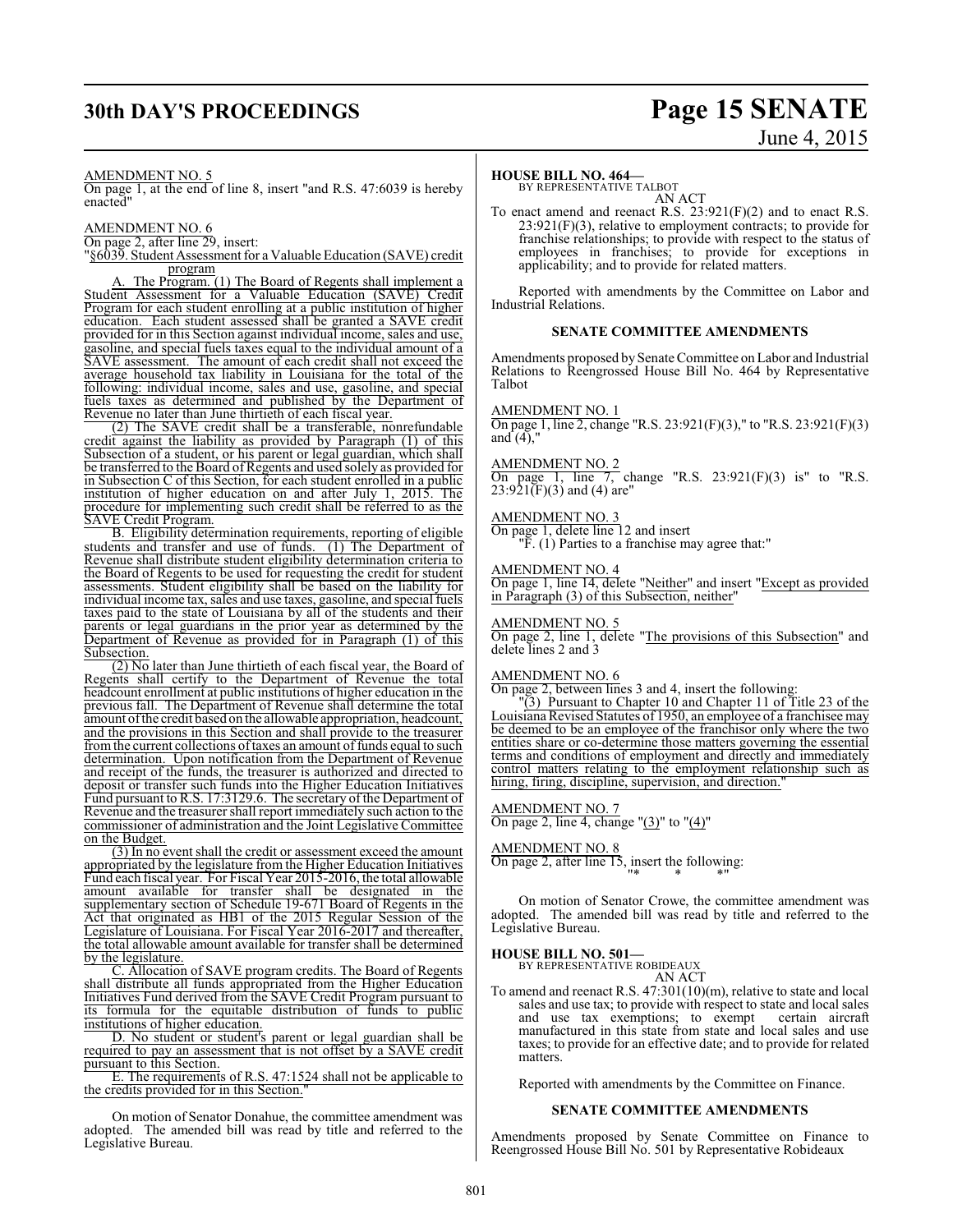AMENDMENT NO. 5

On page 1, at the end of line 8, insert "and R.S. 47:6039 is hereby enacted"

AMENDMENT NO. 6

On page 2, after line 29, insert:

"§6039. Student Assessment for a Valuable Education (SAVE) credit program

A. The Program. (1) The Board of Regents shall implement a Student Assessment for a Valuable Education (SAVE) Credit Program for each student enrolling at a public institution of higher education. Each student assessed shall be granted a SAVE credit provided for in this Section against individual income, sales and use, gasoline, and special fuels taxes equal to the individual amount of a SAVE assessment. The amount of each credit shall not exceed the average household tax liability in Louisiana for the total of the following: individual income, sales and use, gasoline, and special fuels taxes as determined and published by the Department of Revenue no later than June thirtieth of each fiscal year.

(2) The SAVE credit shall be a transferable, nonrefundable credit against the liability as provided by Paragraph (1) of this Subsection of a student, or his parent or legal guardian, which shall be transferred to the Board of Regents and used solely as provided for in Subsection C of this Section, for each student enrolled in a public institution of higher education on and after July 1, 2015. The procedure for implementing such credit shall be referred to as the SAVE Credit Program.

B. Eligibility determination requirements, reporting of eligible students and transfer and use of funds. (1) The Department of Revenue shall distribute student eligibility determination criteria to the Board of Regents to be used for requesting the credit for student assessments. Student eligibility shall be based on the liability for individual income tax, sales and use taxes, gasoline, and special fuels taxes paid to the state of Louisiana by all of the students and their parents or legal guardians in the prior year as determined by the Department of Revenue as provided for in Paragraph (1) of this Subsection.

(2) No later than June thirtieth of each fiscal year, the Board of Regents shall certify to the Department of Revenue the total headcount enrollment at public institutions of higher education in the previous fall. The Department of Revenue shall determine the total amount of the credit based on the allowable appropriation, headcount, and the provisions in this Section and shall provide to the treasurer from the current collections of taxes an amount of funds equal to such determination. Upon notification from the Department of Revenue and receipt of the funds, the treasurer is authorized and directed to deposit or transfer such funds into the Higher Education Initiatives Fund pursuant to R.S. 17:3129.6. The secretary of the Department of Revenue and the treasurer shall report immediately such action to the commissioner of administration and the Joint Legislative Committee on the Budget.

(3) In no event shall the credit or assessment exceed the amount appropriated by the legislature from the Higher Education Initiatives Fund each fiscal year. For Fiscal Year 2015-2016, the total allowable amount available for transfer shall be designated in the supplementary section of Schedule 19-671 Board of Regents in the Act that originated as HB1 of the 2015 Regular Session of the Legislature of Louisiana. For Fiscal Year 2016-2017 and thereafter, the total allowable amount available for transfer shall be determined by the legislature.

C. Allocation of SAVE program credits. The Board of Regents shall distribute all funds appropriated from the Higher Education Initiatives Fund derived from the SAVE Credit Program pursuant to its formula for the equitable distribution of funds to public institutions of higher education.

D. No student or student's parent or legal guardian shall be required to pay an assessment that is not offset by a SAVE credit pursuant to this Section.

E. The requirements of R.S. 47:1524 shall not be applicable to the credits provided for in this Section."

On motion of Senator Donahue, the committee amendment was adopted. The amended bill was read by title and referred to the Legislative Bureau.

**HOUSE BILL NO. 464—**
BY REPRESENTATIVE TALBOT
AN ACT

To enact amend and reenact R.S. 23:921(F)(2) and to enact R.S. 23:921(F)(3), relative to employment contracts; to provide for franchise relationships; to provide with respect to the status of employees in franchises; to provide for exceptions in applicability; and to provide for related matters.

Reported with amendments by the Committee on Labor and Industrial Relations.

## SENATE COMMITTEE AMENDMENTS

Amendments proposed by Senate Committee on Labor and Industrial Relations to Reengrossed House Bill No. 464 by Representative Talbot

AMENDMENT NO. 1

On page 1, line 2, change "R.S. 23:921(F)(3)," to "R.S. 23:921(F)(3) and (4),"

AMENDMENT NO. 2

On page 1, line 7, change "R.S. 23:921(F)(3) is" to "R.S. 23:921(F)(3) and (4) are"

AMENDMENT NO. 3

On page 1, delete line 12 and insert

"F. (1) Parties to a franchise may agree that:"

AMENDMENT NO. 4

On page 1, line 14, delete "Neither" and insert "Except as provided in Paragraph (3) of this Subsection, neither"

AMENDMENT NO. 5

On page 2, line 1, delete "The provisions of this Subsection" and delete lines 2 and 3

AMENDMENT NO. 6

On page 2, between lines 3 and 4, insert the following:

"(3) Pursuant to Chapter 10 and Chapter 11 of Title 23 of the Louisiana Revised Statutes of 1950, an employee of a franchisee may be deemed to be an employee of the franchisor only where the two entities share or co-determine those matters governing the essential terms and conditions of employment and directly and immediately control matters relating to the employment relationship such as hiring, firing, discipline, supervision, and direction."

AMENDMENT NO. 7

On page 2, line 4, change "(3)" to "(4)"

AMENDMENT NO. 8

On page 2, after line 15, insert the following:

"* * *"

On motion of Senator Crowe, the committee amendment was adopted. The amended bill was read by title and referred to the Legislative Bureau.

**HOUSE BILL NO. 501—**
BY REPRESENTATIVE ROBIDEAUX
AN ACT

To amend and reenact R.S. 47:301(10)(m), relative to state and local sales and use tax; to provide with respect to state and local sales and use tax exemptions; to exempt certain aircraft manufactured in this state from state and local sales and use taxes; to provide for an effective date; and to provide for related matters.

Reported with amendments by the Committee on Finance.

## SENATE COMMITTEE AMENDMENTS

Amendments proposed by Senate Committee on Finance to Reengrossed House Bill No. 501 by Representative Robideaux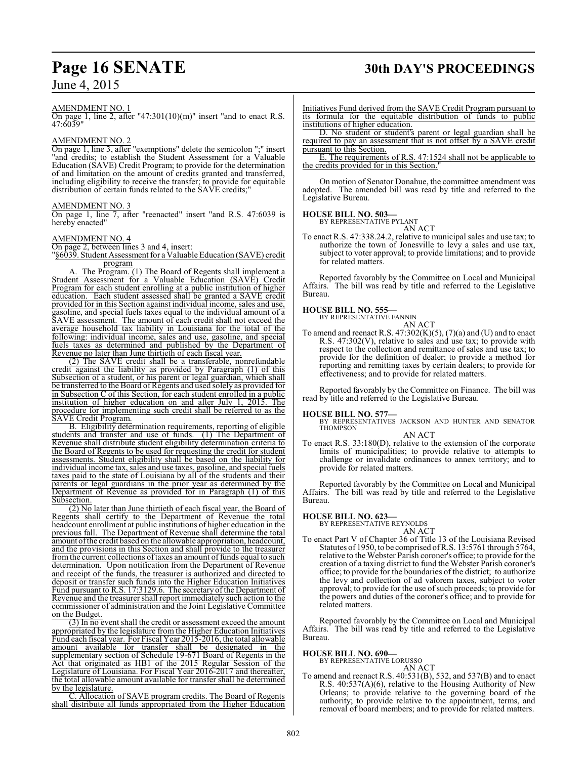AMENDMENT NO. 1

On page 1, line 2, after "47:301(10)(m)" insert "and to enact R.S. 47:6039"

AMENDMENT NO. 2

On page 1, line 3, after "exemptions" delete the semicolon ";" insert "and credits; to establish the Student Assessment for a Valuable Education (SAVE) Credit Program; to provide for the determination of and limitation on the amount of credits granted and transferred, including eligibility to receive the transfer; to provide for equitable distribution of certain funds related to the SAVE credits;"

AMENDMENT NO. 3

On page 1, line 7, after "reenacted" insert "and R.S. 47:6039 is hereby enacted"

AMENDMENT NO. 4

On page 2, between lines 3 and 4, insert:

"§6039. Student Assessment for a Valuable Education (SAVE) credit program

A. The Program. (1) The Board of Regents shall implement a Student Assessment for a Valuable Education (SAVE) Credit Program for each student enrolling at a public institution of higher education. Each student assessed shall be granted a SAVE credit provided for in this Section against individual income, sales and use, gasoline, and special fuels taxes equal to the individual amount of a SAVE assessment. The amount of each credit shall not exceed the average household tax liability in Louisiana for the total of the following: individual income, sales and use, gasoline, and special fuels taxes as determined and published by the Department of Revenue no later than June thirtieth of each fiscal year.

(2) The SAVE credit shall be a transferable, nonrefundable credit against the liability as provided by Paragraph (1) of this Subsection of a student, or his parent or legal guardian, which shall be transferred to the Board of Regents and used solely as provided for in Subsection C of this Section, for each student enrolled in a public institution of higher education on and after July 1, 2015. The procedure for implementing such credit shall be referred to as the SAVE Credit Program.

B. Eligibility determination requirements, reporting of eligible students and transfer and use of funds. (1) The Department of Revenue shall distribute student eligibility determination criteria to the Board of Regents to be used for requesting the credit for student assessments. Student eligibility shall be based on the liability for individual income tax, sales and use taxes, gasoline, and special fuels taxes paid to the state of Louisiana by all of the students and their parents or legal guardians in the prior year as determined by the Department of Revenue as provided for in Paragraph (1) of this Subsection.

(2) No later than June thirtieth of each fiscal year, the Board of Regents shall certify to the Department of Revenue the total headcount enrollment at public institutions of higher education in the previous fall. The Department of Revenue shall determine the total amount of the credit based on the allowable appropriation, headcount, and the provisions in this Section and shall provide to the treasurer from the current collections of taxes an amount of funds equal to such determination. Upon notification from the Department of Revenue and receipt of the funds, the treasurer is authorized and directed to deposit or transfer such funds into the Higher Education Initiatives Fund pursuant to R.S. 17:3129.6. The secretary of the Department of Revenue and the treasurer shall report immediately such action to the commissioner of administration and the Joint Legislative Committee on the Budget.

(3) In no event shall the credit or assessment exceed the amount appropriated by the legislature from the Higher Education Initiatives Fund each fiscal year. For Fiscal Year 2015-2016, the total allowable amount available for transfer shall be designated in the supplementary section of Schedule 19-671 Board of Regents in the Act that originated as HB1 of the 2015 Regular Session of the Legislature of Louisiana. For Fiscal Year 2016-2017 and thereafter, the total allowable amount available for transfer shall be determined by the legislature.

C. Allocation of SAVE program credits. The Board of Regents shall distribute all funds appropriated from the Higher Education Initiatives Fund derived from the SAVE Credit Program pursuant to its formula for the equitable distribution of funds to public institutions of higher education.

D. No student or student's parent or legal guardian shall be required to pay an assessment that is not offset by a SAVE credit pursuant to this Section.

E. The requirements of R.S. 47:1524 shall not be applicable to the credits provided for in this Section."

On motion of Senator Donahue, the committee amendment was adopted. The amended bill was read by title and referred to the Legislative Bureau.

**HOUSE BILL NO. 503—**
BY REPRESENTATIVE PYLANT

AN ACT

To enact R.S. 47:338.24.2, relative to municipal sales and use tax; to authorize the town of Jonesville to levy a sales and use tax, subject to voter approval; to provide limitations; and to provide for related matters.

Reported favorably by the Committee on Local and Municipal Affairs. The bill was read by title and referred to the Legislative Bureau.

**HOUSE BILL NO. 555—**
BY REPRESENTATIVE FANNIN

AN ACT

To amend and reenact R.S. 47:302(K)(5), (7)(a) and (U) and to enact R.S. 47:302(V), relative to sales and use tax; to provide with respect to the collection and remittance of sales and use tax; to provide for the definition of dealer; to provide a method for reporting and remitting taxes by certain dealers; to provide for effectiveness; and to provide for related matters.

Reported favorably by the Committee on Finance. The bill was read by title and referred to the Legislative Bureau.

**HOUSE BILL NO. 577—**
BY REPRESENTATIVES JACKSON AND HUNTER AND SENATOR THOMPSON

AN ACT

To enact R.S. 33:180(D), relative to the extension of the corporate limits of municipalities; to provide relative to attempts to challenge or invalidate ordinances to annex territory; and to provide for related matters.

Reported favorably by the Committee on Local and Municipal Affairs. The bill was read by title and referred to the Legislative Bureau.

**HOUSE BILL NO. 623—**
BY REPRESENTATIVE REYNOLDS

AN ACT

To enact Part V of Chapter 36 of Title 13 of the Louisiana Revised Statutes of 1950, to be comprised of R.S. 13:5761 through 5764, relative to the Webster Parish coroner's office; to provide for the creation of a taxing district to fund the Webster Parish coroner's office; to provide for the boundaries of the district; to authorize the levy and collection of ad valorem taxes, subject to voter approval; to provide for the use of such proceeds; to provide for the powers and duties of the coroner's office; and to provide for related matters.

Reported favorably by the Committee on Local and Municipal Affairs. The bill was read by title and referred to the Legislative Bureau.

**HOUSE BILL NO. 690—**
BY REPRESENTATIVE LORUSSO

AN ACT

To amend and reenact R.S. 40:531(B), 532, and 537(B) and to enact R.S. 40:537(A)(6), relative to the Housing Authority of New Orleans; to provide relative to the governing board of the authority; to provide relative to the appointment, terms, and removal of board members; and to provide for related matters.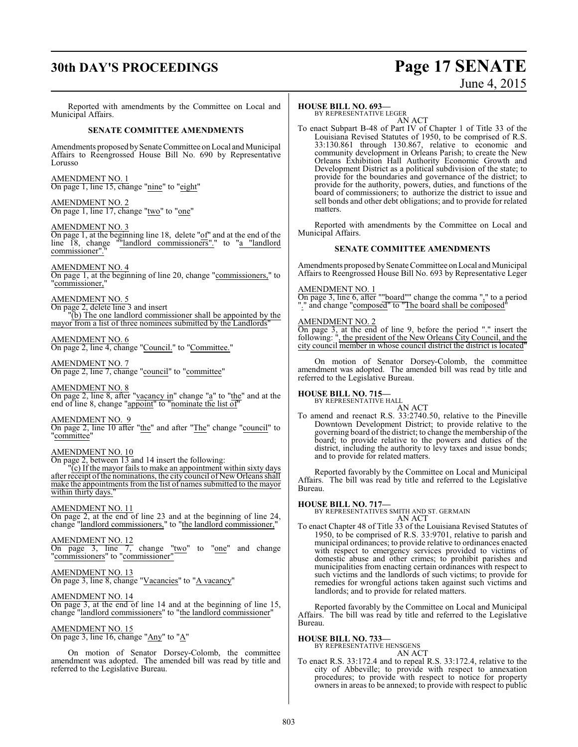Reported with amendments by the Committee on Local and Municipal Affairs.

**SENATE COMMITTEE AMENDMENTS**

Amendments proposed by Senate Committee on Local and Municipal Affairs to Reengrossed House Bill No. 690 by Representative Lorusso

AMENDMENT NO. 1
On page 1, line 15, change "nine" to "eight"

AMENDMENT NO. 2
On page 1, line 17, change "two" to "one"

AMENDMENT NO. 3
On page 1, at the beginning line 18, delete "of" and at the end of the line 18, change ""landlord commissioners"." to "a "landlord commissioner"."

AMENDMENT NO. 4
On page 1, at the beginning of line 20, change "commissioners," to "commissioner,"

AMENDMENT NO. 5
On page 2, delete line 3 and insert
"(b) The one landlord commissioner shall be appointed by the mayor from a list of three nominees submitted by the Landlords"

AMENDMENT NO. 6
On page 2, line 4, change "Council." to "Committee."

AMENDMENT NO. 7
On page 2, line 7, change "council" to "committee"

AMENDMENT NO. 8
On page 2, line 8, after "vacancy in" change "a" to "the" and at the end of line 8, change "appoint" to "nominate the list of"

AMENDMENT NO. 9
On page 2, line 10 after "the" and after "The" change "council" to "committee"

AMENDMENT NO. 10
On page 2, between 13 and 14 insert the following:
"(c) If the mayor fails to make an appointment within sixty days after receipt of the nominations, the city council of New Orleans shall make the appointments from the list of names submitted to the mayor within thirty days."

AMENDMENT NO. 11
On page 2, at the end of line 23 and at the beginning of line 24, change "landlord commissioners," to "the landlord commissioner,"

AMENDMENT NO. 12
On page 3, line 7, change "two" to "one" and change "commissioners" to "commissioner"

AMENDMENT NO. 13
On page 3, line 8, change "Vacancies" to "A vacancy"

AMENDMENT NO. 14
On page 3, at the end of line 14 and at the beginning of line 15, change "landlord commissioners" to "the landlord commissioner"

AMENDMENT NO. 15
On page 3, line 16, change "Any" to "A"

On motion of Senator Dorsey-Colomb, the committee amendment was adopted. The amended bill was read by title and referred to the Legislative Bureau.

**HOUSE BILL NO. 693—**
BY REPRESENTATIVE LEGER
AN ACT
To enact Subpart B-48 of Part IV of Chapter 1 of Title 33 of the Louisiana Revised Statutes of 1950, to be comprised of R.S. 33:130.861 through 130.867, relative to economic and community development in Orleans Parish; to create the New Orleans Exhibition Hall Authority Economic Growth and Development District as a political subdivision of the state; to provide for the boundaries and governance of the district; to provide for the authority, powers, duties, and functions of the board of commissioners; to authorize the district to issue and sell bonds and other debt obligations; and to provide for related matters.

Reported with amendments by the Committee on Local and Municipal Affairs.

**SENATE COMMITTEE AMENDMENTS**

Amendments proposed by Senate Committee on Local and Municipal Affairs to Reengrossed House Bill No. 693 by Representative Leger

AMENDMENT NO. 1
On page 3, line 6, after ""board"" change the comma "," to a period "." and change "composed" to "The board shall be composed"

AMENDMENT NO. 2
On page 3, at the end of line 9, before the period "." insert the following: ", the president of the New Orleans City Council, and the city council member in whose council district the district is located"

On motion of Senator Dorsey-Colomb, the committee amendment was adopted. The amended bill was read by title and referred to the Legislative Bureau.

**HOUSE BILL NO. 715—**
BY REPRESENTATIVE HALL
AN ACT
To amend and reenact R.S. 33:2740.50, relative to the Pineville Downtown Development District; to provide relative to the governing board of the district; to change the membership of the board; to provide relative to the powers and duties of the district, including the authority to levy taxes and issue bonds; and to provide for related matters.

Reported favorably by the Committee on Local and Municipal Affairs. The bill was read by title and referred to the Legislative Bureau.

**HOUSE BILL NO. 717—**
BY REPRESENTATIVES SMITH AND ST. GERMAIN
AN ACT
To enact Chapter 48 of Title 33 of the Louisiana Revised Statutes of 1950, to be comprised of R.S. 33:9701, relative to parish and municipal ordinances; to provide relative to ordinances enacted with respect to emergency services provided to victims of domestic abuse and other crimes; to prohibit parishes and municipalities from enacting certain ordinances with respect to such victims and the landlords of such victims; to provide for remedies for wrongful actions taken against such victims and landlords; and to provide for related matters.

Reported favorably by the Committee on Local and Municipal Affairs. The bill was read by title and referred to the Legislative Bureau.

**HOUSE BILL NO. 733—**
BY REPRESENTATIVE HENSGENS
AN ACT
To enact R.S. 33:172.4 and to repeal R.S. 33:172.4, relative to the city of Abbeville; to provide with respect to annexation procedures; to provide with respect to notice for property owners in areas to be annexed; to provide with respect to public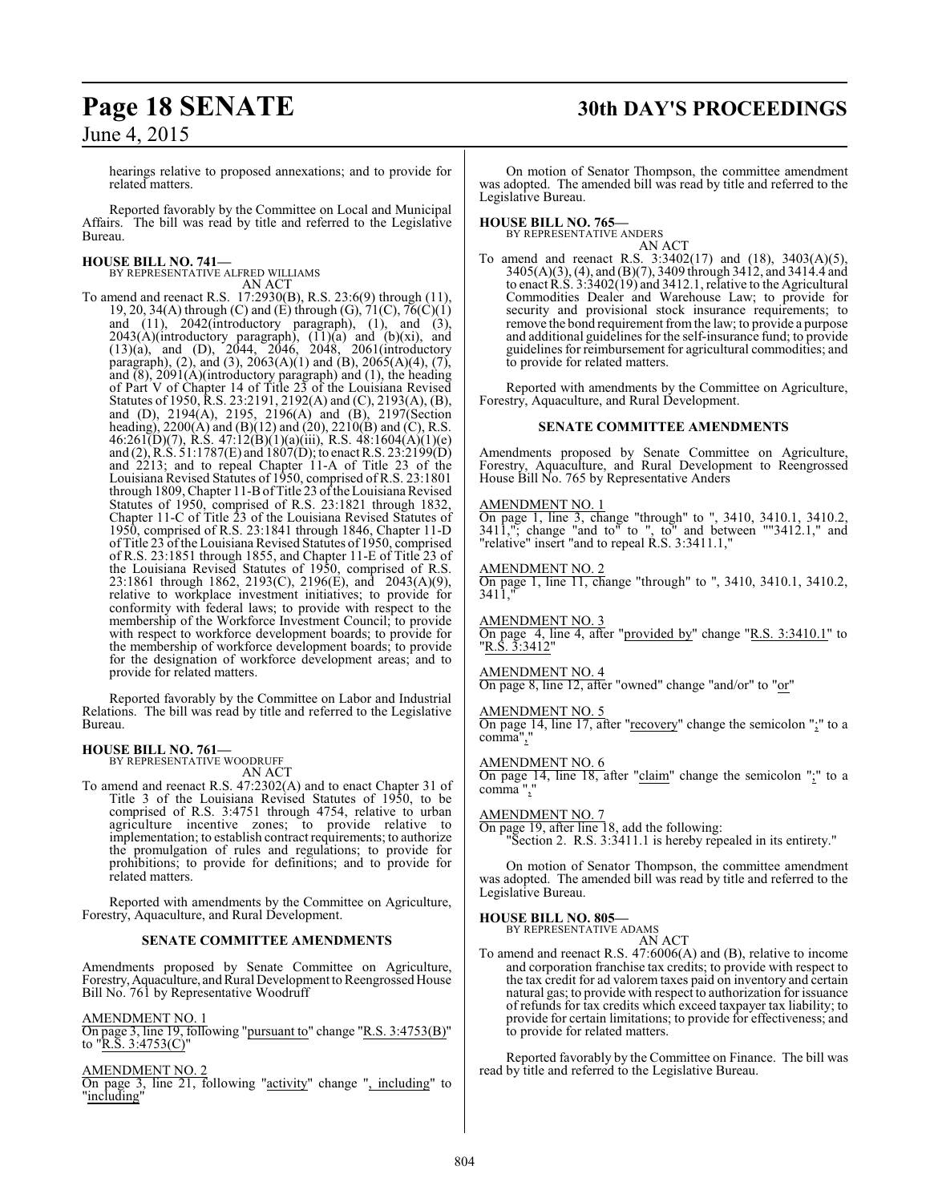hearings relative to proposed annexations; and to provide for related matters.

Reported favorably by the Committee on Local and Municipal Affairs. The bill was read by title and referred to the Legislative Bureau.

**HOUSE BILL NO. 741—**
BY REPRESENTATIVE ALFRED WILLIAMS
AN ACT

To amend and reenact R.S. 17:2930(B), R.S. 23:6(9) through (11), 19, 20, 34(A) through (C) and (E) through (G), 71(C), 76(C)(1) and (11), 2042(introductory paragraph), (1), and (3), 2043(A)(introductory paragraph), (11)(a) and (b)(xi), and (13)(a), and (D), 2044, 2046, 2048, 2061(introductory paragraph), (2), and (3), 2063(A)(1) and (B), 2065(A)(4), (7), and (8), 2091(A)(introductory paragraph) and (1), the heading of Part V of Chapter 14 of Title 23 of the Louisiana Revised Statutes of 1950, R.S. 23:2191, 2192(A) and (C), 2193(A), (B), and (D), 2194(A), 2195, 2196(A) and (B), 2197(Section heading), 2200(A) and (B)(12) and (20), 2210(B) and (C), R.S. 46:261(D)(7), R.S. 47:12(B)(1)(a)(iii), R.S. 48:1604(A)(1)(e) and (2), R.S. 51:1787(E) and 1807(D); to enact R.S. 23:2199(D) and 2213; and to repeal Chapter 11-A of Title 23 of the Louisiana Revised Statutes of 1950, comprised of R.S. 23:1801 through 1809, Chapter 11-B of Title 23 of the Louisiana Revised Statutes of 1950, comprised of R.S. 23:1821 through 1832, Chapter 11-C of Title 23 of the Louisiana Revised Statutes of 1950, comprised of R.S. 23:1841 through 1846, Chapter 11-D of Title 23 of the Louisiana Revised Statutes of 1950, comprised of R.S. 23:1851 through 1855, and Chapter 11-E of Title 23 of the Louisiana Revised Statutes of 1950, comprised of R.S. 23:1861 through 1862, 2193(C), 2196(E), and 2043(A)(9), relative to workplace investment initiatives; to provide for conformity with federal laws; to provide with respect to the membership of the Workforce Investment Council; to provide with respect to workforce development boards; to provide for the membership of workforce development boards; to provide for the designation of workforce development areas; and to provide for related matters.

Reported favorably by the Committee on Labor and Industrial Relations. The bill was read by title and referred to the Legislative Bureau.

**HOUSE BILL NO. 761—**
BY REPRESENTATIVE WOODRUFF
AN ACT

To amend and reenact R.S. 47:2302(A) and to enact Chapter 31 of Title 3 of the Louisiana Revised Statutes of 1950, to be comprised of R.S. 3:4751 through 4754, relative to urban agriculture incentive zones; to provide relative to implementation; to establish contract requirements; to authorize the promulgation of rules and regulations; to provide for prohibitions; to provide for definitions; and to provide for related matters.

Reported with amendments by the Committee on Agriculture, Forestry, Aquaculture, and Rural Development.

**SENATE COMMITTEE AMENDMENTS**

Amendments proposed by Senate Committee on Agriculture, Forestry, Aquaculture, and Rural Development to Reengrossed House Bill No. 761 by Representative Woodruff

AMENDMENT NO. 1
On page 3, line 19, following "pursuant to" change "R.S. 3:4753(B)" to "R.S. 3:4753(C)"

AMENDMENT NO. 2
On page 3, line 21, following "activity" change ", including" to "including"

On motion of Senator Thompson, the committee amendment was adopted. The amended bill was read by title and referred to the Legislative Bureau.

**HOUSE BILL NO. 765—**
BY REPRESENTATIVE ANDERS
AN ACT

To amend and reenact R.S. 3:3402(17) and (18), 3403(A)(5), 3405(A)(3), (4), and (B)(7), 3409 through 3412, and 3414.4 and to enact R.S. 3:3402(19) and 3412.1, relative to the Agricultural Commodities Dealer and Warehouse Law; to provide for security and provisional stock insurance requirements; to remove the bond requirement from the law; to provide a purpose and additional guidelines for the self-insurance fund; to provide guidelines for reimbursement for agricultural commodities; and to provide for related matters.

Reported with amendments by the Committee on Agriculture, Forestry, Aquaculture, and Rural Development.

**SENATE COMMITTEE AMENDMENTS**

Amendments proposed by Senate Committee on Agriculture, Forestry, Aquaculture, and Rural Development to Reengrossed House Bill No. 765 by Representative Anders

AMENDMENT NO. 1
On page 1, line 3, change "through" to ", 3410, 3410.1, 3410.2, 3411,"; change "and to" to ", to" and between ""3412.1," and "relative" insert "and to repeal R.S. 3:3411.1,"

AMENDMENT NO. 2
On page 1, line 11, change "through" to ", 3410, 3410.1, 3410.2, 3411,"

AMENDMENT NO. 3
On page 4, line 4, after "provided by" change "R.S. 3:3410.1" to "R.S. 3:3412"

AMENDMENT NO. 4
On page 8, line 12, after "owned" change "and/or" to "or"

AMENDMENT NO. 5
On page 14, line 17, after "recovery" change the semicolon ";" to a comma ","

AMENDMENT NO. 6
On page 14, line 18, after "claim" change the semicolon ";" to a comma ","

AMENDMENT NO. 7
On page 19, after line 18, add the following:
"Section 2. R.S. 3:3411.1 is hereby repealed in its entirety."

On motion of Senator Thompson, the committee amendment was adopted. The amended bill was read by title and referred to the Legislative Bureau.

**HOUSE BILL NO. 805—**
BY REPRESENTATIVE ADAMS
AN ACT

To amend and reenact R.S. 47:6006(A) and (B), relative to income and corporation franchise tax credits; to provide with respect to the tax credit for ad valorem taxes paid on inventory and certain natural gas; to provide with respect to authorization for issuance of refunds for tax credits which exceed taxpayer tax liability; to provide for certain limitations; to provide for effectiveness; and to provide for related matters.

Reported favorably by the Committee on Finance. The bill was read by title and referred to the Legislative Bureau.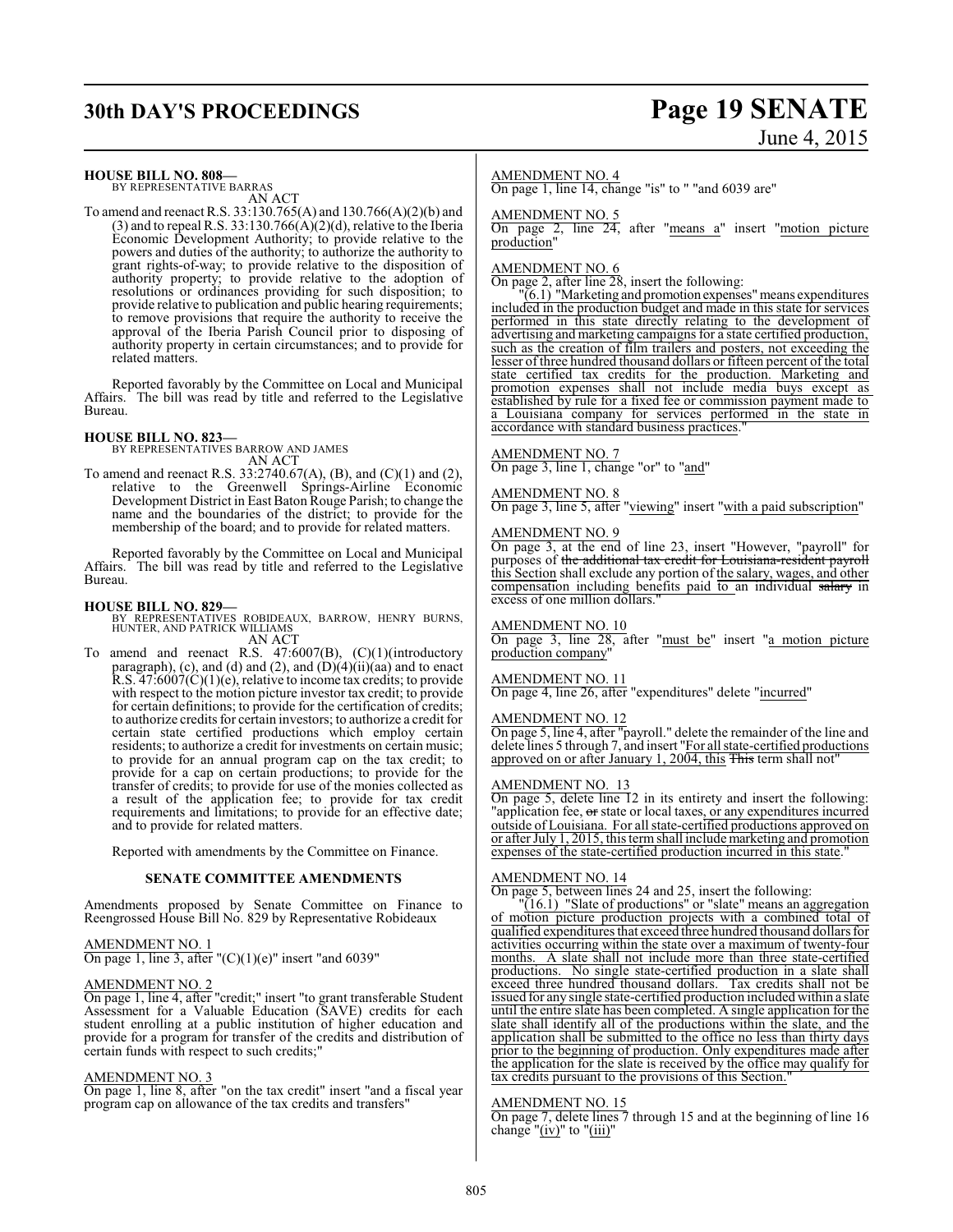**HOUSE BILL NO. 808—**
BY REPRESENTATIVE BARRAS
AN ACT

To amend and reenact R.S. 33:130.765(A) and 130.766(A)(2)(b) and (3) and to repeal R.S. 33:130.766(A)(2)(d), relative to the Iberia Economic Development Authority; to provide relative to the powers and duties of the authority; to authorize the authority to grant rights-of-way; to provide relative to the disposition of authority property; to provide relative to the adoption of resolutions or ordinances providing for such disposition; to provide relative to publication and public hearing requirements; to remove provisions that require the authority to receive the approval of the Iberia Parish Council prior to disposing of authority property in certain circumstances; and to provide for related matters.

Reported favorably by the Committee on Local and Municipal Affairs. The bill was read by title and referred to the Legislative Bureau.

**HOUSE BILL NO. 823—**
BY REPRESENTATIVES BARROW AND JAMES
AN ACT

To amend and reenact R.S. 33:2740.67(A), (B), and (C)(1) and (2), relative to the Greenwell Springs-Airline Economic Development District in East Baton Rouge Parish; to change the name and the boundaries of the district; to provide for the membership of the board; and to provide for related matters.

Reported favorably by the Committee on Local and Municipal Affairs. The bill was read by title and referred to the Legislative Bureau.

**HOUSE BILL NO. 829—**
BY REPRESENTATIVES ROBIDEAUX, BARROW, HENRY BURNS, HUNTER, AND PATRICK WILLIAMS
AN ACT

To amend and reenact R.S. 47:6007(B), (C)(1)(introductory paragraph), (c), and (d) and (2), and (D)(4)(ii)(aa) and to enact R.S. 47:6007(C)(1)(e), relative to income tax credits; to provide with respect to the motion picture investor tax credit; to provide for certain definitions; to provide for the certification of credits; to authorize credits for certain investors; to authorize a credit for certain state certified productions which employ certain residents; to authorize a credit for investments on certain music; to provide for an annual program cap on the tax credit; to provide for a cap on certain productions; to provide for the transfer of credits; to provide for use of the monies collected as a result of the application fee; to provide for tax credit requirements and limitations; to provide for an effective date; and to provide for related matters.

Reported with amendments by the Committee on Finance.

## SENATE COMMITTEE AMENDMENTS

Amendments proposed by Senate Committee on Finance to Reengrossed House Bill No. 829 by Representative Robideaux

AMENDMENT NO. 1
On page 1, line 3, after "(C)(1)(e)" insert "and 6039"

AMENDMENT NO. 2
On page 1, line 4, after "credit;" insert "to grant transferable Student Assessment for a Valuable Education (SAVE) credits for each student enrolling at a public institution of higher education and provide for a program for transfer of the credits and distribution of certain funds with respect to such credits;"

AMENDMENT NO. 3
On page 1, line 8, after "on the tax credit" insert "and a fiscal year program cap on allowance of the tax credits and transfers"

AMENDMENT NO. 4
On page 1, line 14, change "is" to " "and 6039 are"

AMENDMENT NO. 5
On page 2, line 24, after "means a" insert "motion picture production"

AMENDMENT NO. 6
On page 2, after line 28, insert the following:

"(6.1) "Marketing and promotion expenses" means expenditures included in the production budget and made in this state for services performed in this state directly relating to the development of advertising and marketing campaigns for a state certified production, such as the creation of film trailers and posters, not exceeding the lesser of three hundred thousand dollars or fifteen percent of the total state certified tax credits for the production. Marketing and promotion expenses shall not include media buys except as established by rule for a fixed fee or commission payment made to a Louisiana company for services performed in the state in accordance with standard business practices."

AMENDMENT NO. 7
On page 3, line 1, change "or" to "and"

AMENDMENT NO. 8
On page 3, line 5, after "viewing" insert "with a paid subscription"

AMENDMENT NO. 9
On page 3, at the end of line 23, insert "However, "payroll" for purposes of ~~the additional tax credit for Louisiana-resident payroll~~ this Section shall exclude any portion of the salary, wages, and other compensation including benefits paid to an individual ~~salary~~ in excess of one million dollars."

AMENDMENT NO. 10
On page 3, line 28, after "must be" insert "a motion picture production company"

AMENDMENT NO. 11
On page 4, line 26, after "expenditures" delete "incurred"

AMENDMENT NO. 12
On page 5, line 4, after "payroll." delete the remainder of the line and delete lines 5 through 7, and insert "For all state-certified productions approved on or after January 1, 2004, this ~~This~~ term shall not"

AMENDMENT NO. 13
On page 5, delete line 12 in its entirety and insert the following: "application fee, ~~or~~ state or local taxes, or any expenditures incurred outside of Louisiana. For all state-certified productions approved on or after July 1, 2015, this term shall include marketing and promotion expenses of the state-certified production incurred in this state."

AMENDMENT NO. 14
On page 5, between lines 24 and 25, insert the following:

"(16.1) "Slate of productions" or "slate" means an aggregation of motion picture production projects with a combined total of qualified expenditures that exceed three hundred thousand dollars for activities occurring within the state over a maximum of twenty-four months. A slate shall not include more than three state-certified productions. No single state-certified production in a slate shall exceed three hundred thousand dollars. Tax credits shall not be issued for any single state-certified production included within a slate until the entire slate has been completed. A single application for the slate shall identify all of the productions within the slate, and the application shall be submitted to the office no less than thirty days prior to the beginning of production. Only expenditures made after the application for the slate is received by the office may qualify for tax credits pursuant to the provisions of this Section."

AMENDMENT NO. 15
On page 7, delete lines 7 through 15 and at the beginning of line 16 change "(iv)" to "(iii)"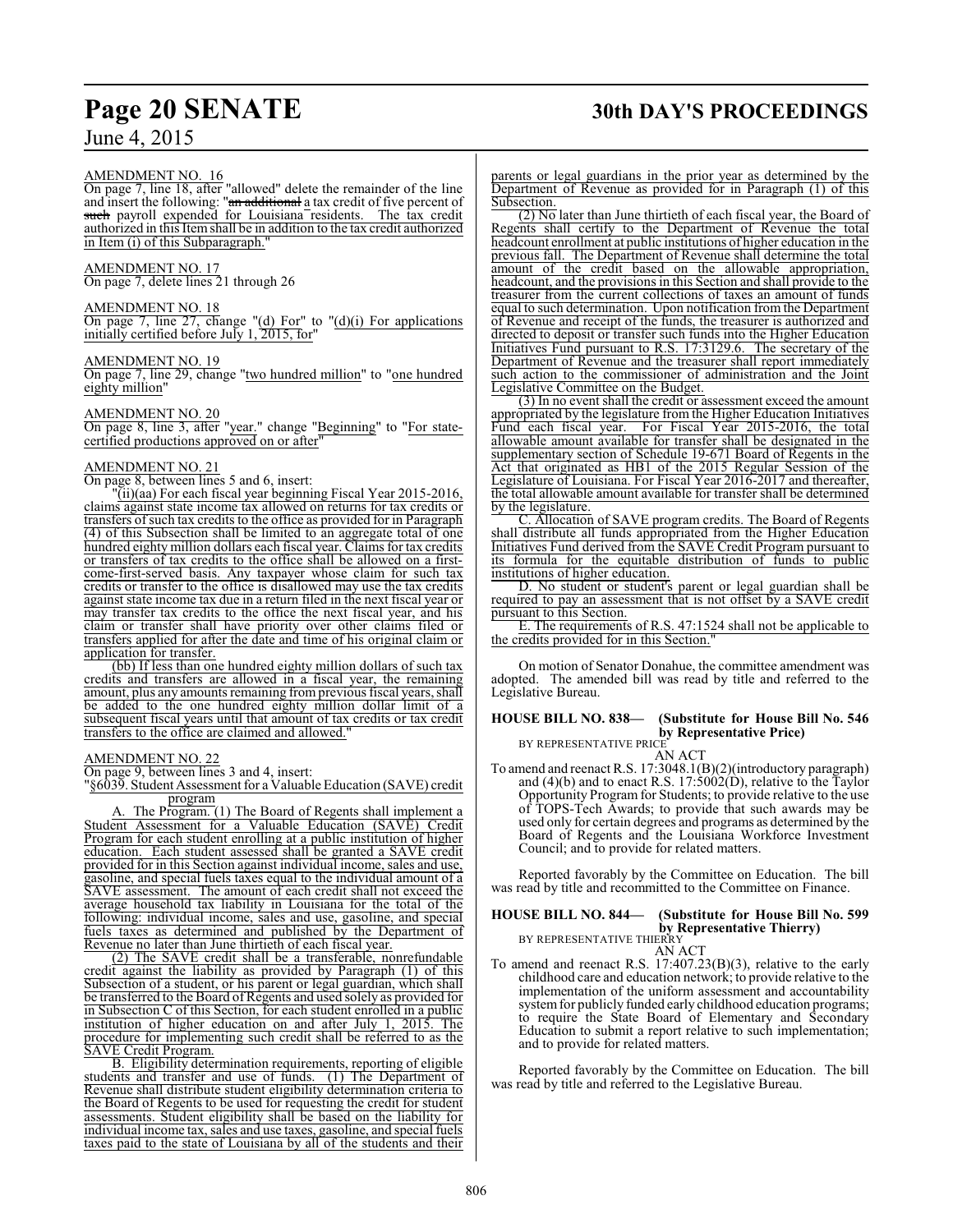AMENDMENT NO. 16

On page 7, line 18, after "allowed" delete the remainder of the line and insert the following: "~~an additional~~ a tax credit of five percent of ~~such~~ payroll expended for Louisiana residents. The tax credit authorized in this Item shall be in addition to the tax credit authorized in Item (i) of this Subparagraph."

AMENDMENT NO. 17

On page 7, delete lines 21 through 26

AMENDMENT NO. 18

On page 7, line 27, change "(d) For" to "(d)(i) For applications initially certified before July 1, 2015, for"

AMENDMENT NO. 19

On page 7, line 29, change "two hundred million" to "one hundred eighty million"

AMENDMENT NO. 20

On page 8, line 3, after "year." change "Beginning" to "For state-certified productions approved on or after"

AMENDMENT NO. 21

On page 8, between lines 5 and 6, insert:

"(ii)(aa) For each fiscal year beginning Fiscal Year 2015-2016, claims against state income tax allowed on returns for tax credits or transfers of such tax credits to the office as provided for in Paragraph (4) of this Subsection shall be limited to an aggregate total of one hundred eighty million dollars each fiscal year. Claims for tax credits or transfers of tax credits to the office shall be allowed on a first-come-first-served basis. Any taxpayer whose claim for such tax credits or transfer to the office is disallowed may use the tax credits against state income tax due in a return filed in the next fiscal year or may transfer tax credits to the office the next fiscal year, and his claim or transfer shall have priority over other claims filed or transfers applied for after the date and time of his original claim or application for transfer.

(bb) If less than one hundred eighty million dollars of such tax credits and transfers are allowed in a fiscal year, the remaining amount, plus any amounts remaining from previous fiscal years, shall be added to the one hundred eighty million dollar limit of a subsequent fiscal years until that amount of tax credits or tax credit transfers to the office are claimed and allowed."

AMENDMENT NO. 22

On page 9, between lines 3 and 4, insert:

"§6039. Student Assessment for a Valuable Education (SAVE) credit program

A. The Program. (1) The Board of Regents shall implement a Student Assessment for a Valuable Education (SAVE) Credit Program for each student enrolling at a public institution of higher education. Each student assessed shall be granted a SAVE credit provided for in this Section against individual income, sales and use, gasoline, and special fuels taxes equal to the individual amount of a SAVE assessment. The amount of each credit shall not exceed the average household tax liability in Louisiana for the total of the following: individual income, sales and use, gasoline, and special fuels taxes as determined and published by the Department of Revenue no later than June thirtieth of each fiscal year.

(2) The SAVE credit shall be a transferable, nonrefundable credit against the liability as provided by Paragraph (1) of this Subsection of a student, or his parent or legal guardian, which shall be transferred to the Board of Regents and used solely as provided for in Subsection C of this Section, for each student enrolled in a public institution of higher education on and after July 1, 2015. The procedure for implementing such credit shall be referred to as the SAVE Credit Program.

B. Eligibility determination requirements, reporting of eligible students and transfer and use of funds. (1) The Department of Revenue shall distribute student eligibility determination criteria to the Board of Regents to be used for requesting the credit for student assessments. Student eligibility shall be based on the liability for individual income tax, sales and use taxes, gasoline, and special fuels taxes paid to the state of Louisiana by all of the students and their parents or legal guardians in the prior year as determined by the Department of Revenue as provided for in Paragraph (1) of this Subsection.

(2) No later than June thirtieth of each fiscal year, the Board of Regents shall certify to the Department of Revenue the total headcount enrollment at public institutions of higher education in the previous fall. The Department of Revenue shall determine the total amount of the credit based on the allowable appropriation, headcount, and the provisions in this Section and shall provide to the treasurer from the current collections of taxes an amount of funds equal to such determination. Upon notification from the Department of Revenue and receipt of the funds, the treasurer is authorized and directed to deposit or transfer such funds into the Higher Education Initiatives Fund pursuant to R.S. 17:3129.6. The secretary of the Department of Revenue and the treasurer shall report immediately such action to the commissioner of administration and the Joint Legislative Committee on the Budget.

(3) In no event shall the credit or assessment exceed the amount appropriated by the legislature from the Higher Education Initiatives Fund each fiscal year. For Fiscal Year 2015-2016, the total allowable amount available for transfer shall be designated in the supplementary section of Schedule 19-671 Board of Regents in the Act that originated as HB1 of the 2015 Regular Session of the Legislature of Louisiana. For Fiscal Year 2016-2017 and thereafter, the total allowable amount available for transfer shall be determined by the legislature.

C. Allocation of SAVE program credits. The Board of Regents shall distribute all funds appropriated from the Higher Education Initiatives Fund derived from the SAVE Credit Program pursuant to its formula for the equitable distribution of funds to public institutions of higher education.

D. No student or student's parent or legal guardian shall be required to pay an assessment that is not offset by a SAVE credit pursuant to this Section.

E. The requirements of R.S. 47:1524 shall not be applicable to the credits provided for in this Section."

On motion of Senator Donahue, the committee amendment was adopted. The amended bill was read by title and referred to the Legislative Bureau.

**HOUSE BILL NO. 838— (Substitute for House Bill No. 546 by Representative Price)**
BY REPRESENTATIVE PRICE

AN ACT

To amend and reenact R.S. 17:3048.1(B)(2)(introductory paragraph) and (4)(b) and to enact R.S. 17:5002(D), relative to the Taylor Opportunity Program for Students; to provide relative to the use of TOPS-Tech Awards; to provide that such awards may be used only for certain degrees and programs as determined by the Board of Regents and the Louisiana Workforce Investment Council; and to provide for related matters.

Reported favorably by the Committee on Education. The bill was read by title and recommitted to the Committee on Finance.

**HOUSE BILL NO. 844— (Substitute for House Bill No. 599 by Representative Thierry)**
BY REPRESENTATIVE THIERRY

AN ACT

To amend and reenact R.S. 17:407.23(B)(3), relative to the early childhood care and education network; to provide relative to the implementation of the uniform assessment and accountability system for publicly funded early childhood education programs; to require the State Board of Elementary and Secondary Education to submit a report relative to such implementation; and to provide for related matters.

Reported favorably by the Committee on Education. The bill was read by title and referred to the Legislative Bureau.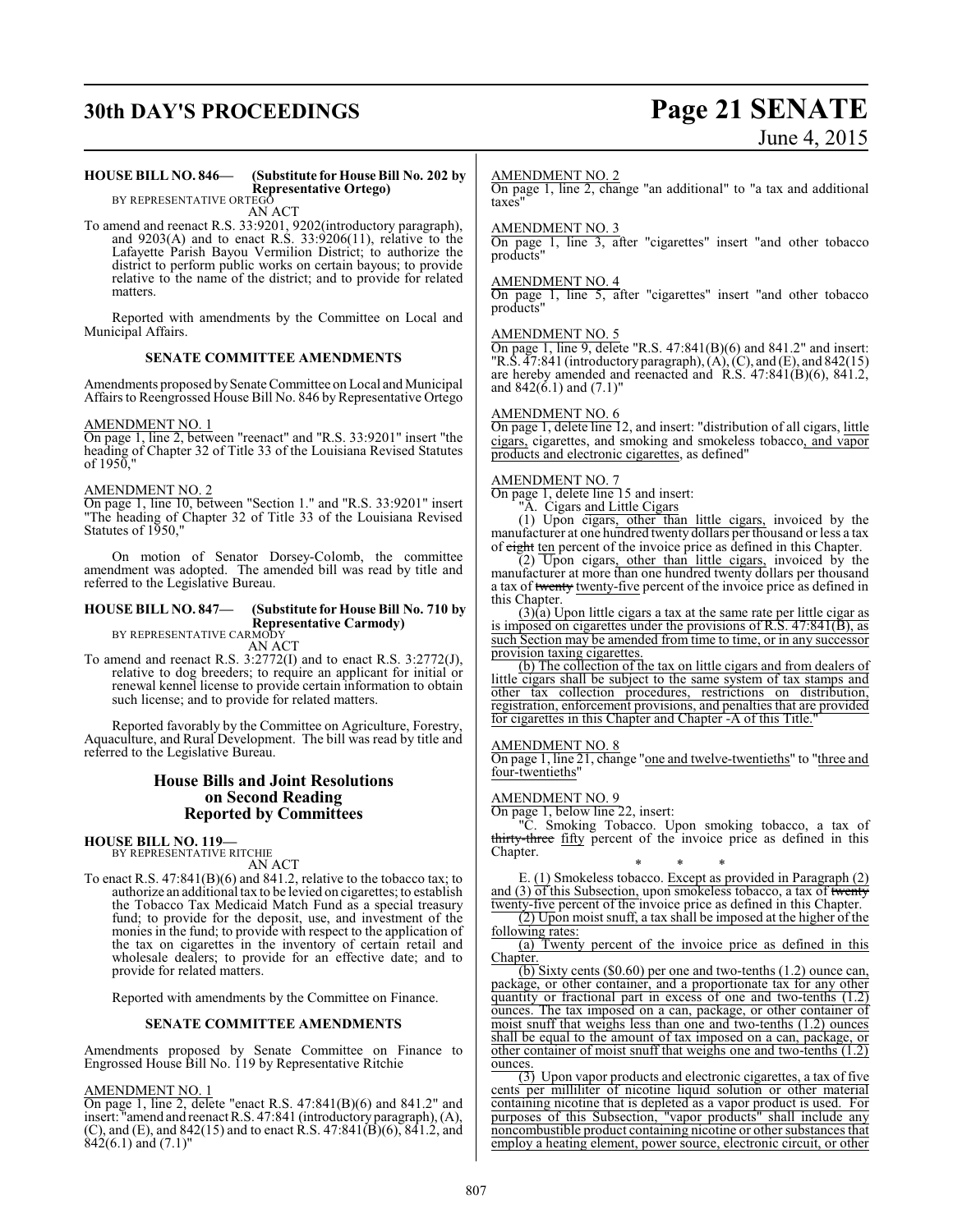**HOUSE BILL NO. 846— (Substitute for House Bill No. 202 by Representative Ortego)**
BY REPRESENTATIVE ORTEGO

AN ACT

To amend and reenact R.S. 33:9201, 9202(introductory paragraph), and 9203(A) and to enact R.S. 33:9206(11), relative to the Lafayette Parish Bayou Vermilion District; to authorize the district to perform public works on certain bayous; to provide relative to the name of the district; and to provide for related matters.

Reported with amendments by the Committee on Local and Municipal Affairs.

**SENATE COMMITTEE AMENDMENTS**

Amendments proposed by Senate Committee on Local and Municipal Affairs to Reengrossed House Bill No. 846 by Representative Ortego

AMENDMENT NO. 1

On page 1, line 2, between "reenact" and "R.S. 33:9201" insert "the heading of Chapter 32 of Title 33 of the Louisiana Revised Statutes of 1950,"

AMENDMENT NO. 2

On page 1, line 10, between "Section 1." and "R.S. 33:9201" insert "The heading of Chapter 32 of Title 33 of the Louisiana Revised Statutes of 1950,"

On motion of Senator Dorsey-Colomb, the committee amendment was adopted. The amended bill was read by title and referred to the Legislative Bureau.

**HOUSE BILL NO. 847— (Substitute for House Bill No. 710 by Representative Carmody)**
BY REPRESENTATIVE CARMODY

AN ACT

To amend and reenact R.S. 3:2772(I) and to enact R.S. 3:2772(J), relative to dog breeders; to require an applicant for initial or renewal kennel license to provide certain information to obtain such license; and to provide for related matters.

Reported favorably by the Committee on Agriculture, Forestry, Aquaculture, and Rural Development. The bill was read by title and referred to the Legislative Bureau.

## House Bills and Joint Resolutions on Second Reading Reported by Committees

**HOUSE BILL NO. 119—**
BY REPRESENTATIVE RITCHIE

AN ACT

To enact R.S. 47:841(B)(6) and 841.2, relative to the tobacco tax; to authorize an additional tax to be levied on cigarettes; to establish the Tobacco Tax Medicaid Match Fund as a special treasury fund; to provide for the deposit, use, and investment of the monies in the fund; to provide with respect to the application of the tax on cigarettes in the inventory of certain retail and wholesale dealers; to provide for an effective date; and to provide for related matters.

Reported with amendments by the Committee on Finance.

**SENATE COMMITTEE AMENDMENTS**

Amendments proposed by Senate Committee on Finance to Engrossed House Bill No. 119 by Representative Ritchie

AMENDMENT NO. 1

On page 1, line 2, delete "enact R.S. 47:841(B)(6) and 841.2" and insert: "amend and reenact R.S. 47:841 (introductory paragraph), (A), (C), and (E), and 842(15) and to enact R.S. 47:841(B)(6), 841.2, and 842(6.1) and (7.1)"

AMENDMENT NO. 2

On page 1, line 2, change "an additional" to "a tax and additional taxes"

AMENDMENT NO. 3

On page 1, line 3, after "cigarettes" insert "and other tobacco products"

AMENDMENT NO. 4

On page 1, line 5, after "cigarettes" insert "and other tobacco products"

AMENDMENT NO. 5

On page 1, line 9, delete "R.S. 47:841(B)(6) and 841.2" and insert: "R.S. 47:841 (introductory paragraph), (A), (C), and (E), and 842(15) are hereby amended and reenacted and R.S. 47:841(B)(6), 841.2, and 842(6.1) and (7.1)"

AMENDMENT NO. 6

On page 1, delete line 12, and insert: "distribution of all cigars, little cigars, cigarettes, and smoking and smokeless tobacco, and vapor products and electronic cigarettes, as defined"

AMENDMENT NO. 7

On page 1, delete line 15 and insert:

"A. Cigars and Little Cigars

(1) Upon cigars, other than little cigars, invoiced by the manufacturer at one hundred twenty dollars per thousand or less a tax of ~~eight~~ ten percent of the invoice price as defined in this Chapter.

(2) Upon cigars, other than little cigars, invoiced by the manufacturer at more than one hundred twenty dollars per thousand a tax of ~~twenty~~ twenty-five percent of the invoice price as defined in this Chapter.

(3)(a) Upon little cigars a tax at the same rate per little cigar as is imposed on cigarettes under the provisions of R.S. 47:841(B), as such Section may be amended from time to time, or in any successor provision taxing cigarettes.

(b) The collection of the tax on little cigars and from dealers of little cigars shall be subject to the same system of tax stamps and other tax collection procedures, restrictions on distribution, registration, enforcement provisions, and penalties that are provided for cigarettes in this Chapter and Chapter -A of this Title."

AMENDMENT NO. 8

On page 1, line 21, change "one and twelve-twentieths" to "three and four-twentieths"

AMENDMENT NO. 9

On page 1, below line 22, insert:

"C. Smoking Tobacco. Upon smoking tobacco, a tax of ~~thirty-three~~ fifty percent of the invoice price as defined in this Chapter.

\* \* \*

E. (1) Smokeless tobacco. Except as provided in Paragraph (2) and (3) of this Subsection, upon smokeless tobacco, a tax of ~~twenty~~ twenty-five percent of the invoice price as defined in this Chapter.

(2) Upon moist snuff, a tax shall be imposed at the higher of the following rates:

(a) Twenty percent of the invoice price as defined in this Chapter.

(b) Sixty cents ($0.60) per one and two-tenths (1.2) ounce can, package, or other container, and a proportionate tax for any other quantity or fractional part in excess of one and two-tenths (1.2) ounces. The tax imposed on a can, package, or other container of moist snuff that weighs less than one and two-tenths (1.2) ounces shall be equal to the amount of tax imposed on a can, package, or other container of moist snuff that weighs one and two-tenths (1.2) ounces.

(3) Upon vapor products and electronic cigarettes, a tax of five cents per milliliter of nicotine liquid solution or other material containing nicotine that is depleted as a vapor product is used. For purposes of this Subsection, "vapor products" shall include any noncombustible product containing nicotine or other substances that employ a heating element, power source, electronic circuit, or other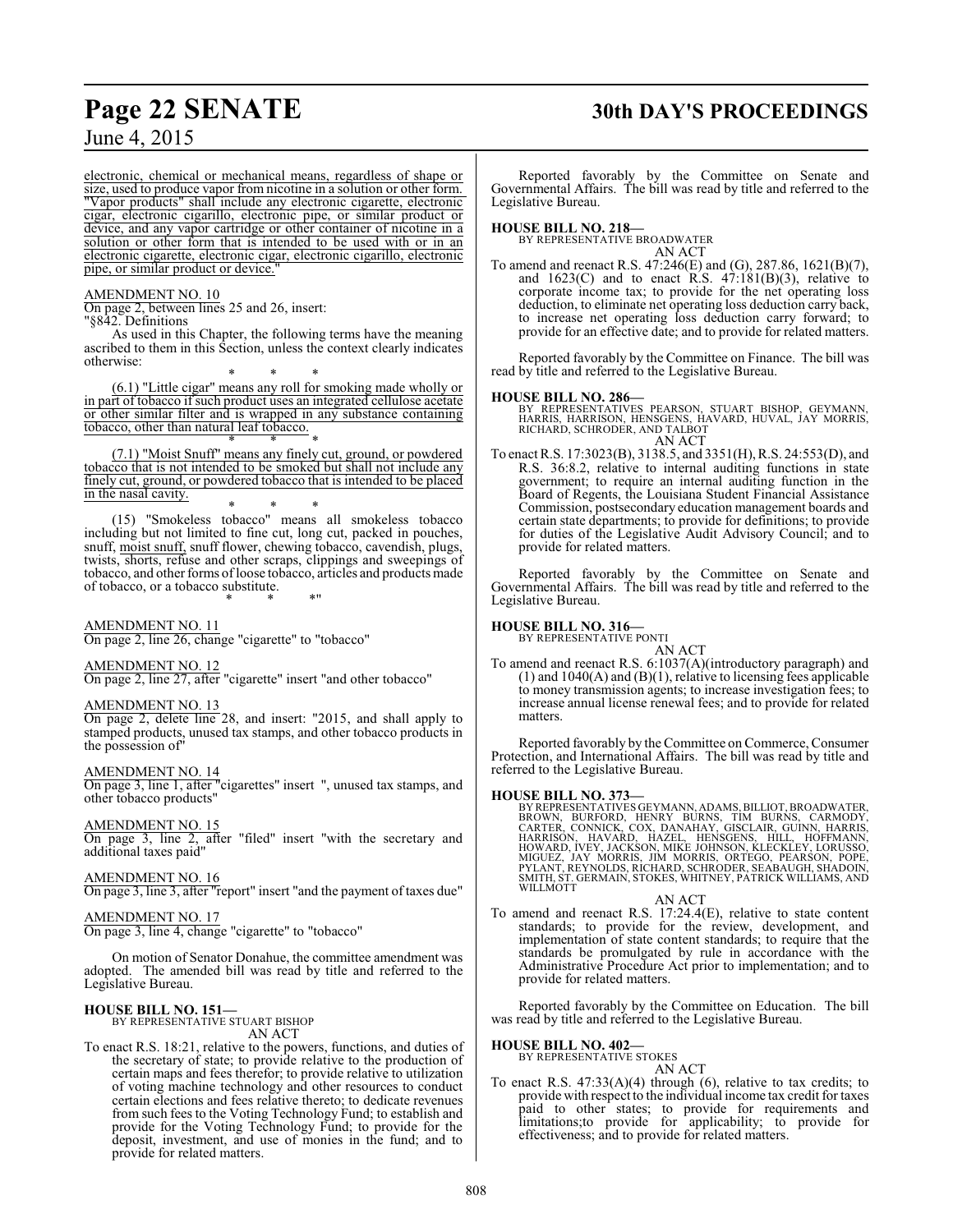electronic, chemical or mechanical means, regardless of shape or size, used to produce vapor from nicotine in a solution or other form. "Vapor products" shall include any electronic cigarette, electronic cigar, electronic cigarillo, electronic pipe, or similar product or device, and any vapor cartridge or other container of nicotine in a solution or other form that is intended to be used with or in an electronic cigarette, electronic cigar, electronic cigarillo, electronic pipe, or similar product or device."

AMENDMENT NO. 10

On page 2, between lines 25 and 26, insert:

"§842. Definitions

As used in this Chapter, the following terms have the meaning ascribed to them in this Section, unless the context clearly indicates otherwise:

\* \* \*

(6.1) "Little cigar" means any roll for smoking made wholly or in part of tobacco if such product uses an integrated cellulose acetate or other similar filter and is wrapped in any substance containing tobacco, other than natural leaf tobacco.

\* \* \*

(7.1) "Moist Snuff" means any finely cut, ground, or powdered tobacco that is not intended to be smoked but shall not include any finely cut, ground, or powdered tobacco that is intended to be placed in the nasal cavity.

\* \* \*

(15) "Smokeless tobacco" means all smokeless tobacco including but not limited to fine cut, long cut, packed in pouches, snuff, moist snuff, snuff flower, chewing tobacco, cavendish, plugs, twists, shorts, refuse and other scraps, clippings and sweepings of tobacco, and other forms of loose tobacco, articles and products made of tobacco, or a tobacco substitute.

\* \* \*"

AMENDMENT NO. 11

On page 2, line 26, change "cigarette" to "tobacco"

AMENDMENT NO. 12

On page 2, line 27, after "cigarette" insert "and other tobacco"

AMENDMENT NO. 13

On page 2, delete line 28, and insert: "2015, and shall apply to stamped products, unused tax stamps, and other tobacco products in the possession of"

AMENDMENT NO. 14

On page 3, line 1, after "cigarettes" insert ", unused tax stamps, and other tobacco products"

AMENDMENT NO. 15

On page 3, line 2, after "filed" insert "with the secretary and additional taxes paid"

AMENDMENT NO. 16

On page 3, line 3, after "report" insert "and the payment of taxes due"

AMENDMENT NO. 17

On page 3, line 4, change "cigarette" to "tobacco"

On motion of Senator Donahue, the committee amendment was adopted. The amended bill was read by title and referred to the Legislative Bureau.

**HOUSE BILL NO. 151—**
BY REPRESENTATIVE STUART BISHOP
AN ACT

To enact R.S. 18:21, relative to the powers, functions, and duties of the secretary of state; to provide relative to the production of certain maps and fees therefor; to provide relative to utilization of voting machine technology and other resources to conduct certain elections and fees relative thereto; to dedicate revenues from such fees to the Voting Technology Fund; to establish and provide for the Voting Technology Fund; to provide for the deposit, investment, and use of monies in the fund; and to provide for related matters.

Reported favorably by the Committee on Senate and Governmental Affairs. The bill was read by title and referred to the Legislative Bureau.

**HOUSE BILL NO. 218—**
BY REPRESENTATIVE BROADWATER
AN ACT

To amend and reenact R.S. 47:246(E) and (G), 287.86, 1621(B)(7), and 1623(C) and to enact R.S. 47:181(B)(3), relative to corporate income tax; to provide for the net operating loss deduction, to eliminate net operating loss deduction carry back, to increase net operating loss deduction carry forward; to provide for an effective date; and to provide for related matters.

Reported favorably by the Committee on Finance. The bill was read by title and referred to the Legislative Bureau.

**HOUSE BILL NO. 286—**
BY REPRESENTATIVES PEARSON, STUART BISHOP, GEYMANN, HARRIS, HARRISON, HENSGENS, HAVARD, HUVAL, JAY MORRIS, RICHARD, SCHRODER, AND TALBOT
AN ACT

To enact R.S. 17:3023(B), 3138.5, and 3351(H), R.S. 24:553(D), and R.S. 36:8.2, relative to internal auditing functions in state government; to require an internal auditing function in the Board of Regents, the Louisiana Student Financial Assistance Commission, postsecondary education management boards and certain state departments; to provide for definitions; to provide for duties of the Legislative Audit Advisory Council; and to provide for related matters.

Reported favorably by the Committee on Senate and Governmental Affairs. The bill was read by title and referred to the Legislative Bureau.

**HOUSE BILL NO. 316—**
BY REPRESENTATIVE PONTI
AN ACT

To amend and reenact R.S. 6:1037(A)(introductory paragraph) and (1) and 1040(A) and (B)(1), relative to licensing fees applicable to money transmission agents; to increase investigation fees; to increase annual license renewal fees; and to provide for related matters.

Reported favorably by the Committee on Commerce, Consumer Protection, and International Affairs. The bill was read by title and referred to the Legislative Bureau.

**HOUSE BILL NO. 373—**
BY REPRESENTATIVES GEYMANN, ADAMS, BILLIOT, BROADWATER, BROWN, BURFORD, HENRY BURNS, TIM BURNS, CARMODY, CARTER, CONNICK, COX, DANAHAY, GISCLAIR, GUINN, HARRIS, HARRISON, HAVARD, HAZEL, HENSGENS, HILL, HOFFMANN, HOWARD, IVEY, JACKSON, MIKE JOHNSON, KLECKLEY, LORUSSO, MIGUEZ, JAY MORRIS, JIM MORRIS, ORTEGO, PEARSON, POPE, PYLANT, REYNOLDS, RICHARD, SCHRODER, SEABAUGH, SHADOIN, SMITH, ST. GERMAIN, STOKES, WHITNEY, PATRICK WILLIAMS, AND WILLMOTT
AN ACT

To amend and reenact R.S. 17:24.4(E), relative to state content standards; to provide for the review, development, and implementation of state content standards; to require that the standards be promulgated by rule in accordance with the Administrative Procedure Act prior to implementation; and to provide for related matters.

Reported favorably by the Committee on Education. The bill was read by title and referred to the Legislative Bureau.

**HOUSE BILL NO. 402—**
BY REPRESENTATIVE STOKES
AN ACT

To enact R.S. 47:33(A)(4) through (6), relative to tax credits; to provide with respect to the individual income tax credit for taxes paid to other states; to provide for requirements and limitations;to provide for applicability; to provide for effectiveness; and to provide for related matters.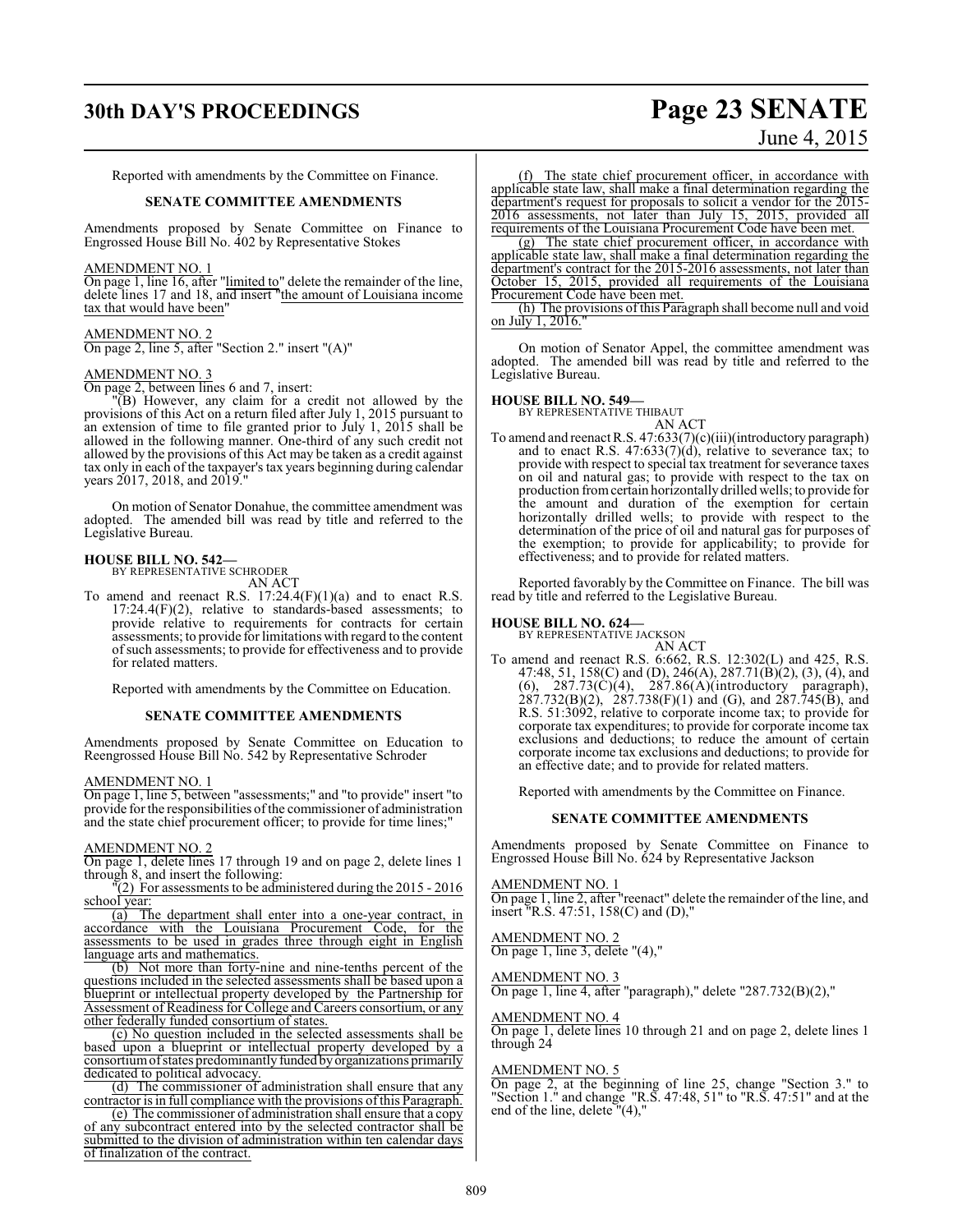Reported with amendments by the Committee on Finance.

**SENATE COMMITTEE AMENDMENTS**

Amendments proposed by Senate Committee on Finance to Engrossed House Bill No. 402 by Representative Stokes

AMENDMENT NO. 1

On page 1, line 16, after "limited to" delete the remainder of the line, delete lines 17 and 18, and insert "the amount of Louisiana income tax that would have been"

AMENDMENT NO. 2

On page 2, line 5, after "Section 2." insert "(A)"

AMENDMENT NO. 3

On page 2, between lines 6 and 7, insert:

"(B) However, any claim for a credit not allowed by the provisions of this Act on a return filed after July 1, 2015 pursuant to an extension of time to file granted prior to July 1, 2015 shall be allowed in the following manner. One-third of any such credit not allowed by the provisions of this Act may be taken as a credit against tax only in each of the taxpayer's tax years beginning during calendar years 2017, 2018, and 2019."

On motion of Senator Donahue, the committee amendment was adopted. The amended bill was read by title and referred to the Legislative Bureau.

**HOUSE BILL NO. 542—**
BY REPRESENTATIVE SCHRODER
AN ACT

To amend and reenact R.S. 17:24.4(F)(1)(a) and to enact R.S. 17:24.4(F)(2), relative to standards-based assessments; to provide relative to requirements for contracts for certain assessments; to provide for limitations with regard to the content of such assessments; to provide for effectiveness and to provide for related matters.

Reported with amendments by the Committee on Education.

**SENATE COMMITTEE AMENDMENTS**

Amendments proposed by Senate Committee on Education to Reengrossed House Bill No. 542 by Representative Schroder

AMENDMENT NO. 1

On page 1, line 5, between "assessments;" and "to provide" insert "to provide for the responsibilities of the commissioner of administration and the state chief procurement officer; to provide for time lines;"

AMENDMENT NO. 2

On page 1, delete lines 17 through 19 and on page 2, delete lines 1 through 8, and insert the following:

"(2) For assessments to be administered during the 2015 - 2016 school year:

(a) The department shall enter into a one-year contract, in accordance with the Louisiana Procurement Code, for the assessments to be used in grades three through eight in English language arts and mathematics.

(b) Not more than forty-nine and nine-tenths percent of the questions included in the selected assessments shall be based upon a blueprint or intellectual property developed by the Partnership for Assessment of Readiness for College and Careers consortium, or any other federally funded consortium of states.

(c) No question included in the selected assessments shall be based upon a blueprint or intellectual property developed by a consortium of states predominantly funded by organizations primarily dedicated to political advocacy.

(d) The commissioner of administration shall ensure that any contractor is in full compliance with the provisions of this Paragraph.

(e) The commissioner of administration shall ensure that a copy of any subcontract entered into by the selected contractor shall be submitted to the division of administration within ten calendar days of finalization of the contract.

(f) The state chief procurement officer, in accordance with applicable state law, shall make a final determination regarding the department's request for proposals to solicit a vendor for the 2015-2016 assessments, not later than July 15, 2015, provided all requirements of the Louisiana Procurement Code have been met.

(g) The state chief procurement officer, in accordance with applicable state law, shall make a final determination regarding the department's contract for the 2015-2016 assessments, not later than October 15, 2015, provided all requirements of the Louisiana Procurement Code have been met.

(h) The provisions of this Paragraph shall become null and void on July 1, 2016."

On motion of Senator Appel, the committee amendment was adopted. The amended bill was read by title and referred to the Legislative Bureau.

**HOUSE BILL NO. 549—**
BY REPRESENTATIVE THIBAUT
AN ACT

To amend and reenact R.S. 47:633(7)(c)(iii)(introductory paragraph) and to enact R.S. 47:633(7)(d), relative to severance tax; to provide with respect to special tax treatment for severance taxes on oil and natural gas; to provide with respect to the tax on production from certain horizontally drilled wells; to provide for the amount and duration of the exemption for certain horizontally drilled wells; to provide with respect to the determination of the price of oil and natural gas for purposes of the exemption; to provide for applicability; to provide for effectiveness; and to provide for related matters.

Reported favorably by the Committee on Finance. The bill was read by title and referred to the Legislative Bureau.

**HOUSE BILL NO. 624—**
BY REPRESENTATIVE JACKSON
AN ACT

To amend and reenact R.S. 6:662, R.S. 12:302(L) and 425, R.S. 47:48, 51, 158(C) and (D), 246(A), 287.71(B)(2), (3), (4), and (6), 287.73(C)(4), 287.86(A)(introductory paragraph), 287.732(B)(2), 287.738(F)(1) and (G), and 287.745(B), and R.S. 51:3092, relative to corporate income tax; to provide for corporate tax expenditures; to provide for corporate income tax exclusions and deductions; to reduce the amount of certain corporate income tax exclusions and deductions; to provide for an effective date; and to provide for related matters.

Reported with amendments by the Committee on Finance.

**SENATE COMMITTEE AMENDMENTS**

Amendments proposed by Senate Committee on Finance to Engrossed House Bill No. 624 by Representative Jackson

AMENDMENT NO. 1

On page 1, line 2, after "reenact" delete the remainder of the line, and insert "R.S. 47:51, 158(C) and (D),"

AMENDMENT NO. 2

On page 1, line 3, delete "(4),"

AMENDMENT NO. 3

On page 1, line 4, after "paragraph)," delete "287.732(B)(2),"

AMENDMENT NO. 4

On page 1, delete lines 10 through 21 and on page 2, delete lines 1 through 24

AMENDMENT NO. 5

On page 2, at the beginning of line 25, change "Section 3." to "Section 1." and change "R.S. 47:48, 51" to "R.S. 47:51" and at the end of the line, delete "(4),"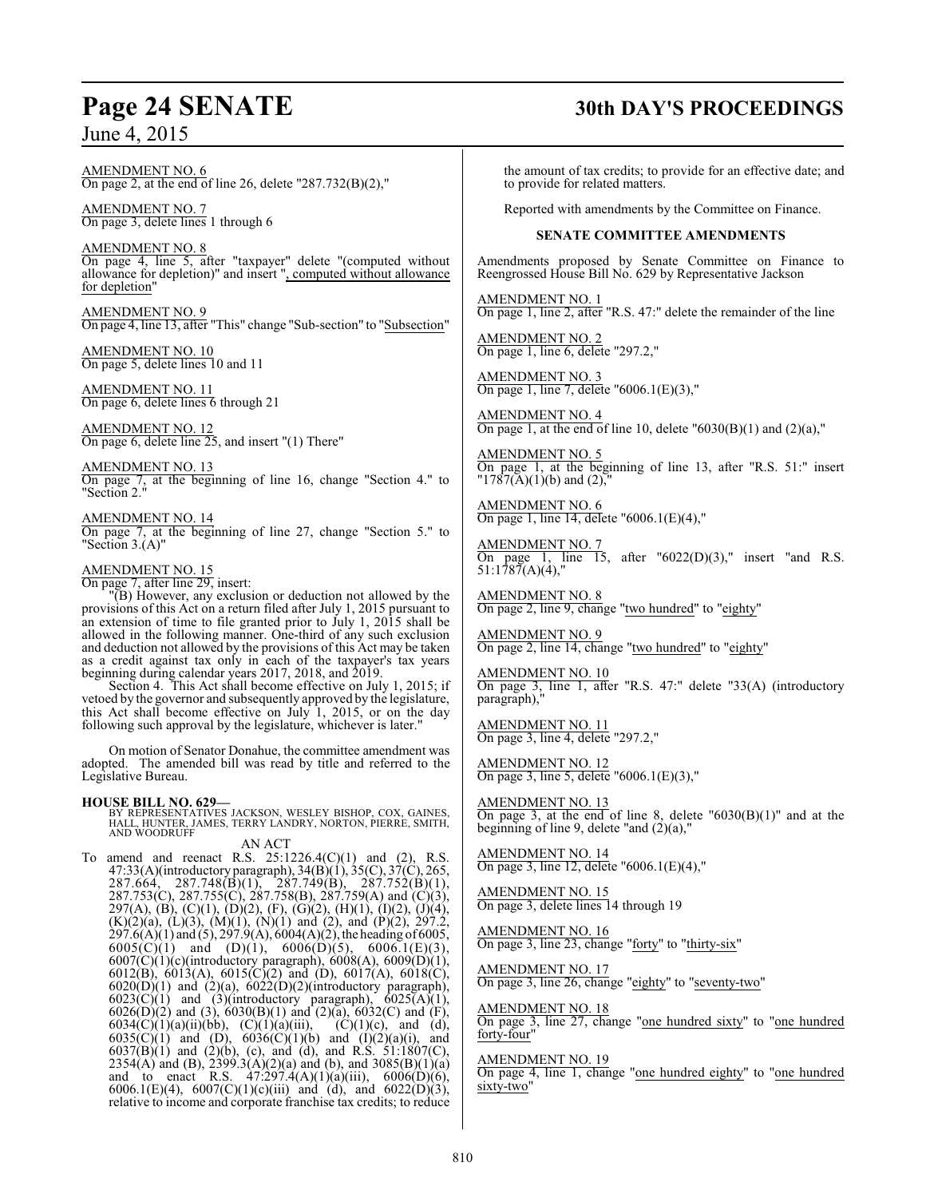AMENDMENT NO. 6
On page 2, at the end of line 26, delete "287.732(B)(2),"

AMENDMENT NO. 7
On page 3, delete lines 1 through 6

AMENDMENT NO. 8
On page 4, line 5, after "taxpayer" delete "(computed without allowance for depletion)" and insert ", computed without allowance for depletion"

AMENDMENT NO. 9
On page 4, line 13, after "This" change "Sub-section" to "Subsection"

AMENDMENT NO. 10
On page 5, delete lines 10 and 11

AMENDMENT NO. 11
On page 6, delete lines 6 through 21

AMENDMENT NO. 12
On page 6, delete line 25, and insert "(1) There"

AMENDMENT NO. 13
On page 7, at the beginning of line 16, change "Section 4." to "Section 2."

AMENDMENT NO. 14
On page 7, at the beginning of line 27, change "Section 5." to "Section 3.(A)"

AMENDMENT NO. 15
On page 7, after line 29, insert:

"(B) However, any exclusion or deduction not allowed by the provisions of this Act on a return filed after July 1, 2015 pursuant to an extension of time to file granted prior to July 1, 2015 shall be allowed in the following manner. One-third of any such exclusion and deduction not allowed by the provisions of this Act may be taken as a credit against tax only in each of the taxpayer's tax years beginning during calendar years 2017, 2018, and 2019.

Section 4. This Act shall become effective on July 1, 2015; if vetoed by the governor and subsequently approved by the legislature, this Act shall become effective on July 1, 2015, or on the day following such approval by the legislature, whichever is later."

On motion of Senator Donahue, the committee amendment was adopted. The amended bill was read by title and referred to the Legislative Bureau.

**HOUSE BILL NO. 629—**
BY REPRESENTATIVES JACKSON, WESLEY BISHOP, COX, GAINES, HALL, HUNTER, JAMES, TERRY LANDRY, NORTON, PIERRE, SMITH, AND WOODRUFF

AN ACT

To amend and reenact R.S. 25:1226.4(C)(1) and (2), R.S. 47:33(A)(introductory paragraph), 34(B)(1), 35(C), 37(C), 265, 287.664, 287.748(B)(1), 287.749(B), 287.752(B)(1), 287.753(C), 287.755(C), 287.758(B), 287.759(A) and (C)(3), 297(A), (B), (C)(1), (D)(2), (F), (G)(2), (H)(1), (I)(2), (J)(4), (K)(2)(a), (L)(3), (M)(1), (N)(1) and (2), and (P)(2), 297.2, 297.6(A)(1) and (5), 297.9(A), 6004(A)(2), the heading of 6005, 6005(C)(1) and (D)(1), 6006(D)(5), 6006.1(E)(3), 6007(C)(1)(c)(introductory paragraph), 6008(A), 6009(D)(1), 6012(B), 6013(A), 6015(C)(2) and (D), 6017(A), 6018(C), 6020(D)(1) and (2)(a), 6022(D)(2)(introductory paragraph), 6023(C)(1) and (3)(introductory paragraph), 6025(A)(1), 6026(D)(2) and (3), 6030(B)(1) and (2)(a), 6032(C) and (F), 6034(C)(1)(a)(ii)(bb), (C)(1)(a)(iii), (C)(1)(c), and (d), 6035(C)(1) and (D), 6036(C)(1)(b) and (I)(2)(a)(i), and 6037(B)(1) and (2)(b), (c), and (d), and R.S. 51:1807(C), 2354(A) and (B), 2399.3(A)(2)(a) and (b), and 3085(B)(1)(a) and to enact R.S. 47:297.4(A)(1)(a)(iii), 6006(D)(6), 6006.1(E)(4), 6007(C)(1)(c)(iii) and (d), and 6022(D)(3), relative to income and corporate franchise tax credits; to reduce the amount of tax credits; to provide for an effective date; and to provide for related matters.

Reported with amendments by the Committee on Finance.

**SENATE COMMITTEE AMENDMENTS**

Amendments proposed by Senate Committee on Finance to Reengrossed House Bill No. 629 by Representative Jackson

AMENDMENT NO. 1
On page 1, line 2, after "R.S. 47:" delete the remainder of the line

AMENDMENT NO. 2
On page 1, line 6, delete "297.2,"

AMENDMENT NO. 3
On page 1, line 7, delete "6006.1(E)(3),"

AMENDMENT NO. 4
On page 1, at the end of line 10, delete "6030(B)(1) and (2)(a),"

AMENDMENT NO. 5
On page 1, at the beginning of line 13, after "R.S. 51:" insert "1787(A)(1)(b) and (2),"

AMENDMENT NO. 6
On page 1, line 14, delete "6006.1(E)(4),"

AMENDMENT NO. 7
On page 1, line 15, after "6022(D)(3)," insert "and R.S. 51:1787(A)(4),"

AMENDMENT NO. 8
On page 2, line 9, change "two hundred" to "eighty"

AMENDMENT NO. 9
On page 2, line 14, change "two hundred" to "eighty"

AMENDMENT NO. 10
On page 3, line 1, after "R.S. 47:" delete "33(A) (introductory paragraph),"

AMENDMENT NO. 11
On page 3, line 4, delete "297.2,"

AMENDMENT NO. 12
On page 3, line 5, delete "6006.1(E)(3),"

AMENDMENT NO. 13
On page 3, at the end of line 8, delete "6030(B)(1)" and at the beginning of line 9, delete "and (2)(a),"

AMENDMENT NO. 14
On page 3, line 12, delete "6006.1(E)(4),"

AMENDMENT NO. 15
On page 3, delete lines 14 through 19

AMENDMENT NO. 16
On page 3, line 23, change "forty" to "thirty-six"

AMENDMENT NO. 17
On page 3, line 26, change "eighty" to "seventy-two"

AMENDMENT NO. 18
On page 3, line 27, change "one hundred sixty" to "one hundred forty-four"

AMENDMENT NO. 19
On page 4, line 1, change "one hundred eighty" to "one hundred sixty-two"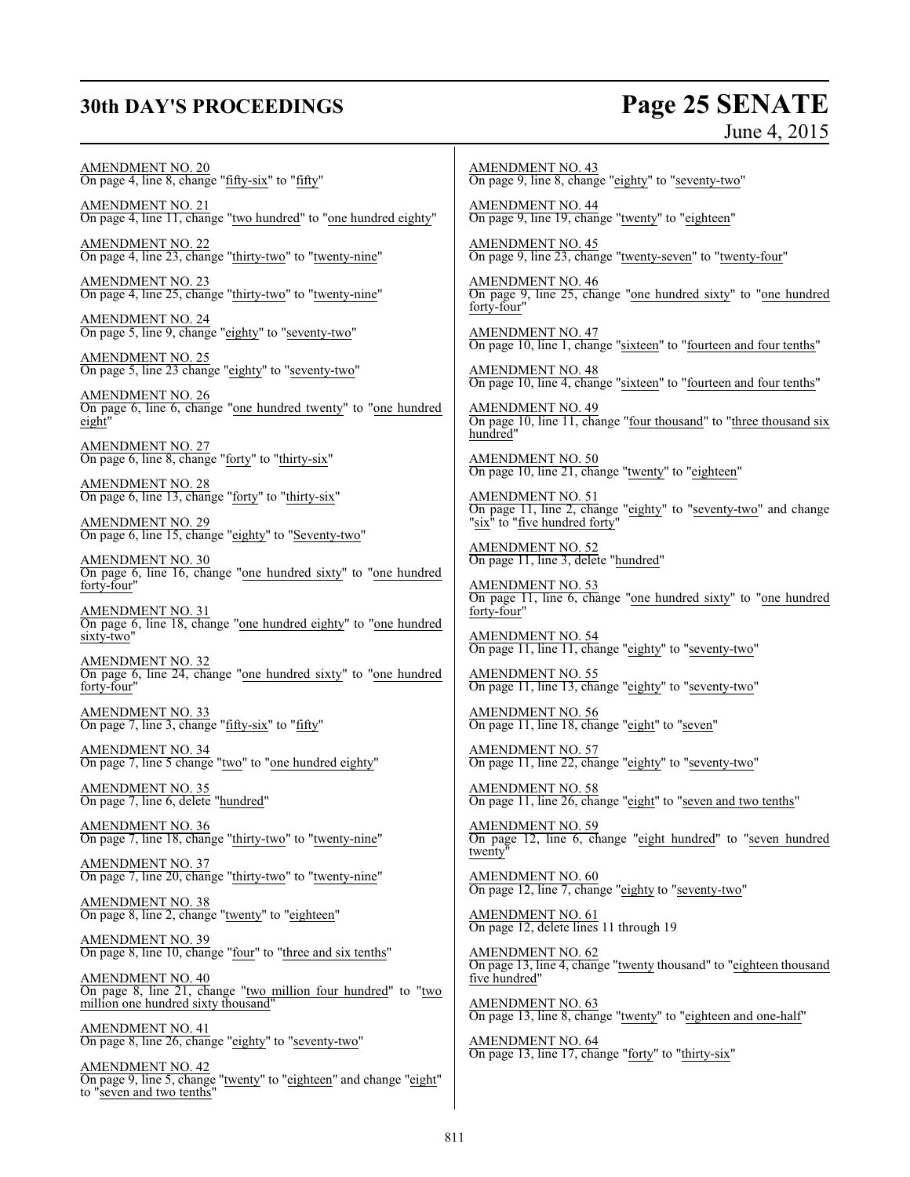AMENDMENT NO. 20
On page 4, line 8, change "fifty-six" to "fifty"

AMENDMENT NO. 21
On page 4, line 11, change "two hundred" to "one hundred eighty"

AMENDMENT NO. 22
On page 4, line 23, change "thirty-two" to "twenty-nine"

AMENDMENT NO. 23
On page 4, line 25, change "thirty-two" to "twenty-nine"

AMENDMENT NO. 24
On page 5, line 9, change "eighty" to "seventy-two"

AMENDMENT NO. 25
On page 5, line 23 change "eighty" to "seventy-two"

AMENDMENT NO. 26
On page 6, line 6, change "one hundred twenty" to "one hundred eight"

AMENDMENT NO. 27
On page 6, line 8, change "forty" to "thirty-six"

AMENDMENT NO. 28
On page 6, line 13, change "forty" to "thirty-six"

AMENDMENT NO. 29
On page 6, line 15, change "eighty" to "Seventy-two"

AMENDMENT NO. 30
On page 6, line 16, change "one hundred sixty" to "one hundred forty-four"

AMENDMENT NO. 31
On page 6, line 18, change "one hundred eighty" to "one hundred sixty-two"

AMENDMENT NO. 32
On page 6, line 24, change "one hundred sixty" to "one hundred forty-four"

AMENDMENT NO. 33
On page 7, line 3, change "fifty-six" to "fifty"

AMENDMENT NO. 34
On page 7, line 5 change "two" to "one hundred eighty"

AMENDMENT NO. 35
On page 7, line 6, delete "hundred"

AMENDMENT NO. 36
On page 7, line 18, change "thirty-two" to "twenty-nine"

AMENDMENT NO. 37
On page 7, line 20, change "thirty-two" to "twenty-nine"

AMENDMENT NO. 38
On page 8, line 2, change "twenty" to "eighteen"

AMENDMENT NO. 39
On page 8, line 10, change "four" to "three and six tenths"

AMENDMENT NO. 40
On page 8, line 21, change "two million four hundred" to "two million one hundred sixty thousand"

AMENDMENT NO. 41
On page 8, line 26, change "eighty" to "seventy-two"

AMENDMENT NO. 42
On page 9, line 5, change "twenty" to "eighteen" and change "eight" to "seven and two tenths"

AMENDMENT NO. 43
On page 9, line 8, change "eighty" to "seventy-two"

AMENDMENT NO. 44
On page 9, line 19, change "twenty" to "eighteen"

AMENDMENT NO. 45
On page 9, line 23, change "twenty-seven" to "twenty-four"

AMENDMENT NO. 46
On page 9, line 25, change "one hundred sixty" to "one hundred forty-four"

AMENDMENT NO. 47
On page 10, line 1, change "sixteen" to "fourteen and four tenths"

AMENDMENT NO. 48
On page 10, line 4, change "sixteen" to "fourteen and four tenths"

AMENDMENT NO. 49
On page 10, line 11, change "four thousand" to "three thousand six hundred"

AMENDMENT NO. 50
On page 10, line 21, change "twenty" to "eighteen"

AMENDMENT NO. 51
On page 11, line 2, change "eighty" to "seventy-two" and change "six" to "five hundred forty"

AMENDMENT NO. 52
On page 11, line 3, delete "hundred"

AMENDMENT NO. 53
On page 11, line 6, change "one hundred sixty" to "one hundred forty-four"

AMENDMENT NO. 54
On page 11, line 11, change "eighty" to "seventy-two"

AMENDMENT NO. 55
On page 11, line 13, change "eighty" to "seventy-two"

AMENDMENT NO. 56
On page 11, line 18, change "eight" to "seven"

AMENDMENT NO. 57
On page 11, line 22, change "eighty" to "seventy-two"

AMENDMENT NO. 58
On page 11, line 26, change "eight" to "seven and two tenths"

AMENDMENT NO. 59
On page 12, line 6, change "eight hundred" to "seven hundred twenty"

AMENDMENT NO. 60
On page 12, line 7, change "eighty to "seventy-two"

AMENDMENT NO. 61
On page 12, delete lines 11 through 19

AMENDMENT NO. 62
On page 13, line 4, change "twenty thousand" to "eighteen thousand five hundred"

AMENDMENT NO. 63
On page 13, line 8, change "twenty" to "eighteen and one-half"

AMENDMENT NO. 64
On page 13, line 17, change "forty" to "thirty-six"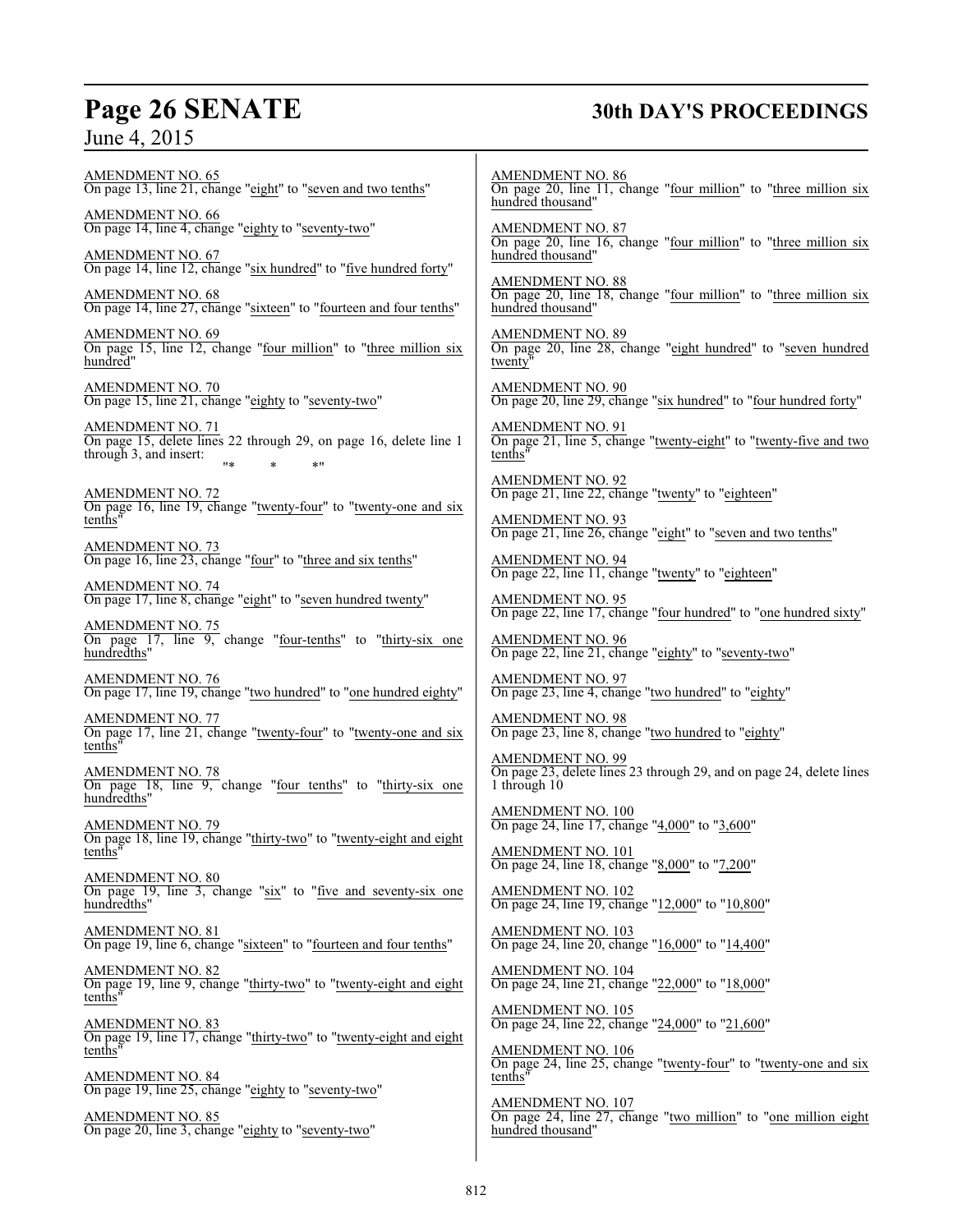AMENDMENT NO. 65
On page 13, line 21, change "eight" to "seven and two tenths"

AMENDMENT NO. 66
On page 14, line 4, change "eighty to "seventy-two"

AMENDMENT NO. 67
On page 14, line 12, change "six hundred" to "five hundred forty"

AMENDMENT NO. 68
On page 14, line 27, change "sixteen" to "fourteen and four tenths"

AMENDMENT NO. 69
On page 15, line 12, change "four million" to "three million six hundred"

AMENDMENT NO. 70
On page 15, line 21, change "eighty to "seventy-two"

AMENDMENT NO. 71
On page 15, delete lines 22 through 29, on page 16, delete line 1 through 3, and insert:

"* * *"

AMENDMENT NO. 72
On page 16, line 19, change "twenty-four" to "twenty-one and six tenths"

AMENDMENT NO. 73
On page 16, line 23, change "four" to "three and six tenths"

AMENDMENT NO. 74
On page 17, line 8, change "eight" to "seven hundred twenty"

AMENDMENT NO. 75
On page 17, line 9, change "four-tenths" to "thirty-six one hundredths"

AMENDMENT NO. 76
On page 17, line 19, change "two hundred" to "one hundred eighty"

AMENDMENT NO. 77
On page 17, line 21, change "twenty-four" to "twenty-one and six tenths"

AMENDMENT NO. 78
On page 18, line 9, change "four tenths" to "thirty-six one hundredths"

AMENDMENT NO. 79
On page 18, line 19, change "thirty-two" to "twenty-eight and eight tenths"

AMENDMENT NO. 80
On page 19, line 3, change "six" to "five and seventy-six one hundredths"

AMENDMENT NO. 81
On page 19, line 6, change "sixteen" to "fourteen and four tenths"

AMENDMENT NO. 82
On page 19, line 9, change "thirty-two" to "twenty-eight and eight tenths"

AMENDMENT NO. 83
On page 19, line 17, change "thirty-two" to "twenty-eight and eight tenths"

AMENDMENT NO. 84
On page 19, line 25, change "eighty to "seventy-two"

AMENDMENT NO. 85
On page 20, line 3, change "eighty to "seventy-two"

AMENDMENT NO. 86
On page 20, line 11, change "four million" to "three million six hundred thousand"

AMENDMENT NO. 87
On page 20, line 16, change "four million" to "three million six hundred thousand"

AMENDMENT NO. 88
On page 20, line 18, change "four million" to "three million six hundred thousand"

AMENDMENT NO. 89
On page 20, line 28, change "eight hundred" to "seven hundred twenty"

AMENDMENT NO. 90
On page 20, line 29, change "six hundred" to "four hundred forty"

AMENDMENT NO. 91
On page 21, line 5, change "twenty-eight" to "twenty-five and two tenths"

AMENDMENT NO. 92
On page 21, line 22, change "twenty" to "eighteen"

AMENDMENT NO. 93
On page 21, line 26, change "eight" to "seven and two tenths"

AMENDMENT NO. 94
On page 22, line 11, change "twenty" to "eighteen"

AMENDMENT NO. 95
On page 22, line 17, change "four hundred" to "one hundred sixty"

AMENDMENT NO. 96
On page 22, line 21, change "eighty" to "seventy-two"

AMENDMENT NO. 97
On page 23, line 4, change "two hundred" to "eighty"

AMENDMENT NO. 98
On page 23, line 8, change "two hundred to "eighty"

AMENDMENT NO. 99
On page 23, delete lines 23 through 29, and on page 24, delete lines 1 through 10

AMENDMENT NO. 100
On page 24, line 17, change "4,000" to "3,600"

AMENDMENT NO. 101
On page 24, line 18, change "8,000" to "7,200"

AMENDMENT NO. 102
On page 24, line 19, change "12,000" to "10,800"

AMENDMENT NO. 103
On page 24, line 20, change "16,000" to "14,400"

AMENDMENT NO. 104
On page 24, line 21, change "22,000" to "18,000"

AMENDMENT NO. 105
On page 24, line 22, change "24,000" to "21,600"

AMENDMENT NO. 106
On page 24, line 25, change "twenty-four" to "twenty-one and six tenths"

AMENDMENT NO. 107
On page 24, line 27, change "two million" to "one million eight hundred thousand"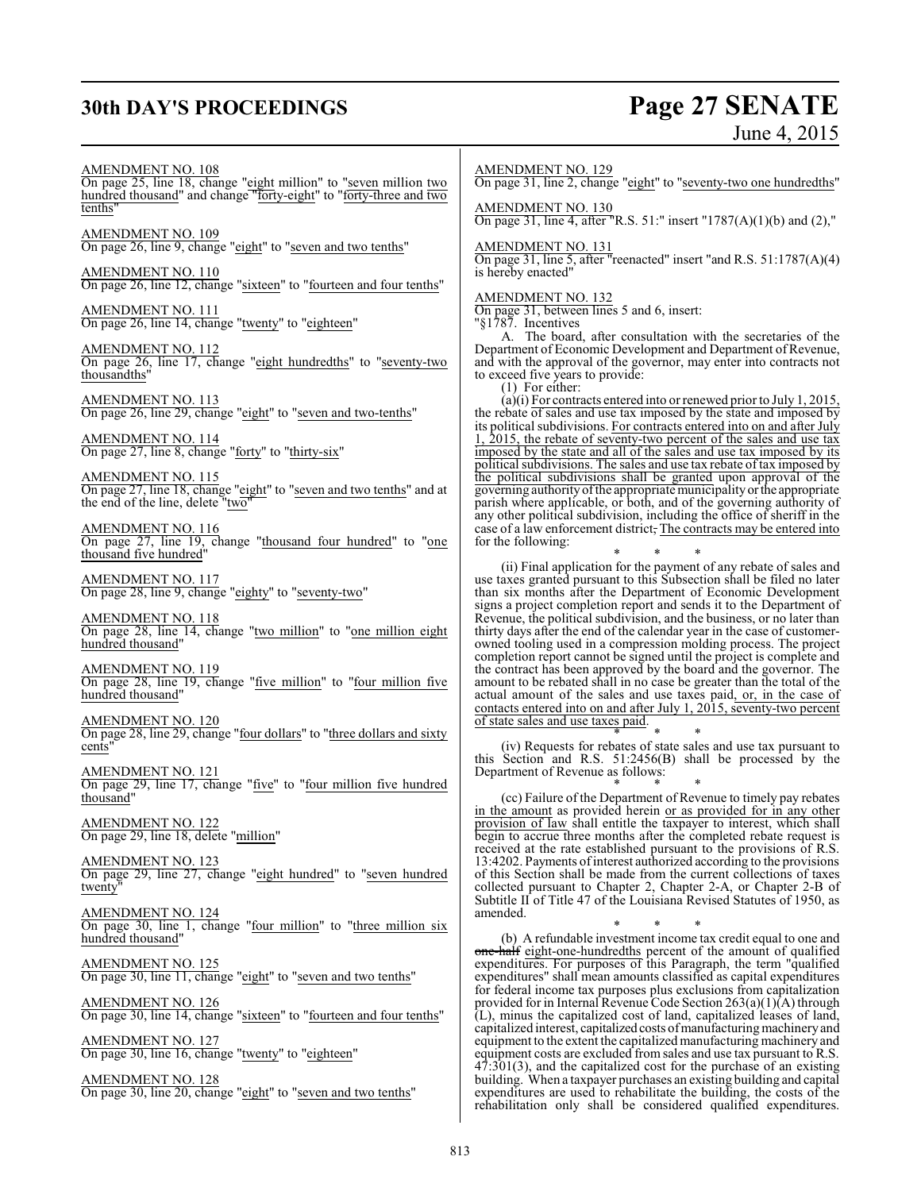AMENDMENT NO. 108

On page 25, line 18, change "eight million" to "seven million two hundred thousand" and change "forty-eight" to "forty-three and two tenths"

AMENDMENT NO. 109

On page 26, line 9, change "eight" to "seven and two tenths"

AMENDMENT NO. 110

On page 26, line 12, change "sixteen" to "fourteen and four tenths"

AMENDMENT NO. 111

On page 26, line 14, change "twenty" to "eighteen"

AMENDMENT NO. 112

On page 26, line 17, change "eight hundredths" to "seventy-two thousandths"

AMENDMENT NO. 113

On page 26, line 29, change "eight" to "seven and two-tenths"

AMENDMENT NO. 114

On page 27, line 8, change "forty" to "thirty-six"

AMENDMENT NO. 115

On page 27, line 18, change "eight" to "seven and two tenths" and at the end of the line, delete "two"

AMENDMENT NO. 116

On page 27, line 19, change "thousand four hundred" to "one thousand five hundred"

AMENDMENT NO. 117

On page 28, line 9, change "eighty" to "seventy-two"

AMENDMENT NO. 118

On page 28, line 14, change "two million" to "one million eight hundred thousand"

AMENDMENT NO. 119

On page 28, line 19, change "five million" to "four million five hundred thousand"

AMENDMENT NO. 120

On page 28, line 29, change "four dollars" to "three dollars and sixty cents"

AMENDMENT NO. 121

On page 29, line 17, change "five" to "four million five hundred thousand"

AMENDMENT NO. 122

On page 29, line 18, delete "million"

AMENDMENT NO. 123

On page 29, line 27, change "eight hundred" to "seven hundred twenty"

AMENDMENT NO. 124

On page 30, line 1, change "four million" to "three million six hundred thousand"

AMENDMENT NO. 125

On page 30, line 11, change "eight" to "seven and two tenths"

AMENDMENT NO. 126

On page 30, line 14, change "sixteen" to "fourteen and four tenths"

AMENDMENT NO. 127

On page 30, line 16, change "twenty" to "eighteen"

AMENDMENT NO. 128

On page 30, line 20, change "eight" to "seven and two tenths"

AMENDMENT NO. 129

On page 31, line 2, change "eight" to "seventy-two one hundredths"

AMENDMENT NO. 130

On page 31, line 4, after "R.S. 51:" insert "1787(A)(1)(b) and (2),"

AMENDMENT NO. 131

On page 31, line 5, after "reenacted" insert "and R.S. 51:1787(A)(4) is hereby enacted"

AMENDMENT NO. 132

On page 31, between lines 5 and 6, insert:

"§1787. Incentives

A. The board, after consultation with the secretaries of the Department of Economic Development and Department of Revenue, and with the approval of the governor, may enter into contracts not to exceed five years to provide:

(1) For either:

(a)(i) For contracts entered into or renewed prior to July 1, 2015, the rebate of sales and use tax imposed by the state and imposed by its political subdivisions. For contracts entered into on and after July 1, 2015, the rebate of seventy-two percent of the sales and use tax imposed by the state and all of the sales and use tax imposed by its political subdivisions. The sales and use tax rebate of tax imposed by the political subdivisions shall be granted upon approval of the governing authority of the appropriate municipality or the appropriate parish where applicable, or both, and of the governing authority of any other political subdivision, including the office of sheriff in the case of a law enforcement district, The contracts may be entered into for the following:

\* \* \*

(ii) Final application for the payment of any rebate of sales and use taxes granted pursuant to this Subsection shall be filed no later than six months after the Department of Economic Development signs a project completion report and sends it to the Department of Revenue, the political subdivision, and the business, or no later than thirty days after the end of the calendar year in the case of customer-owned tooling used in a compression molding process. The project completion report cannot be signed until the project is complete and the contract has been approved by the board and the governor. The amount to be rebated shall in no case be greater than the total of the actual amount of the sales and use taxes paid, or, in the case of contacts entered into on and after July 1, 2015, seventy-two percent of state sales and use taxes paid.

\* \* \*

(iv) Requests for rebates of state sales and use tax pursuant to this Section and R.S. 51:2456(B) shall be processed by the Department of Revenue as follows:

\* \* \*

(cc) Failure of the Department of Revenue to timely pay rebates in the amount as provided herein or as provided for in any other provision of law shall entitle the taxpayer to interest, which shall begin to accrue three months after the completed rebate request is received at the rate established pursuant to the provisions of R.S. 13:4202. Payments of interest authorized according to the provisions of this Section shall be made from the current collections of taxes collected pursuant to Chapter 2, Chapter 2-A, or Chapter 2-B of Subtitle II of Title 47 of the Louisiana Revised Statutes of 1950, as amended.

\* \* \*

(b) A refundable investment income tax credit equal to one and ~~one-half~~ eight-one-hundredths percent of the amount of qualified expenditures. For purposes of this Paragraph, the term "qualified expenditures" shall mean amounts classified as capital expenditures for federal income tax purposes plus exclusions from capitalization provided for in Internal Revenue Code Section 263(a)(1)(A) through (L), minus the capitalized cost of land, capitalized leases of land, capitalized interest, capitalized costs of manufacturing machinery and equipment to the extent the capitalized manufacturing machinery and equipment costs are excluded from sales and use tax pursuant to R.S. 47:301(3), and the capitalized cost for the purchase of an existing building. When a taxpayer purchases an existing building and capital expenditures are used to rehabilitate the building, the costs of the rehabilitation only shall be considered qualified expenditures.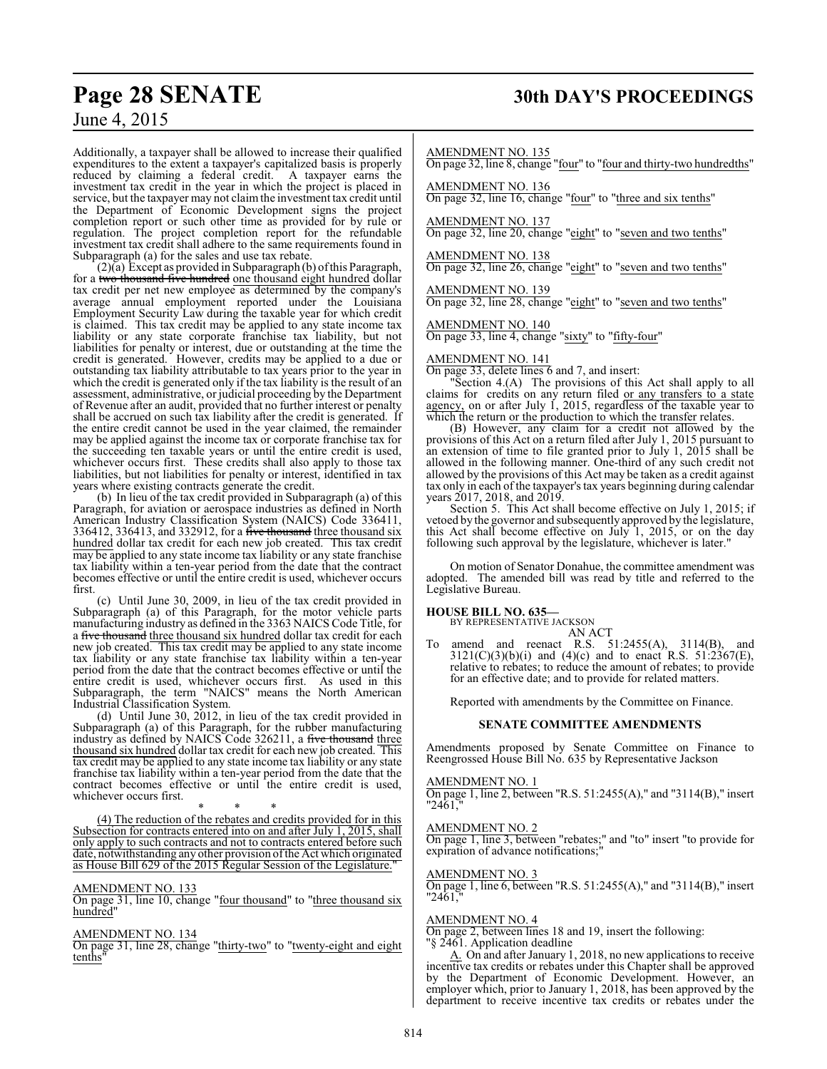Additionally, a taxpayer shall be allowed to increase their qualified expenditures to the extent a taxpayer's capitalized basis is properly reduced by claiming a federal credit. A taxpayer earns the investment tax credit in the year in which the project is placed in service, but the taxpayer may not claim the investment tax credit until the Department of Economic Development signs the project completion report or such other time as provided for by rule or regulation. The project completion report for the refundable investment tax credit shall adhere to the same requirements found in Subparagraph (a) for the sales and use tax rebate.

(2)(a) Except as provided in Subparagraph (b) of this Paragraph, for a ~~two thousand five hundred~~ one thousand eight hundred dollar tax credit per net new employee as determined by the company's average annual employment reported under the Louisiana Employment Security Law during the taxable year for which credit is claimed. This tax credit may be applied to any state income tax liability or any state corporate franchise tax liability, but not liabilities for penalty or interest, due or outstanding at the time the credit is generated. However, credits may be applied to a due or outstanding tax liability attributable to tax years prior to the year in which the credit is generated only if the tax liability is the result of an assessment, administrative, or judicial proceeding by the Department of Revenue after an audit, provided that no further interest or penalty shall be accrued on such tax liability after the credit is generated. If the entire credit cannot be used in the year claimed, the remainder may be applied against the income tax or corporate franchise tax for the succeeding ten taxable years or until the entire credit is used, whichever occurs first. These credits shall also apply to those tax liabilities, but not liabilities for penalty or interest, identified in tax years where existing contracts generate the credit.

(b) In lieu of the tax credit provided in Subparagraph (a) of this Paragraph, for aviation or aerospace industries as defined in North American Industry Classification System (NAICS) Code 336411, 336412, 336413, and 332912, for a ~~five thousand~~ three thousand six hundred dollar tax credit for each new job created. This tax credit may be applied to any state income tax liability or any state franchise tax liability within a ten-year period from the date that the contract becomes effective or until the entire credit is used, whichever occurs first.

(c) Until June 30, 2009, in lieu of the tax credit provided in Subparagraph (a) of this Paragraph, for the motor vehicle parts manufacturing industry as defined in the 3363 NAICS Code Title, for a ~~five thousand~~ three thousand six hundred dollar tax credit for each new job created. This tax credit may be applied to any state income tax liability or any state franchise tax liability within a ten-year period from the date that the contract becomes effective or until the entire credit is used, whichever occurs first. As used in this Subparagraph, the term "NAICS" means the North American Industrial Classification System.

(d) Until June 30, 2012, in lieu of the tax credit provided in Subparagraph (a) of this Paragraph, for the rubber manufacturing industry as defined by NAICS Code 326211, a ~~five thousand~~ three thousand six hundred dollar tax credit for each new job created. This tax credit may be applied to any state income tax liability or any state franchise tax liability within a ten-year period from the date that the contract becomes effective or until the entire credit is used, whichever occurs first.

\* \* \*

(4) The reduction of the rebates and credits provided for in this Subsection for contracts entered into on and after July 1, 2015, shall only apply to such contracts and not to contracts entered before such date, notwithstanding any other provision of the Act which originated as House Bill 629 of the 2015 Regular Session of the Legislature."

AMENDMENT NO. 133
On page 31, line 10, change "four thousand" to "three thousand six hundred"

AMENDMENT NO. 134
On page 31, line 28, change "thirty-two" to "twenty-eight and eight tenths"

AMENDMENT NO. 135
On page 32, line 8, change "four" to "four and thirty-two hundredths"

AMENDMENT NO. 136
On page 32, line 16, change "four" to "three and six tenths"

AMENDMENT NO. 137
On page 32, line 20, change "eight" to "seven and two tenths"

AMENDMENT NO. 138
On page 32, line 26, change "eight" to "seven and two tenths"

AMENDMENT NO. 139
On page 32, line 28, change "eight" to "seven and two tenths"

AMENDMENT NO. 140
On page 33, line 4, change "sixty" to "fifty-four"

AMENDMENT NO. 141
On page 33, delete lines 6 and 7, and insert:

"Section 4.(A) The provisions of this Act shall apply to all claims for credits on any return filed or any transfers to a state agency, on or after July 1, 2015, regardless of the taxable year to which the return or the production to which the transfer relates.

(B) However, any claim for a credit not allowed by the provisions of this Act on a return filed after July 1, 2015 pursuant to an extension of time to file granted prior to July 1, 2015 shall be allowed in the following manner. One-third of any such credit not allowed by the provisions of this Act may be taken as a credit against tax only in each of the taxpayer's tax years beginning during calendar years 2017, 2018, and 2019.

Section 5. This Act shall become effective on July 1, 2015; if vetoed by the governor and subsequently approved by the legislature, this Act shall become effective on July 1, 2015, or on the day following such approval by the legislature, whichever is later."

On motion of Senator Donahue, the committee amendment was adopted. The amended bill was read by title and referred to the Legislative Bureau.

**HOUSE BILL NO. 635—**
BY REPRESENTATIVE JACKSON
AN ACT

To amend and reenact R.S. 51:2455(A), 3114(B), and 3121(C)(3)(b)(i) and (4)(c) and to enact R.S. 51:2367(E), relative to rebates; to reduce the amount of rebates; to provide for an effective date; and to provide for related matters.

Reported with amendments by the Committee on Finance.

**SENATE COMMITTEE AMENDMENTS**

Amendments proposed by Senate Committee on Finance to Reengrossed House Bill No. 635 by Representative Jackson

AMENDMENT NO. 1
On page 1, line 2, between "R.S. 51:2455(A)," and "3114(B)," insert "2461,"

AMENDMENT NO. 2
On page 1, line 3, between "rebates;" and "to" insert "to provide for expiration of advance notifications;"

AMENDMENT NO. 3
On page 1, line 6, between "R.S. 51:2455(A)," and "3114(B)," insert "2461,"

AMENDMENT NO. 4
On page 2, between lines 18 and 19, insert the following:

"§ 2461. Application deadline

A. On and after January 1, 2018, no new applications to receive incentive tax credits or rebates under this Chapter shall be approved by the Department of Economic Development. However, an employer which, prior to January 1, 2018, has been approved by the department to receive incentive tax credits or rebates under the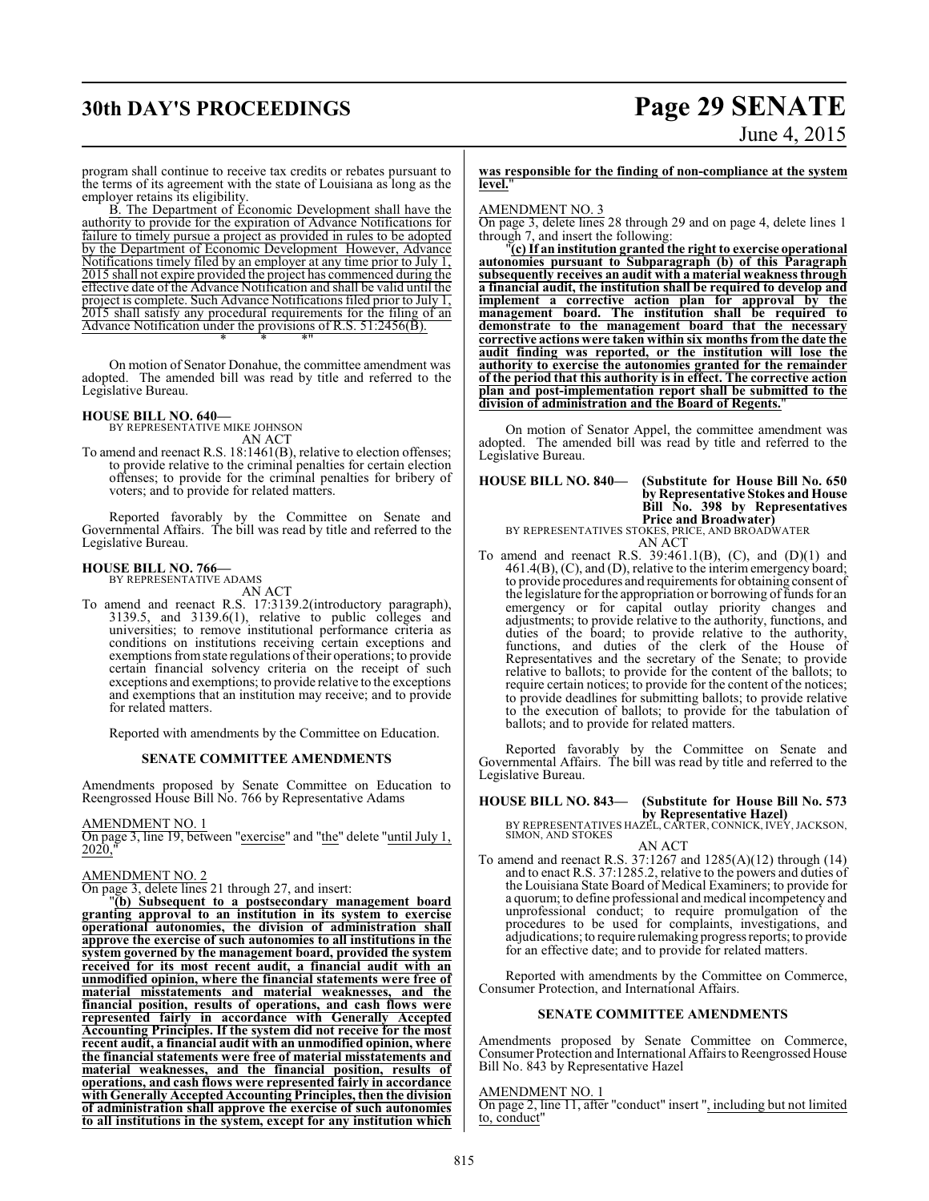program shall continue to receive tax credits or rebates pursuant to the terms of its agreement with the state of Louisiana as long as the employer retains its eligibility.

B. The Department of Economic Development shall have the authority to provide for the expiration of Advance Notifications for failure to timely pursue a project as provided in rules to be adopted by the Department of Economic Development However, Advance Notifications timely filed by an employer at any time prior to July 1, 2015 shall not expire provided the project has commenced during the effective date of the Advance Notification and shall be valid until the project is complete. Such Advance Notifications filed prior to July 1, 2015 shall satisfy any procedural requirements for the filing of an Advance Notification under the provisions of R.S. 51:2456(B).

\* \* \*"

On motion of Senator Donahue, the committee amendment was adopted. The amended bill was read by title and referred to the Legislative Bureau.

**HOUSE BILL NO. 640—**
BY REPRESENTATIVE MIKE JOHNSON
AN ACT

To amend and reenact R.S. 18:1461(B), relative to election offenses; to provide relative to the criminal penalties for certain election offenses; to provide for the criminal penalties for bribery of voters; and to provide for related matters.

Reported favorably by the Committee on Senate and Governmental Affairs. The bill was read by title and referred to the Legislative Bureau.

**HOUSE BILL NO. 766—**
BY REPRESENTATIVE ADAMS
AN ACT

To amend and reenact R.S. 17:3139.2(introductory paragraph), 3139.5, and 3139.6(1), relative to public colleges and universities; to remove institutional performance criteria as conditions on institutions receiving certain exceptions and exemptions from state regulations of their operations; to provide certain financial solvency criteria on the receipt of such exceptions and exemptions; to provide relative to the exceptions and exemptions that an institution may receive; and to provide for related matters.

Reported with amendments by the Committee on Education.

**SENATE COMMITTEE AMENDMENTS**

Amendments proposed by Senate Committee on Education to Reengrossed House Bill No. 766 by Representative Adams

AMENDMENT NO. 1
On page 3, line 19, between "exercise" and "the" delete "until July 1, 2020,"

AMENDMENT NO. 2
On page 3, delete lines 21 through 27, and insert:

"**(b) Subsequent to a postsecondary management board granting approval to an institution in its system to exercise operational autonomies, the division of administration shall approve the exercise of such autonomies to all institutions in the system governed by the management board, provided the system received for its most recent audit, a financial audit with an unmodified opinion, where the financial statements were free of material misstatements and material weaknesses, and the financial position, results of operations, and cash flows were represented fairly in accordance with Generally Accepted Accounting Principles. If the system did not receive for the most recent audit, a financial audit with an unmodified opinion, where the financial statements were free of material misstatements and material weaknesses, and the financial position, results of operations, and cash flows were represented fairly in accordance with Generally Accepted Accounting Principles, then the division of administration shall approve the exercise of such autonomies to all institutions in the system, except for any institution which was responsible for the finding of non-compliance at the system level.**"

AMENDMENT NO. 3
On page 3, delete lines 28 through 29 and on page 4, delete lines 1 through 7, and insert the following:

"**(c) If an institution granted the right to exercise operational autonomies pursuant to Subparagraph (b) of this Paragraph subsequently receives an audit with a material weakness through a financial audit, the institution shall be required to develop and implement a corrective action plan for approval by the management board. The institution shall be required to demonstrate to the management board that the necessary corrective actions were taken within six months from the date the audit finding was reported, or the institution will lose the authority to exercise the autonomies granted for the remainder of the period that this authority is in effect. The corrective action plan and post-implementation report shall be submitted to the division of administration and the Board of Regents.**"

On motion of Senator Appel, the committee amendment was adopted. The amended bill was read by title and referred to the Legislative Bureau.

**HOUSE BILL NO. 840— (Substitute for House Bill No. 650 by Representative Stokes and House Bill No. 398 by Representatives Price and Broadwater)**
BY REPRESENTATIVES STOKES, PRICE, AND BROADWATER
AN ACT

To amend and reenact R.S. 39:461.1(B), (C), and (D)(1) and 461.4(B), (C), and (D), relative to the interim emergency board; to provide procedures and requirements for obtaining consent of the legislature for the appropriation or borrowing of funds for an emergency or for capital outlay priority changes and adjustments; to provide relative to the authority, functions, and duties of the board; to provide relative to the authority, functions, and duties of the clerk of the House of Representatives and the secretary of the Senate; to provide relative to ballots; to provide for the content of the ballots; to require certain notices; to provide for the content of the notices; to provide deadlines for submitting ballots; to provide relative to the execution of ballots; to provide for the tabulation of ballots; and to provide for related matters.

Reported favorably by the Committee on Senate and Governmental Affairs. The bill was read by title and referred to the Legislative Bureau.

**HOUSE BILL NO. 843— (Substitute for House Bill No. 573 by Representative Hazel)**
BY REPRESENTATIVES HAZEL, CARTER, CONNICK, IVEY, JACKSON, SIMON, AND STOKES
AN ACT

To amend and reenact R.S. 37:1267 and 1285(A)(12) through (14) and to enact R.S. 37:1285.2, relative to the powers and duties of the Louisiana State Board of Medical Examiners; to provide for a quorum; to define professional and medical incompetency and unprofessional conduct; to require promulgation of the procedures to be used for complaints, investigations, and adjudications; to require rulemaking progress reports; to provide for an effective date; and to provide for related matters.

Reported with amendments by the Committee on Commerce, Consumer Protection, and International Affairs.

**SENATE COMMITTEE AMENDMENTS**

Amendments proposed by Senate Committee on Commerce, Consumer Protection and International Affairs to Reengrossed House Bill No. 843 by Representative Hazel

AMENDMENT NO. 1
On page 2, line 11, after "conduct" insert ", including but not limited to, conduct"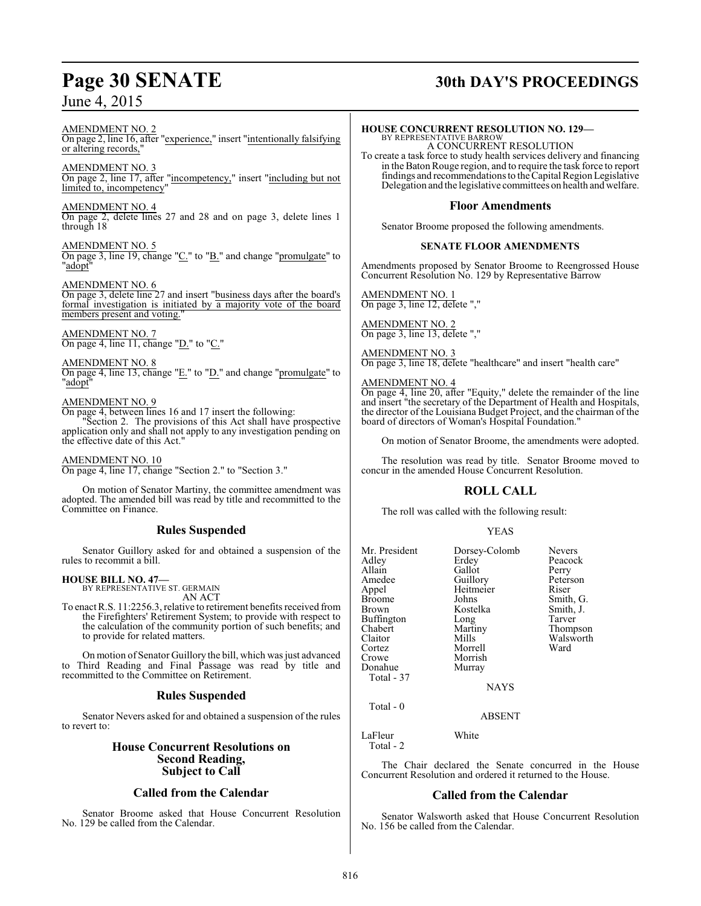AMENDMENT NO. 2
On page 2, line 16, after "experience," insert "intentionally falsifying or altering records,"

AMENDMENT NO. 3
On page 2, line 17, after "incompetency," insert "including but not limited to, incompetency"

AMENDMENT NO. 4
On page 2, delete lines 27 and 28 and on page 3, delete lines 1 through 18

AMENDMENT NO. 5
On page 3, line 19, change "C." to "B." and change "promulgate" to "adopt"

AMENDMENT NO. 6
On page 3, delete line 27 and insert "business days after the board's formal investigation is initiated by a majority vote of the board members present and voting."

AMENDMENT NO. 7
On page 4, line 11, change "D." to "C."

AMENDMENT NO. 8
On page 4, line 13, change "E." to "D." and change "promulgate" to "adopt"

AMENDMENT NO. 9
On page 4, between lines 16 and 17 insert the following:
"Section 2. The provisions of this Act shall have prospective application only and shall not apply to any investigation pending on the effective date of this Act."

AMENDMENT NO. 10
On page 4, line 17, change "Section 2." to "Section 3."

On motion of Senator Martiny, the committee amendment was adopted. The amended bill was read by title and recommitted to the Committee on Finance.

## Rules Suspended

Senator Guillory asked for and obtained a suspension of the rules to recommit a bill.

**HOUSE BILL NO. 47—**
BY REPRESENTATIVE ST. GERMAIN
AN ACT
To enact R.S. 11:2256.3, relative to retirement benefits received from the Firefighters' Retirement System; to provide with respect to the calculation of the community portion of such benefits; and to provide for related matters.

On motion of Senator Guillory the bill, which was just advanced to Third Reading and Final Passage was read by title and recommitted to the Committee on Retirement.

## Rules Suspended

Senator Nevers asked for and obtained a suspension of the rules to revert to:

## House Concurrent Resolutions on Second Reading, Subject to Call

## Called from the Calendar

Senator Broome asked that House Concurrent Resolution No. 129 be called from the Calendar.

**HOUSE CONCURRENT RESOLUTION NO. 129—**
BY REPRESENTATIVE BARROW
A CONCURRENT RESOLUTION
To create a task force to study health services delivery and financing in the Baton Rouge region, and to require the task force to report findings and recommendations to the Capital Region Legislative Delegation and the legislative committees on health and welfare.

## Floor Amendments

Senator Broome proposed the following amendments.

**SENATE FLOOR AMENDMENTS**

Amendments proposed by Senator Broome to Reengrossed House Concurrent Resolution No. 129 by Representative Barrow

AMENDMENT NO. 1
On page 3, line 12, delete ","

AMENDMENT NO. 2
On page 3, line 13, delete ","

AMENDMENT NO. 3
On page 3, line 18, delete "healthcare" and insert "health care"

AMENDMENT NO. 4
On page 4, line 20, after "Equity," delete the remainder of the line and insert "the secretary of the Department of Health and Hospitals, the director of the Louisiana Budget Project, and the chairman of the board of directors of Woman's Hospital Foundation."

On motion of Senator Broome, the amendments were adopted.

The resolution was read by title. Senator Broome moved to concur in the amended House Concurrent Resolution.

## ROLL CALL

The roll was called with the following result:

YEAS

| | | |
|---|---|---|
| Mr. President | Dorsey-Colomb | Nevers |
| Adley | Erdey | Peacock |
| Allain | Gallot | Perry |
| Amedee | Guillory | Peterson |
| Appel | Heitmeier | Riser |
| Broome | Johns | Smith, G. |
| Brown | Kostelka | Smith, J. |
| Buffington | Long | Tarver |
| Chabert | Martiny | Thompson |
| Claitor | Mills | Walsworth |
| Cortez | Morrell | Ward |
| Crowe | Morrish | |
| Donahue | Murray | |

Total - 37

NAYS

Total - 0

ABSENT

| | |
|---|---|
| LaFleur | White |

Total - 2

The Chair declared the Senate concurred in the House Concurrent Resolution and ordered it returned to the House.

## Called from the Calendar

Senator Walsworth asked that House Concurrent Resolution No. 156 be called from the Calendar.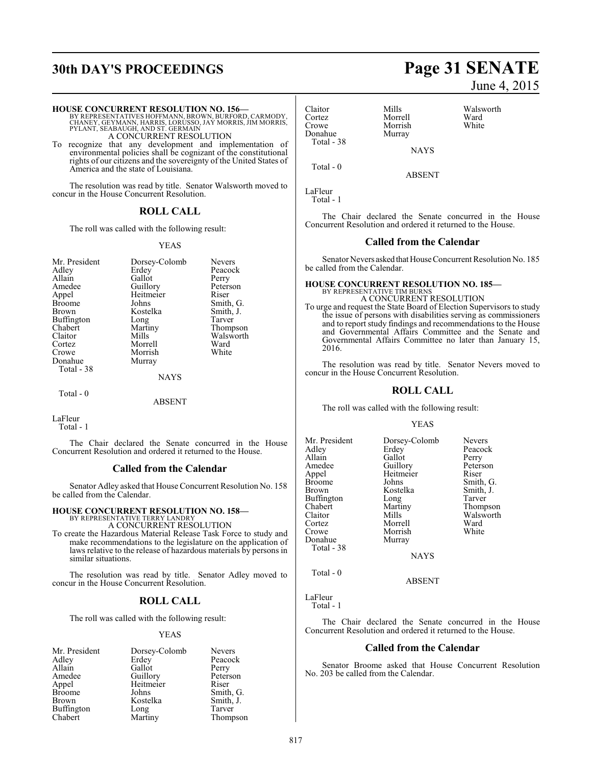**HOUSE CONCURRENT RESOLUTION NO. 156—**
BY REPRESENTATIVES HOFFMANN, BROWN, BURFORD, CARMODY, CHANEY, GEYMANN, HARRIS, LORUSSO, JAY MORRIS, JIM MORRIS, PYLANT, SEABAUGH, AND ST. GERMAIN

A CONCURRENT RESOLUTION

To recognize that any development and implementation of environmental policies shall be cognizant of the constitutional rights of our citizens and the sovereignty of the United States of America and the state of Louisiana.

The resolution was read by title. Senator Walsworth moved to concur in the House Concurrent Resolution.

## ROLL CALL

The roll was called with the following result:

YEAS

| | | |
|---|---|---|
| Mr. President | Dorsey-Colomb | Nevers |
| Adley | Erdey | Peacock |
| Allain | Gallot | Perry |
| Amedee | Guillory | Peterson |
| Appel | Heitmeier | Riser |
| Broome | Johns | Smith, G. |
| Brown | Kostelka | Smith, J. |
| Buffington | Long | Tarver |
| Chabert | Martiny | Thompson |
| Claitor | Mills | Walsworth |
| Cortez | Morrell | Ward |
| Crowe | Morrish | White |
| Donahue | Murray | |

Total - 38

NAYS

Total - 0

ABSENT

LaFleur

Total - 1

The Chair declared the Senate concurred in the House Concurrent Resolution and ordered it returned to the House.

## Called from the Calendar

Senator Adley asked that House Concurrent Resolution No. 158 be called from the Calendar.

**HOUSE CONCURRENT RESOLUTION NO. 158—**
BY REPRESENTATIVE TERRY LANDRY

A CONCURRENT RESOLUTION

To create the Hazardous Material Release Task Force to study and make recommendations to the legislature on the application of laws relative to the release of hazardous materials by persons in similar situations.

The resolution was read by title. Senator Adley moved to concur in the House Concurrent Resolution.

## ROLL CALL

The roll was called with the following result:

YEAS

| | | |
|---|---|---|
| Mr. President | Dorsey-Colomb | Nevers |
| Adley | Erdey | Peacock |
| Allain | Gallot | Perry |
| Amedee | Guillory | Peterson |
| Appel | Heitmeier | Riser |
| Broome | Johns | Smith, G. |
| Brown | Kostelka | Smith, J. |
| Buffington | Long | Tarver |
| Chabert | Martiny | Thompson |
| Claitor | Mills | Walsworth |
| Cortez | Morrell | Ward |
| Crowe | Morrish | White |
| Donahue | Murray | |

Total - 38

NAYS

Total - 0

ABSENT

LaFleur

Total - 1

The Chair declared the Senate concurred in the House Concurrent Resolution and ordered it returned to the House.

## Called from the Calendar

Senator Nevers asked that House Concurrent Resolution No. 185 be called from the Calendar.

**HOUSE CONCURRENT RESOLUTION NO. 185—**
BY REPRESENTATIVE TIM BURNS

A CONCURRENT RESOLUTION

To urge and request the State Board of Election Supervisors to study the issue of persons with disabilities serving as commissioners and to report study findings and recommendations to the House and Governmental Affairs Committee and the Senate and Governmental Affairs Committee no later than January 15, 2016.

The resolution was read by title. Senator Nevers moved to concur in the House Concurrent Resolution.

## ROLL CALL

The roll was called with the following result:

YEAS

| | | |
|---|---|---|
| Mr. President | Dorsey-Colomb | Nevers |
| Adley | Erdey | Peacock |
| Allain | Gallot | Perry |
| Amedee | Guillory | Peterson |
| Appel | Heitmeier | Riser |
| Broome | Johns | Smith, G. |
| Brown | Kostelka | Smith, J. |
| Buffington | Long | Tarver |
| Chabert | Martiny | Thompson |
| Claitor | Mills | Walsworth |
| Cortez | Morrell | Ward |
| Crowe | Morrish | White |
| Donahue | Murray | |

Total - 38

NAYS

Total - 0

ABSENT

LaFleur

Total - 1

The Chair declared the Senate concurred in the House Concurrent Resolution and ordered it returned to the House.

## Called from the Calendar

Senator Broome asked that House Concurrent Resolution No. 203 be called from the Calendar.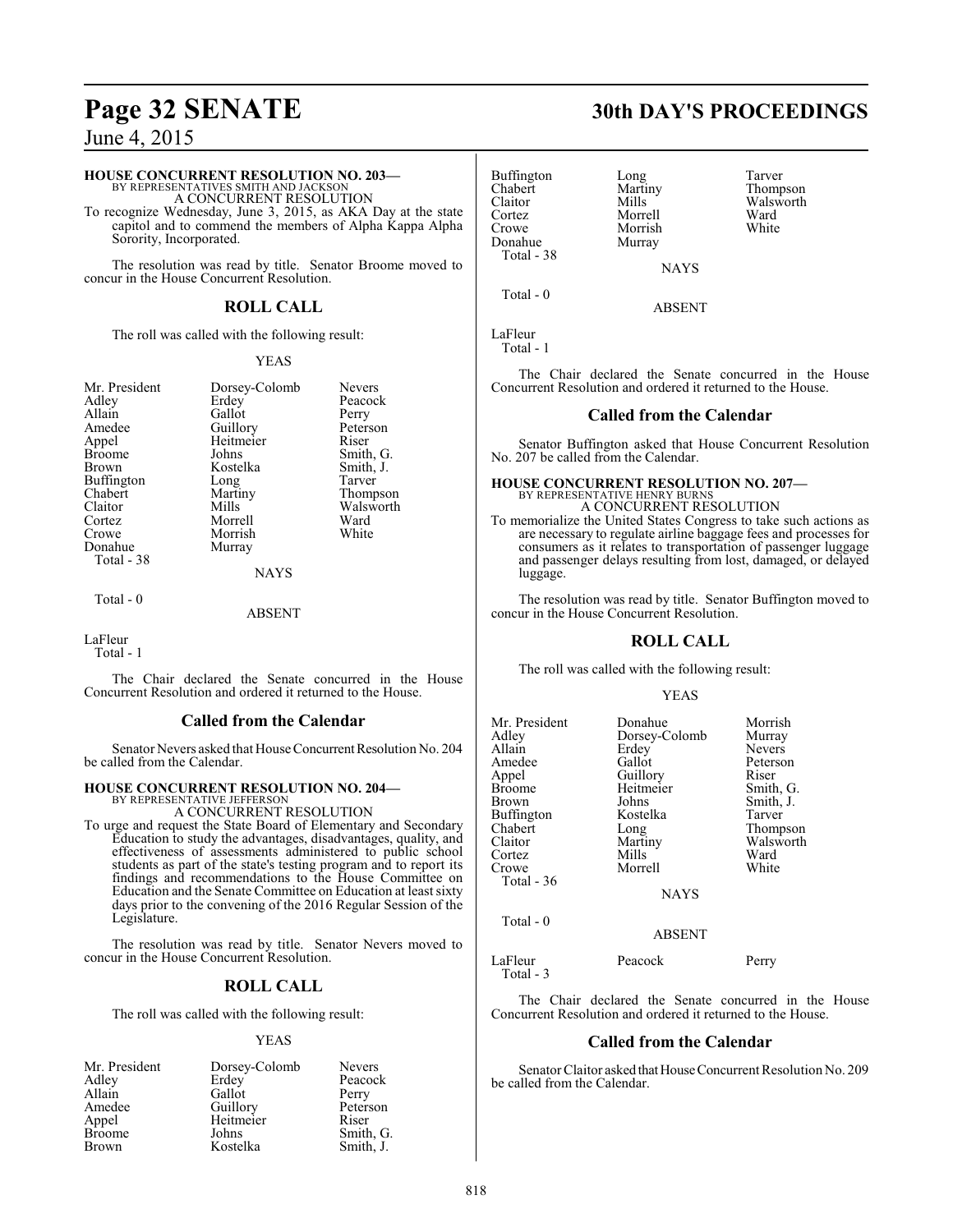**HOUSE CONCURRENT RESOLUTION NO. 203—**
BY REPRESENTATIVES SMITH AND JACKSON
A CONCURRENT RESOLUTION

To recognize Wednesday, June 3, 2015, as AKA Day at the state capitol and to commend the members of Alpha Kappa Alpha Sorority, Incorporated.

The resolution was read by title. Senator Broome moved to concur in the House Concurrent Resolution.

## ROLL CALL

The roll was called with the following result:

YEAS

| | | |
|---|---|---|
| Mr. President | Dorsey-Colomb | Nevers |
| Adley | Erdey | Peacock |
| Allain | Gallot | Perry |
| Amedee | Guillory | Peterson |
| Appel | Heitmeier | Riser |
| Broome | Johns | Smith, G. |
| Brown | Kostelka | Smith, J. |
| Buffington | Long | Tarver |
| Chabert | Martiny | Thompson |
| Claitor | Mills | Walsworth |
| Cortez | Morrell | Ward |
| Crowe | Morrish | White |
| Donahue | Murray | |

Total - 38

NAYS

Total - 0

ABSENT

LaFleur

Total - 1

The Chair declared the Senate concurred in the House Concurrent Resolution and ordered it returned to the House.

## Called from the Calendar

Senator Nevers asked that House Concurrent Resolution No. 204 be called from the Calendar.

**HOUSE CONCURRENT RESOLUTION NO. 204—**
BY REPRESENTATIVE JEFFERSON
A CONCURRENT RESOLUTION

To urge and request the State Board of Elementary and Secondary Education to study the advantages, disadvantages, quality, and effectiveness of assessments administered to public school students as part of the state's testing program and to report its findings and recommendations to the House Committee on Education and the Senate Committee on Education at least sixty days prior to the convening of the 2016 Regular Session of the Legislature.

The resolution was read by title. Senator Nevers moved to concur in the House Concurrent Resolution.

## ROLL CALL

The roll was called with the following result:

YEAS

| | | |
|---|---|---|
| Mr. President | Dorsey-Colomb | Nevers |
| Adley | Erdey | Peacock |
| Allain | Gallot | Perry |
| Amedee | Guillory | Peterson |
| Appel | Heitmeier | Riser |
| Broome | Johns | Smith, G. |
| Brown | Kostelka | Smith, J. |
| Buffington | Long | Tarver |
| Chabert | Martiny | Thompson |
| Claitor | Mills | Walsworth |
| Cortez | Morrell | Ward |
| Crowe | Morrish | White |
| Donahue | Murray | |

Total - 38

NAYS

Total - 0

ABSENT

LaFleur

Total - 1

The Chair declared the Senate concurred in the House Concurrent Resolution and ordered it returned to the House.

## Called from the Calendar

Senator Buffington asked that House Concurrent Resolution No. 207 be called from the Calendar.

**HOUSE CONCURRENT RESOLUTION NO. 207—**
BY REPRESENTATIVE HENRY BURNS
A CONCURRENT RESOLUTION

To memorialize the United States Congress to take such actions as are necessary to regulate airline baggage fees and processes for consumers as it relates to transportation of passenger luggage and passenger delays resulting from lost, damaged, or delayed luggage.

The resolution was read by title. Senator Buffington moved to concur in the House Concurrent Resolution.

## ROLL CALL

The roll was called with the following result:

YEAS

| | | |
|---|---|---|
| Mr. President | Donahue | Morrish |
| Adley | Dorsey-Colomb | Murray |
| Allain | Erdey | Nevers |
| Amedee | Gallot | Peterson |
| Appel | Guillory | Riser |
| Broome | Heitmeier | Smith, G. |
| Brown | Johns | Smith, J. |
| Buffington | Kostelka | Tarver |
| Chabert | Long | Thompson |
| Claitor | Martiny | Walsworth |
| Cortez | Mills | Ward |
| Crowe | Morrell | White |

Total - 36

NAYS

Total - 0

ABSENT

| | | |
|---|---|---|
| LaFleur | Peacock | Perry |

Total - 3

The Chair declared the Senate concurred in the House Concurrent Resolution and ordered it returned to the House.

## Called from the Calendar

Senator Claitor asked that House Concurrent Resolution No. 209 be called from the Calendar.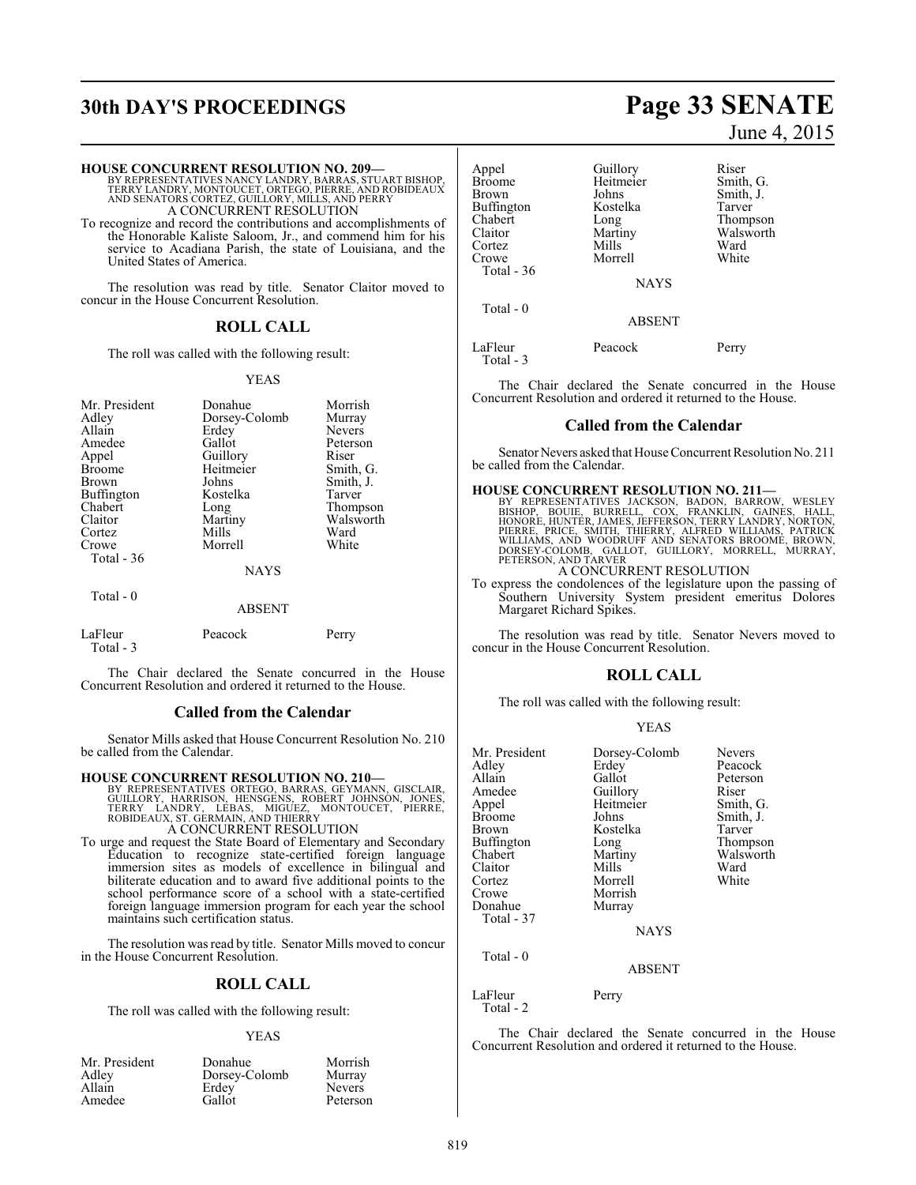**HOUSE CONCURRENT RESOLUTION NO. 209—**
BY REPRESENTATIVES NANCY LANDRY, BARRAS, STUART BISHOP, TERRY LANDRY, MONTOUCET, ORTEGO, PIERRE, AND ROBIDEAUX AND SENATORS CORTEZ, GUILLORY, MILLS, AND PERRY

A CONCURRENT RESOLUTION

To recognize and record the contributions and accomplishments of the Honorable Kaliste Saloom, Jr., and commend him for his service to Acadiana Parish, the state of Louisiana, and the United States of America.

The resolution was read by title. Senator Claitor moved to concur in the House Concurrent Resolution.

## ROLL CALL

The roll was called with the following result:

YEAS

| | | |
|---|---|---|
| Mr. President | Donahue | Morrish |
| Adley | Dorsey-Colomb | Murray |
| Allain | Erdey | Nevers |
| Amedee | Gallot | Peterson |
| Appel | Guillory | Riser |
| Broome | Heitmeier | Smith, G. |
| Brown | Johns | Smith, J. |
| Buffington | Kostelka | Tarver |
| Chabert | Long | Thompson |
| Claitor | Martiny | Walsworth |
| Cortez | Mills | Ward |
| Crowe | Morrell | White |

Total - 36

NAYS

Total - 0

ABSENT

| | | |
|---|---|---|
| LaFleur | Peacock | Perry |

Total - 3

The Chair declared the Senate concurred in the House Concurrent Resolution and ordered it returned to the House.

## Called from the Calendar

Senator Mills asked that House Concurrent Resolution No. 210 be called from the Calendar.

**HOUSE CONCURRENT RESOLUTION NO. 210—**
BY REPRESENTATIVES ORTEGO, BARRAS, GEYMANN, GISCLAIR, GUILLORY, HARRISON, HENSGENS, ROBERT JOHNSON, JONES, TERRY LANDRY, LEBAS, MIGUEZ, MONTOUCET, PIERRE, ROBIDEAUX, ST. GERMAIN, AND THIERRY

A CONCURRENT RESOLUTION

To urge and request the State Board of Elementary and Secondary Education to recognize state-certified foreign language immersion sites as models of excellence in bilingual and biliterate education and to award five additional points to the school performance score of a school with a state-certified foreign language immersion program for each year the school maintains such certification status.

The resolution was read by title. Senator Mills moved to concur in the House Concurrent Resolution.

## ROLL CALL

The roll was called with the following result:

YEAS

| | | |
|---|---|---|
| Mr. President | Donahue | Morrish |
| Adley | Dorsey-Colomb | Murray |
| Allain | Erdey | Nevers |
| Amedee | Gallot | Peterson |
| Appel | Guillory | Riser |
| Broome | Heitmeier | Smith, G. |
| Brown | Johns | Smith, J. |
| Buffington | Kostelka | Tarver |
| Chabert | Long | Thompson |
| Claitor | Martiny | Walsworth |
| Cortez | Mills | Ward |
| Crowe | Morrell | White |

Total - 36

NAYS

Total - 0

ABSENT

| | | |
|---|---|---|
| LaFleur | Peacock | Perry |

Total - 3

The Chair declared the Senate concurred in the House Concurrent Resolution and ordered it returned to the House.

## Called from the Calendar

Senator Nevers asked that House Concurrent Resolution No. 211 be called from the Calendar.

**HOUSE CONCURRENT RESOLUTION NO. 211—**
BY REPRESENTATIVES JACKSON, BADON, BARROW, WESLEY BISHOP, BOUIE, BURRELL, COX, FRANKLIN, GAINES, HALL, HONORE, HUNTER, JAMES, JEFFERSON, TERRY LANDRY, NORTON, PIERRE, PRICE, SMITH, THIERRY, ALFRED WILLIAMS, PATRICK WILLIAMS, AND WOODRUFF AND SENATORS BROOME, BROWN, DORSEY-COLOMB, GALLOT, GUILLORY, MORRELL, MURRAY, PETERSON, AND TARVER

A CONCURRENT RESOLUTION

To express the condolences of the legislature upon the passing of Southern University System president emeritus Dolores Margaret Richard Spikes.

The resolution was read by title. Senator Nevers moved to concur in the House Concurrent Resolution.

## ROLL CALL

The roll was called with the following result:

YEAS

| | | |
|---|---|---|
| Mr. President | Dorsey-Colomb | Nevers |
| Adley | Erdey | Peacock |
| Allain | Gallot | Peterson |
| Amedee | Guillory | Riser |
| Appel | Heitmeier | Smith, G. |
| Broome | Johns | Smith, J. |
| Brown | Kostelka | Tarver |
| Buffington | Long | Thompson |
| Chabert | Martiny | Walsworth |
| Claitor | Mills | Ward |
| Cortez | Morrell | White |
| Crowe | Morrish | |
| Donahue | Murray | |

Total - 37

NAYS

Total - 0

ABSENT

| | |
|---|---|
| LaFleur | Perry |

Total - 2

The Chair declared the Senate concurred in the House Concurrent Resolution and ordered it returned to the House.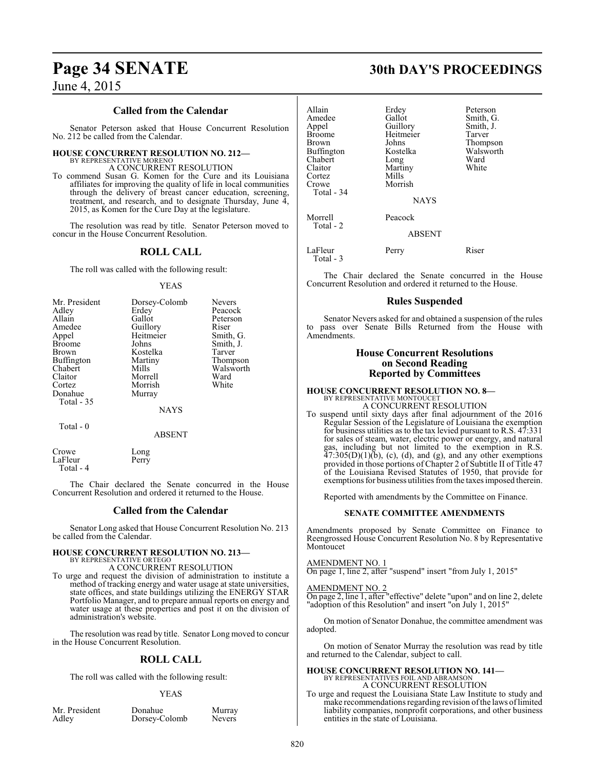## Called from the Calendar

Senator Peterson asked that House Concurrent Resolution No. 212 be called from the Calendar.

**HOUSE CONCURRENT RESOLUTION NO. 212—**
BY REPRESENTATIVE MORENO
A CONCURRENT RESOLUTION

To commend Susan G. Komen for the Cure and its Louisiana affiliates for improving the quality of life in local communities through the delivery of breast cancer education, screening, treatment, and research, and to designate Thursday, June 4, 2015, as Komen for the Cure Day at the legislature.

The resolution was read by title. Senator Peterson moved to concur in the House Concurrent Resolution.

## ROLL CALL

The roll was called with the following result:

YEAS

| | | |
|---|---|---|
| Mr. President | Dorsey-Colomb | Nevers |
| Adley | Erdey | Peacock |
| Allain | Gallot | Peterson |
| Amedee | Guillory | Riser |
| Appel | Heitmeier | Smith, G. |
| Broome | Johns | Smith, J. |
| Brown | Kostelka | Tarver |
| Buffington | Martiny | Thompson |
| Chabert | Mills | Walsworth |
| Claitor | Morrell | Ward |
| Cortez | Morrish | White |
| Donahue | Murray | |

Total - 35

NAYS

Total - 0

ABSENT

| | |
|---|---|
| Crowe | Long |
| LaFleur | Perry |

Total - 4

The Chair declared the Senate concurred in the House Concurrent Resolution and ordered it returned to the House.

## Called from the Calendar

Senator Long asked that House Concurrent Resolution No. 213 be called from the Calendar.

**HOUSE CONCURRENT RESOLUTION NO. 213—**
BY REPRESENTATIVE ORTEGO
A CONCURRENT RESOLUTION

To urge and request the division of administration to institute a method of tracking energy and water usage at state universities, state offices, and state buildings utilizing the ENERGY STAR Portfolio Manager, and to prepare annual reports on energy and water usage at these properties and post it on the division of administration's website.

The resolution was read by title. Senator Long moved to concur in the House Concurrent Resolution.

## ROLL CALL

The roll was called with the following result:

YEAS

| | | |
|---|---|---|
| Mr. President | Donahue | Murray |
| Adley | Dorsey-Colomb | Nevers |
| Allain | Erdey | Peterson |
| Amedee | Gallot | Smith, G. |
| Appel | Guillory | Smith, J. |
| Broome | Heitmeier | Tarver |
| Brown | Johns | Thompson |
| Buffington | Kostelka | Walsworth |
| Chabert | Long | Ward |
| Claitor | Martiny | White |
| Cortez | Mills | |
| Crowe | Morrish | |

Total - 34

NAYS

| | |
|---|---|
| Morrell | Peacock |

Total - 2

ABSENT

| | | |
|---|---|---|
| LaFleur | Perry | Riser |

Total - 3

The Chair declared the Senate concurred in the House Concurrent Resolution and ordered it returned to the House.

## Rules Suspended

Senator Nevers asked for and obtained a suspension of the rules to pass over Senate Bills Returned from the House with Amendments.

## House Concurrent Resolutions on Second Reading Reported by Committees

**HOUSE CONCURRENT RESOLUTION NO. 8—**
BY REPRESENTATIVE MONTOUCET
A CONCURRENT RESOLUTION

To suspend until sixty days after final adjournment of the 2016 Regular Session of the Legislature of Louisiana the exemption for business utilities as to the tax levied pursuant to R.S. 47:331 for sales of steam, water, electric power or energy, and natural gas, including but not limited to the exemption in R.S. 47:305(D)(1)(b), (c), (d), and (g), and any other exemptions provided in those portions of Chapter 2 of Subtitle II of Title 47 of the Louisiana Revised Statutes of 1950, that provide for exemptions for business utilities from the taxes imposed therein.

Reported with amendments by the Committee on Finance.

### SENATE COMMITTEE AMENDMENTS

Amendments proposed by Senate Committee on Finance to Reengrossed House Concurrent Resolution No. 8 by Representative Montoucet

AMENDMENT NO. 1
On page 1, line 2, after "suspend" insert "from July 1, 2015"

AMENDMENT NO. 2
On page 2, line 1, after "effective" delete "upon" and on line 2, delete "adoption of this Resolution" and insert "on July 1, 2015"

On motion of Senator Donahue, the committee amendment was adopted.

On motion of Senator Murray the resolution was read by title and returned to the Calendar, subject to call.

**HOUSE CONCURRENT RESOLUTION NO. 141—**
BY REPRESENTATIVES FOIL AND ABRAMSON
A CONCURRENT RESOLUTION

To urge and request the Louisiana State Law Institute to study and make recommendations regarding revision of the laws of limited liability companies, nonprofit corporations, and other business entities in the state of Louisiana.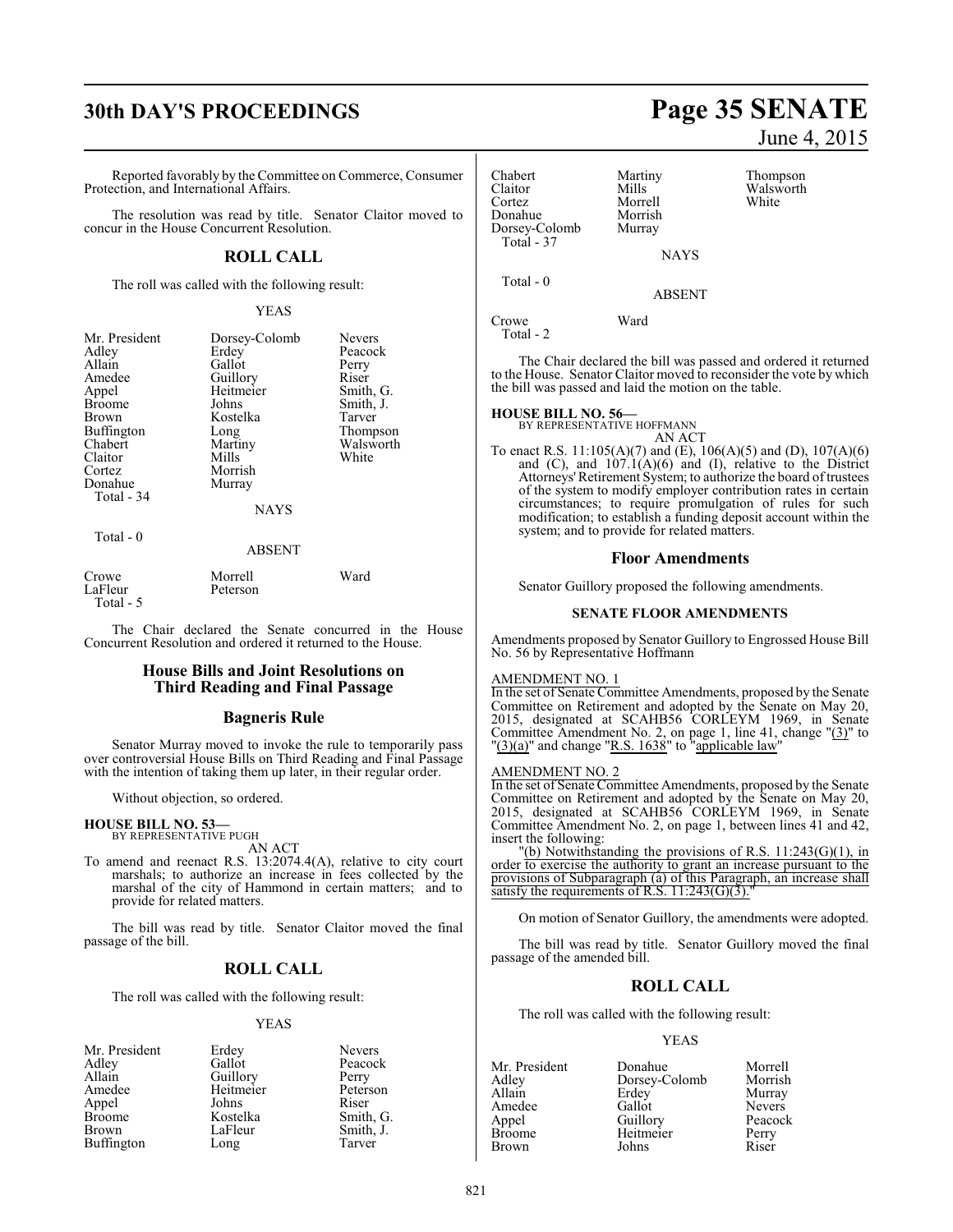Reported favorably by the Committee on Commerce, Consumer Protection, and International Affairs.

The resolution was read by title. Senator Claitor moved to concur in the House Concurrent Resolution.

## ROLL CALL

The roll was called with the following result:

YEAS

| | | |
|---|---|---|
| Mr. President | Dorsey-Colomb | Nevers |
| Adley | Erdey | Peacock |
| Allain | Gallot | Perry |
| Amedee | Guillory | Riser |
| Appel | Heitmeier | Smith, G. |
| Broome | Johns | Smith, J. |
| Brown | Kostelka | Tarver |
| Buffington | Long | Thompson |
| Chabert | Martiny | Walsworth |
| Claitor | Mills | White |
| Cortez | Morrish | |
| Donahue | Murray | |

Total - 34

NAYS

Total - 0

ABSENT

| | | |
|---|---|---|
| Crowe | Morrell | Ward |
| LaFleur | Peterson | |

Total - 5

The Chair declared the Senate concurred in the House Concurrent Resolution and ordered it returned to the House.

## House Bills and Joint Resolutions on Third Reading and Final Passage

## Bagneris Rule

Senator Murray moved to invoke the rule to temporarily pass over controversial House Bills on Third Reading and Final Passage with the intention of taking them up later, in their regular order.

Without objection, so ordered.

**HOUSE BILL NO. 53—**
BY REPRESENTATIVE PUGH

AN ACT

To amend and reenact R.S. 13:2074.4(A), relative to city court marshals; to authorize an increase in fees collected by the marshal of the city of Hammond in certain matters; and to provide for related matters.

The bill was read by title. Senator Claitor moved the final passage of the bill.

## ROLL CALL

The roll was called with the following result:

YEAS

| | | |
|---|---|---|
| Mr. President | Erdey | Nevers |
| Adley | Gallot | Peacock |
| Allain | Guillory | Perry |
| Amedee | Heitmeier | Peterson |
| Appel | Johns | Riser |
| Broome | Kostelka | Smith, G. |
| Brown | LaFleur | Smith, J. |
| Buffington | Long | Tarver |
| Chabert | Martiny | Thompson |
| Claitor | Mills | Walsworth |
| Cortez | Morrell | White |
| Donahue | Morrish | |
| Dorsey-Colomb | Murray | |

Total - 37

NAYS

Total - 0

ABSENT

| | |
|---|---|
| Crowe | Ward |

Total - 2

The Chair declared the bill was passed and ordered it returned to the House. Senator Claitor moved to reconsider the vote by which the bill was passed and laid the motion on the table.

**HOUSE BILL NO. 56—**
BY REPRESENTATIVE HOFFMANN

AN ACT

To enact R.S. 11:105(A)(7) and (E), 106(A)(5) and (D), 107(A)(6) and (C), and 107.1(A)(6) and (I), relative to the District Attorneys' Retirement System; to authorize the board of trustees of the system to modify employer contribution rates in certain circumstances; to require promulgation of rules for such modification; to establish a funding deposit account within the system; and to provide for related matters.

## Floor Amendments

Senator Guillory proposed the following amendments.

### SENATE FLOOR AMENDMENTS

Amendments proposed by Senator Guillory to Engrossed House Bill No. 56 by Representative Hoffmann

AMENDMENT NO. 1

In the set of Senate Committee Amendments, proposed by the Senate Committee on Retirement and adopted by the Senate on May 20, 2015, designated at SCAHB56 CORLEYM 1969, in Senate Committee Amendment No. 2, on page 1, line 41, change "(3)" to "(3)(a)" and change "R.S. 1638" to "applicable law"

AMENDMENT NO. 2

In the set of Senate Committee Amendments, proposed by the Senate Committee on Retirement and adopted by the Senate on May 20, 2015, designated at SCAHB56 CORLEYM 1969, in Senate Committee Amendment No. 2, on page 1, between lines 41 and 42, insert the following:

"(b) Notwithstanding the provisions of R.S. 11:243(G)(1), in order to exercise the authority to grant an increase pursuant to the provisions of Subparagraph (a) of this Paragraph, an increase shall satisfy the requirements of R.S. 11:243(G)(3)."

On motion of Senator Guillory, the amendments were adopted.

The bill was read by title. Senator Guillory moved the final passage of the amended bill.

## ROLL CALL

The roll was called with the following result:

YEAS

| | | |
|---|---|---|
| Mr. President | Donahue | Morrell |
| Adley | Dorsey-Colomb | Morrish |
| Allain | Erdey | Murray |
| Amedee | Gallot | Nevers |
| Appel | Guillory | Peacock |
| Broome | Heitmeier | Perry |
| Brown | Johns | Riser |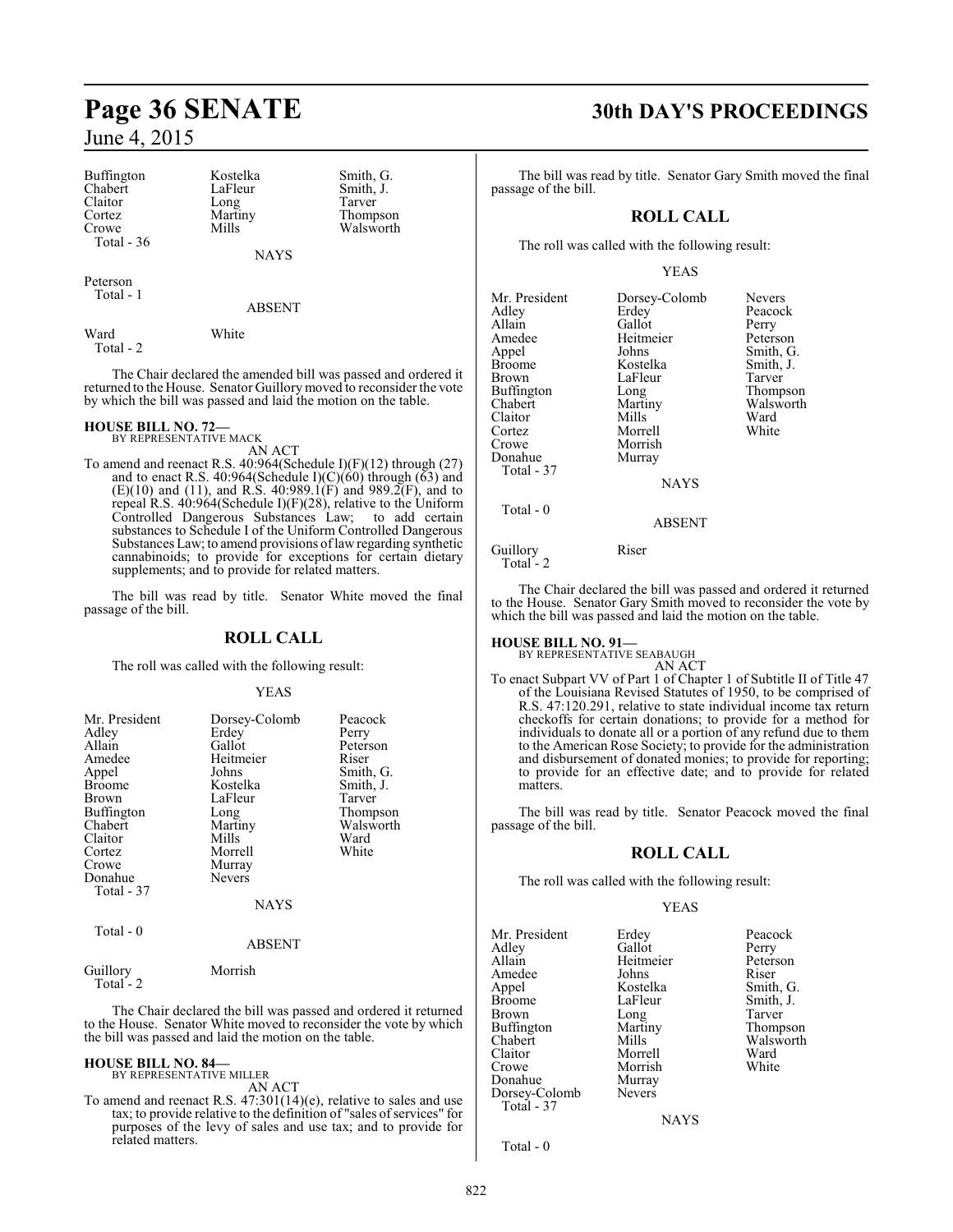| Buffington | Kostelka | Smith, G. |
|---|---|---|
| Chabert | LaFleur | Smith, J. |
| Claitor | Long | Tarver |
| Cortez | Martiny | Thompson |
| Crowe | Mills | Walsworth |
| Total - 36 | | |

NAYS

Peterson
Total - 1

ABSENT

Ward White
Total - 2

The Chair declared the amended bill was passed and ordered it returned to the House. Senator Guillory moved to reconsider the vote by which the bill was passed and laid the motion on the table.

**HOUSE BILL NO. 72—**
BY REPRESENTATIVE MACK
AN ACT

To amend and reenact R.S. 40:964(Schedule I)(F)(12) through (27) and to enact R.S. 40:964(Schedule I)(C)(60) through (63) and (E)(10) and (11), and R.S. 40:989.1(F) and 989.2(F), and to repeal R.S. 40:964(Schedule I)(F)(28), relative to the Uniform Controlled Dangerous Substances Law; to add certain substances to Schedule I of the Uniform Controlled Dangerous Substances Law; to amend provisions of law regarding synthetic cannabinoids; to provide for exceptions for certain dietary supplements; and to provide for related matters.

The bill was read by title. Senator White moved the final passage of the bill.

## ROLL CALL

The roll was called with the following result:

YEAS

| Mr. President | Dorsey-Colomb | Peacock |
|---|---|---|
| Adley | Erdey | Perry |
| Allain | Gallot | Peterson |
| Amedee | Heitmeier | Riser |
| Appel | Johns | Smith, G. |
| Broome | Kostelka | Smith, J. |
| Brown | LaFleur | Tarver |
| Buffington | Long | Thompson |
| Chabert | Martiny | Walsworth |
| Claitor | Mills | Ward |
| Cortez | Morrell | White |
| Crowe | Murray | |
| Donahue | Nevers | |
| Total - 37 | | |

NAYS

Total - 0

ABSENT

Guillory Morrish
Total - 2

The Chair declared the bill was passed and ordered it returned to the House. Senator White moved to reconsider the vote by which the bill was passed and laid the motion on the table.

**HOUSE BILL NO. 84—**
BY REPRESENTATIVE MILLER
AN ACT

To amend and reenact R.S. 47:301(14)(e), relative to sales and use tax; to provide relative to the definition of "sales of services" for purposes of the levy of sales and use tax; and to provide for related matters.

The bill was read by title. Senator Gary Smith moved the final passage of the bill.

## ROLL CALL

The roll was called with the following result:

YEAS

| Mr. President | Dorsey-Colomb | Nevers |
|---|---|---|
| Adley | Erdey | Peacock |
| Allain | Gallot | Perry |
| Amedee | Heitmeier | Peterson |
| Appel | Johns | Smith, G. |
| Broome | Kostelka | Smith, J. |
| Brown | LaFleur | Tarver |
| Buffington | Long | Thompson |
| Chabert | Martiny | Walsworth |
| Claitor | Mills | Ward |
| Cortez | Morrell | White |
| Crowe | Morrish | |
| Donahue | Murray | |
| Total - 37 | | |

NAYS

Total - 0

ABSENT

Guillory Riser
Total - 2

The Chair declared the bill was passed and ordered it returned to the House. Senator Gary Smith moved to reconsider the vote by which the bill was passed and laid the motion on the table.

**HOUSE BILL NO. 91—**
BY REPRESENTATIVE SEABAUGH
AN ACT

To enact Subpart VV of Part 1 of Chapter 1 of Subtitle II of Title 47 of the Louisiana Revised Statutes of 1950, to be comprised of R.S. 47:120.291, relative to state individual income tax return checkoffs for certain donations; to provide for a method for individuals to donate all or a portion of any refund due to them to the American Rose Society; to provide for the administration and disbursement of donated monies; to provide for reporting; to provide for an effective date; and to provide for related matters.

The bill was read by title. Senator Peacock moved the final passage of the bill.

## ROLL CALL

The roll was called with the following result:

YEAS

| Mr. President | Erdey | Peacock |
|---|---|---|
| Adley | Gallot | Perry |
| Allain | Heitmeier | Peterson |
| Amedee | Johns | Riser |
| Appel | Kostelka | Smith, G. |
| Broome | LaFleur | Smith, J. |
| Brown | Long | Tarver |
| Buffington | Martiny | Thompson |
| Chabert | Mills | Walsworth |
| Claitor | Morrell | Ward |
| Crowe | Morrish | White |
| Donahue | Murray | |
| Dorsey-Colomb | Nevers | |
| Total - 37 | | |

NAYS

Total - 0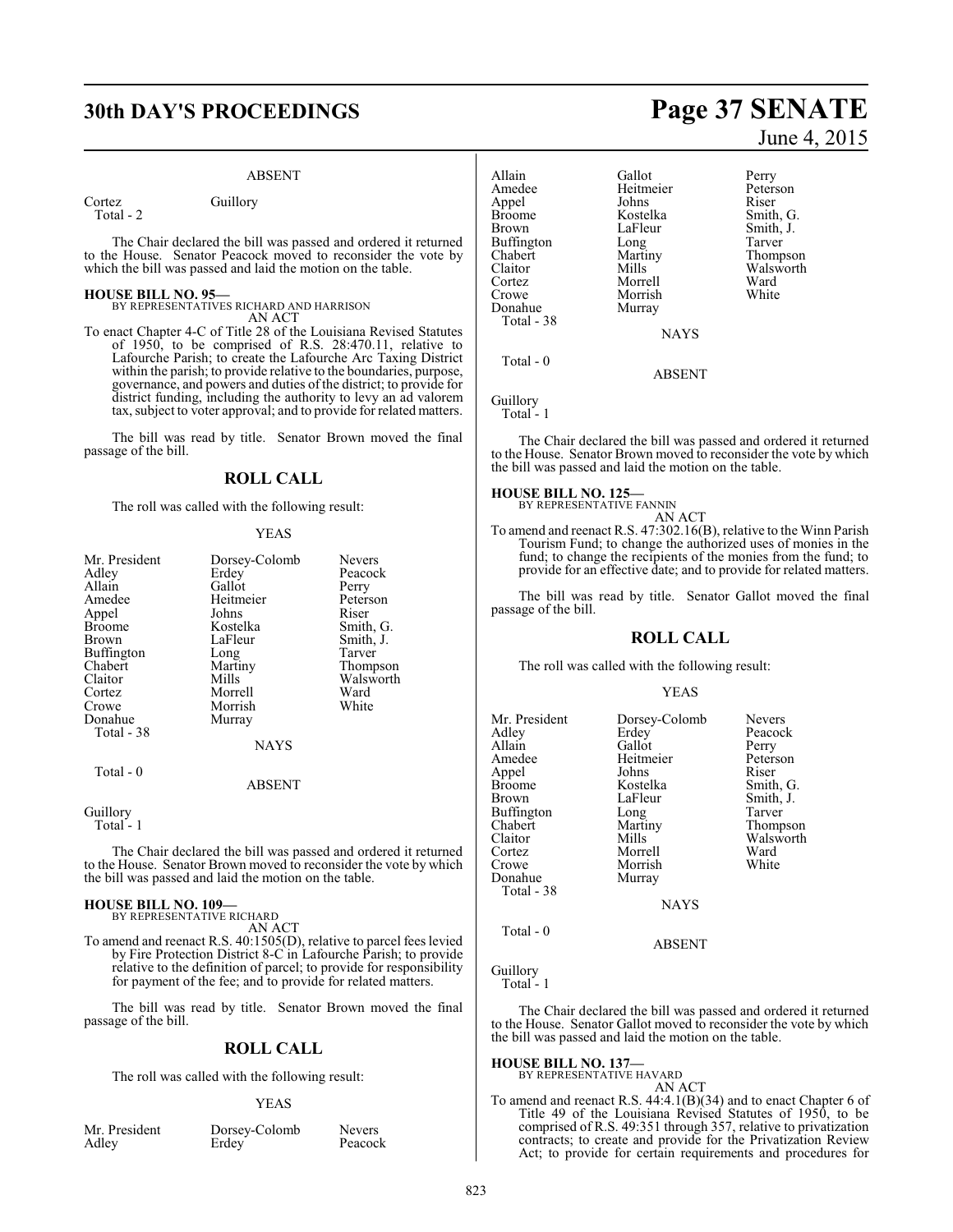ABSENT

| | |
|---|---|
| Cortez | Guillory |
| Total - 2 | |

The Chair declared the bill was passed and ordered it returned to the House. Senator Peacock moved to reconsider the vote by which the bill was passed and laid the motion on the table.

**HOUSE BILL NO. 95—**
BY REPRESENTATIVES RICHARD AND HARRISON
AN ACT

To enact Chapter 4-C of Title 28 of the Louisiana Revised Statutes of 1950, to be comprised of R.S. 28:470.11, relative to Lafourche Parish; to create the Lafourche Arc Taxing District within the parish; to provide relative to the boundaries, purpose, governance, and powers and duties of the district; to provide for district funding, including the authority to levy an ad valorem tax, subject to voter approval; and to provide for related matters.

The bill was read by title. Senator Brown moved the final passage of the bill.

## ROLL CALL

The roll was called with the following result:

YEAS

| | | |
|---|---|---|
| Mr. President | Dorsey-Colomb | Nevers |
| Adley | Erdey | Peacock |
| Allain | Gallot | Perry |
| Amedee | Heitmeier | Peterson |
| Appel | Johns | Riser |
| Broome | Kostelka | Smith, G. |
| Brown | LaFleur | Smith, J. |
| Buffington | Long | Tarver |
| Chabert | Martiny | Thompson |
| Claitor | Mills | Walsworth |
| Cortez | Morrell | Ward |
| Crowe | Morrish | White |
| Donahue | Murray | |
| Total - 38 | | |

NAYS

Total - 0

ABSENT

Guillory
Total - 1

The Chair declared the bill was passed and ordered it returned to the House. Senator Brown moved to reconsider the vote by which the bill was passed and laid the motion on the table.

**HOUSE BILL NO. 109—**
BY REPRESENTATIVE RICHARD
AN ACT

To amend and reenact R.S. 40:1505(D), relative to parcel fees levied by Fire Protection District 8-C in Lafourche Parish; to provide relative to the definition of parcel; to provide for responsibility for payment of the fee; and to provide for related matters.

The bill was read by title. Senator Brown moved the final passage of the bill.

## ROLL CALL

The roll was called with the following result:

YEAS

| | | |
|---|---|---|
| Mr. President | Dorsey-Colomb | Nevers |
| Adley | Erdey | Peacock |
| Allain | Gallot | Perry |
| Amedee | Heitmeier | Peterson |
| Appel | Johns | Riser |
| Broome | Kostelka | Smith, G. |
| Brown | LaFleur | Smith, J. |
| Buffington | Long | Tarver |
| Chabert | Martiny | Thompson |
| Claitor | Mills | Walsworth |
| Cortez | Morrell | Ward |
| Crowe | Morrish | White |
| Donahue | Murray | |
| Total - 38 | | |

NAYS

Total - 0

ABSENT

Guillory
Total - 1

The Chair declared the bill was passed and ordered it returned to the House. Senator Brown moved to reconsider the vote by which the bill was passed and laid the motion on the table.

**HOUSE BILL NO. 125—**
BY REPRESENTATIVE FANNIN
AN ACT

To amend and reenact R.S. 47:302.16(B), relative to the Winn Parish Tourism Fund; to change the authorized uses of monies in the fund; to change the recipients of the monies from the fund; to provide for an effective date; and to provide for related matters.

The bill was read by title. Senator Gallot moved the final passage of the bill.

## ROLL CALL

The roll was called with the following result:

YEAS

| | | |
|---|---|---|
| Mr. President | Dorsey-Colomb | Nevers |
| Adley | Erdey | Peacock |
| Allain | Gallot | Perry |
| Amedee | Heitmeier | Peterson |
| Appel | Johns | Riser |
| Broome | Kostelka | Smith, G. |
| Brown | LaFleur | Smith, J. |
| Buffington | Long | Tarver |
| Chabert | Martiny | Thompson |
| Claitor | Mills | Walsworth |
| Cortez | Morrell | Ward |
| Crowe | Morrish | White |
| Donahue | Murray | |
| Total - 38 | | |

NAYS

Total - 0

ABSENT

Guillory
Total - 1

The Chair declared the bill was passed and ordered it returned to the House. Senator Gallot moved to reconsider the vote by which the bill was passed and laid the motion on the table.

**HOUSE BILL NO. 137—**
BY REPRESENTATIVE HAVARD
AN ACT

To amend and reenact R.S. 44:4.1(B)(34) and to enact Chapter 6 of Title 49 of the Louisiana Revised Statutes of 1950, to be comprised of R.S. 49:351 through 357, relative to privatization contracts; to create and provide for the Privatization Review Act; to provide for certain requirements and procedures for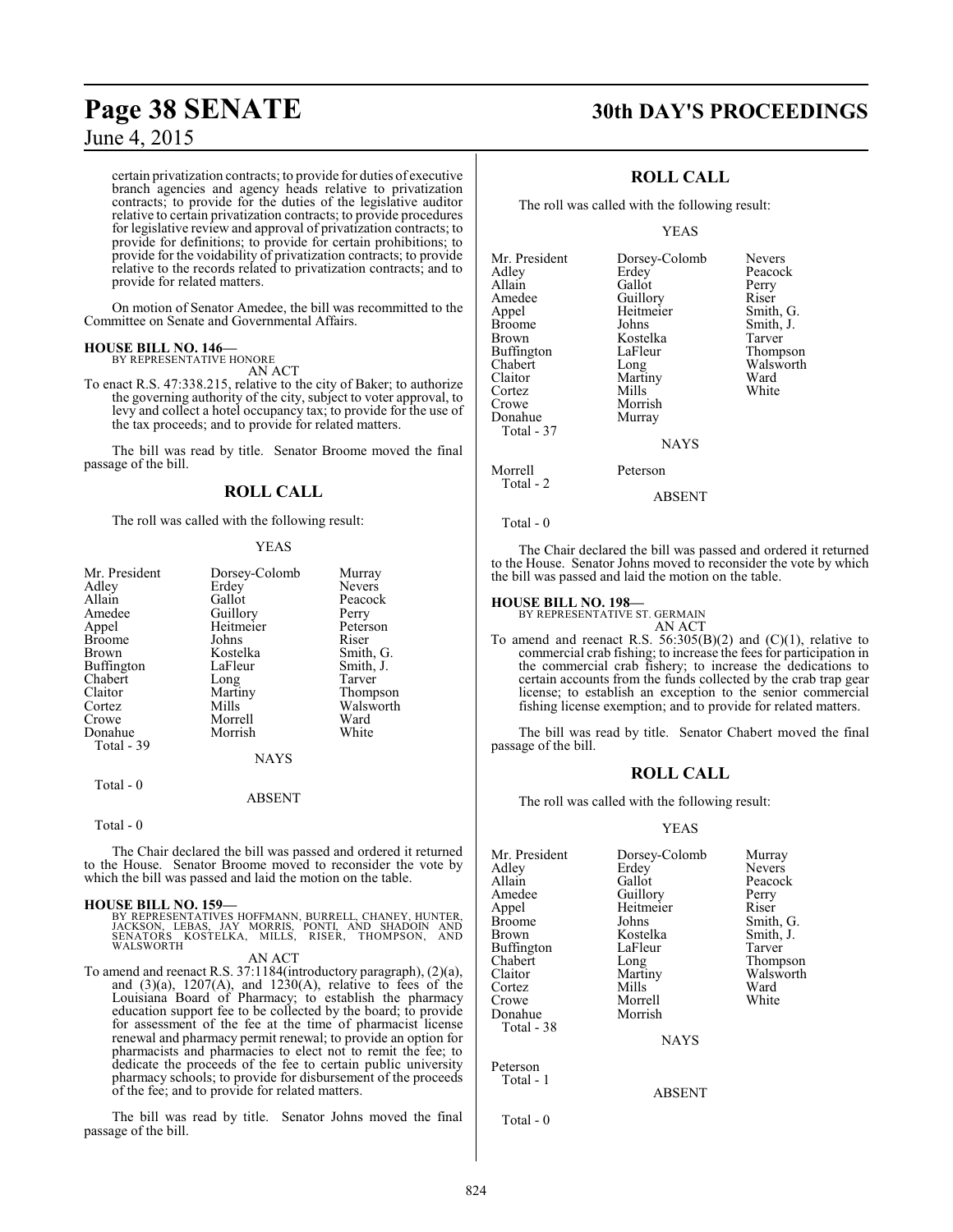certain privatization contracts; to provide for duties of executive branch agencies and agency heads relative to privatization contracts; to provide for the duties of the legislative auditor relative to certain privatization contracts; to provide procedures for legislative review and approval of privatization contracts; to provide for definitions; to provide for certain prohibitions; to provide for the voidability of privatization contracts; to provide relative to the records related to privatization contracts; and to provide for related matters.

On motion of Senator Amedee, the bill was recommitted to the Committee on Senate and Governmental Affairs.

**HOUSE BILL NO. 146—**
BY REPRESENTATIVE HONORE
AN ACT

To enact R.S. 47:338.215, relative to the city of Baker; to authorize the governing authority of the city, subject to voter approval, to levy and collect a hotel occupancy tax; to provide for the use of the tax proceeds; and to provide for related matters.

The bill was read by title. Senator Broome moved the final passage of the bill.

## ROLL CALL

The roll was called with the following result:

YEAS

| | | |
|---|---|---|
| Mr. President | Dorsey-Colomb | Murray |
| Adley | Erdey | Nevers |
| Allain | Gallot | Peacock |
| Amedee | Guillory | Perry |
| Appel | Heitmeier | Peterson |
| Broome | Johns | Riser |
| Brown | Kostelka | Smith, G. |
| Buffington | LaFleur | Smith, J. |
| Chabert | Long | Tarver |
| Claitor | Martiny | Thompson |
| Cortez | Mills | Walsworth |
| Crowe | Morrell | Ward |
| Donahue | Morrish | White |
| Total - 39 | | |

NAYS

Total - 0

ABSENT

Total - 0

The Chair declared the bill was passed and ordered it returned to the House. Senator Broome moved to reconsider the vote by which the bill was passed and laid the motion on the table.

**HOUSE BILL NO. 159—**
BY REPRESENTATIVES HOFFMANN, BURRELL, CHANEY, HUNTER, JACKSON, LEBAS, JAY MORRIS, PONTI, AND SHADOIN AND SENATORS KOSTELKA, MILLS, RISER, THOMPSON, AND WALSWORTH
AN ACT

To amend and reenact R.S. 37:1184(introductory paragraph), (2)(a), and (3)(a), 1207(A), and 1230(A), relative to fees of the Louisiana Board of Pharmacy; to establish the pharmacy education support fee to be collected by the board; to provide for assessment of the fee at the time of pharmacist license renewal and pharmacy permit renewal; to provide an option for pharmacists and pharmacies to elect not to remit the fee; to dedicate the proceeds of the fee to certain public university pharmacy schools; to provide for disbursement of the proceeds of the fee; and to provide for related matters.

The bill was read by title. Senator Johns moved the final passage of the bill.

## ROLL CALL

The roll was called with the following result:

YEAS

| | | |
|---|---|---|
| Mr. President | Dorsey-Colomb | Nevers |
| Adley | Erdey | Peacock |
| Allain | Gallot | Perry |
| Amedee | Guillory | Riser |
| Appel | Heitmeier | Smith, G. |
| Broome | Johns | Smith, J. |
| Brown | Kostelka | Tarver |
| Buffington | LaFleur | Thompson |
| Chabert | Long | Walsworth |
| Claitor | Martiny | Ward |
| Cortez | Mills | White |
| Crowe | Morrish | |
| Donahue | Murray | |
| Total - 37 | | |

NAYS

| | |
|---|---|
| Morrell | Peterson |
| Total - 2 | |

ABSENT

Total - 0

The Chair declared the bill was passed and ordered it returned to the House. Senator Johns moved to reconsider the vote by which the bill was passed and laid the motion on the table.

**HOUSE BILL NO. 198—**
BY REPRESENTATIVE ST. GERMAIN
AN ACT

To amend and reenact R.S. 56:305(B)(2) and (C)(1), relative to commercial crab fishing; to increase the fees for participation in the commercial crab fishery; to increase the dedications to certain accounts from the funds collected by the crab trap gear license; to establish an exception to the senior commercial fishing license exemption; and to provide for related matters.

The bill was read by title. Senator Chabert moved the final passage of the bill.

## ROLL CALL

The roll was called with the following result:

YEAS

| | | |
|---|---|---|
| Mr. President | Dorsey-Colomb | Murray |
| Adley | Erdey | Nevers |
| Allain | Gallot | Peacock |
| Amedee | Guillory | Perry |
| Appel | Heitmeier | Riser |
| Broome | Johns | Smith, G. |
| Brown | Kostelka | Smith, J. |
| Buffington | LaFleur | Tarver |
| Chabert | Long | Thompson |
| Claitor | Martiny | Walsworth |
| Cortez | Mills | Ward |
| Crowe | Morrell | White |
| Donahue | Morrish | |
| Total - 38 | | |

NAYS

Peterson
Total - 1

ABSENT

Total - 0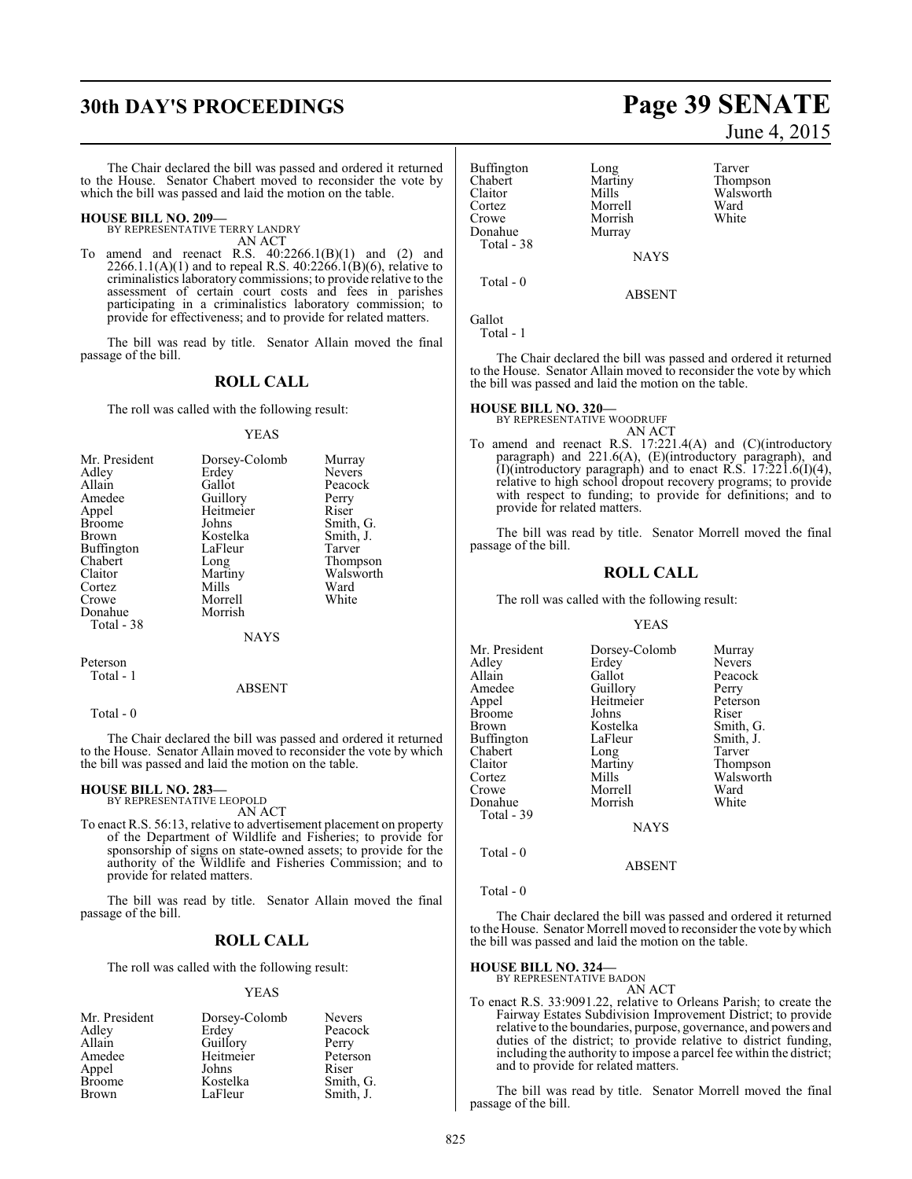The Chair declared the bill was passed and ordered it returned to the House. Senator Chabert moved to reconsider the vote by which the bill was passed and laid the motion on the table.

**HOUSE BILL NO. 209—**
BY REPRESENTATIVE TERRY LANDRY
AN ACT

To amend and reenact R.S. 40:2266.1(B)(1) and (2) and 2266.1.1(A)(1) and to repeal R.S. 40:2266.1(B)(6), relative to criminalistics laboratory commissions; to provide relative to the assessment of certain court costs and fees in parishes participating in a criminalistics laboratory commission; to provide for effectiveness; and to provide for related matters.

The bill was read by title. Senator Allain moved the final passage of the bill.

## ROLL CALL

The roll was called with the following result:

YEAS

| | | |
|---|---|---|
| Mr. President | Dorsey-Colomb | Murray |
| Adley | Erdey | Nevers |
| Allain | Gallot | Peacock |
| Amedee | Guillory | Perry |
| Appel | Heitmeier | Riser |
| Broome | Johns | Smith, G. |
| Brown | Kostelka | Smith, J. |
| Buffington | LaFleur | Tarver |
| Chabert | Long | Thompson |
| Claitor | Martiny | Walsworth |
| Cortez | Mills | Ward |
| Crowe | Morrell | White |
| Donahue | Morrish | |

Total - 38

NAYS

Peterson
Total - 1

ABSENT

Total - 0

The Chair declared the bill was passed and ordered it returned to the House. Senator Allain moved to reconsider the vote by which the bill was passed and laid the motion on the table.

**HOUSE BILL NO. 283—**
BY REPRESENTATIVE LEOPOLD
AN ACT

To enact R.S. 56:13, relative to advertisement placement on property of the Department of Wildlife and Fisheries; to provide for sponsorship of signs on state-owned assets; to provide for the authority of the Wildlife and Fisheries Commission; and to provide for related matters.

The bill was read by title. Senator Allain moved the final passage of the bill.

## ROLL CALL

The roll was called with the following result:

YEAS

| | | |
|---|---|---|
| Mr. President | Dorsey-Colomb | Nevers |
| Adley | Erdey | Peacock |
| Allain | Guillory | Perry |
| Amedee | Heitmeier | Peterson |
| Appel | Johns | Riser |
| Broome | Kostelka | Smith, G. |
| Brown | LaFleur | Smith, J. |
| Buffington | Long | Tarver |
| Chabert | Martiny | Thompson |
| Claitor | Mills | Walsworth |
| Cortez | Morrell | Ward |
| Crowe | Morrish | White |
| Donahue | Murray | |

Total - 38

NAYS

Total - 0

ABSENT

Gallot
Total - 1

The Chair declared the bill was passed and ordered it returned to the House. Senator Allain moved to reconsider the vote by which the bill was passed and laid the motion on the table.

**HOUSE BILL NO. 320—**
BY REPRESENTATIVE WOODRUFF
AN ACT

To amend and reenact R.S. 17:221.4(A) and (C)(introductory paragraph) and 221.6(A), (E)(introductory paragraph), and (I)(introductory paragraph) and to enact R.S. 17:221.6(I)(4), relative to high school dropout recovery programs; to provide with respect to funding; to provide for definitions; and to provide for related matters.

The bill was read by title. Senator Morrell moved the final passage of the bill.

## ROLL CALL

The roll was called with the following result:

YEAS

| | | |
|---|---|---|
| Mr. President | Dorsey-Colomb | Murray |
| Adley | Erdey | Nevers |
| Allain | Gallot | Peacock |
| Amedee | Guillory | Perry |
| Appel | Heitmeier | Peterson |
| Broome | Johns | Riser |
| Brown | Kostelka | Smith, G. |
| Buffington | LaFleur | Smith, J. |
| Chabert | Long | Tarver |
| Claitor | Martiny | Thompson |
| Cortez | Mills | Walsworth |
| Crowe | Morrell | Ward |
| Donahue | Morrish | White |

Total - 39

NAYS

Total - 0

ABSENT

Total - 0

The Chair declared the bill was passed and ordered it returned to the House. Senator Morrell moved to reconsider the vote by which the bill was passed and laid the motion on the table.

**HOUSE BILL NO. 324—**
BY REPRESENTATIVE BADON
AN ACT

To enact R.S. 33:9091.22, relative to Orleans Parish; to create the Fairway Estates Subdivision Improvement District; to provide relative to the boundaries, purpose, governance, and powers and duties of the district; to provide relative to district funding, including the authority to impose a parcel fee within the district; and to provide for related matters.

The bill was read by title. Senator Morrell moved the final passage of the bill.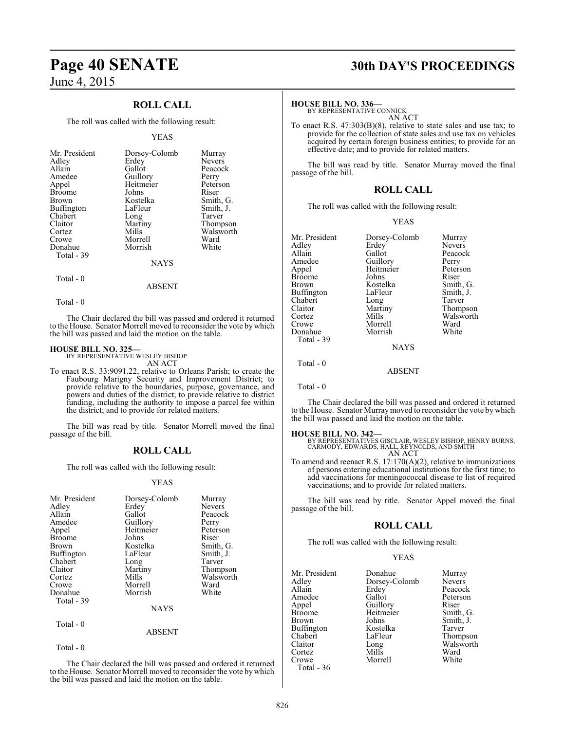## ROLL CALL

The roll was called with the following result:

YEAS

| | | |
|---|---|---|
| Mr. President | Dorsey-Colomb | Murray |
| Adley | Erdey | Nevers |
| Allain | Gallot | Peacock |
| Amedee | Guillory | Perry |
| Appel | Heitmeier | Peterson |
| Broome | Johns | Riser |
| Brown | Kostelka | Smith, G. |
| Buffington | LaFleur | Smith, J. |
| Chabert | Long | Tarver |
| Claitor | Martiny | Thompson |
| Cortez | Mills | Walsworth |
| Crowe | Morrell | Ward |
| Donahue | Morrish | White |

Total - 39

NAYS

Total - 0

ABSENT

Total - 0

The Chair declared the bill was passed and ordered it returned to the House. Senator Morrell moved to reconsider the vote by which the bill was passed and laid the motion on the table.

**HOUSE BILL NO. 325—**
BY REPRESENTATIVE WESLEY BISHOP
AN ACT

To enact R.S. 33:9091.22, relative to Orleans Parish; to create the Faubourg Marigny Security and Improvement District; to provide relative to the boundaries, purpose, governance, and powers and duties of the district; to provide relative to district funding, including the authority to impose a parcel fee within the district; and to provide for related matters.

The bill was read by title. Senator Morrell moved the final passage of the bill.

## ROLL CALL

The roll was called with the following result:

YEAS

| | | |
|---|---|---|
| Mr. President | Dorsey-Colomb | Murray |
| Adley | Erdey | Nevers |
| Allain | Gallot | Peacock |
| Amedee | Guillory | Perry |
| Appel | Heitmeier | Peterson |
| Broome | Johns | Riser |
| Brown | Kostelka | Smith, G. |
| Buffington | LaFleur | Smith, J. |
| Chabert | Long | Tarver |
| Claitor | Martiny | Thompson |
| Cortez | Mills | Walsworth |
| Crowe | Morrell | Ward |
| Donahue | Morrish | White |

Total - 39

NAYS

Total - 0

ABSENT

Total - 0

The Chair declared the bill was passed and ordered it returned to the House. Senator Morrell moved to reconsider the vote by which the bill was passed and laid the motion on the table.

**HOUSE BILL NO. 336—**
BY REPRESENTATIVE CONNICK
AN ACT

To enact R.S. 47:303(B)(8), relative to state sales and use tax; to provide for the collection of state sales and use tax on vehicles acquired by certain foreign business entities; to provide for an effective date; and to provide for related matters.

The bill was read by title. Senator Murray moved the final passage of the bill.

## ROLL CALL

The roll was called with the following result:

YEAS

| | | |
|---|---|---|
| Mr. President | Dorsey-Colomb | Murray |
| Adley | Erdey | Nevers |
| Allain | Gallot | Peacock |
| Amedee | Guillory | Perry |
| Appel | Heitmeier | Peterson |
| Broome | Johns | Riser |
| Brown | Kostelka | Smith, G. |
| Buffington | LaFleur | Smith, J. |
| Chabert | Long | Tarver |
| Claitor | Martiny | Thompson |
| Cortez | Mills | Walsworth |
| Crowe | Morrell | Ward |
| Donahue | Morrish | White |

Total - 39

NAYS

Total - 0

ABSENT

Total - 0

The Chair declared the bill was passed and ordered it returned to the House. Senator Murray moved to reconsider the vote by which the bill was passed and laid the motion on the table.

**HOUSE BILL NO. 342—**
BY REPRESENTATIVES GISCLAIR, WESLEY BISHOP, HENRY BURNS, CARMODY, EDWARDS, HALL, REYNOLDS, AND SMITH
AN ACT

To amend and reenact R.S. 17:170(A)(2), relative to immunizations of persons entering educational institutions for the first time; to add vaccinations for meningococcal disease to list of required vaccinations; and to provide for related matters.

The bill was read by title. Senator Appel moved the final passage of the bill.

## ROLL CALL

The roll was called with the following result:

YEAS

| | | |
|---|---|---|
| Mr. President | Donahue | Murray |
| Adley | Dorsey-Colomb | Nevers |
| Allain | Erdey | Peacock |
| Amedee | Gallot | Peterson |
| Appel | Guillory | Riser |
| Broome | Heitmeier | Smith, G. |
| Brown | Johns | Smith, J. |
| Buffington | Kostelka | Tarver |
| Chabert | LaFleur | Thompson |
| Claitor | Long | Walsworth |
| Cortez | Mills | Ward |
| Crowe | Morrell | White |

Total - 36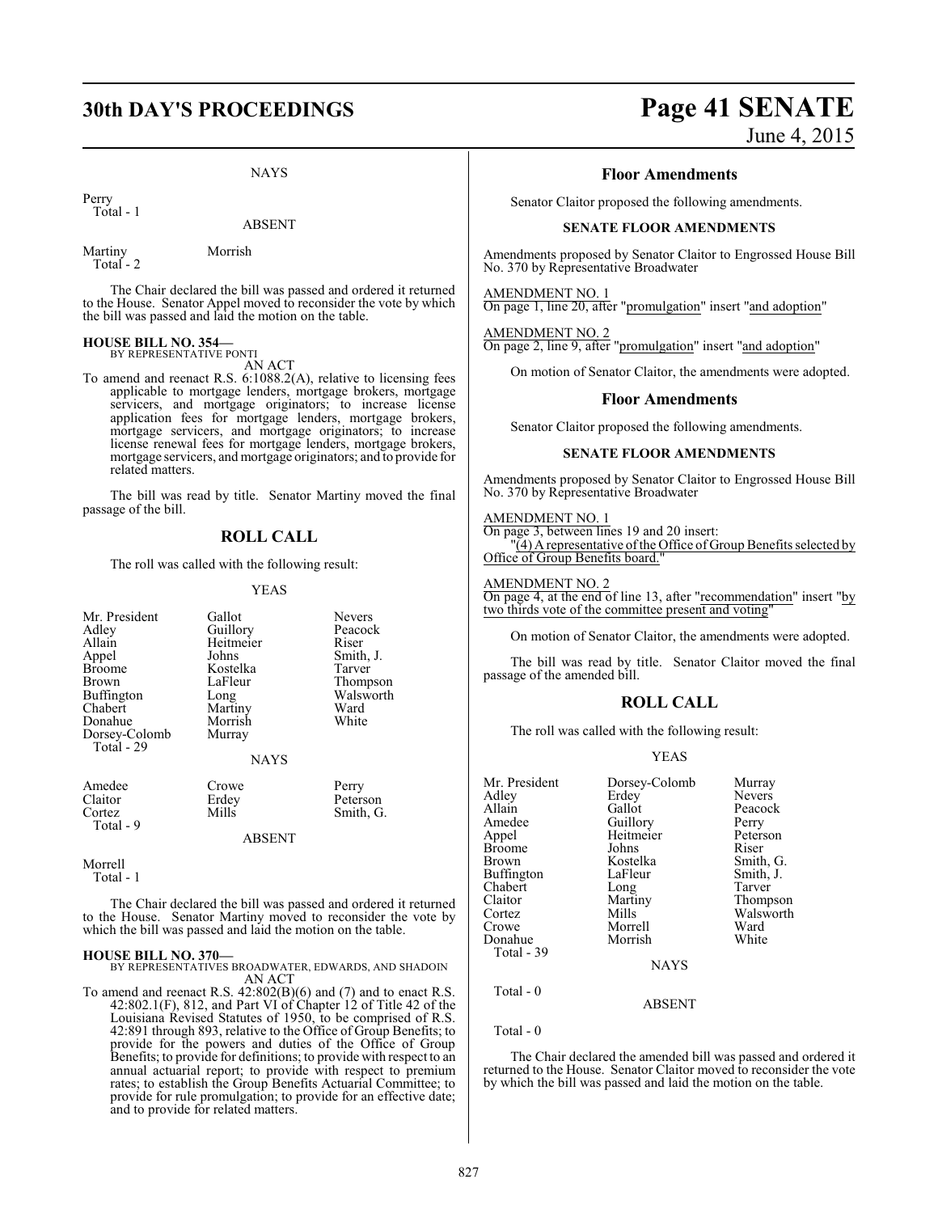NAYS

Perry
 Total - 1

ABSENT

Martiny Morrish
 Total - 2

The Chair declared the bill was passed and ordered it returned to the House. Senator Appel moved to reconsider the vote by which the bill was passed and laid the motion on the table.

**HOUSE BILL NO. 354—**
BY REPRESENTATIVE PONTI
AN ACT

To amend and reenact R.S. 6:1088.2(A), relative to licensing fees applicable to mortgage lenders, mortgage brokers, mortgage servicers, and mortgage originators; to increase license application fees for mortgage lenders, mortgage brokers, mortgage servicers, and mortgage originators; to increase license renewal fees for mortgage lenders, mortgage brokers, mortgage servicers, and mortgage originators; and to provide for related matters.

The bill was read by title. Senator Martiny moved the final passage of the bill.

## ROLL CALL

The roll was called with the following result:

YEAS

| | | |
|---|---|---|
| Mr. President | Gallot | Nevers |
| Adley | Guillory | Peacock |
| Allain | Heitmeier | Riser |
| Appel | Johns | Smith, J. |
| Broome | Kostelka | Tarver |
| Brown | LaFleur | Thompson |
| Buffington | Long | Walsworth |
| Chabert | Martiny | Ward |
| Donahue | Morrish | White |
| Dorsey-Colomb | Murray | |
| Total - 29 | | |

NAYS

| | | |
|---|---|---|
| Amedee | Crowe | Perry |
| Claitor | Erdey | Peterson |
| Cortez | Mills | Smith, G. |
| Total - 9 | | |

ABSENT

Morrell
 Total - 1

The Chair declared the bill was passed and ordered it returned to the House. Senator Martiny moved to reconsider the vote by which the bill was passed and laid the motion on the table.

**HOUSE BILL NO. 370—**
BY REPRESENTATIVES BROADWATER, EDWARDS, AND SHADOIN
AN ACT

To amend and reenact R.S. 42:802(B)(6) and (7) and to enact R.S. 42:802.1(F), 812, and Part VI of Chapter 12 of Title 42 of the Louisiana Revised Statutes of 1950, to be comprised of R.S. 42:891 through 893, relative to the Office of Group Benefits; to provide for the powers and duties of the Office of Group Benefits; to provide for definitions; to provide with respect to an annual actuarial report; to provide with respect to premium rates; to establish the Group Benefits Actuarial Committee; to provide for rule promulgation; to provide for an effective date; and to provide for related matters.

### Floor Amendments

Senator Claitor proposed the following amendments.

**SENATE FLOOR AMENDMENTS**

Amendments proposed by Senator Claitor to Engrossed House Bill No. 370 by Representative Broadwater

AMENDMENT NO. 1
On page 1, line 20, after "promulgation" insert "and adoption"

AMENDMENT NO. 2
On page 2, line 9, after "promulgation" insert "and adoption"

On motion of Senator Claitor, the amendments were adopted.

### Floor Amendments

Senator Claitor proposed the following amendments.

**SENATE FLOOR AMENDMENTS**

Amendments proposed by Senator Claitor to Engrossed House Bill No. 370 by Representative Broadwater

AMENDMENT NO. 1
On page 3, between lines 19 and 20 insert:
"(4) A representative of the Office of Group Benefits selected by Office of Group Benefits board."

AMENDMENT NO. 2
On page 4, at the end of line 13, after "recommendation" insert "by two thirds vote of the committee present and voting"

On motion of Senator Claitor, the amendments were adopted.

The bill was read by title. Senator Claitor moved the final passage of the amended bill.

## ROLL CALL

The roll was called with the following result:

YEAS

| | | |
|---|---|---|
| Mr. President | Dorsey-Colomb | Murray |
| Adley | Erdey | Nevers |
| Allain | Gallot | Peacock |
| Amedee | Guillory | Perry |
| Appel | Heitmeier | Peterson |
| Broome | Johns | Riser |
| Brown | Kostelka | Smith, G. |
| Buffington | LaFleur | Smith, J. |
| Chabert | Long | Tarver |
| Claitor | Martiny | Thompson |
| Cortez | Mills | Walsworth |
| Crowe | Morrell | Ward |
| Donahue | Morrish | White |
| Total - 39 | | |

NAYS

Total - 0

ABSENT

Total - 0

The Chair declared the amended bill was passed and ordered it returned to the House. Senator Claitor moved to reconsider the vote by which the bill was passed and laid the motion on the table.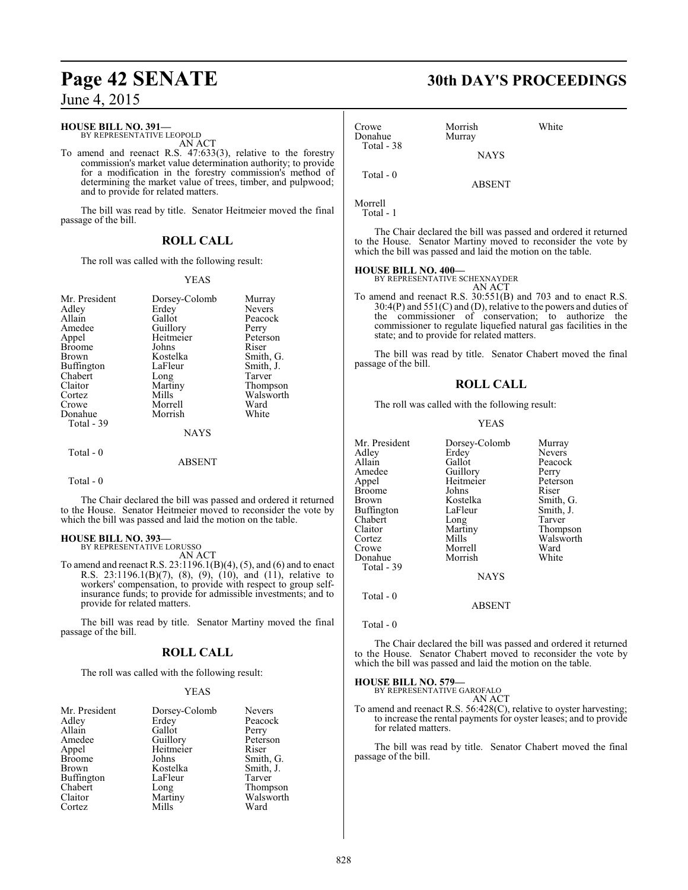**HOUSE BILL NO. 391—**
BY REPRESENTATIVE LEOPOLD
AN ACT

To amend and reenact R.S. 47:633(3), relative to the forestry commission's market value determination authority; to provide for a modification in the forestry commission's method of determining the market value of trees, timber, and pulpwood; and to provide for related matters.

The bill was read by title. Senator Heitmeier moved the final passage of the bill.

## ROLL CALL

The roll was called with the following result:

YEAS

| | | |
|---|---|---|
| Mr. President | Dorsey-Colomb | Murray |
| Adley | Erdey | Nevers |
| Allain | Gallot | Peacock |
| Amedee | Guillory | Perry |
| Appel | Heitmeier | Peterson |
| Broome | Johns | Riser |
| Brown | Kostelka | Smith, G. |
| Buffington | LaFleur | Smith, J. |
| Chabert | Long | Tarver |
| Claitor | Martiny | Thompson |
| Cortez | Mills | Walsworth |
| Crowe | Morrell | Ward |
| Donahue | Morrish | White |

Total - 39

NAYS

Total - 0

ABSENT

Total - 0

The Chair declared the bill was passed and ordered it returned to the House. Senator Heitmeier moved to reconsider the vote by which the bill was passed and laid the motion on the table.

**HOUSE BILL NO. 393—**
BY REPRESENTATIVE LORUSSO
AN ACT

To amend and reenact R.S. 23:1196.1(B)(4), (5), and (6) and to enact R.S. 23:1196.1(B)(7), (8), (9), (10), and (11), relative to workers' compensation, to provide with respect to group self-insurance funds; to provide for admissible investments; and to provide for related matters.

The bill was read by title. Senator Martiny moved the final passage of the bill.

## ROLL CALL

The roll was called with the following result:

YEAS

| | | |
|---|---|---|
| Mr. President | Dorsey-Colomb | Nevers |
| Adley | Erdey | Peacock |
| Allain | Gallot | Perry |
| Amedee | Guillory | Peterson |
| Appel | Heitmeier | Riser |
| Broome | Johns | Smith, G. |
| Brown | Kostelka | Smith, J. |
| Buffington | LaFleur | Tarver |
| Chabert | Long | Thompson |
| Claitor | Martiny | Walsworth |
| Cortez | Mills | Ward |
| Crowe | Morrish | White |
| Donahue | Murray | |

Total - 38

NAYS

Total - 0

ABSENT

Morrell

Total - 1

The Chair declared the bill was passed and ordered it returned to the House. Senator Martiny moved to reconsider the vote by which the bill was passed and laid the motion on the table.

**HOUSE BILL NO. 400—**
BY REPRESENTATIVE SCHEXNAYDER
AN ACT

To amend and reenact R.S. 30:551(B) and 703 and to enact R.S. 30:4(P) and 551(C) and (D), relative to the powers and duties of the commissioner of conservation; to authorize the commissioner to regulate liquefied natural gas facilities in the state; and to provide for related matters.

The bill was read by title. Senator Chabert moved the final passage of the bill.

## ROLL CALL

The roll was called with the following result:

YEAS

| | | |
|---|---|---|
| Mr. President | Dorsey-Colomb | Murray |
| Adley | Erdey | Nevers |
| Allain | Gallot | Peacock |
| Amedee | Guillory | Perry |
| Appel | Heitmeier | Peterson |
| Broome | Johns | Riser |
| Brown | Kostelka | Smith, G. |
| Buffington | LaFleur | Smith, J. |
| Chabert | Long | Tarver |
| Claitor | Martiny | Thompson |
| Cortez | Mills | Walsworth |
| Crowe | Morrell | Ward |
| Donahue | Morrish | White |

Total - 39

NAYS

Total - 0

ABSENT

Total - 0

The Chair declared the bill was passed and ordered it returned to the House. Senator Chabert moved to reconsider the vote by which the bill was passed and laid the motion on the table.

**HOUSE BILL NO. 579—**
BY REPRESENTATIVE GAROFALO
AN ACT

To amend and reenact R.S. 56:428(C), relative to oyster harvesting; to increase the rental payments for oyster leases; and to provide for related matters.

The bill was read by title. Senator Chabert moved the final passage of the bill.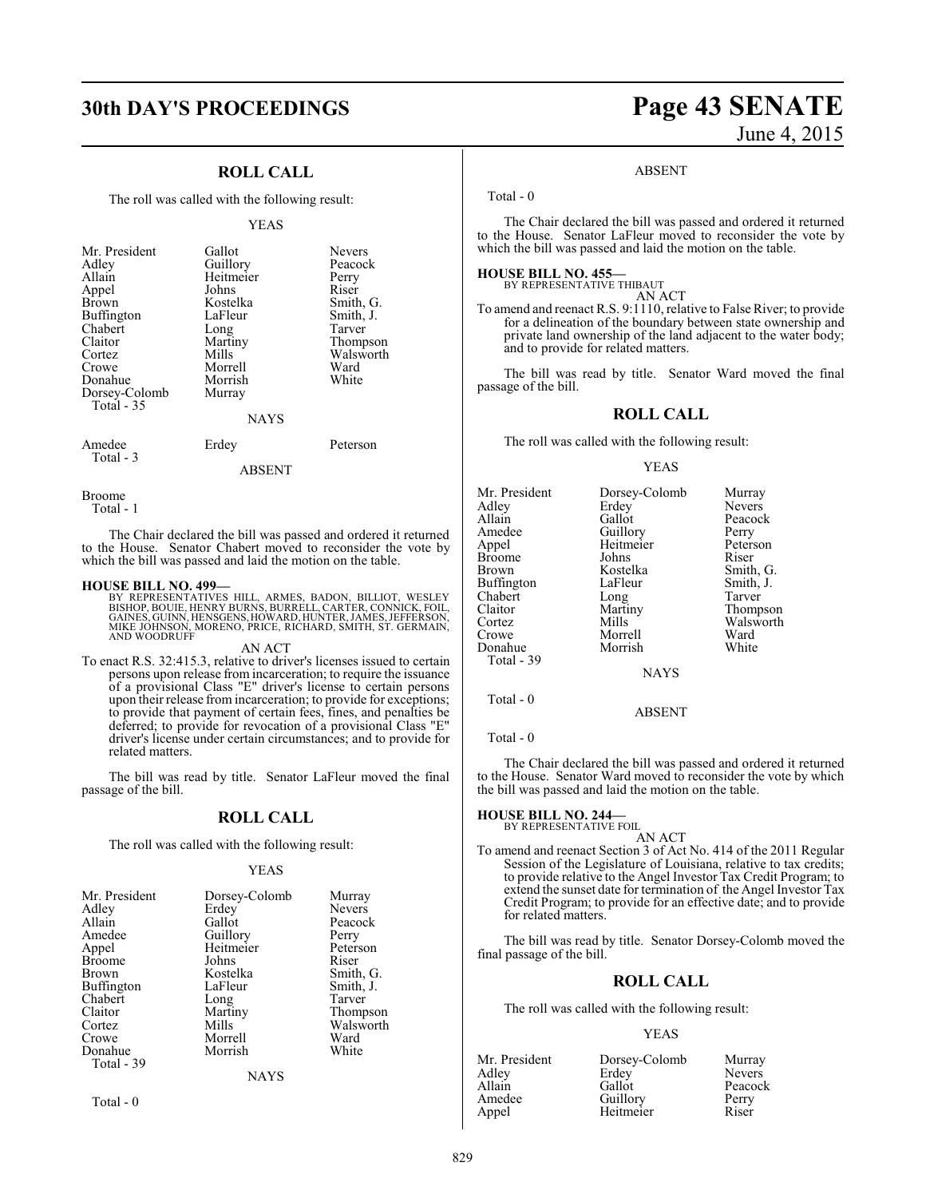## ROLL CALL

The roll was called with the following result:

YEAS

| | | |
|---|---|---|
| Mr. President | Gallot | Nevers |
| Adley | Guillory | Peacock |
| Allain | Heitmeier | Perry |
| Appel | Johns | Riser |
| Brown | Kostelka | Smith, G. |
| Buffington | LaFleur | Smith, J. |
| Chabert | Long | Tarver |
| Claitor | Martiny | Thompson |
| Cortez | Mills | Walsworth |
| Crowe | Morrell | Ward |
| Donahue | Morrish | White |
| Dorsey-Colomb | Murray | |

Total - 35

NAYS

| | | |
|---|---|---|
| Amedee | Erdey | Peterson |

Total - 3

ABSENT

Broome

Total - 1

The Chair declared the bill was passed and ordered it returned to the House. Senator Chabert moved to reconsider the vote by which the bill was passed and laid the motion on the table.

**HOUSE BILL NO. 499—**
BY REPRESENTATIVES HILL, ARMES, BADON, BILLIOT, WESLEY BISHOP, BOUIE, HENRY BURNS, BURRELL, CARTER, CONNICK, FOIL, GAINES, GUINN, HENSGENS, HOWARD, HUNTER, JAMES, JEFFERSON, MIKE JOHNSON, MORENO, PRICE, RICHARD, SMITH, ST. GERMAIN, AND WOODRUFF

AN ACT

To enact R.S. 32:415.3, relative to driver's licenses issued to certain persons upon release from incarceration; to require the issuance of a provisional Class "E" driver's license to certain persons upon their release from incarceration; to provide for exceptions; to provide that payment of certain fees, fines, and penalties be deferred; to provide for revocation of a provisional Class "E" driver's license under certain circumstances; and to provide for related matters.

The bill was read by title. Senator LaFleur moved the final passage of the bill.

## ROLL CALL

The roll was called with the following result:

YEAS

| | | |
|---|---|---|
| Mr. President | Dorsey-Colomb | Murray |
| Adley | Erdey | Nevers |
| Allain | Gallot | Peacock |
| Amedee | Guillory | Perry |
| Appel | Heitmeier | Peterson |
| Broome | Johns | Riser |
| Brown | Kostelka | Smith, G. |
| Buffington | LaFleur | Smith, J. |
| Chabert | Long | Tarver |
| Claitor | Martiny | Thompson |
| Cortez | Mills | Walsworth |
| Crowe | Morrell | Ward |
| Donahue | Morrish | White |

Total - 39

NAYS

Total - 0

ABSENT

Total - 0

The Chair declared the bill was passed and ordered it returned to the House. Senator LaFleur moved to reconsider the vote by which the bill was passed and laid the motion on the table.

**HOUSE BILL NO. 455—**
BY REPRESENTATIVE THIBAUT

AN ACT

To amend and reenact R.S. 9:1110, relative to False River; to provide for a delineation of the boundary between state ownership and private land ownership of the land adjacent to the water body; and to provide for related matters.

The bill was read by title. Senator Ward moved the final passage of the bill.

## ROLL CALL

The roll was called with the following result:

YEAS

| | | |
|---|---|---|
| Mr. President | Dorsey-Colomb | Murray |
| Adley | Erdey | Nevers |
| Allain | Gallot | Peacock |
| Amedee | Guillory | Perry |
| Appel | Heitmeier | Peterson |
| Broome | Johns | Riser |
| Brown | Kostelka | Smith, G. |
| Buffington | LaFleur | Smith, J. |
| Chabert | Long | Tarver |
| Claitor | Martiny | Thompson |
| Cortez | Mills | Walsworth |
| Crowe | Morrell | Ward |
| Donahue | Morrish | White |

Total - 39

NAYS

Total - 0

ABSENT

Total - 0

The Chair declared the bill was passed and ordered it returned to the House. Senator Ward moved to reconsider the vote by which the bill was passed and laid the motion on the table.

**HOUSE BILL NO. 244—**
BY REPRESENTATIVE FOIL

AN ACT

To amend and reenact Section 3 of Act No. 414 of the 2011 Regular Session of the Legislature of Louisiana, relative to tax credits; to provide relative to the Angel Investor Tax Credit Program; to extend the sunset date for termination of the Angel Investor Tax Credit Program; to provide for an effective date; and to provide for related matters.

The bill was read by title. Senator Dorsey-Colomb moved the final passage of the bill.

## ROLL CALL

The roll was called with the following result:

YEAS

| | | |
|---|---|---|
| Mr. President | Dorsey-Colomb | Murray |
| Adley | Erdey | Nevers |
| Allain | Gallot | Peacock |
| Amedee | Guillory | Perry |
| Appel | Heitmeier | Riser |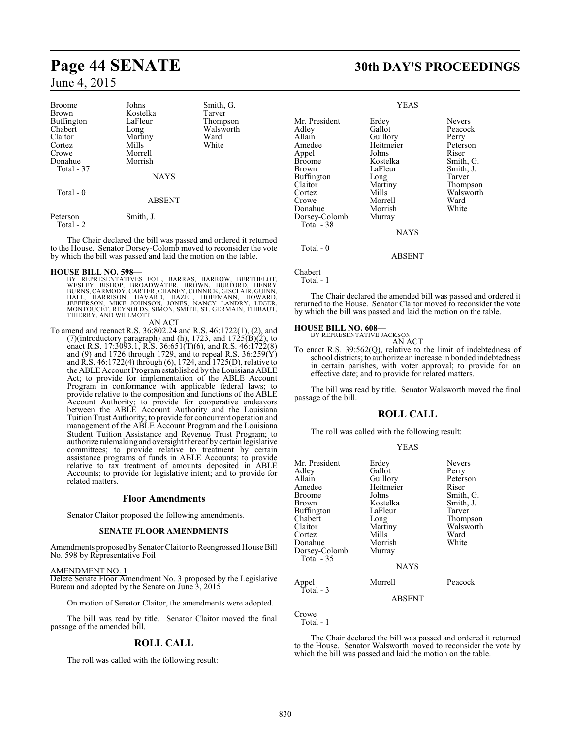| | | |
|---|---|---|
| Broome | Johns | Smith, G. |
| Brown | Kostelka | Tarver |
| Buffington | LaFleur | Thompson |
| Chabert | Long | Walsworth |
| Claitor | Martiny | Ward |
| Cortez | Mills | White |
| Crowe | Morrell | |
| Donahue | Morrish | |
| Total - 37 | | |

NAYS

Total - 0

ABSENT

| | |
|---|---|
| Peterson | Smith, J. |
| Total - 2 | |

The Chair declared the bill was passed and ordered it returned to the House. Senator Dorsey-Colomb moved to reconsider the vote by which the bill was passed and laid the motion on the table.

**HOUSE BILL NO. 598—**
BY REPRESENTATIVES FOIL, BARRAS, BARROW, BERTHELOT, WESLEY BISHOP, BROADWATER, BROWN, BURFORD, HENRY BURNS, CARMODY, CARTER, CHANEY, CONNICK, GISCLAIR, GUINN, HALL, HARRISON, HAVARD, HAZEL, HOFFMANN, HOWARD, JEFFERSON, MIKE JOHNSON, JONES, NANCY LANDRY, LEGER, MONTOUCET, REYNOLDS, SIMON, SMITH, ST. GERMAIN, THIBAUT, THIERRY, AND WILLMOTT

AN ACT

To amend and reenact R.S. 36:802.24 and R.S. 46:1722(1), (2), and (7)(introductory paragraph) and (h), 1723, and 1725(B)(2), to enact R.S. 17:3093.1, R.S. 36:651(T)(6), and R.S. 46:1722(8) and (9) and 1726 through 1729, and to repeal R.S. 36:259(Y) and R.S. 46:1722(4) through (6), 1724, and 1725(D), relative to the ABLE Account Program established by the Louisiana ABLE Act; to provide for implementation of the ABLE Account Program in conformance with applicable federal laws; to provide relative to the composition and functions of the ABLE Account Authority; to provide for cooperative endeavors between the ABLE Account Authority and the Louisiana Tuition Trust Authority; to provide for concurrent operation and management of the ABLE Account Program and the Louisiana Student Tuition Assistance and Revenue Trust Program; to authorize rulemaking and oversight thereof by certain legislative committees; to provide relative to treatment by certain assistance programs of funds in ABLE Accounts; to provide relative to tax treatment of amounts deposited in ABLE Accounts; to provide for legislative intent; and to provide for related matters.

## Floor Amendments

Senator Claitor proposed the following amendments.

### SENATE FLOOR AMENDMENTS

Amendments proposed by Senator Claitor to Reengrossed House Bill No. 598 by Representative Foil

AMENDMENT NO. 1
Delete Senate Floor Amendment No. 3 proposed by the Legislative Bureau and adopted by the Senate on June 3, 2015

On motion of Senator Claitor, the amendments were adopted.

The bill was read by title. Senator Claitor moved the final passage of the amended bill.

## ROLL CALL

The roll was called with the following result:

YEAS

| | | |
|---|---|---|
| Mr. President | Erdey | Nevers |
| Adley | Gallot | Peacock |
| Allain | Guillory | Perry |
| Amedee | Heitmeier | Peterson |
| Appel | Johns | Riser |
| Broome | Kostelka | Smith, G. |
| Brown | LaFleur | Smith, J. |
| Buffington | Long | Tarver |
| Claitor | Martiny | Thompson |
| Cortez | Mills | Walsworth |
| Crowe | Morrell | Ward |
| Donahue | Morrish | White |
| Dorsey-Colomb | Murray | |
| Total - 38 | | |

NAYS

Total - 0

ABSENT

Chabert
Total - 1

The Chair declared the amended bill was passed and ordered it returned to the House. Senator Claitor moved to reconsider the vote by which the bill was passed and laid the motion on the table.

**HOUSE BILL NO. 608—**
BY REPRESENTATIVE JACKSON

AN ACT

To enact R.S. 39:562(Q), relative to the limit of indebtedness of school districts; to authorize an increase in bonded indebtedness in certain parishes, with voter approval; to provide for an effective date; and to provide for related matters.

The bill was read by title. Senator Walsworth moved the final passage of the bill.

## ROLL CALL

The roll was called with the following result:

YEAS

| | | |
|---|---|---|
| Mr. President | Erdey | Nevers |
| Adley | Gallot | Perry |
| Allain | Guillory | Peterson |
| Amedee | Heitmeier | Riser |
| Broome | Johns | Smith, G. |
| Brown | Kostelka | Smith, J. |
| Buffington | LaFleur | Tarver |
| Chabert | Long | Thompson |
| Claitor | Martiny | Walsworth |
| Cortez | Mills | Ward |
| Donahue | Morrish | White |
| Dorsey-Colomb | Murray | |
| Total - 35 | | |

NAYS

| | | |
|---|---|---|
| Appel | Morrell | Peacock |
| Total - 3 | | |

ABSENT

Crowe
Total - 1

The Chair declared the bill was passed and ordered it returned to the House. Senator Walsworth moved to reconsider the vote by which the bill was passed and laid the motion on the table.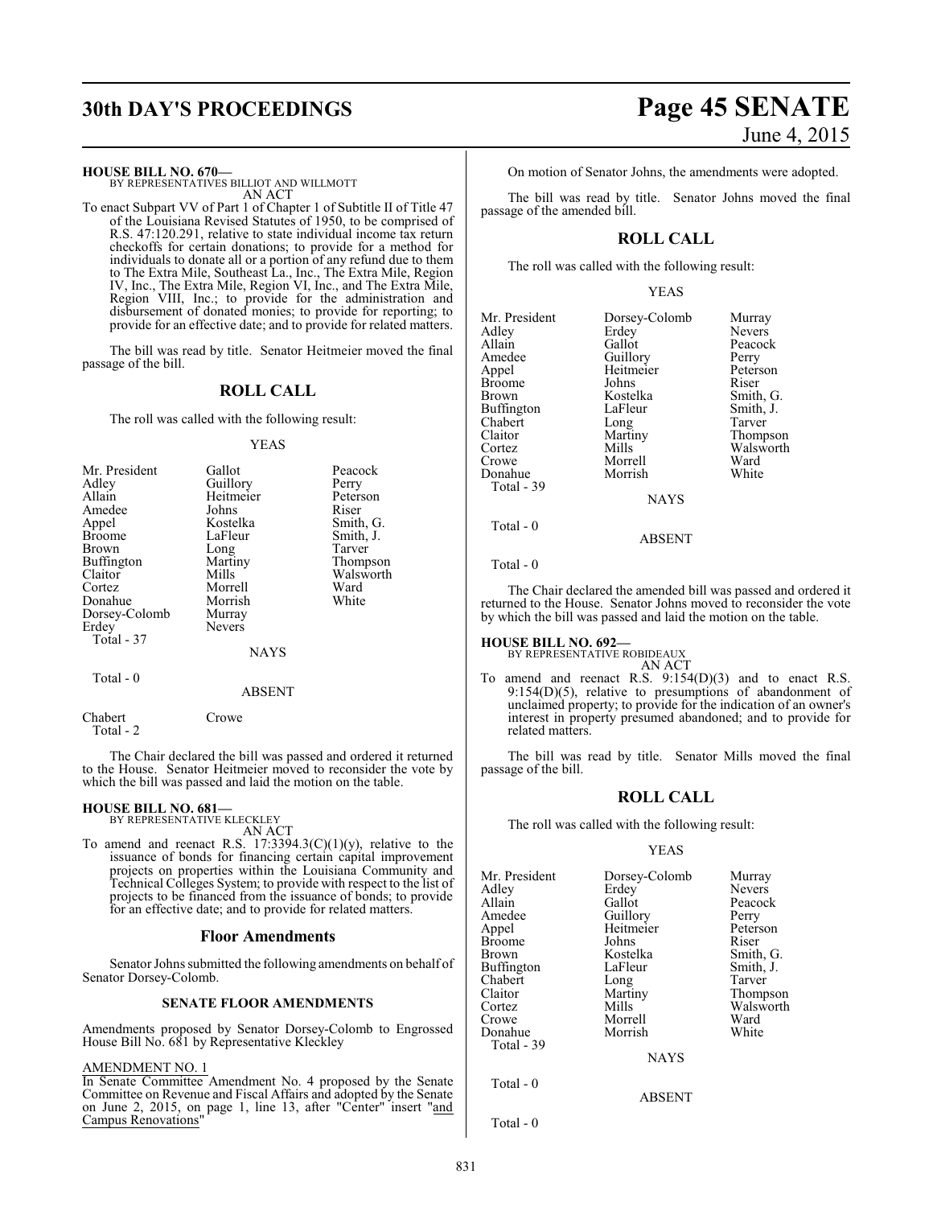**HOUSE BILL NO. 670—**
BY REPRESENTATIVES BILLIOT AND WILLMOTT
AN ACT

To enact Subpart VV of Part 1 of Chapter 1 of Subtitle II of Title 47 of the Louisiana Revised Statutes of 1950, to be comprised of R.S. 47:120.291, relative to state individual income tax return checkoffs for certain donations; to provide for a method for individuals to donate all or a portion of any refund due to them to The Extra Mile, Southeast La., Inc., The Extra Mile, Region IV, Inc., The Extra Mile, Region VI, Inc., and The Extra Mile, Region VIII, Inc.; to provide for the administration and disbursement of donated monies; to provide for reporting; to provide for an effective date; and to provide for related matters.

The bill was read by title. Senator Heitmeier moved the final passage of the bill.

## ROLL CALL

The roll was called with the following result:

YEAS

| | | |
|---|---|---|
| Mr. President | Gallot | Peacock |
| Adley | Guillory | Perry |
| Allain | Heitmeier | Peterson |
| Amedee | Johns | Riser |
| Appel | Kostelka | Smith, G. |
| Broome | LaFleur | Smith, J. |
| Brown | Long | Tarver |
| Buffington | Martiny | Thompson |
| Claitor | Mills | Walsworth |
| Cortez | Morrell | Ward |
| Donahue | Morrish | White |
| Dorsey-Colomb | Murray | |
| Erdey | Nevers | |

Total - 37

NAYS

Total - 0

ABSENT

Chabert Crowe
Total - 2

The Chair declared the bill was passed and ordered it returned to the House. Senator Heitmeier moved to reconsider the vote by which the bill was passed and laid the motion on the table.

**HOUSE BILL NO. 681—**
BY REPRESENTATIVE KLECKLEY
AN ACT

To amend and reenact R.S. 17:3394.3(C)(1)(y), relative to the issuance of bonds for financing certain capital improvement projects on properties within the Louisiana Community and Technical Colleges System; to provide with respect to the list of projects to be financed from the issuance of bonds; to provide for an effective date; and to provide for related matters.

## Floor Amendments

Senator Johns submitted the following amendments on behalf of Senator Dorsey-Colomb.

### SENATE FLOOR AMENDMENTS

Amendments proposed by Senator Dorsey-Colomb to Engrossed House Bill No. 681 by Representative Kleckley

AMENDMENT NO. 1
In Senate Committee Amendment No. 4 proposed by the Senate Committee on Revenue and Fiscal Affairs and adopted by the Senate on June 2, 2015, on page 1, line 13, after "Center" insert "and Campus Renovations"

On motion of Senator Johns, the amendments were adopted.

The bill was read by title. Senator Johns moved the final passage of the amended bill.

## ROLL CALL

The roll was called with the following result:

YEAS

| | | |
|---|---|---|
| Mr. President | Dorsey-Colomb | Murray |
| Adley | Erdey | Nevers |
| Allain | Gallot | Peacock |
| Amedee | Guillory | Perry |
| Appel | Heitmeier | Peterson |
| Broome | Johns | Riser |
| Brown | Kostelka | Smith, G. |
| Buffington | LaFleur | Smith, J. |
| Chabert | Long | Tarver |
| Claitor | Martiny | Thompson |
| Cortez | Mills | Walsworth |
| Crowe | Morrell | Ward |
| Donahue | Morrish | White |

Total - 39

NAYS

Total - 0

ABSENT

Total - 0

The Chair declared the amended bill was passed and ordered it returned to the House. Senator Johns moved to reconsider the vote by which the bill was passed and laid the motion on the table.

**HOUSE BILL NO. 692—**
BY REPRESENTATIVE ROBIDEAUX
AN ACT

To amend and reenact R.S. 9:154(D)(3) and to enact R.S. 9:154(D)(5), relative to presumptions of abandonment of unclaimed property; to provide for the indication of an owner's interest in property presumed abandoned; and to provide for related matters.

The bill was read by title. Senator Mills moved the final passage of the bill.

## ROLL CALL

The roll was called with the following result:

YEAS

| | | |
|---|---|---|
| Mr. President | Dorsey-Colomb | Murray |
| Adley | Erdey | Nevers |
| Allain | Gallot | Peacock |
| Amedee | Guillory | Perry |
| Appel | Heitmeier | Peterson |
| Broome | Johns | Riser |
| Brown | Kostelka | Smith, G. |
| Buffington | LaFleur | Smith, J. |
| Chabert | Long | Tarver |
| Claitor | Martiny | Thompson |
| Cortez | Mills | Walsworth |
| Crowe | Morrell | Ward |
| Donahue | Morrish | White |

Total - 39

NAYS

Total - 0

ABSENT

Total - 0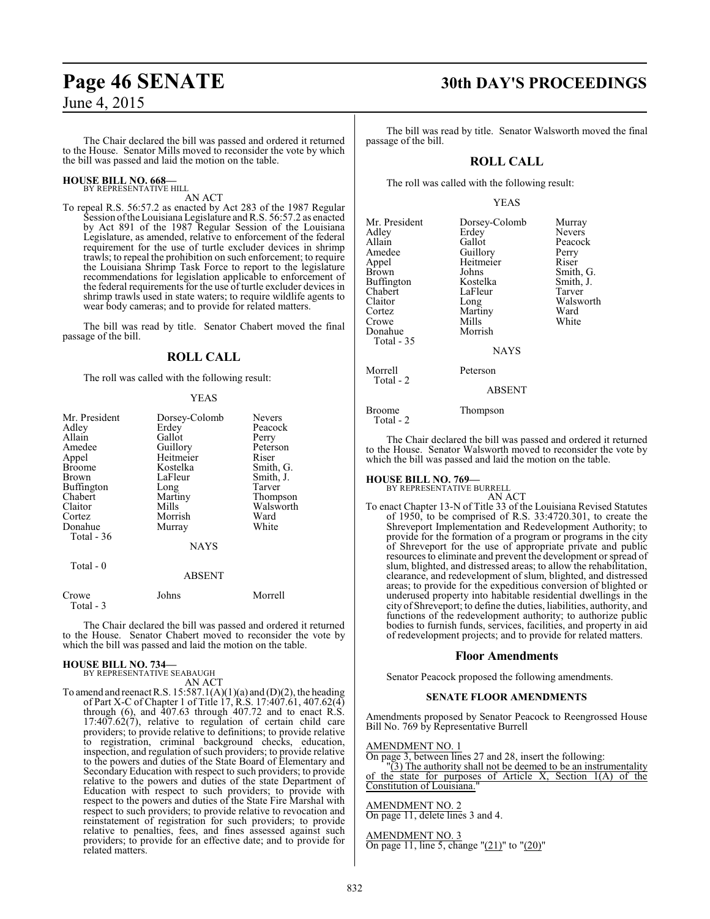The Chair declared the bill was passed and ordered it returned to the House. Senator Mills moved to reconsider the vote by which the bill was passed and laid the motion on the table.

**HOUSE BILL NO. 668—**
BY REPRESENTATIVE HILL

AN ACT

To repeal R.S. 56:57.2 as enacted by Act 283 of the 1987 Regular Session of the Louisiana Legislature and R.S. 56:57.2 as enacted by Act 891 of the 1987 Regular Session of the Louisiana Legislature, as amended, relative to enforcement of the federal requirement for the use of turtle excluder devices in shrimp trawls; to repeal the prohibition on such enforcement; to require the Louisiana Shrimp Task Force to report to the legislature recommendations for legislation applicable to enforcement of the federal requirements for the use of turtle excluder devices in shrimp trawls used in state waters; to require wildlife agents to wear body cameras; and to provide for related matters.

The bill was read by title. Senator Chabert moved the final passage of the bill.

## ROLL CALL

The roll was called with the following result:

YEAS

| | | |
|---|---|---|
| Mr. President | Dorsey-Colomb | Nevers |
| Adley | Erdey | Peacock |
| Allain | Gallot | Perry |
| Amedee | Guillory | Peterson |
| Appel | Heitmeier | Riser |
| Broome | Kostelka | Smith, G. |
| Brown | LaFleur | Smith, J. |
| Buffington | Long | Tarver |
| Chabert | Martiny | Thompson |
| Claitor | Mills | Walsworth |
| Cortez | Morrish | Ward |
| Donahue | Murray | White |

Total - 36

NAYS

Total - 0

ABSENT

| | | |
|---|---|---|
| Crowe | Johns | Morrell |

Total - 3

The Chair declared the bill was passed and ordered it returned to the House. Senator Chabert moved to reconsider the vote by which the bill was passed and laid the motion on the table.

**HOUSE BILL NO. 734—**
BY REPRESENTATIVE SEABAUGH

AN ACT

To amend and reenact R.S. 15:587.1(A)(1)(a) and (D)(2), the heading of Part X-C of Chapter 1 of Title 17, R.S. 17:407.61, 407.62(4) through (6), and 407.63 through 407.72 and to enact R.S. 17:407.62(7), relative to regulation of certain child care providers; to provide relative to definitions; to provide relative to registration, criminal background checks, education, inspection, and regulation of such providers; to provide relative to the powers and duties of the State Board of Elementary and Secondary Education with respect to such providers; to provide relative to the powers and duties of the state Department of Education with respect to such providers; to provide with respect to the powers and duties of the State Fire Marshal with respect to such providers; to provide relative to revocation and reinstatement of registration for such providers; to provide relative to penalties, fees, and fines assessed against such providers; to provide for an effective date; and to provide for related matters.

The bill was read by title. Senator Walsworth moved the final passage of the bill.

## ROLL CALL

The roll was called with the following result:

YEAS

| | | |
|---|---|---|
| Mr. President | Dorsey-Colomb | Murray |
| Adley | Erdey | Nevers |
| Allain | Gallot | Peacock |
| Amedee | Guillory | Perry |
| Appel | Heitmeier | Riser |
| Brown | Johns | Smith, G. |
| Buffington | Kostelka | Smith, J. |
| Chabert | LaFleur | Tarver |
| Claitor | Long | Walsworth |
| Cortez | Martiny | Ward |
| Crowe | Mills | White |
| Donahue | Morrish | |

Total - 35

NAYS

| | |
|---|---|
| Morrell | Peterson |

Total - 2

ABSENT

| | |
|---|---|
| Broome | Thompson |

Total - 2

The Chair declared the bill was passed and ordered it returned to the House. Senator Walsworth moved to reconsider the vote by which the bill was passed and laid the motion on the table.

**HOUSE BILL NO. 769—**
BY REPRESENTATIVE BURRELL

AN ACT

To enact Chapter 13-N of Title 33 of the Louisiana Revised Statutes of 1950, to be comprised of R.S. 33:4720.301, to create the Shreveport Implementation and Redevelopment Authority; to provide for the formation of a program or programs in the city of Shreveport for the use of appropriate private and public resources to eliminate and prevent the development or spread of slum, blighted, and distressed areas; to allow the rehabilitation, clearance, and redevelopment of slum, blighted, and distressed areas; to provide for the expeditious conversion of blighted or underused property into habitable residential dwellings in the city of Shreveport; to define the duties, liabilities, authority, and functions of the redevelopment authority; to authorize public bodies to furnish funds, services, facilities, and property in aid of redevelopment projects; and to provide for related matters.

## Floor Amendments

Senator Peacock proposed the following amendments.

### SENATE FLOOR AMENDMENTS

Amendments proposed by Senator Peacock to Reengrossed House Bill No. 769 by Representative Burrell

AMENDMENT NO. 1
On page 3, between lines 27 and 28, insert the following:
"(3) The authority shall not be deemed to be an instrumentality of the state for purposes of Article X, Section 1(A) of the Constitution of Louisiana."

AMENDMENT NO. 2
On page 11, delete lines 3 and 4.

AMENDMENT NO. 3
On page 11, line 5, change "(21)" to "(20)"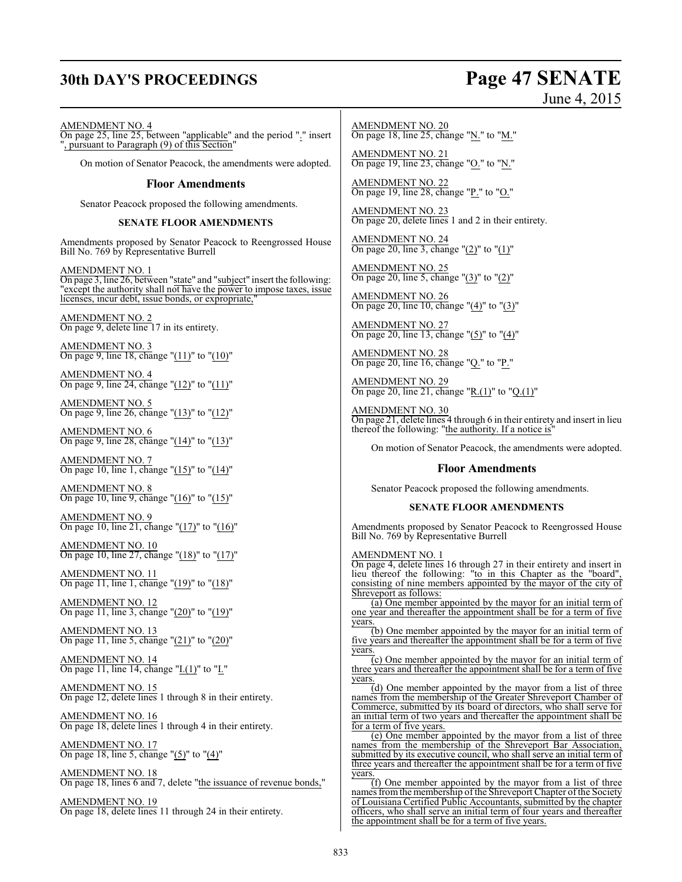AMENDMENT NO. 4
On page 25, line 25, between "applicable" and the period "." insert ", pursuant to Paragraph (9) of this Section"

On motion of Senator Peacock, the amendments were adopted.

## Floor Amendments

Senator Peacock proposed the following amendments.

### SENATE FLOOR AMENDMENTS

Amendments proposed by Senator Peacock to Reengrossed House Bill No. 769 by Representative Burrell

AMENDMENT NO. 1
On page 3, line 26, between "state" and "subject" insert the following: "except the authority shall not have the power to impose taxes, issue licenses, incur debt, issue bonds, or expropriate,"

AMENDMENT NO. 2
On page 9, delete line 17 in its entirety.

AMENDMENT NO. 3
On page 9, line 18, change "(11)" to "(10)"

AMENDMENT NO. 4
On page 9, line 24, change "(12)" to "(11)"

AMENDMENT NO. 5
On page 9, line 26, change "(13)" to "(12)"

AMENDMENT NO. 6
On page 9, line 28, change "(14)" to "(13)"

AMENDMENT NO. 7
On page 10, line 1, change "(15)" to "(14)"

AMENDMENT NO. 8
On page 10, line 9, change "(16)" to "(15)"

AMENDMENT NO. 9
On page 10, line 21, change "(17)" to "(16)"

AMENDMENT NO. 10
On page 10, line 27, change "(18)" to "(17)"

AMENDMENT NO. 11
On page 11, line 1, change "(19)" to "(18)"

AMENDMENT NO. 12
On page 11, line 3, change "(20)" to "(19)"

AMENDMENT NO. 13
On page 11, line 5, change "(21)" to "(20)"

AMENDMENT NO. 14
On page 11, line 14, change "I.(1)" to "I."

AMENDMENT NO. 15
On page 12, delete lines 1 through 8 in their entirety.

AMENDMENT NO. 16
On page 18, delete lines 1 through 4 in their entirety.

AMENDMENT NO. 17
On page 18, line 5, change "(5)" to "(4)"

AMENDMENT NO. 18
On page 18, lines 6 and 7, delete "the issuance of revenue bonds,"

AMENDMENT NO. 19
On page 18, delete lines 11 through 24 in their entirety.

AMENDMENT NO. 20
On page 18, line 25, change "N." to "M."

AMENDMENT NO. 21
On page 19, line 23, change "O." to "N."

AMENDMENT NO. 22
On page 19, line 28, change "P." to "O."

AMENDMENT NO. 23
On page 20, delete lines 1 and 2 in their entirety.

AMENDMENT NO. 24
On page 20, line 3, change "(2)" to "(1)"

AMENDMENT NO. 25
On page 20, line 5, change "(3)" to "(2)"

AMENDMENT NO. 26
On page 20, line 10, change "(4)" to "(3)"

AMENDMENT NO. 27
On page 20, line 13, change "(5)" to "(4)"

AMENDMENT NO. 28
On page 20, line 16, change "Q." to "P."

AMENDMENT NO. 29
On page 20, line 21, change "R.(1)" to "Q.(1)"

AMENDMENT NO. 30
On page 21, delete lines 4 through 6 in their entirety and insert in lieu thereof the following: "the authority. If a notice is"

On motion of Senator Peacock, the amendments were adopted.

## Floor Amendments

Senator Peacock proposed the following amendments.

### SENATE FLOOR AMENDMENTS

Amendments proposed by Senator Peacock to Reengrossed House Bill No. 769 by Representative Burrell

AMENDMENT NO. 1
On page 4, delete lines 16 through 27 in their entirety and insert in lieu thereof the following: "to in this Chapter as the "board", consisting of nine members appointed by the mayor of the city of Shreveport as follows:

(a) One member appointed by the mayor for an initial term of one year and thereafter the appointment shall be for a term of five years.

(b) One member appointed by the mayor for an initial term of five years and thereafter the appointment shall be for a term of five years.

(c) One member appointed by the mayor for an initial term of three years and thereafter the appointment shall be for a term of five years.

(d) One member appointed by the mayor from a list of three names from the membership of the Greater Shreveport Chamber of Commerce, submitted by its board of directors, who shall serve for an initial term of two years and thereafter the appointment shall be for a term of five years.

(e) One member appointed by the mayor from a list of three names from the membership of the Shreveport Bar Association, submitted by its executive council, who shall serve an initial term of three years and thereafter the appointment shall be for a term of five years.

(f) One member appointed by the mayor from a list of three names from the membership of the Shreveport Chapter of the Society of Louisiana Certified Public Accountants, submitted by the chapter officers, who shall serve an initial term of four years and thereafter the appointment shall be for a term of five years.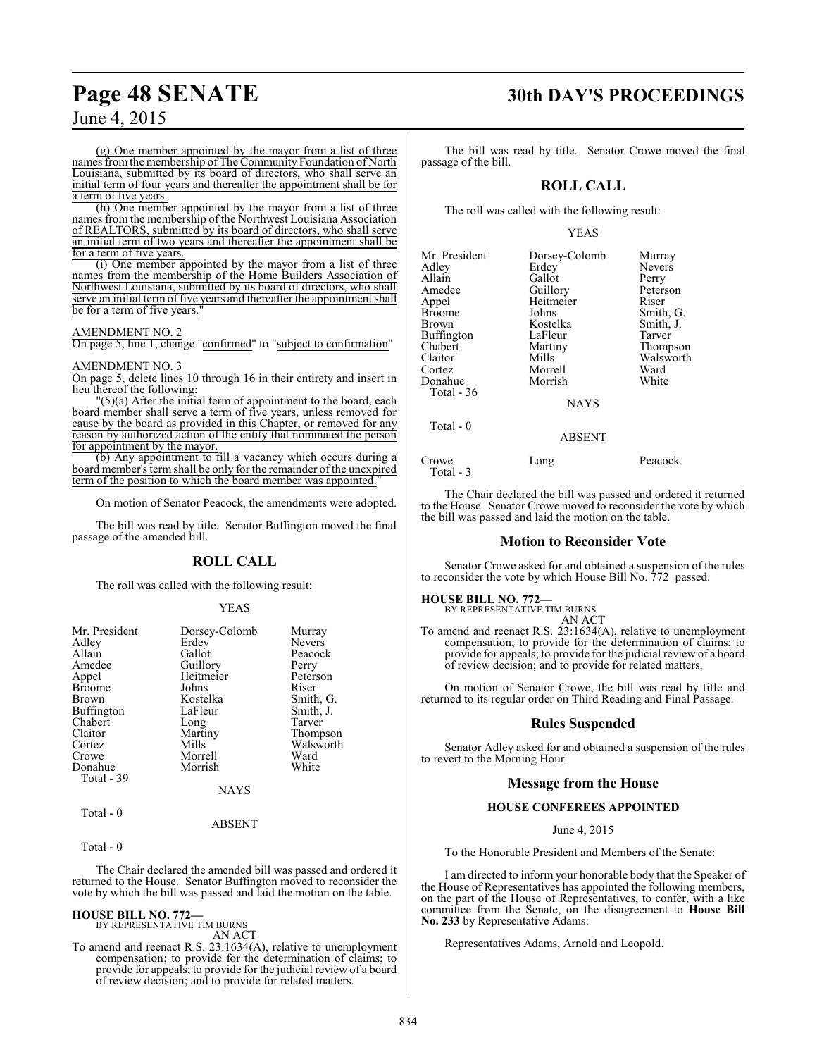(g) One member appointed by the mayor from a list of three names from the membership of The Community Foundation of North Louisiana, submitted by its board of directors, who shall serve an initial term of four years and thereafter the appointment shall be for a term of five years.

(h) One member appointed by the mayor from a list of three names from the membership of the Northwest Louisiana Association of REALTORS, submitted by its board of directors, who shall serve an initial term of two years and thereafter the appointment shall be for a term of five years.

(i) One member appointed by the mayor from a list of three names from the membership of the Home Builders Association of Northwest Louisiana, submitted by its board of directors, who shall serve an initial term of five years and thereafter the appointment shall be for a term of five years."

AMENDMENT NO. 2

On page 5, line 1, change "confirmed" to "subject to confirmation"

AMENDMENT NO. 3

On page 5, delete lines 10 through 16 in their entirety and insert in lieu thereof the following:

"(5)(a) After the initial term of appointment to the board, each board member shall serve a term of five years, unless removed for cause by the board as provided in this Chapter, or removed for any reason by authorized action of the entity that nominated the person for appointment by the mayor.

(b) Any appointment to fill a vacancy which occurs during a board member's term shall be only for the remainder of the unexpired term of the position to which the board member was appointed."

On motion of Senator Peacock, the amendments were adopted.

The bill was read by title. Senator Buffington moved the final passage of the amended bill.

## ROLL CALL

The roll was called with the following result:

YEAS

| | | |
|---|---|---|
| Mr. President | Dorsey-Colomb | Murray |
| Adley | Erdey | Nevers |
| Allain | Gallot | Peacock |
| Amedee | Guillory | Perry |
| Appel | Heitmeier | Peterson |
| Broome | Johns | Riser |
| Brown | Kostelka | Smith, G. |
| Buffington | LaFleur | Smith, J. |
| Chabert | Long | Tarver |
| Claitor | Martiny | Thompson |
| Cortez | Mills | Walsworth |
| Crowe | Morrell | Ward |
| Donahue | Morrish | White |

Total - 39

NAYS

Total - 0

ABSENT

Total - 0

The Chair declared the amended bill was passed and ordered it returned to the House. Senator Buffington moved to reconsider the vote by which the bill was passed and laid the motion on the table.

**HOUSE BILL NO. 772—**
BY REPRESENTATIVE TIM BURNS
AN ACT

To amend and reenact R.S. 23:1634(A), relative to unemployment compensation; to provide for the determination of claims; to provide for appeals; to provide for the judicial review of a board of review decision; and to provide for related matters.

The bill was read by title. Senator Crowe moved the final passage of the bill.

## ROLL CALL

The roll was called with the following result:

YEAS

| | | |
|---|---|---|
| Mr. President | Dorsey-Colomb | Murray |
| Adley | Erdey | Nevers |
| Allain | Gallot | Perry |
| Amedee | Guillory | Peterson |
| Appel | Heitmeier | Riser |
| Broome | Johns | Smith, G. |
| Brown | Kostelka | Smith, J. |
| Buffington | LaFleur | Tarver |
| Chabert | Martiny | Thompson |
| Claitor | Mills | Walsworth |
| Cortez | Morrell | Ward |
| Donahue | Morrish | White |

Total - 36

NAYS

Total - 0

ABSENT

| | | |
|---|---|---|
| Crowe | Long | Peacock |

Total - 3

The Chair declared the bill was passed and ordered it returned to the House. Senator Crowe moved to reconsider the vote by which the bill was passed and laid the motion on the table.

## Motion to Reconsider Vote

Senator Crowe asked for and obtained a suspension of the rules to reconsider the vote by which House Bill No. 772 passed.

**HOUSE BILL NO. 772—**
BY REPRESENTATIVE TIM BURNS
AN ACT

To amend and reenact R.S. 23:1634(A), relative to unemployment compensation; to provide for the determination of claims; to provide for appeals; to provide for the judicial review of a board of review decision; and to provide for related matters.

On motion of Senator Crowe, the bill was read by title and returned to its regular order on Third Reading and Final Passage.

## Rules Suspended

Senator Adley asked for and obtained a suspension of the rules to revert to the Morning Hour.

## Message from the House

### HOUSE CONFEREES APPOINTED

June 4, 2015

To the Honorable President and Members of the Senate:

I am directed to inform your honorable body that the Speaker of the House of Representatives has appointed the following members, on the part of the House of Representatives, to confer, with a like committee from the Senate, on the disagreement to **House Bill No. 233** by Representative Adams:

Representatives Adams, Arnold and Leopold.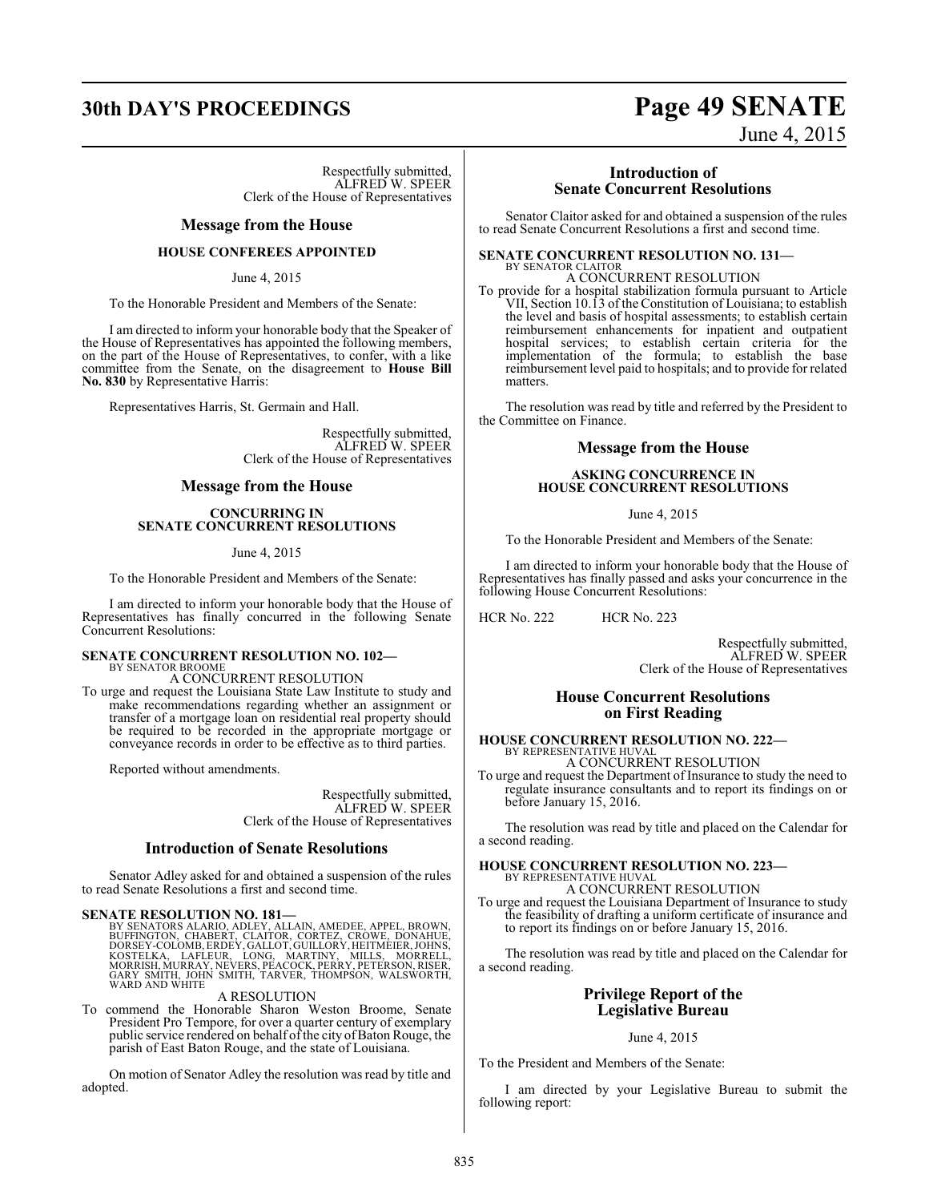Respectfully submitted,
ALFRED W. SPEER
Clerk of the House of Representatives

## Message from the House

### HOUSE CONFEREES APPOINTED

June 4, 2015

To the Honorable President and Members of the Senate:

I am directed to inform your honorable body that the Speaker of the House of Representatives has appointed the following members, on the part of the House of Representatives, to confer, with a like committee from the Senate, on the disagreement to **House Bill No. 830** by Representative Harris:

Representatives Harris, St. Germain and Hall.

Respectfully submitted,
ALFRED W. SPEER
Clerk of the House of Representatives

## Message from the House

### CONCURRING IN SENATE CONCURRENT RESOLUTIONS

June 4, 2015

To the Honorable President and Members of the Senate:

I am directed to inform your honorable body that the House of Representatives has finally concurred in the following Senate Concurrent Resolutions:

**SENATE CONCURRENT RESOLUTION NO. 102—**
BY SENATOR BROOME

A CONCURRENT RESOLUTION

To urge and request the Louisiana State Law Institute to study and make recommendations regarding whether an assignment or transfer of a mortgage loan on residential real property should be required to be recorded in the appropriate mortgage or conveyance records in order to be effective as to third parties.

Reported without amendments.

Respectfully submitted,
ALFRED W. SPEER
Clerk of the House of Representatives

## Introduction of Senate Resolutions

Senator Adley asked for and obtained a suspension of the rules to read Senate Resolutions a first and second time.

**SENATE RESOLUTION NO. 181—**
BY SENATORS ALARIO, ADLEY, ALLAIN, AMEDEE, APPEL, BROWN, BUFFINGTON, CHABERT, CLAITOR, CORTEZ, CROWE, DONAHUE, DORSEY-COLOMB, ERDEY, GALLOT, GUILLORY, HEITMEIER, JOHNS, KOSTELKA, LAFLEUR, LONG, MARTINY, MILLS, MORRELL, MORRISH, MURRAY, NEVERS, PEACOCK, PERRY, PETERSON, RISER, GARY SMITH, JOHN SMITH, TARVER, THOMPSON, WALSWORTH, WARD AND WHITE

A RESOLUTION

To commend the Honorable Sharon Weston Broome, Senate President Pro Tempore, for over a quarter century of exemplary public service rendered on behalf of the city of Baton Rouge, the parish of East Baton Rouge, and the state of Louisiana.

On motion of Senator Adley the resolution was read by title and adopted.

## Introduction of Senate Concurrent Resolutions

Senator Claitor asked for and obtained a suspension of the rules to read Senate Concurrent Resolutions a first and second time.

**SENATE CONCURRENT RESOLUTION NO. 131—**
BY SENATOR CLAITOR

A CONCURRENT RESOLUTION

To provide for a hospital stabilization formula pursuant to Article VII, Section 10.13 of the Constitution of Louisiana; to establish the level and basis of hospital assessments; to establish certain reimbursement enhancements for inpatient and outpatient hospital services; to establish certain criteria for the implementation of the formula; to establish the base reimbursement level paid to hospitals; and to provide for related matters.

The resolution was read by title and referred by the President to the Committee on Finance.

## Message from the House

### ASKING CONCURRENCE IN HOUSE CONCURRENT RESOLUTIONS

June 4, 2015

To the Honorable President and Members of the Senate:

I am directed to inform your honorable body that the House of Representatives has finally passed and asks your concurrence in the following House Concurrent Resolutions:

HCR No. 222 HCR No. 223

Respectfully submitted,
ALFRED W. SPEER
Clerk of the House of Representatives

## House Concurrent Resolutions on First Reading

**HOUSE CONCURRENT RESOLUTION NO. 222—**
BY REPRESENTATIVE HUVAL

A CONCURRENT RESOLUTION

To urge and request the Department of Insurance to study the need to regulate insurance consultants and to report its findings on or before January 15, 2016.

The resolution was read by title and placed on the Calendar for a second reading.

**HOUSE CONCURRENT RESOLUTION NO. 223—**
BY REPRESENTATIVE HUVAL

A CONCURRENT RESOLUTION

To urge and request the Louisiana Department of Insurance to study the feasibility of drafting a uniform certificate of insurance and to report its findings on or before January 15, 2016.

The resolution was read by title and placed on the Calendar for a second reading.

## Privilege Report of the Legislative Bureau

June 4, 2015

To the President and Members of the Senate:

I am directed by your Legislative Bureau to submit the following report: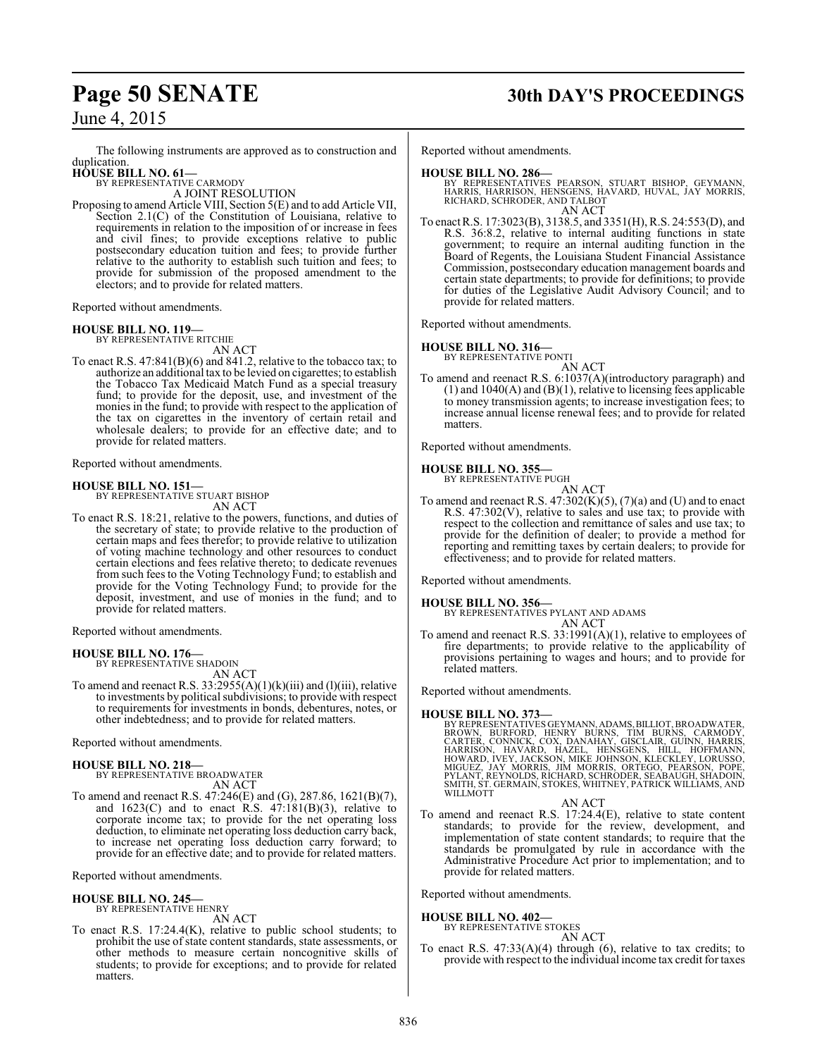The following instruments are approved as to construction and duplication.

**HOUSE BILL NO. 61—**
BY REPRESENTATIVE CARMODY
A JOINT RESOLUTION

Proposing to amend Article VIII, Section 5(E) and to add Article VII, Section 2.1(C) of the Constitution of Louisiana, relative to requirements in relation to the imposition of or increase in fees and civil fines; to provide exceptions relative to public postsecondary education tuition and fees; to provide further relative to the authority to establish such tuition and fees; to provide for submission of the proposed amendment to the electors; and to provide for related matters.

Reported without amendments.

**HOUSE BILL NO. 119—**
BY REPRESENTATIVE RITCHIE
AN ACT

To enact R.S. 47:841(B)(6) and 841.2, relative to the tobacco tax; to authorize an additional tax to be levied on cigarettes; to establish the Tobacco Tax Medicaid Match Fund as a special treasury fund; to provide for the deposit, use, and investment of the monies in the fund; to provide with respect to the application of the tax on cigarettes in the inventory of certain retail and wholesale dealers; to provide for an effective date; and to provide for related matters.

Reported without amendments.

**HOUSE BILL NO. 151—**
BY REPRESENTATIVE STUART BISHOP
AN ACT

To enact R.S. 18:21, relative to the powers, functions, and duties of the secretary of state; to provide relative to the production of certain maps and fees therefor; to provide relative to utilization of voting machine technology and other resources to conduct certain elections and fees relative thereto; to dedicate revenues from such fees to the Voting Technology Fund; to establish and provide for the Voting Technology Fund; to provide for the deposit, investment, and use of monies in the fund; and to provide for related matters.

Reported without amendments.

**HOUSE BILL NO. 176—**
BY REPRESENTATIVE SHADOIN
AN ACT

To amend and reenact R.S. 33:2955(A)(1)(k)(iii) and (l)(iii), relative to investments by political subdivisions; to provide with respect to requirements for investments in bonds, debentures, notes, or other indebtedness; and to provide for related matters.

Reported without amendments.

**HOUSE BILL NO. 218—**
BY REPRESENTATIVE BROADWATER
AN ACT

To amend and reenact R.S. 47:246(E) and (G), 287.86, 1621(B)(7), and 1623(C) and to enact R.S. 47:181(B)(3), relative to corporate income tax; to provide for the net operating loss deduction, to eliminate net operating loss deduction carry back, to increase net operating loss deduction carry forward; to provide for an effective date; and to provide for related matters.

Reported without amendments.

**HOUSE BILL NO. 245—**
BY REPRESENTATIVE HENRY
AN ACT

To enact R.S. 17:24.4(K), relative to public school students; to prohibit the use of state content standards, state assessments, or other methods to measure certain noncognitive skills of students; to provide for exceptions; and to provide for related matters.

Reported without amendments.

**HOUSE BILL NO. 286—**
BY REPRESENTATIVES PEARSON, STUART BISHOP, GEYMANN, HARRIS, HARRISON, HENSGENS, HAVARD, HUVAL, JAY MORRIS, RICHARD, SCHRODER, AND TALBOT
AN ACT

To enact R.S. 17:3023(B), 3138.5, and 3351(H), R.S. 24:553(D), and R.S. 36:8.2, relative to internal auditing functions in state government; to require an internal auditing function in the Board of Regents, the Louisiana Student Financial Assistance Commission, postsecondary education management boards and certain state departments; to provide for definitions; to provide for duties of the Legislative Audit Advisory Council; and to provide for related matters.

Reported without amendments.

**HOUSE BILL NO. 316—**
BY REPRESENTATIVE PONTI
AN ACT

To amend and reenact R.S. 6:1037(A)(introductory paragraph) and (1) and 1040(A) and (B)(1), relative to licensing fees applicable to money transmission agents; to increase investigation fees; to increase annual license renewal fees; and to provide for related matters.

Reported without amendments.

**HOUSE BILL NO. 355—**
BY REPRESENTATIVE PUGH
AN ACT

To amend and reenact R.S. 47:302(K)(5), (7)(a) and (U) and to enact R.S. 47:302(V), relative to sales and use tax; to provide with respect to the collection and remittance of sales and use tax; to provide for the definition of dealer; to provide a method for reporting and remitting taxes by certain dealers; to provide for effectiveness; and to provide for related matters.

Reported without amendments.

**HOUSE BILL NO. 356—**
BY REPRESENTATIVES PYLANT AND ADAMS
AN ACT

To amend and reenact R.S. 33:1991(A)(1), relative to employees of fire departments; to provide relative to the applicability of provisions pertaining to wages and hours; and to provide for related matters.

Reported without amendments.

**HOUSE BILL NO. 373—**
BY REPRESENTATIVES GEYMANN, ADAMS, BILLIOT, BROADWATER, BROWN, BURFORD, HENRY BURNS, TIM BURNS, CARMODY, CARTER, CONNICK, COX, DANAHAY, GISCLAIR, GUINN, HARRIS, HARRISON, HAVARD, HAZEL, HENSGENS, HILL, HOFFMANN, HOWARD, IVEY, JACKSON, MIKE JOHNSON, KLECKLEY, LORUSSO, MIGUEZ, JAY MORRIS, JIM MORRIS, ORTEGO, PEARSON, POPE, PYLANT, REYNOLDS, RICHARD, SCHRODER, SEABAUGH, SHADOIN, SMITH, ST. GERMAIN, STOKES, WHITNEY, PATRICK WILLIAMS, AND WILLMOTT
AN ACT

To amend and reenact R.S. 17:24.4(E), relative to state content standards; to provide for the review, development, and implementation of state content standards; to require that the standards be promulgated by rule in accordance with the Administrative Procedure Act prior to implementation; and to provide for related matters.

Reported without amendments.

**HOUSE BILL NO. 402—**
BY REPRESENTATIVE STOKES
AN ACT

To enact R.S. 47:33(A)(4) through (6), relative to tax credits; to provide with respect to the individual income tax credit for taxes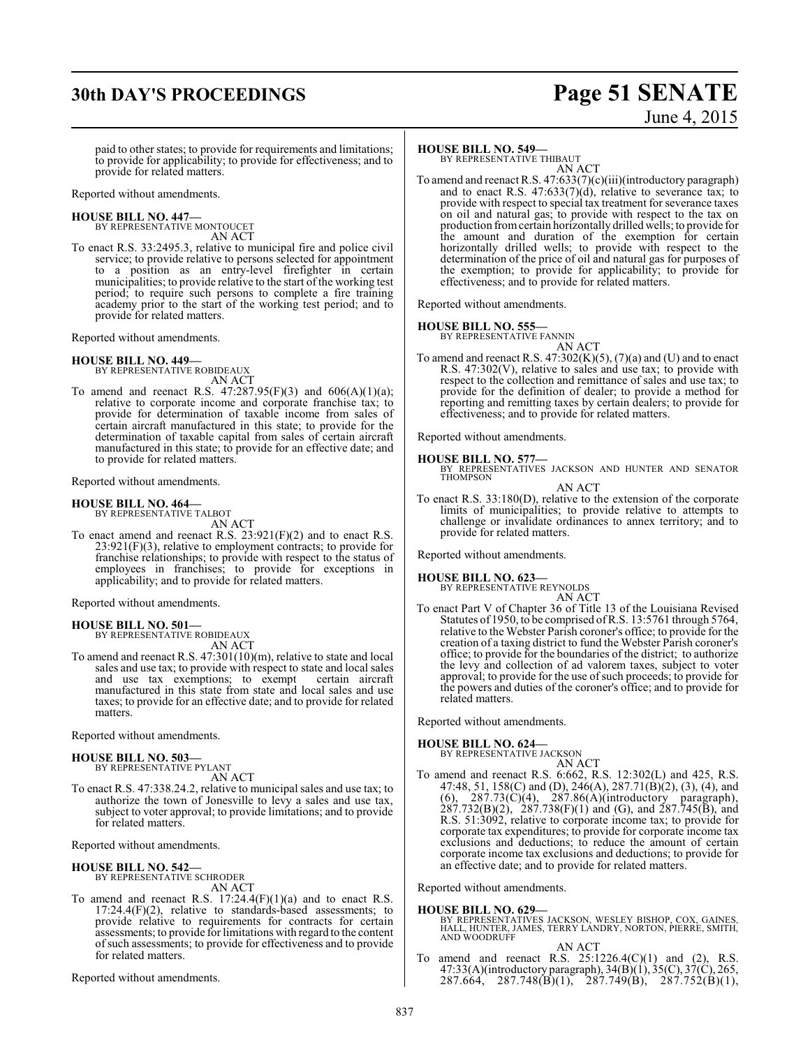paid to other states; to provide for requirements and limitations; to provide for applicability; to provide for effectiveness; and to provide for related matters.

Reported without amendments.

**HOUSE BILL NO. 447—**
BY REPRESENTATIVE MONTOUCET
AN ACT

To enact R.S. 33:2495.3, relative to municipal fire and police civil service; to provide relative to persons selected for appointment to a position as an entry-level firefighter in certain municipalities; to provide relative to the start of the working test period; to require such persons to complete a fire training academy prior to the start of the working test period; and to provide for related matters.

Reported without amendments.

**HOUSE BILL NO. 449—**
BY REPRESENTATIVE ROBIDEAUX
AN ACT

To amend and reenact R.S. 47:287.95(F)(3) and 606(A)(1)(a); relative to corporate income and corporate franchise tax; to provide for determination of taxable income from sales of certain aircraft manufactured in this state; to provide for the determination of taxable capital from sales of certain aircraft manufactured in this state; to provide for an effective date; and to provide for related matters.

Reported without amendments.

**HOUSE BILL NO. 464—**
BY REPRESENTATIVE TALBOT
AN ACT

To enact amend and reenact R.S. 23:921(F)(2) and to enact R.S. 23:921(F)(3), relative to employment contracts; to provide for franchise relationships; to provide with respect to the status of employees in franchises; to provide for exceptions in applicability; and to provide for related matters.

Reported without amendments.

**HOUSE BILL NO. 501—**
BY REPRESENTATIVE ROBIDEAUX
AN ACT

To amend and reenact R.S. 47:301(10)(m), relative to state and local sales and use tax; to provide with respect to state and local sales and use tax exemptions; to exempt certain aircraft manufactured in this state from state and local sales and use taxes; to provide for an effective date; and to provide for related matters.

Reported without amendments.

**HOUSE BILL NO. 503—**
BY REPRESENTATIVE PYLANT
AN ACT

To enact R.S. 47:338.24.2, relative to municipal sales and use tax; to authorize the town of Jonesville to levy a sales and use tax, subject to voter approval; to provide limitations; and to provide for related matters.

Reported without amendments.

**HOUSE BILL NO. 542—**
BY REPRESENTATIVE SCHRODER
AN ACT

To amend and reenact R.S. 17:24.4(F)(1)(a) and to enact R.S. 17:24.4(F)(2), relative to standards-based assessments; to provide relative to requirements for contracts for certain assessments; to provide for limitations with regard to the content of such assessments; to provide for effectiveness and to provide for related matters.

Reported without amendments.

**HOUSE BILL NO. 549—**
BY REPRESENTATIVE THIBAUT
AN ACT

To amend and reenact R.S. 47:633(7)(c)(iii)(introductory paragraph) and to enact R.S. 47:633(7)(d), relative to severance tax; to provide with respect to special tax treatment for severance taxes on oil and natural gas; to provide with respect to the tax on production from certain horizontally drilled wells; to provide for the amount and duration of the exemption for certain horizontally drilled wells; to provide with respect to the determination of the price of oil and natural gas for purposes of the exemption; to provide for applicability; to provide for effectiveness; and to provide for related matters.

Reported without amendments.

**HOUSE BILL NO. 555—**
BY REPRESENTATIVE FANNIN
AN ACT

To amend and reenact R.S. 47:302(K)(5), (7)(a) and (U) and to enact R.S. 47:302(V), relative to sales and use tax; to provide with respect to the collection and remittance of sales and use tax; to provide for the definition of dealer; to provide a method for reporting and remitting taxes by certain dealers; to provide for effectiveness; and to provide for related matters.

Reported without amendments.

**HOUSE BILL NO. 577—**
BY REPRESENTATIVES JACKSON AND HUNTER AND SENATOR THOMPSON
AN ACT

To enact R.S. 33:180(D), relative to the extension of the corporate limits of municipalities; to provide relative to attempts to challenge or invalidate ordinances to annex territory; and to provide for related matters.

Reported without amendments.

**HOUSE BILL NO. 623—**
BY REPRESENTATIVE REYNOLDS
AN ACT

To enact Part V of Chapter 36 of Title 13 of the Louisiana Revised Statutes of 1950, to be comprised of R.S. 13:5761 through 5764, relative to the Webster Parish coroner's office; to provide for the creation of a taxing district to fund the Webster Parish coroner's office; to provide for the boundaries of the district; to authorize the levy and collection of ad valorem taxes, subject to voter approval; to provide for the use of such proceeds; to provide for the powers and duties of the coroner's office; and to provide for related matters.

Reported without amendments.

**HOUSE BILL NO. 624—**
BY REPRESENTATIVE JACKSON
AN ACT

To amend and reenact R.S. 6:662, R.S. 12:302(L) and 425, R.S. 47:48, 51, 158(C) and (D), 246(A), 287.71(B)(2), (3), (4), and (6), 287.73(C)(4), 287.86(A)(introductory paragraph), 287.732(B)(2), 287.738(F)(1) and (G), and 287.745(B), and R.S. 51:3092, relative to corporate income tax; to provide for corporate tax expenditures; to provide for corporate income tax exclusions and deductions; to reduce the amount of certain corporate income tax exclusions and deductions; to provide for an effective date; and to provide for related matters.

Reported without amendments.

**HOUSE BILL NO. 629—**
BY REPRESENTATIVES JACKSON, WESLEY BISHOP, COX, GAINES, HALL, HUNTER, JAMES, TERRY LANDRY, NORTON, PIERRE, SMITH, AND WOODRUFF
AN ACT

To amend and reenact R.S. 25:1226.4(C)(1) and (2), R.S. 47:33(A)(introductory paragraph), 34(B)(1), 35(C), 37(C), 265, 287.664, 287.748(B)(1), 287.749(B), 287.752(B)(1),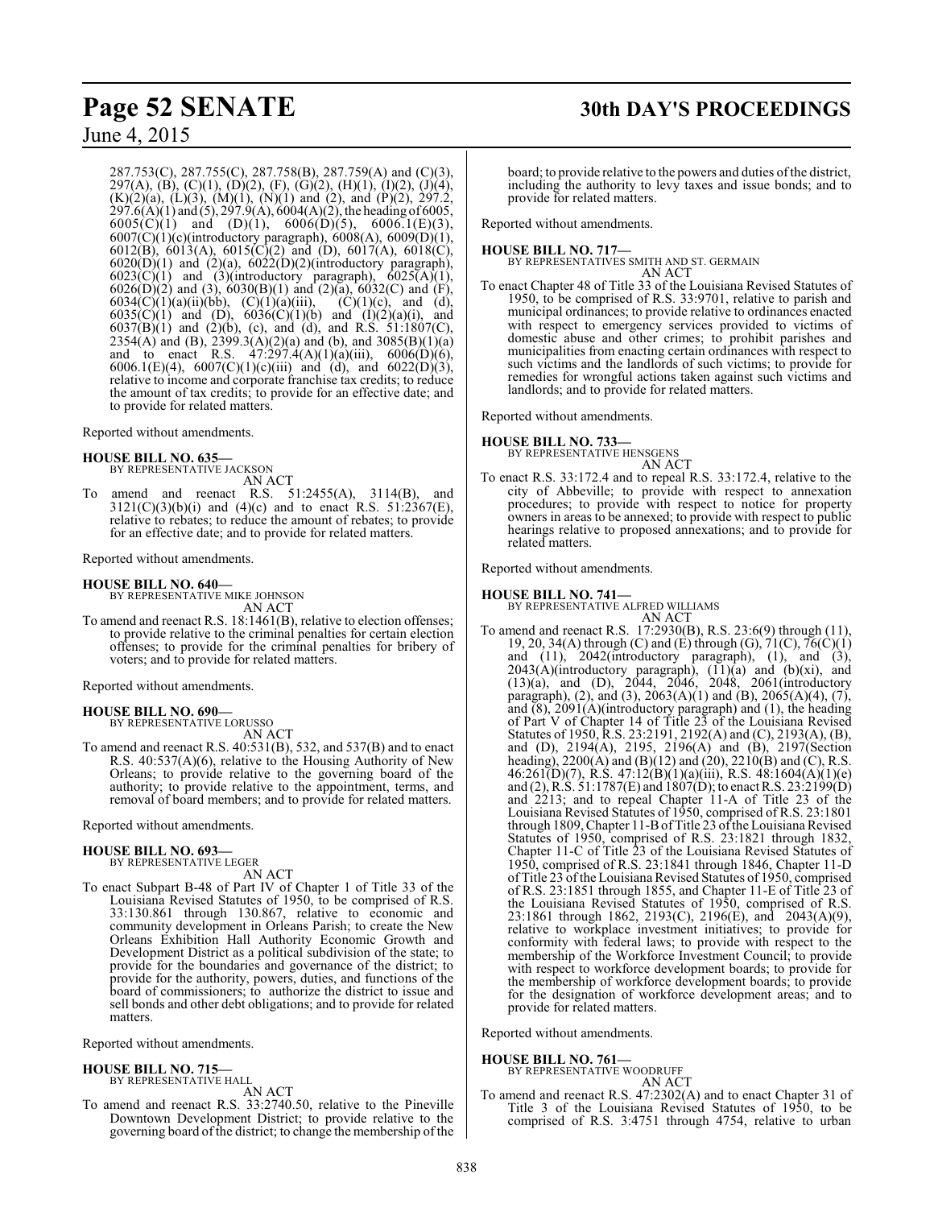287.753(C), 287.755(C), 287.758(B), 287.759(A) and (C)(3), 297(A), (B), (C)(1), (D)(2), (F), (G)(2), (H)(1), (I)(2), (J)(4), (K)(2)(a), (L)(3), (M)(1), (N)(1) and (2), and (P)(2), 297.2, 297.6(A)(1) and (5), 297.9(A), 6004(A)(2), the heading of 6005, 6005(C)(1) and (D)(1), 6006(D)(5), 6006.1(E)(3), 6007(C)(1)(c)(introductory paragraph), 6008(A), 6009(D)(1), 6012(B), 6013(A), 6015(C)(2) and (D), 6017(A), 6018(C), 6020(D)(1) and (2)(a), 6022(D)(2)(introductory paragraph), 6023(C)(1) and (3)(introductory paragraph), 6025(A)(1), 6026(D)(2) and (3), 6030(B)(1) and (2)(a), 6032(C) and (F), 6034(C)(1)(a)(ii)(bb), (C)(1)(a)(iii), (C)(1)(c), and (d), 6035(C)(1) and (D), 6036(C)(1)(b) and (I)(2)(a)(i), and 6037(B)(1) and (2)(b), (c), and (d), and R.S. 51:1807(C), 2354(A) and (B), 2399.3(A)(2)(a) and (b), and 3085(B)(1)(a) and to enact R.S. 47:297.4(A)(1)(a)(iii), 6006(D)(6), 6006.1(E)(4), 6007(C)(1)(c)(iii) and (d), and 6022(D)(3), relative to income and corporate franchise tax credits; to reduce the amount of tax credits; to provide for an effective date; and to provide for related matters.

Reported without amendments.

**HOUSE BILL NO. 635—**
BY REPRESENTATIVE JACKSON
AN ACT

To amend and reenact R.S. 51:2455(A), 3114(B), and 3121(C)(3)(b)(i) and (4)(c) and to enact R.S. 51:2367(E), relative to rebates; to reduce the amount of rebates; to provide for an effective date; and to provide for related matters.

Reported without amendments.

**HOUSE BILL NO. 640—**
BY REPRESENTATIVE MIKE JOHNSON
AN ACT

To amend and reenact R.S. 18:1461(B), relative to election offenses; to provide relative to the criminal penalties for certain election offenses; to provide for the criminal penalties for bribery of voters; and to provide for related matters.

Reported without amendments.

**HOUSE BILL NO. 690—**
BY REPRESENTATIVE LORUSSO
AN ACT

To amend and reenact R.S. 40:531(B), 532, and 537(B) and to enact R.S. 40:537(A)(6), relative to the Housing Authority of New Orleans; to provide relative to the governing board of the authority; to provide relative to the appointment, terms, and removal of board members; and to provide for related matters.

Reported without amendments.

**HOUSE BILL NO. 693—**
BY REPRESENTATIVE LEGER
AN ACT

To enact Subpart B-48 of Part IV of Chapter 1 of Title 33 of the Louisiana Revised Statutes of 1950, to be comprised of R.S. 33:130.861 through 130.867, relative to economic and community development in Orleans Parish; to create the New Orleans Exhibition Hall Authority Economic Growth and Development District as a political subdivision of the state; to provide for the boundaries and governance of the district; to provide for the authority, powers, duties, and functions of the board of commissioners; to authorize the district to issue and sell bonds and other debt obligations; and to provide for related matters.

Reported without amendments.

**HOUSE BILL NO. 715—**
BY REPRESENTATIVE HALL
AN ACT

To amend and reenact R.S. 33:2740.50, relative to the Pineville Downtown Development District; to provide relative to the governing board of the district; to change the membership of the board; to provide relative to the powers and duties of the district, including the authority to levy taxes and issue bonds; and to provide for related matters.

Reported without amendments.

**HOUSE BILL NO. 717—**
BY REPRESENTATIVES SMITH AND ST. GERMAIN
AN ACT

To enact Chapter 48 of Title 33 of the Louisiana Revised Statutes of 1950, to be comprised of R.S. 33:9701, relative to parish and municipal ordinances; to provide relative to ordinances enacted with respect to emergency services provided to victims of domestic abuse and other crimes; to prohibit parishes and municipalities from enacting certain ordinances with respect to such victims and the landlords of such victims; to provide for remedies for wrongful actions taken against such victims and landlords; and to provide for related matters.

Reported without amendments.

**HOUSE BILL NO. 733—**
BY REPRESENTATIVE HENSGENS
AN ACT

To enact R.S. 33:172.4 and to repeal R.S. 33:172.4, relative to the city of Abbeville; to provide with respect to annexation procedures; to provide with respect to notice for property owners in areas to be annexed; to provide with respect to public hearings relative to proposed annexations; and to provide for related matters.

Reported without amendments.

**HOUSE BILL NO. 741—**
BY REPRESENTATIVE ALFRED WILLIAMS
AN ACT

To amend and reenact R.S. 17:2930(B), R.S. 23:6(9) through (11), 19, 20, 34(A) through (C) and (E) through (G), 71(C), 76(C)(1) and (11), 2042(introductory paragraph), (1), and (3), 2043(A)(introductory paragraph), (11)(a) and (b)(xi), and (13)(a), and (D), 2044, 2046, 2048, 2061(introductory paragraph), (2), and (3), 2063(A)(1) and (B), 2065(A)(4), (7), and (8), 2091(A)(introductory paragraph) and (1), the heading of Part V of Chapter 14 of Title 23 of the Louisiana Revised Statutes of 1950, R.S. 23:2191, 2192(A) and (C), 2193(A), (B), and (D), 2194(A), 2195, 2196(A) and (B), 2197(Section heading), 2200(A) and (B)(12) and (20), 2210(B) and (C), R.S. 46:261(D)(7), R.S. 47:12(B)(1)(a)(iii), R.S. 48:1604(A)(1)(e) and (2), R.S. 51:1787(E) and 1807(D); to enact R.S. 23:2199(D) and 2213; and to repeal Chapter 11-A of Title 23 of the Louisiana Revised Statutes of 1950, comprised of R.S. 23:1801 through 1809, Chapter 11-B of Title 23 of the Louisiana Revised Statutes of 1950, comprised of R.S. 23:1821 through 1832, Chapter 11-C of Title 23 of the Louisiana Revised Statutes of 1950, comprised of R.S. 23:1841 through 1846, Chapter 11-D of Title 23 of the Louisiana Revised Statutes of 1950, comprised of R.S. 23:1851 through 1855, and Chapter 11-E of Title 23 of the Louisiana Revised Statutes of 1950, comprised of R.S. 23:1861 through 1862, 2193(C), 2196(E), and 2043(A)(9), relative to workplace investment initiatives; to provide for conformity with federal laws; to provide with respect to the membership of the Workforce Investment Council; to provide with respect to workforce development boards; to provide for the membership of workforce development boards; to provide for the designation of workforce development areas; and to provide for related matters.

Reported without amendments.

**HOUSE BILL NO. 761—**
BY REPRESENTATIVE WOODRUFF
AN ACT

To amend and reenact R.S. 47:2302(A) and to enact Chapter 31 of Title 3 of the Louisiana Revised Statutes of 1950, to be comprised of R.S. 3:4751 through 4754, relative to urban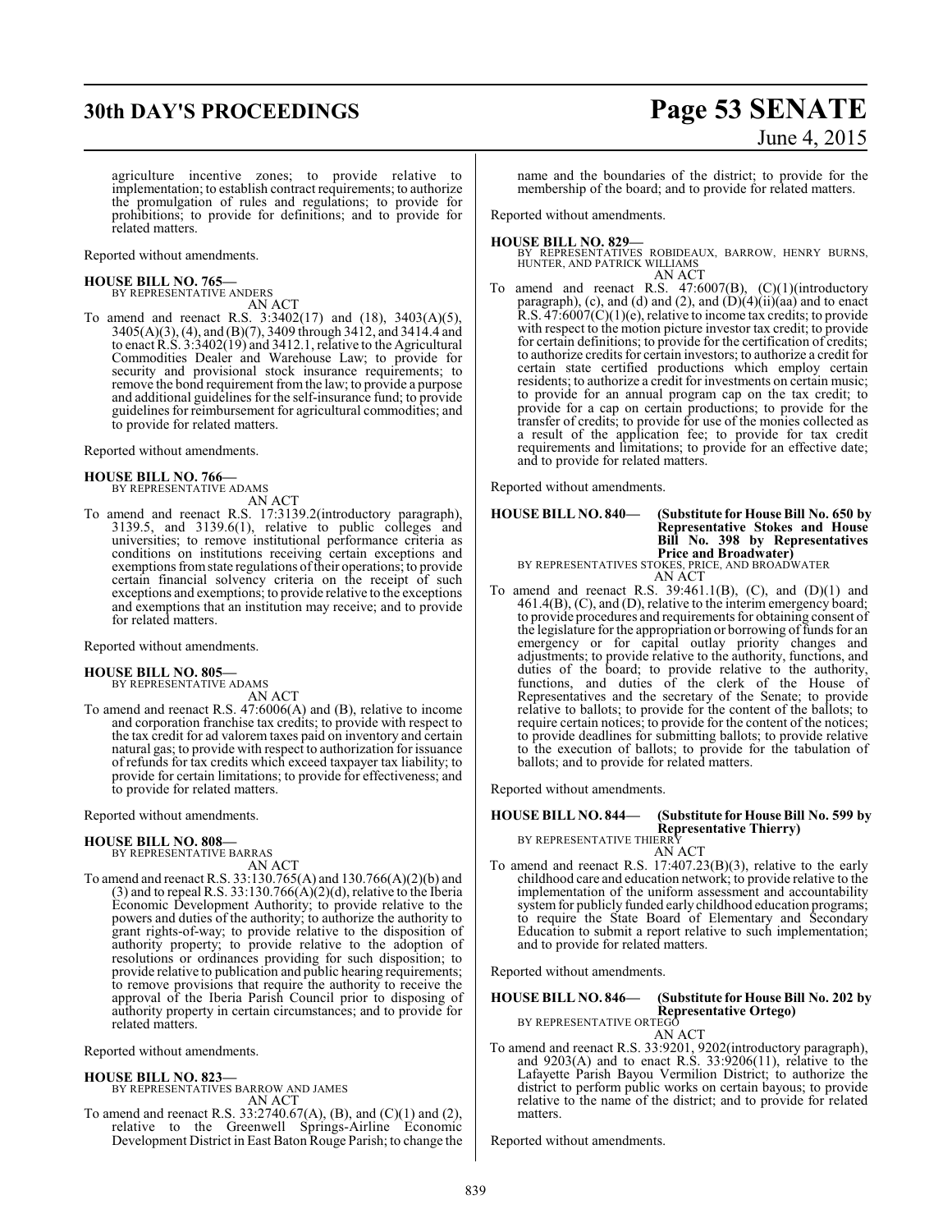agriculture incentive zones; to provide relative to implementation; to establish contract requirements; to authorize the promulgation of rules and regulations; to provide for prohibitions; to provide for definitions; and to provide for related matters.

Reported without amendments.

**HOUSE BILL NO. 765—**
BY REPRESENTATIVE ANDERS
AN ACT

To amend and reenact R.S. 3:3402(17) and (18), 3403(A)(5), 3405(A)(3), (4), and (B)(7), 3409 through 3412, and 3414.4 and to enact R.S. 3:3402(19) and 3412.1, relative to the Agricultural Commodities Dealer and Warehouse Law; to provide for security and provisional stock insurance requirements; to remove the bond requirement from the law; to provide a purpose and additional guidelines for the self-insurance fund; to provide guidelines for reimbursement for agricultural commodities; and to provide for related matters.

Reported without amendments.

**HOUSE BILL NO. 766—**
BY REPRESENTATIVE ADAMS
AN ACT

To amend and reenact R.S. 17:3139.2(introductory paragraph), 3139.5, and 3139.6(1), relative to public colleges and universities; to remove institutional performance criteria as conditions on institutions receiving certain exceptions and exemptions from state regulations of their operations; to provide certain financial solvency criteria on the receipt of such exceptions and exemptions; to provide relative to the exceptions and exemptions that an institution may receive; and to provide for related matters.

Reported without amendments.

**HOUSE BILL NO. 805—**
BY REPRESENTATIVE ADAMS
AN ACT

To amend and reenact R.S. 47:6006(A) and (B), relative to income and corporation franchise tax credits; to provide with respect to the tax credit for ad valorem taxes paid on inventory and certain natural gas; to provide with respect to authorization for issuance of refunds for tax credits which exceed taxpayer tax liability; to provide for certain limitations; to provide for effectiveness; and to provide for related matters.

Reported without amendments.

**HOUSE BILL NO. 808—**
BY REPRESENTATIVE BARRAS
AN ACT

To amend and reenact R.S. 33:130.765(A) and 130.766(A)(2)(b) and (3) and to repeal R.S. 33:130.766(A)(2)(d), relative to the Iberia Economic Development Authority; to provide relative to the powers and duties of the authority; to authorize the authority to grant rights-of-way; to provide relative to the disposition of authority property; to provide relative to the adoption of resolutions or ordinances providing for such disposition; to provide relative to publication and public hearing requirements; to remove provisions that require the authority to receive the approval of the Iberia Parish Council prior to disposing of authority property in certain circumstances; and to provide for related matters.

Reported without amendments.

**HOUSE BILL NO. 823—**
BY REPRESENTATIVES BARROW AND JAMES
AN ACT

To amend and reenact R.S. 33:2740.67(A), (B), and (C)(1) and (2), relative to the Greenwell Springs-Airline Economic Development District in East Baton Rouge Parish; to change the name and the boundaries of the district; to provide for the membership of the board; and to provide for related matters.

Reported without amendments.

**HOUSE BILL NO. 829—**
BY REPRESENTATIVES ROBIDEAUX, BARROW, HENRY BURNS, HUNTER, AND PATRICK WILLIAMS
AN ACT

To amend and reenact R.S. 47:6007(B), (C)(1)(introductory paragraph), (c), and (d) and (2), and (D)(4)(ii)(aa) and to enact R.S. 47:6007(C)(1)(e), relative to income tax credits; to provide with respect to the motion picture investor tax credit; to provide for certain definitions; to provide for the certification of credits; to authorize credits for certain investors; to authorize a credit for certain state certified productions which employ certain residents; to authorize a credit for investments on certain music; to provide for an annual program cap on the tax credit; to provide for a cap on certain productions; to provide for the transfer of credits; to provide for use of the monies collected as a result of the application fee; to provide for tax credit requirements and limitations; to provide for an effective date; and to provide for related matters.

Reported without amendments.

**HOUSE BILL NO. 840— (Substitute for House Bill No. 650 by Representative Stokes and House Bill No. 398 by Representatives Price and Broadwater)**
BY REPRESENTATIVES STOKES, PRICE, AND BROADWATER
AN ACT

To amend and reenact R.S. 39:461.1(B), (C), and (D)(1) and 461.4(B), (C), and (D), relative to the interim emergency board; to provide procedures and requirements for obtaining consent of the legislature for the appropriation or borrowing of funds for an emergency or for capital outlay priority changes and adjustments; to provide relative to the authority, functions, and duties of the board; to provide relative to the authority, functions, and duties of the clerk of the House of Representatives and the secretary of the Senate; to provide relative to ballots; to provide for the content of the ballots; to require certain notices; to provide for the content of the notices; to provide deadlines for submitting ballots; to provide relative to the execution of ballots; to provide for the tabulation of ballots; and to provide for related matters.

Reported without amendments.

**HOUSE BILL NO. 844— (Substitute for House Bill No. 599 by Representative Thierry)**
BY REPRESENTATIVE THIERRY
AN ACT

To amend and reenact R.S. 17:407.23(B)(3), relative to the early childhood care and education network; to provide relative to the implementation of the uniform assessment and accountability system for publicly funded early childhood education programs; to require the State Board of Elementary and Secondary Education to submit a report relative to such implementation; and to provide for related matters.

Reported without amendments.

**HOUSE BILL NO. 846— (Substitute for House Bill No. 202 by Representative Ortego)**
BY REPRESENTATIVE ORTEGO
AN ACT

To amend and reenact R.S. 33:9201, 9202(introductory paragraph), and 9203(A) and to enact R.S. 33:9206(11), relative to the Lafayette Parish Bayou Vermilion District; to authorize the district to perform public works on certain bayous; to provide relative to the name of the district; and to provide for related matters.

Reported without amendments.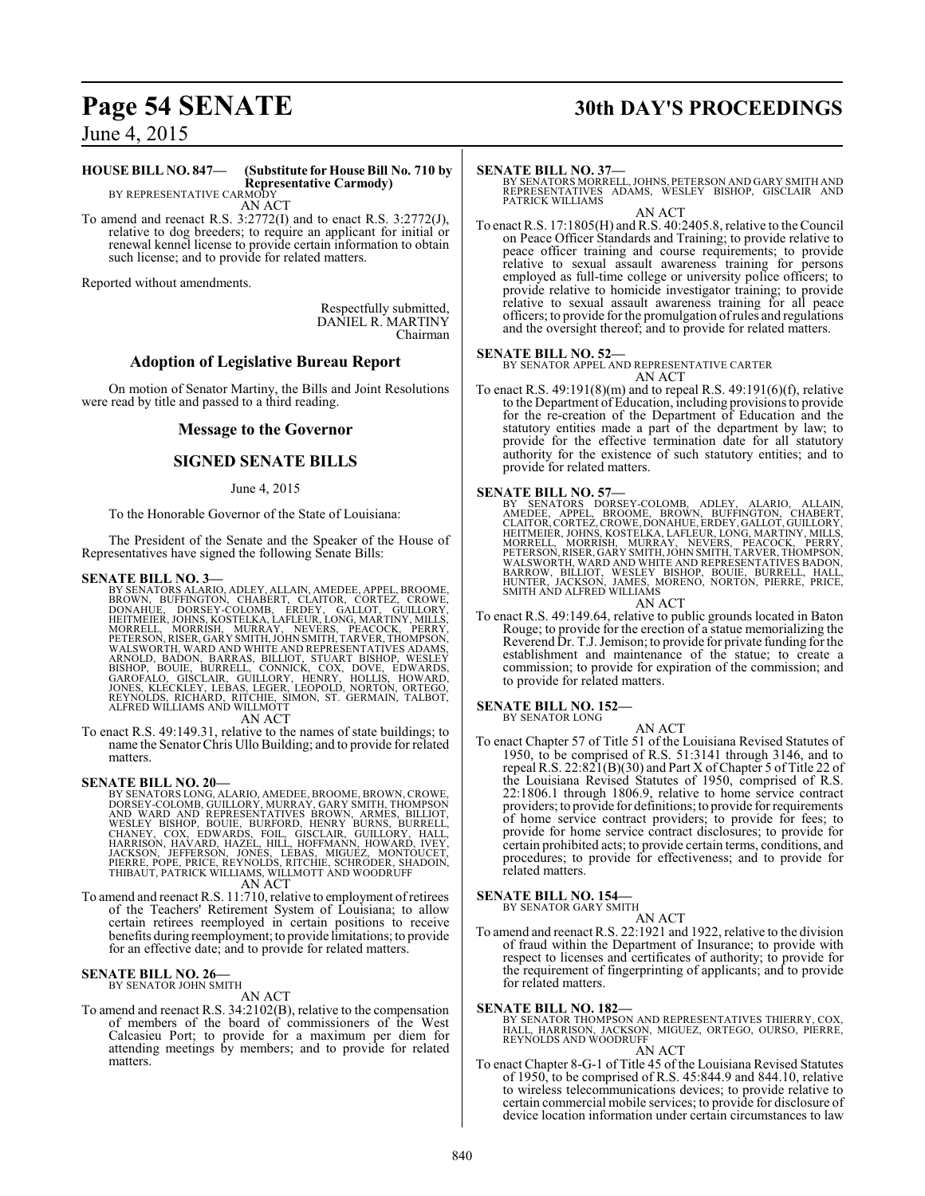**HOUSE BILL NO. 847— (Substitute for House Bill No. 710 by Representative Carmody)**
BY REPRESENTATIVE CARMODY

AN ACT

To amend and reenact R.S. 3:2772(I) and to enact R.S. 3:2772(J), relative to dog breeders; to require an applicant for initial or renewal kennel license to provide certain information to obtain such license; and to provide for related matters.

Reported without amendments.

Respectfully submitted,
DANIEL R. MARTINY
Chairman

## Adoption of Legislative Bureau Report

On motion of Senator Martiny, the Bills and Joint Resolutions were read by title and passed to a third reading.

## Message to the Governor

## SIGNED SENATE BILLS

June 4, 2015

To the Honorable Governor of the State of Louisiana:

The President of the Senate and the Speaker of the House of Representatives have signed the following Senate Bills:

**SENATE BILL NO. 3—**
BY SENATORS ALARIO, ADLEY, ALLAIN, AMEDEE, APPEL, BROOME, BROWN, BUFFINGTON, CHABERT, CLAITOR, CORTEZ, CROWE, DONAHUE, DORSEY-COLOMB, ERDEY, GALLOT, GUILLORY, HEITMEIER, JOHNS, KOSTELKA, LAFLEUR, LONG, MARTINY, MILLS, MORRELL, MORRISH, MURRAY, NEVERS, PEACOCK, PERRY, PETERSON, RISER, GARY SMITH, JOHN SMITH, TARVER, THOMPSON, WALSWORTH, WARD AND WHITE AND REPRESENTATIVES ADAMS, ARNOLD, BADON, BARRAS, BILLIOT, STUART BISHOP, WESLEY BISHOP, BOUIE, BURRELL, CONNICK, COX, DOVE, EDWARDS, GAROFALO, GISCLAIR, GUILLORY, HENRY, HOLLIS, HOWARD, JONES, KLECKLEY, LEBAS, LEGER, LEOPOLD, NORTON, ORTEGO, REYNOLDS, RICHARD, RITCHIE, SIMON, ST. GERMAIN, TALBOT, ALFRED WILLIAMS AND WILLMOTT

AN ACT

To enact R.S. 49:149.31, relative to the names of state buildings; to name the Senator Chris Ullo Building; and to provide for related matters.

**SENATE BILL NO. 20—**
BY SENATORS LONG, ALARIO, AMEDEE, BROOME, BROWN, CROWE, DORSEY-COLOMB, GUILLORY, MURRAY, GARY SMITH, THOMPSON AND WARD AND REPRESENTATIVES BROWN, ARMES, BILLIOT, WESLEY BISHOP, BOUIE, BURFORD, HENRY BURNS, BURRELL, CHANEY, COX, EDWARDS, FOIL, GISCLAIR, GUILLORY, HALL, HARRISON, HAVARD, HAZEL, HILL, HOFFMANN, HOWARD, IVEY, JACKSON, JEFFERSON, JONES, LEBAS, MIGUEZ, MONTOUCET, PIERRE, POPE, PRICE, REYNOLDS, RITCHIE, SCHRODER, SHADOIN, THIBAUT, PATRICK WILLIAMS, WILLMOTT AND WOODRUFF

AN ACT

To amend and reenact R.S. 11:710, relative to employment of retirees of the Teachers' Retirement System of Louisiana; to allow certain retirees reemployed in certain positions to receive benefits during reemployment; to provide limitations; to provide for an effective date; and to provide for related matters.

**SENATE BILL NO. 26—**
BY SENATOR JOHN SMITH

AN ACT

To amend and reenact R.S. 34:2102(B), relative to the compensation of members of the board of commissioners of the West Calcasieu Port; to provide for a maximum per diem for attending meetings by members; and to provide for related matters.

**SENATE BILL NO. 37—**
BY SENATORS MORRELL, JOHNS, PETERSON AND GARY SMITH AND REPRESENTATIVES ADAMS, WESLEY BISHOP, GISCLAIR AND PATRICK WILLIAMS

AN ACT

To enact R.S. 17:1805(H) and R.S. 40:2405.8, relative to the Council on Peace Officer Standards and Training; to provide relative to peace officer training and course requirements; to provide relative to sexual assault awareness training for persons employed as full-time college or university police officers; to provide relative to homicide investigator training; to provide relative to sexual assault awareness training for all peace officers; to provide for the promulgation of rules and regulations and the oversight thereof; and to provide for related matters.

**SENATE BILL NO. 52—**
BY SENATOR APPEL AND REPRESENTATIVE CARTER

AN ACT

To enact R.S. 49:191(8)(m) and to repeal R.S. 49:191(6)(f), relative to the Department of Education, including provisions to provide for the re-creation of the Department of Education and the statutory entities made a part of the department by law; to provide for the effective termination date for all statutory authority for the existence of such statutory entities; and to provide for related matters.

**SENATE BILL NO. 57—**
BY SENATORS DORSEY-COLOMB, ADLEY, ALARIO, ALLAIN, AMEDEE, APPEL, BROOME, BROWN, BUFFINGTON, CHABERT, CLAITOR, CORTEZ, CROWE, DONAHUE, ERDEY, GALLOT, GUILLORY, HEITMEIER, JOHNS, KOSTELKA, LAFLEUR, LONG, MARTINY, MILLS, MORRELL, MORRISH, MURRAY, NEVERS, PEACOCK, PERRY, PETERSON, RISER, GARY SMITH, JOHN SMITH, TARVER, THOMPSON, WALSWORTH, WARD AND WHITE AND REPRESENTATIVES BADON, BARROW, BILLIOT, WESLEY BISHOP, BOUIE, BURRELL, HALL, HUNTER, JACKSON, JAMES, MORENO, NORTON, PIERRE, PRICE, SMITH AND ALFRED WILLIAMS

AN ACT

To enact R.S. 49:149.64, relative to public grounds located in Baton Rouge; to provide for the erection of a statue memorializing the Reverend Dr. T.J. Jemison; to provide for private funding for the establishment and maintenance of the statue; to create a commission; to provide for expiration of the commission; and to provide for related matters.

**SENATE BILL NO. 152—**
BY SENATOR LONG

AN ACT

To enact Chapter 57 of Title 51 of the Louisiana Revised Statutes of 1950, to be comprised of R.S. 51:3141 through 3146, and to repeal R.S. 22:821(B)(30) and Part X of Chapter 5 of Title 22 of the Louisiana Revised Statutes of 1950, comprised of R.S. 22:1806.1 through 1806.9, relative to home service contract providers; to provide for definitions; to provide for requirements of home service contract providers; to provide for fees; to provide for home service contract disclosures; to provide for certain prohibited acts; to provide certain terms, conditions, and procedures; to provide for effectiveness; and to provide for related matters.

**SENATE BILL NO. 154—**
BY SENATOR GARY SMITH

AN ACT

To amend and reenact R.S. 22:1921 and 1922, relative to the division of fraud within the Department of Insurance; to provide with respect to licenses and certificates of authority; to provide for the requirement of fingerprinting of applicants; and to provide for related matters.

**SENATE BILL NO. 182—**
BY SENATOR THOMPSON AND REPRESENTATIVES THIERRY, COX, HALL, HARRISON, JACKSON, MIGUEZ, ORTEGO, OURSO, PIERRE, REYNOLDS AND WOODRUFF

AN ACT

To enact Chapter 8-G-1 of Title 45 of the Louisiana Revised Statutes of 1950, to be comprised of R.S. 45:844.9 and 844.10, relative to wireless telecommunications devices; to provide relative to certain commercial mobile services; to provide for disclosure of device location information under certain circumstances to law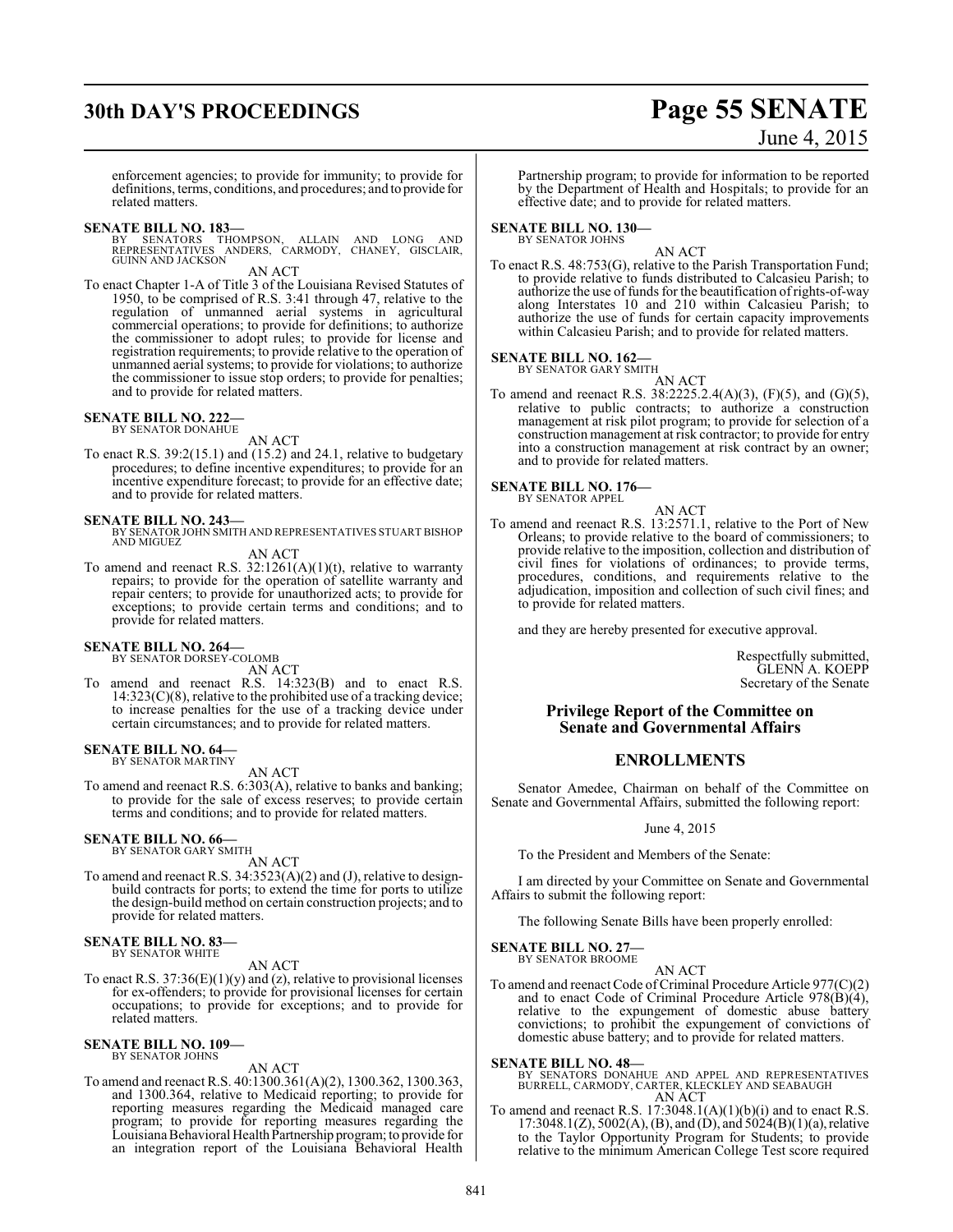enforcement agencies; to provide for immunity; to provide for definitions, terms, conditions, and procedures; and to provide for related matters.

**SENATE BILL NO. 183—**
BY SENATORS THOMPSON, ALLAIN AND LONG AND REPRESENTATIVES ANDERS, CARMODY, CHANEY, GISCLAIR, GUINN AND JACKSON

AN ACT

To enact Chapter 1-A of Title 3 of the Louisiana Revised Statutes of 1950, to be comprised of R.S. 3:41 through 47, relative to the regulation of unmanned aerial systems in agricultural commercial operations; to provide for definitions; to authorize the commissioner to adopt rules; to provide for license and registration requirements; to provide relative to the operation of unmanned aerial systems; to provide for violations; to authorize the commissioner to issue stop orders; to provide for penalties; and to provide for related matters.

**SENATE BILL NO. 222—**
BY SENATOR DONAHUE

AN ACT

To enact R.S. 39:2(15.1) and (15.2) and 24.1, relative to budgetary procedures; to define incentive expenditures; to provide for an incentive expenditure forecast; to provide for an effective date; and to provide for related matters.

**SENATE BILL NO. 243—**
BY SENATOR JOHN SMITH AND REPRESENTATIVES STUART BISHOP AND MIGUEZ

AN ACT

To amend and reenact R.S. 32:1261(A)(1)(t), relative to warranty repairs; to provide for the operation of satellite warranty and repair centers; to provide for unauthorized acts; to provide for exceptions; to provide certain terms and conditions; and to provide for related matters.

**SENATE BILL NO. 264—**
BY SENATOR DORSEY-COLOMB

AN ACT

To amend and reenact R.S. 14:323(B) and to enact R.S. 14:323(C)(8), relative to the prohibited use of a tracking device; to increase penalties for the use of a tracking device under certain circumstances; and to provide for related matters.

**SENATE BILL NO. 64—**
BY SENATOR MARTINY

AN ACT

To amend and reenact R.S. 6:303(A), relative to banks and banking; to provide for the sale of excess reserves; to provide certain terms and conditions; and to provide for related matters.

**SENATE BILL NO. 66—**
BY SENATOR GARY SMITH

AN ACT

To amend and reenact R.S. 34:3523(A)(2) and (J), relative to design-build contracts for ports; to extend the time for ports to utilize the design-build method on certain construction projects; and to provide for related matters.

**SENATE BILL NO. 83—**
BY SENATOR WHITE

AN ACT

To enact R.S. 37:36(E)(1)(y) and (z), relative to provisional licenses for ex-offenders; to provide for provisional licenses for certain occupations; to provide for exceptions; and to provide for related matters.

**SENATE BILL NO. 109—**
BY SENATOR JOHNS

AN ACT

To amend and reenact R.S. 40:1300.361(A)(2), 1300.362, 1300.363, and 1300.364, relative to Medicaid reporting; to provide for reporting measures regarding the Medicaid managed care program; to provide for reporting measures regarding the Louisiana Behavioral Health Partnership program; to provide for an integration report of the Louisiana Behavioral Health Partnership program; to provide for information to be reported by the Department of Health and Hospitals; to provide for an effective date; and to provide for related matters.

**SENATE BILL NO. 130—**
BY SENATOR JOHNS

AN ACT

To enact R.S. 48:753(G), relative to the Parish Transportation Fund; to provide relative to funds distributed to Calcasieu Parish; to authorize the use of funds for the beautification of rights-of-way along Interstates 10 and 210 within Calcasieu Parish; to authorize the use of funds for certain capacity improvements within Calcasieu Parish; and to provide for related matters.

**SENATE BILL NO. 162—**
BY SENATOR GARY SMITH

AN ACT

To amend and reenact R.S. 38:2225.2.4(A)(3), (F)(5), and (G)(5), relative to public contracts; to authorize a construction management at risk pilot program; to provide for selection of a construction management at risk contractor; to provide for entry into a construction management at risk contract by an owner; and to provide for related matters.

**SENATE BILL NO. 176—**
BY SENATOR APPEL

AN ACT

To amend and reenact R.S. 13:2571.1, relative to the Port of New Orleans; to provide relative to the board of commissioners; to provide relative to the imposition, collection and distribution of civil fines for violations of ordinances; to provide terms, procedures, conditions, and requirements relative to the adjudication, imposition and collection of such civil fines; and to provide for related matters.

and they are hereby presented for executive approval.

Respectfully submitted,
GLENN A. KOEPP
Secretary of the Senate

## Privilege Report of the Committee on Senate and Governmental Affairs

## ENROLLMENTS

Senator Amedee, Chairman on behalf of the Committee on Senate and Governmental Affairs, submitted the following report:

June 4, 2015

To the President and Members of the Senate:

I am directed by your Committee on Senate and Governmental Affairs to submit the following report:

The following Senate Bills have been properly enrolled:

**SENATE BILL NO. 27—**
BY SENATOR BROOME

AN ACT

To amend and reenact Code of Criminal Procedure Article 977(C)(2) and to enact Code of Criminal Procedure Article 978(B)(4), relative to the expungement of domestic abuse battery convictions; to prohibit the expungement of convictions of domestic abuse battery; and to provide for related matters.

**SENATE BILL NO. 48—**
BY SENATORS DONAHUE AND APPEL AND REPRESENTATIVES BURRELL, CARMODY, CARTER, KLECKLEY AND SEABAUGH

AN ACT

To amend and reenact R.S. 17:3048.1(A)(1)(b)(i) and to enact R.S. 17:3048.1(Z), 5002(A), (B), and (D), and 5024(B)(1)(a), relative to the Taylor Opportunity Program for Students; to provide relative to the minimum American College Test score required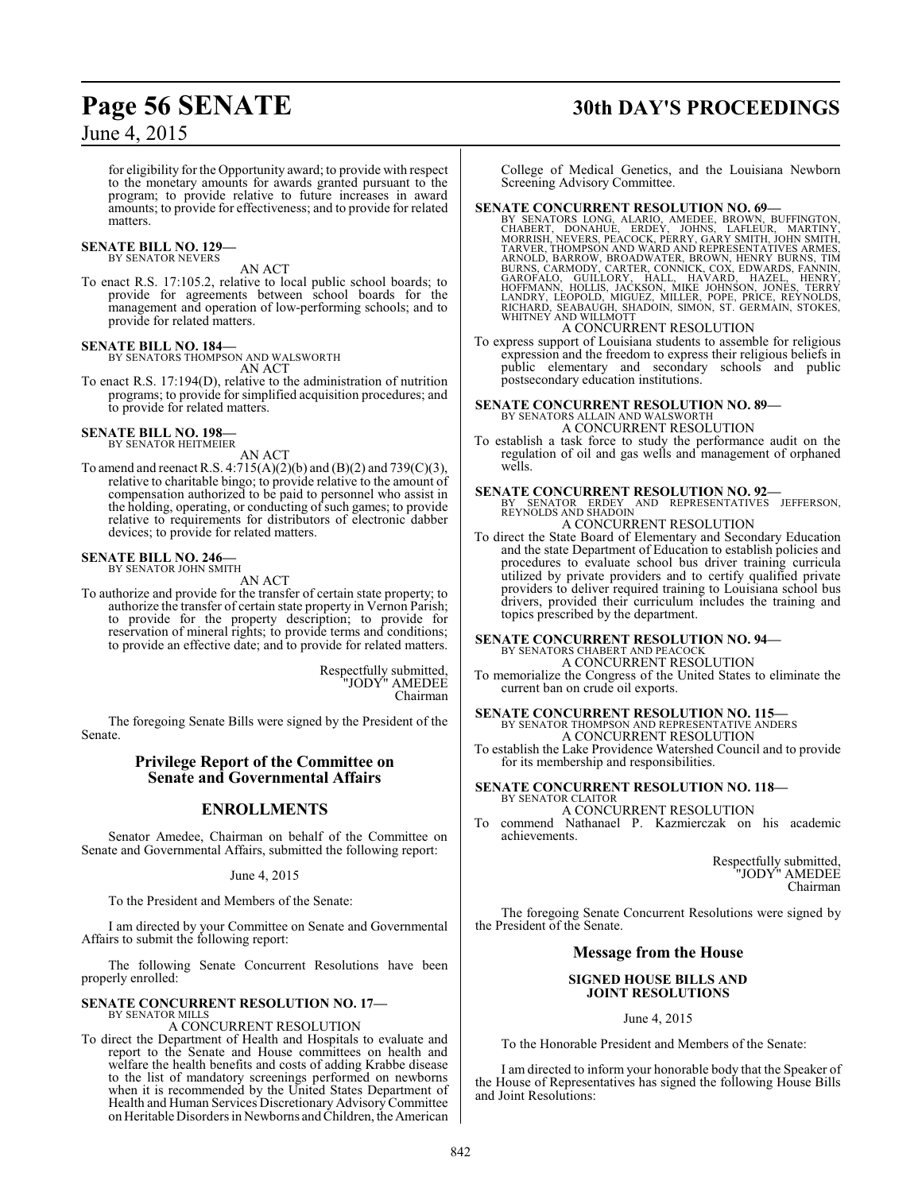for eligibility for the Opportunity award; to provide with respect to the monetary amounts for awards granted pursuant to the program; to provide relative to future increases in award amounts; to provide for effectiveness; and to provide for related matters.

**SENATE BILL NO. 129—**
BY SENATOR NEVERS

AN ACT

To enact R.S. 17:105.2, relative to local public school boards; to provide for agreements between school boards for the management and operation of low-performing schools; and to provide for related matters.

**SENATE BILL NO. 184—**
BY SENATORS THOMPSON AND WALSWORTH

AN ACT

To enact R.S. 17:194(D), relative to the administration of nutrition programs; to provide for simplified acquisition procedures; and to provide for related matters.

**SENATE BILL NO. 198—**
BY SENATOR HEITMEIER

AN ACT

To amend and reenact R.S. 4:715(A)(2)(b) and (B)(2) and 739(C)(3), relative to charitable bingo; to provide relative to the amount of compensation authorized to be paid to personnel who assist in the holding, operating, or conducting of such games; to provide relative to requirements for distributors of electronic dabber devices; to provide for related matters.

**SENATE BILL NO. 246—**
BY SENATOR JOHN SMITH

AN ACT

To authorize and provide for the transfer of certain state property; to authorize the transfer of certain state property in Vernon Parish; to provide for the property description; to provide for reservation of mineral rights; to provide terms and conditions; to provide an effective date; and to provide for related matters.

Respectfully submitted,
"JODY" AMEDEE
Chairman

The foregoing Senate Bills were signed by the President of the Senate.

## Privilege Report of the Committee on Senate and Governmental Affairs

## ENROLLMENTS

Senator Amedee, Chairman on behalf of the Committee on Senate and Governmental Affairs, submitted the following report:

June 4, 2015

To the President and Members of the Senate:

I am directed by your Committee on Senate and Governmental Affairs to submit the following report:

The following Senate Concurrent Resolutions have been properly enrolled:

**SENATE CONCURRENT RESOLUTION NO. 17—**
BY SENATOR MILLS

A CONCURRENT RESOLUTION

To direct the Department of Health and Hospitals to evaluate and report to the Senate and House committees on health and welfare the health benefits and costs of adding Krabbe disease to the list of mandatory screenings performed on newborns when it is recommended by the United States Department of Health and Human Services Discretionary Advisory Committee on Heritable Disorders in Newborns and Children, the American College of Medical Genetics, and the Louisiana Newborn Screening Advisory Committee.

**SENATE CONCURRENT RESOLUTION NO. 69—**
BY SENATORS LONG, ALARIO, AMEDEE, BROWN, BUFFINGTON, CHABERT, DONAHUE, ERDEY, JOHNS, LAFLEUR, MARTINY, MORRISH, NEVERS, PEACOCK, PERRY, GARY SMITH, JOHN SMITH, TARVER, THOMPSON AND WARD AND REPRESENTATIVES ARMES, ARNOLD, BARROW, BROADWATER, BROWN, HENRY BURNS, TIM BURNS, CARMODY, CARTER, CONNICK, COX, EDWARDS, FANNIN, GAROFALO, GUILLORY, HALL, HAVARD, HAZEL, HENRY, HOFFMANN, HOLLIS, JACKSON, MIKE JOHNSON, JONES, TERRY LANDRY, LEOPOLD, MIGUEZ, MILLER, POPE, PRICE, REYNOLDS, RICHARD, SEABAUGH, SHADOIN, SIMON, ST. GERMAIN, STOKES, WHITNEY AND WILLMOTT

A CONCURRENT RESOLUTION

To express support of Louisiana students to assemble for religious expression and the freedom to express their religious beliefs in public elementary and secondary schools and public postsecondary education institutions.

**SENATE CONCURRENT RESOLUTION NO. 89—**
BY SENATORS ALLAIN AND WALSWORTH

A CONCURRENT RESOLUTION

To establish a task force to study the performance audit on the regulation of oil and gas wells and management of orphaned wells.

**SENATE CONCURRENT RESOLUTION NO. 92—**
BY SENATOR ERDEY AND REPRESENTATIVES JEFFERSON, REYNOLDS AND SHADOIN

A CONCURRENT RESOLUTION

To direct the State Board of Elementary and Secondary Education and the state Department of Education to establish policies and procedures to evaluate school bus driver training curricula utilized by private providers and to certify qualified private providers to deliver required training to Louisiana school bus drivers, provided their curriculum includes the training and topics prescribed by the department.

**SENATE CONCURRENT RESOLUTION NO. 94—**
BY SENATORS CHABERT AND PEACOCK

A CONCURRENT RESOLUTION

To memorialize the Congress of the United States to eliminate the current ban on crude oil exports.

**SENATE CONCURRENT RESOLUTION NO. 115—**
BY SENATOR THOMPSON AND REPRESENTATIVE ANDERS

A CONCURRENT RESOLUTION

To establish the Lake Providence Watershed Council and to provide for its membership and responsibilities.

**SENATE CONCURRENT RESOLUTION NO. 118—**
BY SENATOR CLAITOR

A CONCURRENT RESOLUTION

To commend Nathanael P. Kazmierczak on his academic achievements.

Respectfully submitted,
"JODY" AMEDEE
Chairman

The foregoing Senate Concurrent Resolutions were signed by the President of the Senate.

## Message from the House

### SIGNED HOUSE BILLS AND JOINT RESOLUTIONS

June 4, 2015

To the Honorable President and Members of the Senate:

I am directed to inform your honorable body that the Speaker of the House of Representatives has signed the following House Bills and Joint Resolutions: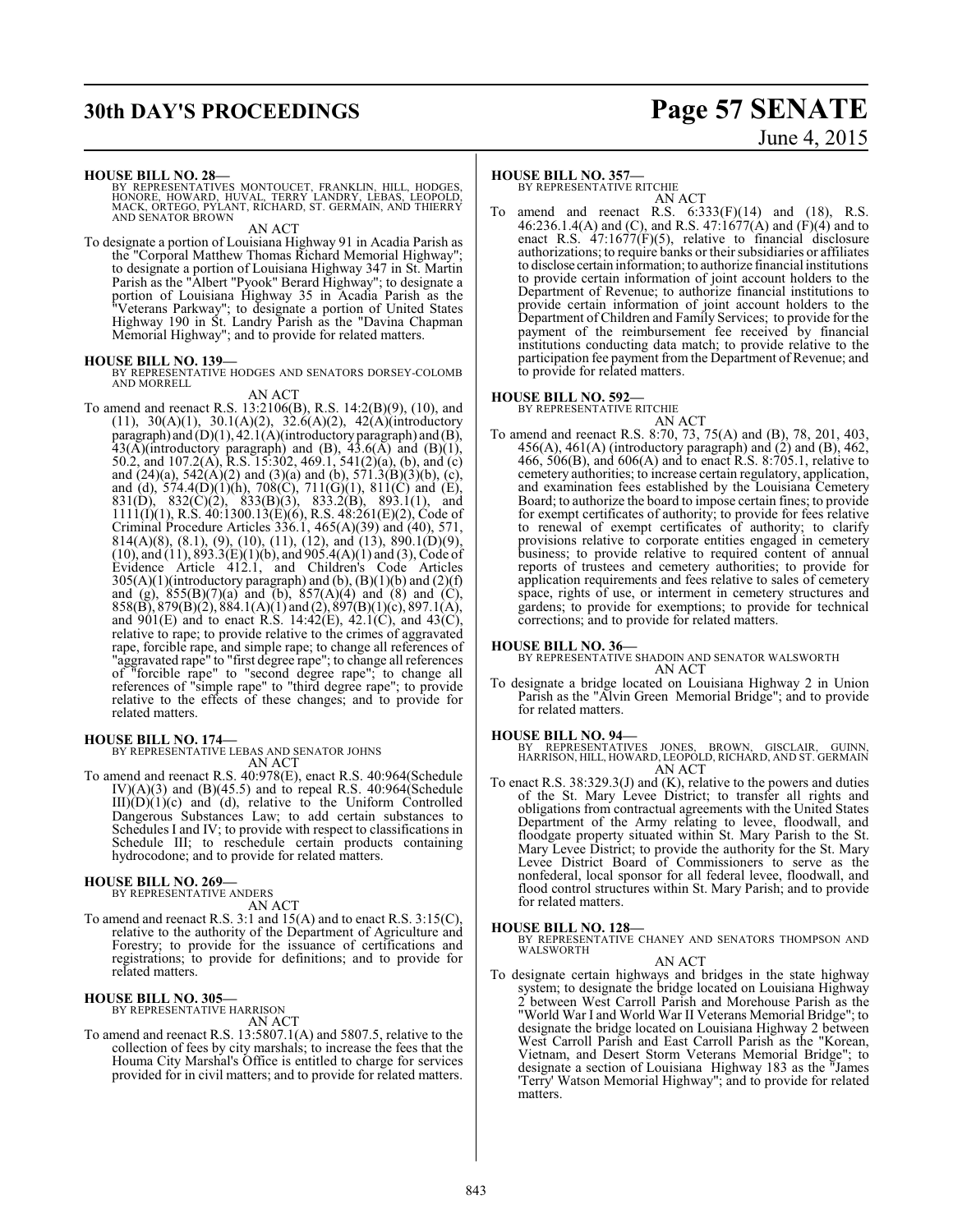**HOUSE BILL NO. 28—**
BY REPRESENTATIVES MONTOUCET, FRANKLIN, HILL, HODGES, HONORE, HOWARD, HUVAL, TERRY LANDRY, LEBAS, LEOPOLD, MACK, ORTEGO, PYLANT, RICHARD, ST. GERMAIN, AND THIERRY AND SENATOR BROWN

AN ACT

To designate a portion of Louisiana Highway 91 in Acadia Parish as the "Corporal Matthew Thomas Richard Memorial Highway"; to designate a portion of Louisiana Highway 347 in St. Martin Parish as the "Albert "Pyook" Berard Highway"; to designate a portion of Louisiana Highway 35 in Acadia Parish as the "Veterans Parkway"; to designate a portion of United States Highway 190 in St. Landry Parish as the "Davina Chapman Memorial Highway"; and to provide for related matters.

**HOUSE BILL NO. 139—**
BY REPRESENTATIVE HODGES AND SENATORS DORSEY-COLOMB AND MORRELL

AN ACT

To amend and reenact R.S. 13:2106(B), R.S. 14:2(B)(9), (10), and (11), 30(A)(1), 30.1(A)(2), 32.6(A)(2), 42(A)(introductory paragraph) and (D)(1), 42.1(A)(introductory paragraph) and (B), 43(A)(introductory paragraph) and (B), 43.6(A) and (B)(1), 50.2, and 107.2(A), R.S. 15:302, 469.1, 541(2)(a), (b), and (c) and (24)(a), 542(A)(2) and (3)(a) and (b), 571.3(B)(3)(b), (c), and (d), 574.4(D)(1)(h), 708(C), 711(G)(1), 811(C) and (E), 831(D), 832(C)(2), 833(B)(3), 833.2(B), 893.1(1), and 1111(I)(1), R.S. 40:1300.13(E)(6), R.S. 48:261(E)(2), Code of Criminal Procedure Articles 336.1, 465(A)(39) and (40), 571, 814(A)(8), (8.1), (9), (10), (11), (12), and (13), 890.1(D)(9), (10), and (11), 893.3(E)(1)(b), and 905.4(A)(1) and (3), Code of Evidence Article 412.1, and Children's Code Articles 305(A)(1)(introductory paragraph) and (b), (B)(1)(b) and (2)(f) and (g), 855(B)(7)(a) and (b), 857(A)(4) and (8) and (C), 858(B), 879(B)(2), 884.1(A)(1) and (2), 897(B)(1)(c), 897.1(A), and 901(E) and to enact R.S. 14:42(E), 42.1(C), and 43(C), relative to rape; to provide relative to the crimes of aggravated rape, forcible rape, and simple rape; to change all references of "aggravated rape" to "first degree rape"; to change all references of "forcible rape" to "second degree rape"; to change all references of "simple rape" to "third degree rape"; to provide relative to the effects of these changes; and to provide for related matters.

**HOUSE BILL NO. 174—**
BY REPRESENTATIVE LEBAS AND SENATOR JOHNS

AN ACT

To amend and reenact R.S. 40:978(E), enact R.S. 40:964(Schedule IV)(A)(3) and (B)(45.5) and to repeal R.S. 40:964(Schedule III)(D)(1)(c) and (d), relative to the Uniform Controlled Dangerous Substances Law; to add certain substances to Schedules I and IV; to provide with respect to classifications in Schedule III; to reschedule certain products containing hydrocodone; and to provide for related matters.

**HOUSE BILL NO. 269—**
BY REPRESENTATIVE ANDERS

AN ACT

To amend and reenact R.S. 3:1 and 15(A) and to enact R.S. 3:15(C), relative to the authority of the Department of Agriculture and Forestry; to provide for the issuance of certifications and registrations; to provide for definitions; and to provide for related matters.

**HOUSE BILL NO. 305—**
BY REPRESENTATIVE HARRISON

AN ACT

To amend and reenact R.S. 13:5807.1(A) and 5807.5, relative to the collection of fees by city marshals; to increase the fees that the Houma City Marshal's Office is entitled to charge for services provided for in civil matters; and to provide for related matters.

**HOUSE BILL NO. 357—**
BY REPRESENTATIVE RITCHIE

AN ACT

To amend and reenact R.S. 6:333(F)(14) and (18), R.S. 46:236.1.4(A) and (C), and R.S. 47:1677(A) and (F)(4) and to enact R.S. 47:1677(F)(5), relative to financial disclosure authorizations; to require banks or their subsidiaries or affiliates to disclose certain information; to authorize financial institutions to provide certain information of joint account holders to the Department of Revenue; to authorize financial institutions to provide certain information of joint account holders to the Department of Children and Family Services; to provide for the payment of the reimbursement fee received by financial institutions conducting data match; to provide relative to the participation fee payment from the Department of Revenue; and to provide for related matters.

**HOUSE BILL NO. 592—**
BY REPRESENTATIVE RITCHIE

AN ACT

To amend and reenact R.S. 8:70, 73, 75(A) and (B), 78, 201, 403, 456(A), 461(A) (introductory paragraph) and (2) and (B), 462, 466, 506(B), and 606(A) and to enact R.S. 8:705.1, relative to cemetery authorities; to increase certain regulatory, application, and examination fees established by the Louisiana Cemetery Board; to authorize the board to impose certain fines; to provide for exempt certificates of authority; to provide for fees relative to renewal of exempt certificates of authority; to clarify provisions relative to corporate entities engaged in cemetery business; to provide relative to required content of annual reports of trustees and cemetery authorities; to provide for application requirements and fees relative to sales of cemetery space, rights of use, or interment in cemetery structures and gardens; to provide for exemptions; to provide for technical corrections; and to provide for related matters.

**HOUSE BILL NO. 36—**
BY REPRESENTATIVE SHADOIN AND SENATOR WALSWORTH

AN ACT

To designate a bridge located on Louisiana Highway 2 in Union Parish as the "Alvin Green Memorial Bridge"; and to provide for related matters.

**HOUSE BILL NO. 94—**
BY REPRESENTATIVES JONES, BROWN, GISCLAIR, GUINN, HARRISON, HILL, HOWARD, LEOPOLD, RICHARD, AND ST. GERMAIN

AN ACT

To enact R.S. 38:329.3(J) and (K), relative to the powers and duties of the St. Mary Levee District; to transfer all rights and obligations from contractual agreements with the United States Department of the Army relating to levee, floodwall, and floodgate property situated within St. Mary Parish to the St. Mary Levee District; to provide the authority for the St. Mary Levee District Board of Commissioners to serve as the nonfederal, local sponsor for all federal levee, floodwall, and flood control structures within St. Mary Parish; and to provide for related matters.

**HOUSE BILL NO. 128—**
BY REPRESENTATIVE CHANEY AND SENATORS THOMPSON AND WALSWORTH

AN ACT

To designate certain highways and bridges in the state highway system; to designate the bridge located on Louisiana Highway 2 between West Carroll Parish and Morehouse Parish as the "World War I and World War II Veterans Memorial Bridge"; to designate the bridge located on Louisiana Highway 2 between West Carroll Parish and East Carroll Parish as the "Korean, Vietnam, and Desert Storm Veterans Memorial Bridge"; to designate a section of Louisiana Highway 183 as the "James 'Terry' Watson Memorial Highway"; and to provide for related matters.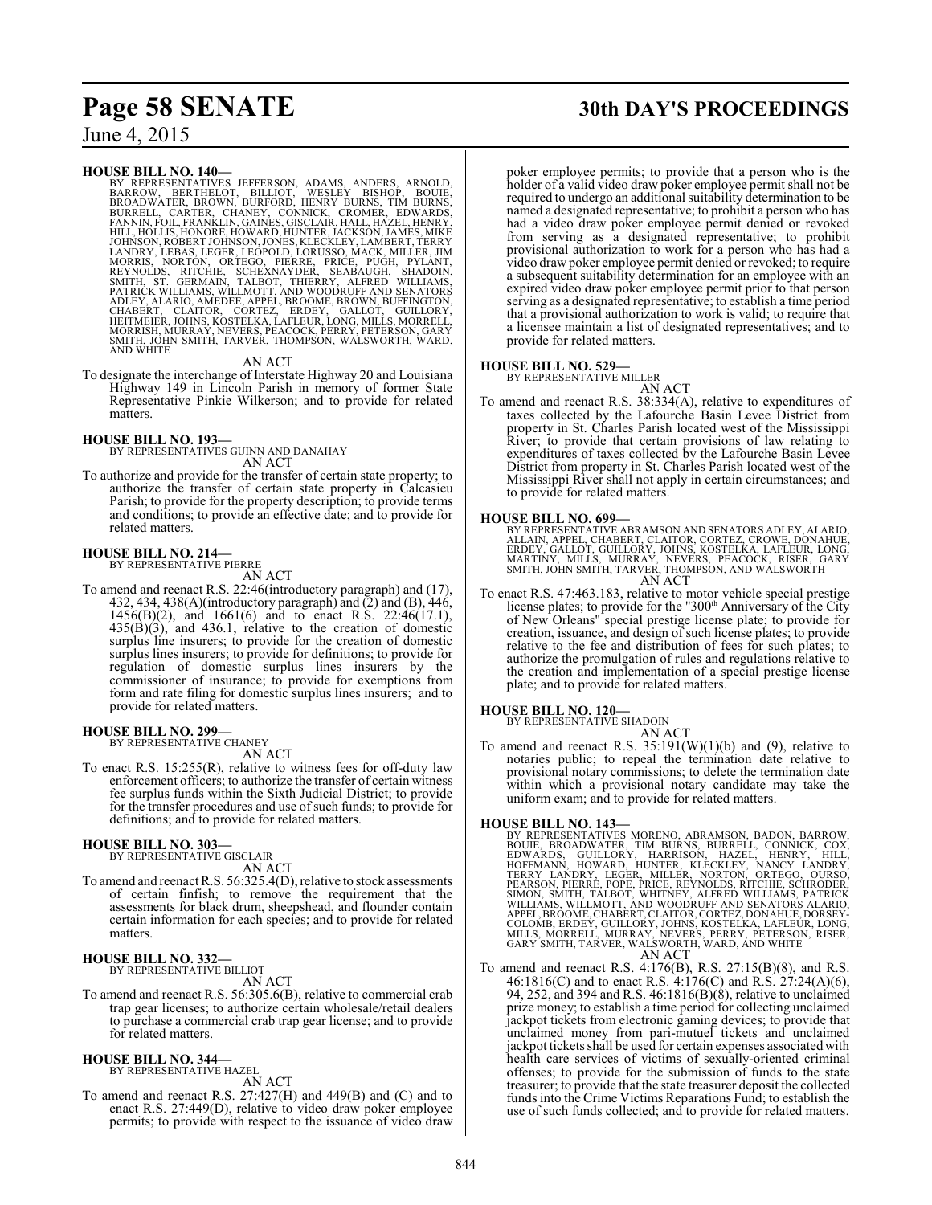**HOUSE BILL NO. 140—**

BY REPRESENTATIVES JEFFERSON, ADAMS, ANDERS, ARNOLD, BARROW, BERTHELOT, BILLIOT, WESLEY BISHOP, BOUIE, BROADWATER, BROWN, BURFORD, HENRY BURNS, TIM BURNS, BURRELL, CARTER, CHANEY, CONNICK, CROMER, EDWARDS, FANNIN, FOIL, FRANKLIN, GAINES, GISCLAIR, HALL, HAZEL, HENRY, HILL, HOLLIS, HONORE, HOWARD, HUNTER, JACKSON, JAMES, MIKE JOHNSON, ROBERT JOHNSON, JONES, KLECKLEY, LAMBERT, TERRY LANDRY, LEBAS, LEGER, LEOPOLD, LORUSSO, MACK, MILLER, JIM MORRIS, NORTON, ORTEGO, PIERRE, PRICE, PUGH, PYLANT, REYNOLDS, RITCHIE, SCHEXNAYDER, SEABAUGH, SHADOIN, SMITH, ST. GERMAIN, TALBOT, THIERRY, ALFRED WILLIAMS, PATRICK WILLIAMS, WILLMOTT, AND WOODRUFF AND SENATORS ADLEY, ALARIO, AMEDEE, APPEL, BROOME, BROWN, BUFFINGTON, CHABERT, CLAITOR, CORTEZ, ERDEY, GALLOT, GUILLORY, HEITMEIER, JOHNS, KOSTELKA, LAFLEUR, LONG, MILLS, MORRELL, MORRISH, MURRAY, NEVERS, PEACOCK, PERRY, PETERSON, GARY SMITH, JOHN SMITH, TARVER, THOMPSON, WALSWORTH, WARD, AND WHITE

AN ACT

To designate the interchange of Interstate Highway 20 and Louisiana Highway 149 in Lincoln Parish in memory of former State Representative Pinkie Wilkerson; and to provide for related matters.

**HOUSE BILL NO. 193—**

BY REPRESENTATIVES GUINN AND DANAHAY

AN ACT

To authorize and provide for the transfer of certain state property; to authorize the transfer of certain state property in Calcasieu Parish; to provide for the property description; to provide terms and conditions; to provide an effective date; and to provide for related matters.

**HOUSE BILL NO. 214—**

BY REPRESENTATIVE PIERRE

AN ACT

To amend and reenact R.S. 22:46(introductory paragraph) and (17), 432, 434, 438(A)(introductory paragraph) and (2) and (B), 446, 1456(B)(2), and 1661(6) and to enact R.S. 22:46(17.1), 435(B)(3), and 436.1, relative to the creation of domestic surplus line insurers; to provide for the creation of domestic surplus lines insurers; to provide for definitions; to provide for regulation of domestic surplus lines insurers by the commissioner of insurance; to provide for exemptions from form and rate filing for domestic surplus lines insurers; and to provide for related matters.

**HOUSE BILL NO. 299—**

BY REPRESENTATIVE CHANEY

AN ACT

To enact R.S. 15:255(R), relative to witness fees for off-duty law enforcement officers; to authorize the transfer of certain witness fee surplus funds within the Sixth Judicial District; to provide for the transfer procedures and use of such funds; to provide for definitions; and to provide for related matters.

**HOUSE BILL NO. 303—**

BY REPRESENTATIVE GISCLAIR

AN ACT

To amend and reenact R.S. 56:325.4(D), relative to stock assessments of certain finfish; to remove the requirement that the assessments for black drum, sheepshead, and flounder contain certain information for each species; and to provide for related matters.

**HOUSE BILL NO. 332—**

BY REPRESENTATIVE BILLIOT

AN ACT

To amend and reenact R.S. 56:305.6(B), relative to commercial crab trap gear licenses; to authorize certain wholesale/retail dealers to purchase a commercial crab trap gear license; and to provide for related matters.

**HOUSE BILL NO. 344—**

BY REPRESENTATIVE HAZEL

AN ACT

To amend and reenact R.S. 27:427(H) and 449(B) and (C) and to enact R.S. 27:449(D), relative to video draw poker employee permits; to provide with respect to the issuance of video draw poker employee permits; to provide that a person who is the holder of a valid video draw poker employee permit shall not be required to undergo an additional suitability determination to be named a designated representative; to prohibit a person who has had a video draw poker employee permit denied or revoked from serving as a designated representative; to prohibit provisional authorization to work for a person who has had a video draw poker employee permit denied or revoked; to require a subsequent suitability determination for an employee with an expired video draw poker employee permit prior to that person serving as a designated representative; to establish a time period that a provisional authorization to work is valid; to require that a licensee maintain a list of designated representatives; and to provide for related matters.

**HOUSE BILL NO. 529—**

BY REPRESENTATIVE MILLER

AN ACT

To amend and reenact R.S. 38:334(A), relative to expenditures of taxes collected by the Lafourche Basin Levee District from property in St. Charles Parish located west of the Mississippi River; to provide that certain provisions of law relating to expenditures of taxes collected by the Lafourche Basin Levee District from property in St. Charles Parish located west of the Mississippi River shall not apply in certain circumstances; and to provide for related matters.

**HOUSE BILL NO. 699—**

BY REPRESENTATIVE ABRAMSON AND SENATORS ADLEY, ALARIO, ALLAIN, APPEL, CHABERT, CLAITOR, CORTEZ, CROWE, DONAHUE, ERDEY, GALLOT, GUILLORY, JOHNS, KOSTELKA, LAFLEUR, LONG, MARTINY, MILLS, MURRAY, NEVERS, PEACOCK, RISER, GARY SMITH, JOHN SMITH, TARVER, THOMPSON, AND WALSWORTH

AN ACT

To enact R.S. 47:463.183, relative to motor vehicle special prestige license plates; to provide for the "300th Anniversary of the City of New Orleans" special prestige license plate; to provide for creation, issuance, and design of such license plates; to provide relative to the fee and distribution of fees for such plates; to authorize the promulgation of rules and regulations relative to the creation and implementation of a special prestige license plate; and to provide for related matters.

**HOUSE BILL NO. 120—**

BY REPRESENTATIVE SHADOIN

AN ACT

To amend and reenact R.S. 35:191(W)(1)(b) and (9), relative to notaries public; to repeal the termination date relative to provisional notary commissions; to delete the termination date within which a provisional notary candidate may take the uniform exam; and to provide for related matters.

**HOUSE BILL NO. 143—**

BY REPRESENTATIVES MORENO, ABRAMSON, BADON, BARROW, BOUIE, BROADWATER, TIM BURNS, BURRELL, CONNICK, COX, EDWARDS, GUILLORY, HARRISON, HAZEL, HENRY, HILL, HOFFMANN, HOWARD, HUNTER, KLECKLEY, NANCY LANDRY, TERRY LANDRY, LEGER, MILLER, NORTON, ORTEGO, OURSO, PEARSON, PIERRE, POPE, PRICE, REYNOLDS, RITCHIE, SCHRODER, SIMON, SMITH, TALBOT, WHITNEY, ALFRED WILLIAMS, PATRICK WILLIAMS, WILLMOTT, AND WOODRUFF AND SENATORS ALARIO, APPEL, BROOME, CHABERT, CLAITOR, CORTEZ, DONAHUE, DORSEY-COLOMB, ERDEY, GUILLORY, JOHNS, KOSTELKA, LAFLEUR, LONG, MILLS, MORRELL, MURRAY, NEVERS, PERRY, PETERSON, RISER, GARY SMITH, TARVER, WALSWORTH, WARD, AND WHITE

AN ACT

To amend and reenact R.S. 4:176(B), R.S. 27:15(B)(8), and R.S. 46:1816(C) and to enact R.S. 4:176(C) and R.S. 27:24(A)(6), 94, 252, and 394 and R.S. 46:1816(B)(8), relative to unclaimed prize money; to establish a time period for collecting unclaimed jackpot tickets from electronic gaming devices; to provide that unclaimed money from pari-mutuel tickets and unclaimed jackpot tickets shall be used for certain expenses associated with health care services of victims of sexually-oriented criminal offenses; to provide for the submission of funds to the state treasurer; to provide that the state treasurer deposit the collected funds into the Crime Victims Reparations Fund; to establish the use of such funds collected; and to provide for related matters.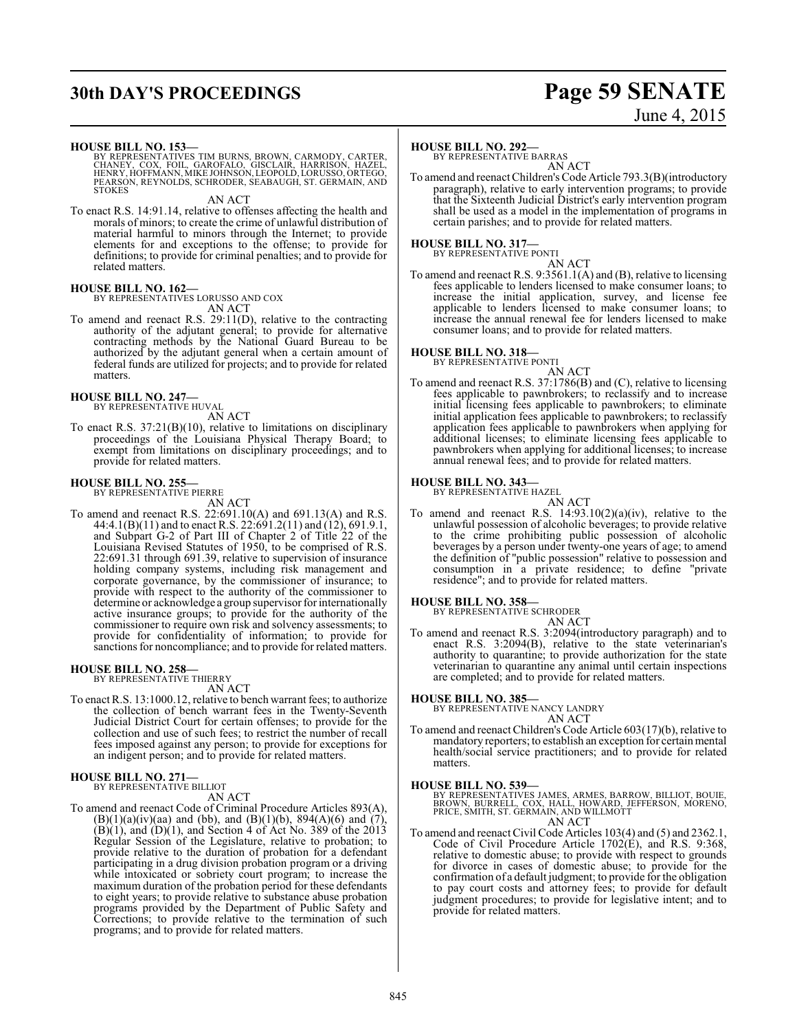**HOUSE BILL NO. 153—**
BY REPRESENTATIVES TIM BURNS, BROWN, CARMODY, CARTER, CHANEY, COX, FOIL, GAROFALO, GISCLAIR, HARRISON, HAZEL, HENRY, HOFFMANN, MIKE JOHNSON, LEOPOLD, LORUSSO, ORTEGO, PEARSON, REYNOLDS, SCHRODER, SEABAUGH, ST. GERMAIN, AND STOKES

AN ACT

To enact R.S. 14:91.14, relative to offenses affecting the health and morals of minors; to create the crime of unlawful distribution of material harmful to minors through the Internet; to provide elements for and exceptions to the offense; to provide for definitions; to provide for criminal penalties; and to provide for related matters.

**HOUSE BILL NO. 162—**
BY REPRESENTATIVES LORUSSO AND COX

AN ACT

To amend and reenact R.S. 29:11(D), relative to the contracting authority of the adjutant general; to provide for alternative contracting methods by the National Guard Bureau to be authorized by the adjutant general when a certain amount of federal funds are utilized for projects; and to provide for related matters.

**HOUSE BILL NO. 247—**
BY REPRESENTATIVE HUVAL

AN ACT

To enact R.S. 37:21(B)(10), relative to limitations on disciplinary proceedings of the Louisiana Physical Therapy Board; to exempt from limitations on disciplinary proceedings; and to provide for related matters.

**HOUSE BILL NO. 255—**
BY REPRESENTATIVE PIERRE

AN ACT

To amend and reenact R.S. 22:691.10(A) and 691.13(A) and R.S. 44:4.1(B)(11) and to enact R.S. 22:691.2(11) and (12), 691.9.1, and Subpart G-2 of Part III of Chapter 2 of Title 22 of the Louisiana Revised Statutes of 1950, to be comprised of R.S. 22:691.31 through 691.39, relative to supervision of insurance holding company systems, including risk management and corporate governance, by the commissioner of insurance; to provide with respect to the authority of the commissioner to determine or acknowledge a group supervisor for internationally active insurance groups; to provide for the authority of the commissioner to require own risk and solvency assessments; to provide for confidentiality of information; to provide for sanctions for noncompliance; and to provide for related matters.

**HOUSE BILL NO. 258—**
BY REPRESENTATIVE THIERRY

AN ACT

To enact R.S. 13:1000.12, relative to bench warrant fees; to authorize the collection of bench warrant fees in the Twenty-Seventh Judicial District Court for certain offenses; to provide for the collection and use of such fees; to restrict the number of recall fees imposed against any person; to provide for exceptions for an indigent person; and to provide for related matters.

**HOUSE BILL NO. 271—**
BY REPRESENTATIVE BILLIOT

AN ACT

To amend and reenact Code of Criminal Procedure Articles 893(A), (B)(1)(a)(iv)(aa) and (bb), and (B)(1)(b), 894(A)(6) and (7), (B)(1), and (D)(1), and Section 4 of Act No. 389 of the 2013 Regular Session of the Legislature, relative to probation; to provide relative to the duration of probation for a defendant participating in a drug division probation program or a driving while intoxicated or sobriety court program; to increase the maximum duration of the probation period for these defendants to eight years; to provide relative to substance abuse probation programs provided by the Department of Public Safety and Corrections; to provide relative to the termination of such programs; and to provide for related matters.

**HOUSE BILL NO. 292—**
BY REPRESENTATIVE BARRAS

AN ACT

To amend and reenact Children's Code Article 793.3(B)(introductory paragraph), relative to early intervention programs; to provide that the Sixteenth Judicial District's early intervention program shall be used as a model in the implementation of programs in certain parishes; and to provide for related matters.

**HOUSE BILL NO. 317—**
BY REPRESENTATIVE PONTI

AN ACT

To amend and reenact R.S. 9:3561.1(A) and (B), relative to licensing fees applicable to lenders licensed to make consumer loans; to increase the initial application, survey, and license fee applicable to lenders licensed to make consumer loans; to increase the annual renewal fee for lenders licensed to make consumer loans; and to provide for related matters.

**HOUSE BILL NO. 318—**
BY REPRESENTATIVE PONTI

AN ACT

To amend and reenact R.S. 37:1786(B) and (C), relative to licensing fees applicable to pawnbrokers; to reclassify and to increase initial licensing fees applicable to pawnbrokers; to eliminate initial application fees applicable to pawnbrokers; to reclassify application fees applicable to pawnbrokers when applying for additional licenses; to eliminate licensing fees applicable to pawnbrokers when applying for additional licenses; to increase annual renewal fees; and to provide for related matters.

**HOUSE BILL NO. 343—**
BY REPRESENTATIVE HAZEL

AN ACT

To amend and reenact R.S. 14:93.10(2)(a)(iv), relative to the unlawful possession of alcoholic beverages; to provide relative to the crime prohibiting public possession of alcoholic beverages by a person under twenty-one years of age; to amend the definition of "public possession" relative to possession and consumption in a private residence; to define "private residence"; and to provide for related matters.

**HOUSE BILL NO. 358—**
BY REPRESENTATIVE SCHRODER

AN ACT

To amend and reenact R.S. 3:2094(introductory paragraph) and to enact R.S. 3:2094(B), relative to the state veterinarian's authority to quarantine; to provide authorization for the state veterinarian to quarantine any animal until certain inspections are completed; and to provide for related matters.

**HOUSE BILL NO. 385—**
BY REPRESENTATIVE NANCY LANDRY

AN ACT

To amend and reenact Children's Code Article 603(17)(b), relative to mandatory reporters; to establish an exception for certain mental health/social service practitioners; and to provide for related matters.

**HOUSE BILL NO. 539—**
BY REPRESENTATIVES JAMES, ARMES, BARROW, BILLIOT, BOUIE, BROWN, BURRELL, COX, HALL, HOWARD, JEFFERSON, MORENO, PRICE, SMITH, ST. GERMAIN, AND WILLMOTT

AN ACT

To amend and reenact Civil Code Articles 103(4) and (5) and 2362.1, Code of Civil Procedure Article 1702(E), and R.S. 9:368, relative to domestic abuse; to provide with respect to grounds for divorce in cases of domestic abuse; to provide for the confirmation of a default judgment; to provide for the obligation to pay court costs and attorney fees; to provide for default judgment procedures; to provide for legislative intent; and to provide for related matters.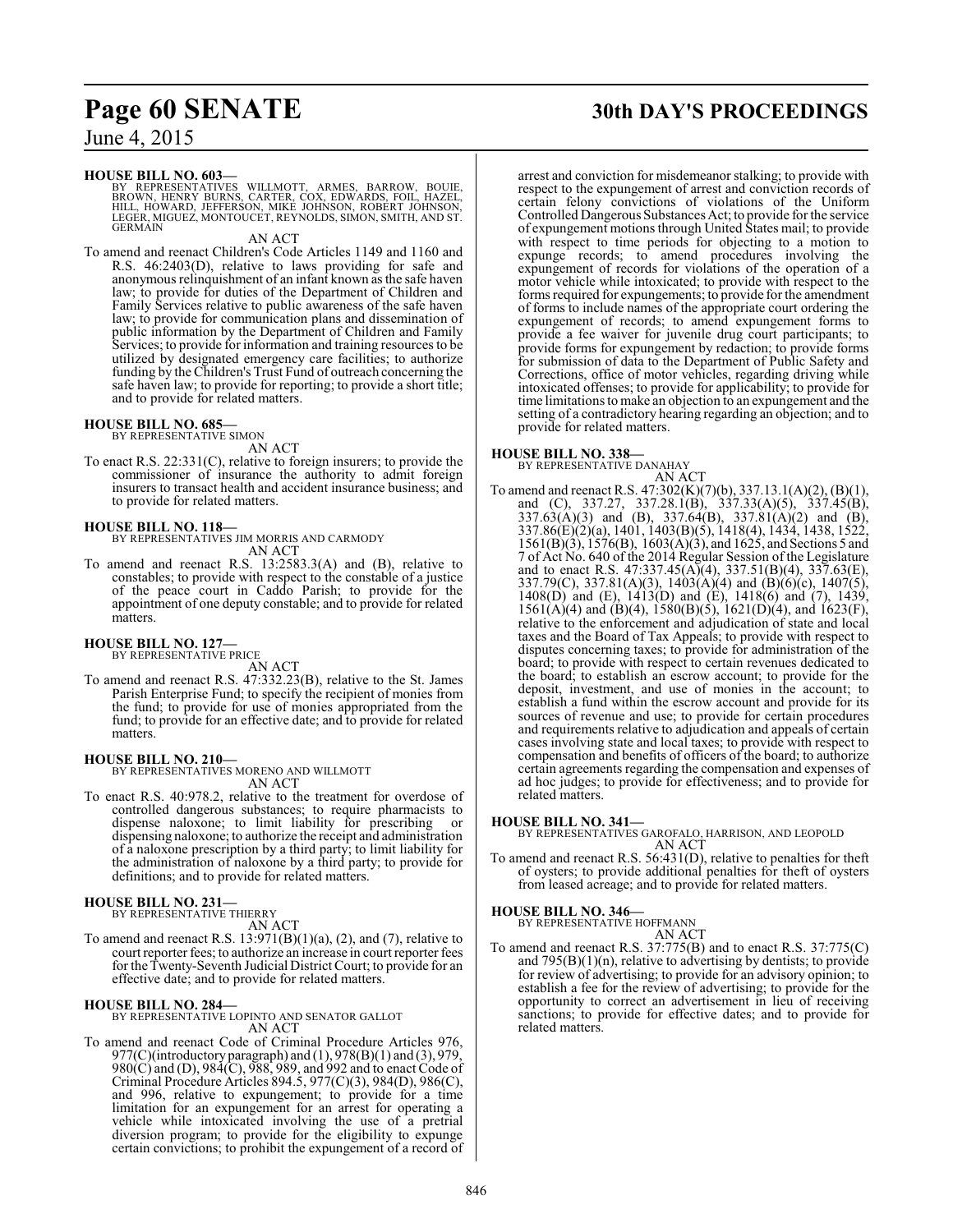**HOUSE BILL NO. 603—**
BY REPRESENTATIVES WILLMOTT, ARMES, BARROW, BOUIE, BROWN, HENRY BURNS, CARTER, COX, EDWARDS, FOIL, HAZEL, HILL, HOWARD, JEFFERSON, MIKE JOHNSON, ROBERT JOHNSON, LEGER, MIGUEZ, MONTOUCET, REYNOLDS, SIMON, SMITH, AND ST. GERMAIN

AN ACT

To amend and reenact Children's Code Articles 1149 and 1160 and R.S. 46:2403(D), relative to laws providing for safe and anonymous relinquishment of an infant known as the safe haven law; to provide for duties of the Department of Children and Family Services relative to public awareness of the safe haven law; to provide for communication plans and dissemination of public information by the Department of Children and Family Services; to provide for information and training resources to be utilized by designated emergency care facilities; to authorize funding by the Children's Trust Fund of outreach concerning the safe haven law; to provide for reporting; to provide a short title; and to provide for related matters.

**HOUSE BILL NO. 685—**
BY REPRESENTATIVE SIMON

AN ACT

To enact R.S. 22:331(C), relative to foreign insurers; to provide the commissioner of insurance the authority to admit foreign insurers to transact health and accident insurance business; and to provide for related matters.

**HOUSE BILL NO. 118—**
BY REPRESENTATIVES JIM MORRIS AND CARMODY

AN ACT

To amend and reenact R.S. 13:2583.3(A) and (B), relative to constables; to provide with respect to the constable of a justice of the peace court in Caddo Parish; to provide for the appointment of one deputy constable; and to provide for related matters.

**HOUSE BILL NO. 127—**
BY REPRESENTATIVE PRICE

AN ACT

To amend and reenact R.S. 47:332.23(B), relative to the St. James Parish Enterprise Fund; to specify the recipient of monies from the fund; to provide for use of monies appropriated from the fund; to provide for an effective date; and to provide for related matters.

**HOUSE BILL NO. 210—**
BY REPRESENTATIVES MORENO AND WILLMOTT

AN ACT

To enact R.S. 40:978.2, relative to the treatment for overdose of controlled dangerous substances; to require pharmacists to dispense naloxone; to limit liability for prescribing or dispensing naloxone; to authorize the receipt and administration of a naloxone prescription by a third party; to limit liability for the administration of naloxone by a third party; to provide for definitions; and to provide for related matters.

**HOUSE BILL NO. 231—**
BY REPRESENTATIVE THIERRY

AN ACT

To amend and reenact R.S. 13:971(B)(1)(a), (2), and (7), relative to court reporter fees; to authorize an increase in court reporter fees for the Twenty-Seventh Judicial District Court; to provide for an effective date; and to provide for related matters.

**HOUSE BILL NO. 284—**
BY REPRESENTATIVE LOPINTO AND SENATOR GALLOT

AN ACT

To amend and reenact Code of Criminal Procedure Articles 976, 977(C)(introductory paragraph) and (1), 978(B)(1) and (3), 979, 980(C) and (D), 984(C), 988, 989, and 992 and to enact Code of Criminal Procedure Articles 894.5, 977(C)(3), 984(D), 986(C), and 996, relative to expungement; to provide for a time limitation for an expungement for an arrest for operating a vehicle while intoxicated involving the use of a pretrial diversion program; to provide for the eligibility to expunge certain convictions; to prohibit the expungement of a record of arrest and conviction for misdemeanor stalking; to provide with respect to the expungement of arrest and conviction records of certain felony convictions of violations of the Uniform Controlled Dangerous Substances Act; to provide for the service of expungement motions through United States mail; to provide with respect to time periods for objecting to a motion to expunge records; to amend procedures involving the expungement of records for violations of the operation of a motor vehicle while intoxicated; to provide with respect to the forms required for expungements; to provide for the amendment of forms to include names of the appropriate court ordering the expungement of records; to amend expungement forms to provide a fee waiver for juvenile drug court participants; to provide forms for expungement by redaction; to provide forms for submission of data to the Department of Public Safety and Corrections, office of motor vehicles, regarding driving while intoxicated offenses; to provide for applicability; to provide for time limitations to make an objection to an expungement and the setting of a contradictory hearing regarding an objection; and to provide for related matters.

**HOUSE BILL NO. 338—**
BY REPRESENTATIVE DANAHAY

AN ACT

To amend and reenact R.S. 47:302(K)(7)(b), 337.13.1(A)(2), (B)(1), and (C), 337.27, 337.28.1(B), 337.33(A)(5), 337.45(B), 337.63(A)(3) and (B), 337.64(B), 337.81(A)(2) and (B), 337.86(E)(2)(a), 1401, 1403(B)(5), 1418(4), 1434, 1438, 1522, 1561(B)(3), 1576(B), 1603(A)(3), and 1625, and Sections 5 and 7 of Act No. 640 of the 2014 Regular Session of the Legislature and to enact R.S. 47:337.45(A)(4), 337.51(B)(4), 337.63(E), 337.79(C), 337.81(A)(3), 1403(A)(4) and (B)(6)(c), 1407(5), 1408(D) and (E), 1413(D) and (E), 1418(6) and (7), 1439, 1561(A)(4) and (B)(4), 1580(B)(5), 1621(D)(4), and 1623(F), relative to the enforcement and adjudication of state and local taxes and the Board of Tax Appeals; to provide with respect to disputes concerning taxes; to provide for administration of the board; to provide with respect to certain revenues dedicated to the board; to establish an escrow account; to provide for the deposit, investment, and use of monies in the account; to establish a fund within the escrow account and provide for its sources of revenue and use; to provide for certain procedures and requirements relative to adjudication and appeals of certain cases involving state and local taxes; to provide with respect to compensation and benefits of officers of the board; to authorize certain agreements regarding the compensation and expenses of ad hoc judges; to provide for effectiveness; and to provide for related matters.

**HOUSE BILL NO. 341—**
BY REPRESENTATIVES GAROFALO, HARRISON, AND LEOPOLD

AN ACT

To amend and reenact R.S. 56:431(D), relative to penalties for theft of oysters; to provide additional penalties for theft of oysters from leased acreage; and to provide for related matters.

**HOUSE BILL NO. 346—**
BY REPRESENTATIVE HOFFMANN

AN ACT

To amend and reenact R.S. 37:775(B) and to enact R.S. 37:775(C) and 795(B)(1)(n), relative to advertising by dentists; to provide for review of advertising; to provide for an advisory opinion; to establish a fee for the review of advertising; to provide for the opportunity to correct an advertisement in lieu of receiving sanctions; to provide for effective dates; and to provide for related matters.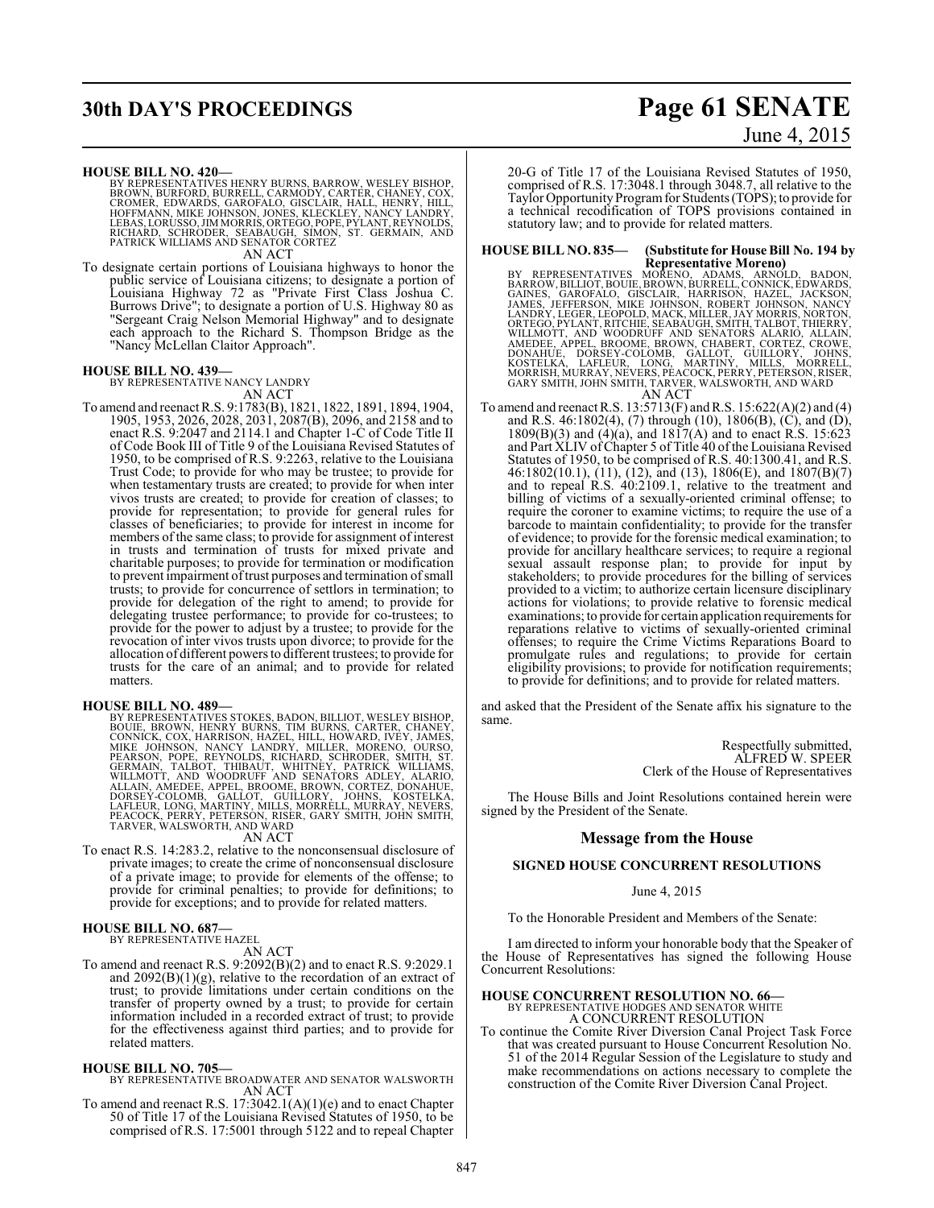**HOUSE BILL NO. 420—**

BY REPRESENTATIVES HENRY BURNS, BARROW, WESLEY BISHOP, BROWN, BURFORD, BURRELL, CARMODY, CARTER, CHANEY, COX, CROMER, EDWARDS, GAROFALO, GISCLAIR, HALL, HENRY, HILL, HOFFMANN, MIKE JOHNSON, JONES, KLECKLEY, NANCY LANDRY, LEBAS, LORUSSO, JIM MORRIS, ORTEGO, POPE, PYLANT, REYNOLDS, RICHARD, SCHRODER, SEABAUGH, SIMON, ST. GERMAIN, AND PATRICK WILLIAMS AND SENATOR CORTEZ

AN ACT

To designate certain portions of Louisiana highways to honor the public service of Louisiana citizens; to designate a portion of Louisiana Highway 72 as "Private First Class Joshua C. Burrows Drive"; to designate a portion of U.S. Highway 80 as "Sergeant Craig Nelson Memorial Highway" and to designate each approach to the Richard S. Thompson Bridge as the "Nancy McLellan Claitor Approach".

**HOUSE BILL NO. 439—**

BY REPRESENTATIVE NANCY LANDRY

AN ACT

To amend and reenact R.S. 9:1783(B), 1821, 1822, 1891, 1894, 1904, 1905, 1953, 2026, 2028, 2031, 2087(B), 2096, and 2158 and to enact R.S. 9:2047 and 2114.1 and Chapter 1-C of Code Title II of Code Book III of Title 9 of the Louisiana Revised Statutes of 1950, to be comprised of R.S. 9:2263, relative to the Louisiana Trust Code; to provide for who may be trustee; to provide for when testamentary trusts are created; to provide for when inter vivos trusts are created; to provide for creation of classes; to provide for representation; to provide for general rules for classes of beneficiaries; to provide for interest in income for members of the same class; to provide for assignment of interest in trusts and termination of trusts for mixed private and charitable purposes; to provide for termination or modification to prevent impairment of trust purposes and termination of small trusts; to provide for concurrence of settlors in termination; to provide for delegation of the right to amend; to provide for delegating trustee performance; to provide for co-trustees; to provide for the power to adjust by a trustee; to provide for the revocation of inter vivos trusts upon divorce; to provide for the allocation of different powers to different trustees; to provide for trusts for the care of an animal; and to provide for related matters.

**HOUSE BILL NO. 489—**

BY REPRESENTATIVES STOKES, BADON, BILLIOT, WESLEY BISHOP, BOUIE, BROWN, HENRY BURNS, TIM BURNS, CARTER, CHANEY, CONNICK, COX, HARRISON, HAZEL, HILL, HOWARD, IVEY, JAMES, MIKE JOHNSON, NANCY LANDRY, MILLER, MORENO, OURSO, PEARSON, POPE, REYNOLDS, RICHARD, SCHRODER, SMITH, ST. GERMAIN, TALBOT, THIBAUT, WHITNEY, PATRICK WILLIAMS, WILLMOTT, AND WOODRUFF AND SENATORS ADLEY, ALARIO, ALLAIN, AMEDEE, APPEL, BROOME, BROWN, CORTEZ, DONAHUE, DORSEY-COLOMB, GALLOT, GUILLORY, JOHNS, KOSTELKA, LAFLEUR, LONG, MARTINY, MILLS, MORRELL, MURRAY, NEVERS, PEACOCK, PERRY, PETERSON, RISER, GARY SMITH, JOHN SMITH, TARVER, WALSWORTH, AND WARD

AN ACT

To enact R.S. 14:283.2, relative to the nonconsensual disclosure of private images; to create the crime of nonconsensual disclosure of a private image; to provide for elements of the offense; to provide for criminal penalties; to provide for definitions; to provide for exceptions; and to provide for related matters.

**HOUSE BILL NO. 687—**

BY REPRESENTATIVE HAZEL

AN ACT

To amend and reenact R.S. 9:2092(B)(2) and to enact R.S. 9:2029.1 and 2092(B)(1)(g), relative to the recordation of an extract of trust; to provide limitations under certain conditions on the transfer of property owned by a trust; to provide for certain information included in a recorded extract of trust; to provide for the effectiveness against third parties; and to provide for related matters.

**HOUSE BILL NO. 705—**

BY REPRESENTATIVE BROADWATER AND SENATOR WALSWORTH

AN ACT

To amend and reenact R.S. 17:3042.1(A)(1)(e) and to enact Chapter 50 of Title 17 of the Louisiana Revised Statutes of 1950, to be comprised of R.S. 17:5001 through 5122 and to repeal Chapter 20-G of Title 17 of the Louisiana Revised Statutes of 1950, comprised of R.S. 17:3048.1 through 3048.7, all relative to the Taylor Opportunity Program for Students (TOPS); to provide for a technical recodification of TOPS provisions contained in statutory law; and to provide for related matters.

**HOUSE BILL NO. 835— (Substitute for House Bill No. 194 by Representative Moreno)**

BY REPRESENTATIVES MORENO, ADAMS, ARNOLD, BADON, BARROW, BILLIOT, BOUIE, BROWN, BURRELL, CONNICK, EDWARDS, GAINES, GAROFALO, GISCLAIR, HARRISON, HAZEL, JACKSON, JAMES, JEFFERSON, MIKE JOHNSON, ROBERT JOHNSON, NANCY LANDRY, LEGER, LEOPOLD, MACK, MILLER, JAY MORRIS, NORTON, ORTEGO, PYLANT, RITCHIE, SEABAUGH, SMITH, TALBOT, THIERRY, WILLMOTT, AND WOODRUFF AND SENATORS ALARIO, ALLAIN, AMEDEE, APPEL, BROOME, BROWN, CHABERT, CORTEZ, CROWE, DONAHUE, DORSEY-COLOMB, GALLOT, GUILLORY, JOHNS, KOSTELKA, LAFLEUR, LONG, MARTINY, MILLS, MORRELL, MORRISH, MURRAY, NEVERS, PEACOCK, PERRY, PETERSON, RISER, GARY SMITH, JOHN SMITH, TARVER, WALSWORTH, AND WARD

AN ACT

To amend and reenact R.S. 13:5713(F) and R.S. 15:622(A)(2) and (4) and R.S. 46:1802(4), (7) through (10), 1806(B), (C), and (D), 1809(B)(3) and (4)(a), and 1817(A) and to enact R.S. 15:623 and Part XLIV of Chapter 5 of Title 40 of the Louisiana Revised Statutes of 1950, to be comprised of R.S. 40:1300.41, and R.S. 46:1802(10.1), (11), (12), and (13), 1806(E), and 1807(B)(7) and to repeal R.S. 40:2109.1, relative to the treatment and billing of victims of a sexually-oriented criminal offense; to require the coroner to examine victims; to require the use of a barcode to maintain confidentiality; to provide for the transfer of evidence; to provide for the forensic medical examination; to provide for ancillary healthcare services; to require a regional sexual assault response plan; to provide for input by stakeholders; to provide procedures for the billing of services provided to a victim; to authorize certain licensure disciplinary actions for violations; to provide relative to forensic medical examinations; to provide for certain application requirements for reparations relative to victims of sexually-oriented criminal offenses; to require the Crime Victims Reparations Board to promulgate rules and regulations; to provide for certain eligibility provisions; to provide for notification requirements; to provide for definitions; and to provide for related matters.

and asked that the President of the Senate affix his signature to the same.

Respectfully submitted,
ALFRED W. SPEER
Clerk of the House of Representatives

The House Bills and Joint Resolutions contained herein were signed by the President of the Senate.

## Message from the House

### SIGNED HOUSE CONCURRENT RESOLUTIONS

June 4, 2015

To the Honorable President and Members of the Senate:

I am directed to inform your honorable body that the Speaker of the House of Representatives has signed the following House Concurrent Resolutions:

**HOUSE CONCURRENT RESOLUTION NO. 66—**

BY REPRESENTATIVE HODGES AND SENATOR WHITE

A CONCURRENT RESOLUTION

To continue the Comite River Diversion Canal Project Task Force that was created pursuant to House Concurrent Resolution No. 51 of the 2014 Regular Session of the Legislature to study and make recommendations on actions necessary to complete the construction of the Comite River Diversion Canal Project.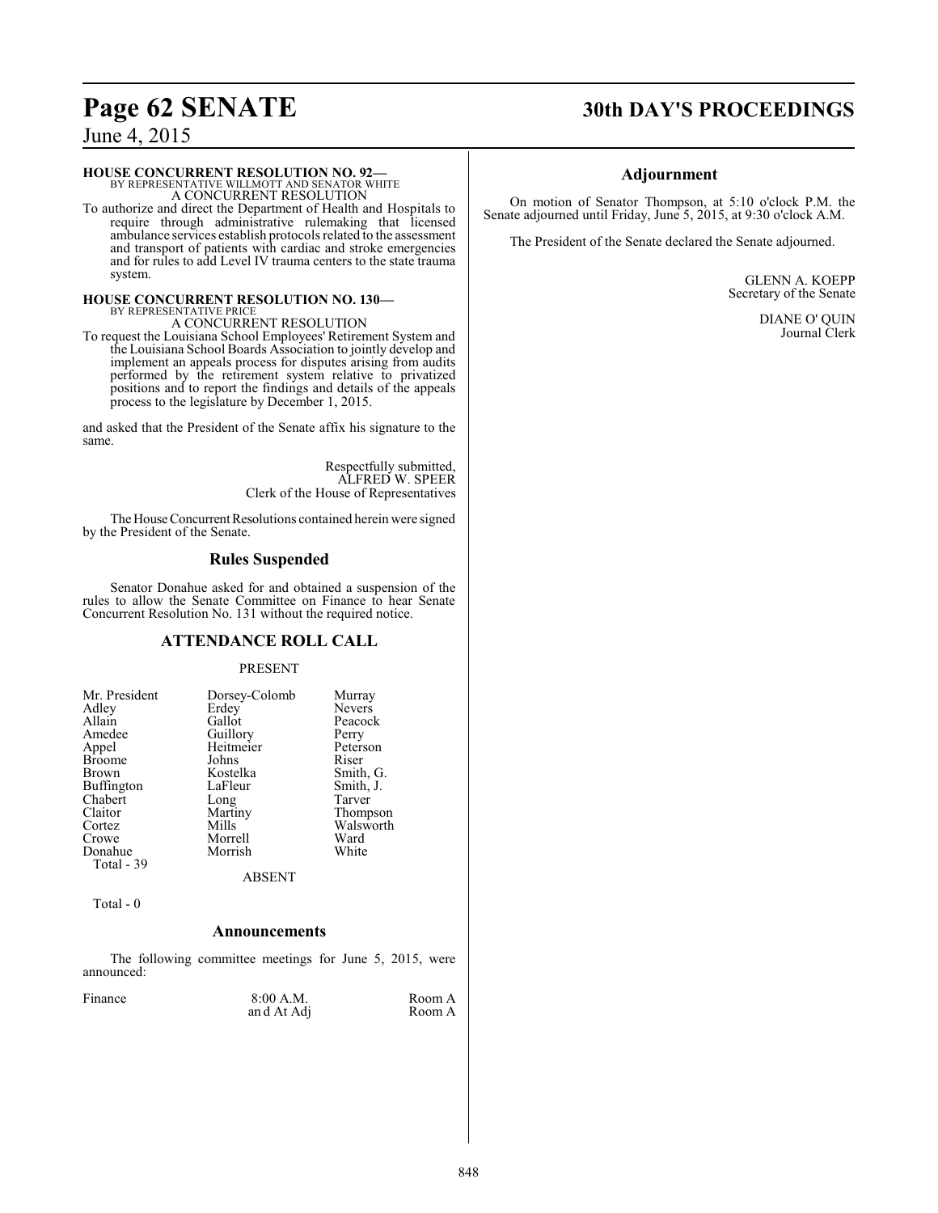**HOUSE CONCURRENT RESOLUTION NO. 92—**
BY REPRESENTATIVE WILLMOTT AND SENATOR WHITE
A CONCURRENT RESOLUTION

To authorize and direct the Department of Health and Hospitals to require through administrative rulemaking that licensed ambulance services establish protocols related to the assessment and transport of patients with cardiac and stroke emergencies and for rules to add Level IV trauma centers to the state trauma system.

**HOUSE CONCURRENT RESOLUTION NO. 130—**
BY REPRESENTATIVE PRICE
A CONCURRENT RESOLUTION

To request the Louisiana School Employees' Retirement System and the Louisiana School Boards Association to jointly develop and implement an appeals process for disputes arising from audits performed by the retirement system relative to privatized positions and to report the findings and details of the appeals process to the legislature by December 1, 2015.

and asked that the President of the Senate affix his signature to the same.

Respectfully submitted,
ALFRED W. SPEER
Clerk of the House of Representatives

The House Concurrent Resolutions contained herein were signed by the President of the Senate.

## Rules Suspended

Senator Donahue asked for and obtained a suspension of the rules to allow the Senate Committee on Finance to hear Senate Concurrent Resolution No. 131 without the required notice.

## ATTENDANCE ROLL CALL

PRESENT

| | | |
|---|---|---|
| Mr. President | Dorsey-Colomb | Murray |
| Adley | Erdey | Nevers |
| Allain | Gallot | Peacock |
| Amedee | Guillory | Perry |
| Appel | Heitmeier | Peterson |
| Broome | Johns | Riser |
| Brown | Kostelka | Smith, G. |
| Buffington | LaFleur | Smith, J. |
| Chabert | Long | Tarver |
| Claitor | Martiny | Thompson |
| Cortez | Mills | Walsworth |
| Crowe | Morrell | Ward |
| Donahue | Morrish | White |

Total - 39

ABSENT

Total - 0

## Announcements

The following committee meetings for June 5, 2015, were announced:

| | | |
|---|---|---|
| Finance | 8:00 A.M. | Room A |
| | an d At Adj | Room A |

## Adjournment

On motion of Senator Thompson, at 5:10 o'clock P.M. the Senate adjourned until Friday, June 5, 2015, at 9:30 o'clock A.M.

The President of the Senate declared the Senate adjourned.

GLENN A. KOEPP
Secretary of the Senate

DIANE O' QUIN
Journal Clerk